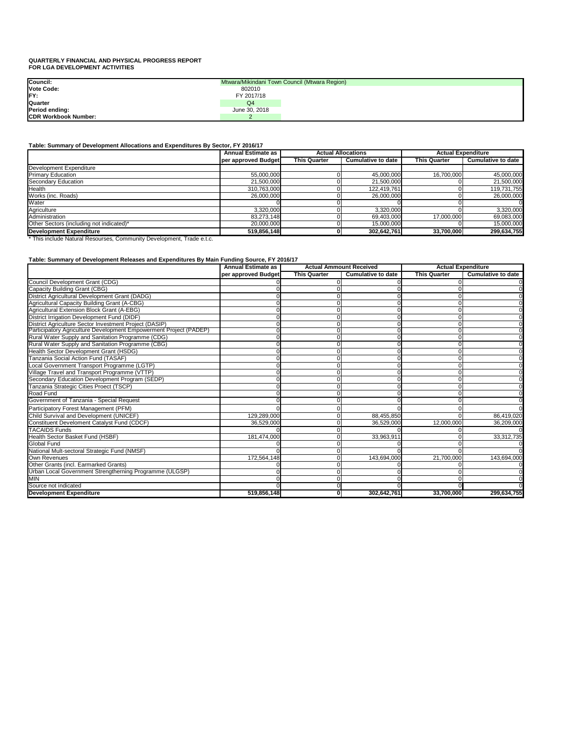**QUARTERLY FINANCIAL AND PHYSICAL PROGRESS REPORT**
**FOR LGA DEVELOPMENT ACTIVITIES**

| | |
|---|---|
| **Council:** | Mtwara/Mikindani Town Council (Mtwara Region) |
| **Vote Code:** | 802010 |
| **FY:** | FY 2017/18 |
| **Quarter** | Q4 |
| **Period ending:** | June 30, 2018 |
| **CDR Workbook Number:** | 2 |

**Table: Summary of Development Allocations and Expenditures By Sector, FY 2016/17**

| | Annual Estimate as | Actual Allocations | | Actual Expenditure | |
|---|---|---|---|---|---|
| | per approved Budget | This Quarter | Cumulative to date | This Quarter | Cumulative to date |
| Development Expenditure | | | | | |
| Primary Education | 55,000,000 | 0 | 45,000,000 | 16,700,000 | 45,000,000 |
| Secondary Education | 21,500,000 | 0 | 21,500,000 | 0 | 21,500,000 |
| Health | 310,763,000 | 0 | 122,419,761 | 0 | 119,731,755 |
| Works (inc. Roads) | 26,000,000 | 0 | 26,000,000 | 0 | 26,000,000 |
| Water | 0 | 0 | 0 | 0 | 0 |
| Agriculture | 3,320,000 | 0 | 3,320,000 | 0 | 3,320,000 |
| Administration | 83,273,148 | 0 | 69,403,000 | 17,000,000 | 69,083,000 |
| Other Sectors (including not indicated)* | 20,000,000 | 0 | 15,000,000 | 0 | 15,000,000 |
| **Development Expenditure** | **519,856,148** | **0** | **302,642,761** | **33,700,000** | **299,634,755** |

\* This include Natural Resourses, Community Development, Trade e.t.c.

**Table: Summary of Development Releases and Expenditures By Main Funding Source, FY 2016/17**

| | Annual Estimate as | Actual Ammount Received | | Actual Expenditure | |
|---|---|---|---|---|---|
| | per approved Budget | This Quarter | Cumulative to date | This Quarter | Cumulative to date |
| Council Development Grant (CDG) | 0 | 0 | 0 | 0 | 0 |
| Capacity Building Grant (CBG) | 0 | 0 | 0 | 0 | 0 |
| District Agricultural Development Grant (DADG) | 0 | 0 | 0 | 0 | 0 |
| Agricultural Capacity Building Grant (A-CBG) | 0 | 0 | 0 | 0 | 0 |
| Agricultural Extension Block Grant (A-EBG) | 0 | 0 | 0 | 0 | 0 |
| District Irrigation Development Fund (DIDF) | 0 | 0 | 0 | 0 | 0 |
| District Agriculture Sector Investment Project (DASIP) | 0 | 0 | 0 | 0 | 0 |
| Participatory Agriculture Development Empowerment Project (PADEP) | 0 | 0 | 0 | 0 | 0 |
| Rural Water Supply and Sanitation Programme (CDG) | 0 | 0 | 0 | 0 | 0 |
| Rural Water Supply and Sanitation Programme (CBG) | 0 | 0 | 0 | 0 | 0 |
| Health Sector Development Grant (HSDG) | 0 | 0 | 0 | 0 | 0 |
| Tanzania Social Action Fund (TASAF) | 0 | 0 | 0 | 0 | 0 |
| Local Government Transport Programme (LGTP) | 0 | 0 | 0 | 0 | 0 |
| Village Travel and Transport Programme (VTTP) | 0 | 0 | 0 | 0 | 0 |
| Secondary Education Development Program (SEDP) | 0 | 0 | 0 | 0 | 0 |
| Tanzania Strategic Cities Proect (TSCP) | 0 | 0 | 0 | 0 | 0 |
| Road Fund | 0 | 0 | 0 | 0 | 0 |
| Government of Tanzania - Special Request | 0 | 0 | 0 | 0 | 0 |
| Participatory Forest Management (PFM) | 0 | 0 | 0 | 0 | 0 |
| Child Survival and Development (UNICEF) | 129,289,000 | 0 | 88,455,850 | 0 | 86,419,020 |
| Constituent Develoment Catalyst Fund (CDCF) | 36,529,000 | 0 | 36,529,000 | 12,000,000 | 36,209,000 |
| TACAIDS Funds | 0 | 0 | 0 | 0 | 0 |
| Health Sector Basket Fund (HSBF) | 181,474,000 | 0 | 33,963,911 | 0 | 33,312,735 |
| Global Fund | 0 | 0 | 0 | 0 | 0 |
| National Mult-sectoral Strategic Fund (NMSF) | 0 | 0 | 0 | 0 | 0 |
| Own Revenues | 172,564,148 | 0 | 143,694,000 | 21,700,000 | 143,694,000 |
| Other Grants (incl. Earmarked Grants) | 0 | 0 | 0 | 0 | 0 |
| Urban Local Government Strengtherning Programme (ULGSP) | 0 | 0 | 0 | 0 | 0 |
| MIN | 0 | 0 | 0 | 0 | 0 |
| Source not indicated | 0 | 0 | 0 | 0 | 0 |
| **Development Expenditure** | **519,856,148** | **0** | **302,642,761** | **33,700,000** | **299,634,755** |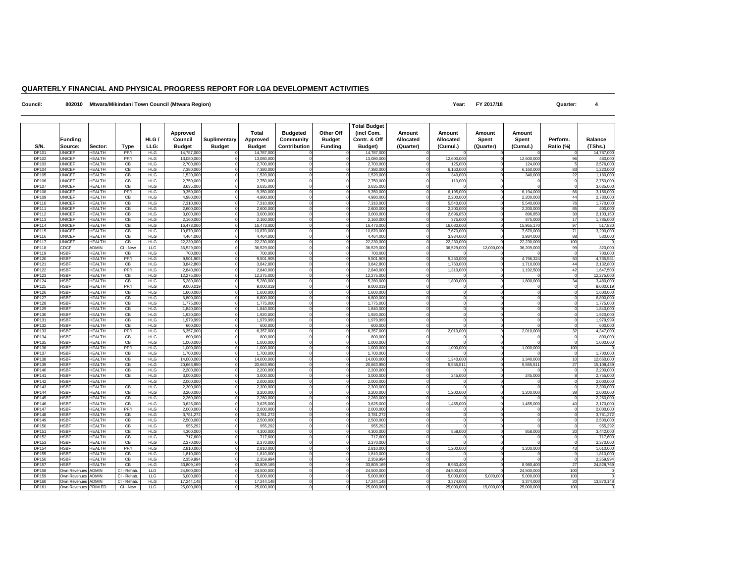# QUARTERLY FINANCIAL AND PHYSICAL PROGRESS REPORT FOR LGA DEVELOPMENT ACTIVITIES

**Council:** 802010 Mtwara/Mikindani Town Council (Mtwara Region) **Year:** FY 2017/18 **Quarter:** 4

| S/N. | Funding Source: | Sector: | Type | HLG / LLG: | Approved Council Budget | Suplimentary Budget | Total Approved Budget | Budgeted Community Contribution | Other Off Budget Funding | Total Budget (incl Com. Contr. & Off Budget) | Amount Allocated (Quarter) | Amount Allocated (Cumul.) | Amount Spent (Quarter) | Amount Spent (Cumul.) | Perform. Ratio (%) | Balance (TShs.) |
|---|---|---|---|---|---|---|---|---|---|---|---|---|---|---|---|---|
| DP101 | UNICEF | HEALTH | PP/I | HLG | 14,787,000 | 0 | 14,787,000 | 0 | 0 | 14,787,000 | 0 | 0 | 0 | 0 | 0 | 14,787,000 |
| DP102 | UNICEF | HEALTH | PP/I | HLG | 13,080,000 | 0 | 13,080,000 | 0 | 0 | 13,080,000 | 0 | 12,600,000 | 0 | 12,600,000 | 96 | 480,000 |
| DP103 | UNICEF | HEALTH | CB | HLG | 2,700,000 | 0 | 2,700,000 | 0 | 0 | 2,700,000 | 0 | 125,000 | 0 | 124,000 | 5 | 2,576,000 |
| DP104 | UNICEF | HEALTH | CB | HLG | 7,380,000 | 0 | 7,380,000 | 0 | 0 | 7,380,000 | 0 | 6,160,000 | 0 | 6,160,000 | 83 | 1,220,000 |
| DP105 | UNICEF | HEALTH | CB | HLG | 1,520,000 | 0 | 1,520,000 | 0 | 0 | 1,520,000 | 0 | 340,000 | 0 | 340,000 | 22 | 1,180,000 |
| DP106 | UNICEF | HEALTH | CB | HLG | 2,750,000 | 0 | 2,750,000 | 0 | 0 | 2,750,000 | 0 | 110,000 | 0 | 0 | 0 | 2,750,000 |
| DP107 | UNICEF | HEALTH | CB | HLG | 3,635,000 | 0 | 3,635,000 | 0 | 0 | 3,635,000 | 0 | 0 | 0 | 0 | 0 | 3,635,000 |
| DP108 | UNICEF | HEALTH | PP/I | HLG | 9,350,000 | 0 | 9,350,000 | 0 | 0 | 9,350,000 | 0 | 6,195,000 | 0 | 6,194,000 | 66 | 3,156,000 |
| DP109 | UNICEF | HEALTH | CB | HLG | 4,980,000 | 0 | 4,980,000 | 0 | 0 | 4,980,000 | 0 | 2,200,000 | 0 | 2,200,000 | 44 | 2,780,000 |
| DP110 | UNICEF | HEALTH | CB | HLG | 7,310,000 | 0 | 7,310,000 | 0 | 0 | 7,310,000 | 0 | 5,540,000 | 0 | 5,540,000 | 76 | 1,770,000 |
| DP111 | UNICEF | HEALTH | CB | HLG | 2,600,000 | 0 | 2,600,000 | 0 | 0 | 2,600,000 | 0 | 2,200,000 | 0 | 2,200,000 | 85 | 400,000 |
| DP112 | UNICEF | HEALTH | CB | HLG | 3,000,000 | 0 | 3,000,000 | 0 | 0 | 3,000,000 | 0 | 2,696,850 | 0 | 896,850 | 30 | 2,103,150 |
| DP113 | UNICEF | HEALTH | CB | HLG | 2,160,000 | 0 | 2,160,000 | 0 | 0 | 2,160,000 | 0 | 375,000 | 0 | 375,000 | 17 | 1,785,000 |
| DP114 | UNICEF | HEALTH | CB | HLG | 16,473,000 | 0 | 16,473,000 | 0 | 0 | 16,473,000 | 0 | 16,080,000 | 0 | 15,955,170 | 97 | 517,830 |
| DP115 | UNICEF | HEALTH | CB | HLG | 10,870,000 | 0 | 10,870,000 | 0 | 0 | 10,870,000 | 0 | 7,670,000 | 0 | 7,670,000 | 71 | 3,200,000 |
| DP116 | UNICEF | HEALTH | CB | HLG | 4,464,000 | 0 | 4,464,000 | 0 | 0 | 4,464,000 | 0 | 3,934,000 | 0 | 3,934,000 | 88 | 530,000 |
| DP117 | UNICEF | HEALTH | CB | HLG | 22,230,000 | 0 | 22,230,000 | 0 | 0 | 22,230,000 | 0 | 22,230,000 | 0 | 22,230,000 | 100 | 0 |
| DP118 | CDCF | ADMIN | CI - New | LLG | 36,529,000 | 0 | 36,529,000 | 0 | 0 | 36,529,000 | 0 | 36,529,000 | 12,000,000 | 36,209,000 | 99 | 320,000 |
| DP119 | HSBF | HEALTH | CB | HLG | 700,000 | 0 | 700,000 | 0 | 0 | 700,000 | 0 | 0 | 0 | 0 | 0 | 700,000 |
| DP120 | HSBF | HEALTH | PP/I | HLG | 9,501,905 | 0 | 9,501,905 | 0 | 0 | 9,501,905 | 0 | 5,250,000 | 0 | 4,766,324 | 50 | 4,735,581 |
| DP121 | HSBF | HEALTH | CB | HLG | 3,842,800 | 0 | 3,842,800 | 0 | 0 | 3,842,800 | 0 | 1,760,000 | 0 | 1,710,000 | 44 | 2,132,800 |
| DP122 | HSBF | HEALTH | PP/I | HLG | 2,840,000 | 0 | 2,840,000 | 0 | 0 | 2,840,000 | 0 | 1,310,000 | 0 | 1,192,500 | 42 | 1,647,500 |
| DP123 | HSBF | HEALTH | CB | HLG | 12,275,000 | 0 | 12,275,000 | 0 | 0 | 12,275,000 | 0 | 0 | 0 | 0 | 0 | 12,275,000 |
| DP124 | HSBF | HEALTH | CB | HLG | 5,280,000 | 0 | 5,280,000 | 0 | 0 | 5,280,000 | 0 | 1,800,000 | 0 | 1,800,000 | 34 | 3,480,000 |
| DP125 | HSBF | HEALTH | PP/I | HLG | 9,000,019 | 0 | 9,000,019 | 0 | 0 | 9,000,019 | 0 | 0 | 0 | 0 | 0 | 9,000,019 |
| DP126 | HSBF | HEALTH | CB | HLG | 1,600,000 | 0 | 1,600,000 | 0 | 0 | 1,600,000 | 0 | 0 | 0 | 0 | 0 | 1,600,000 |
| DP127 | HSBF | HEALTH | CB | HLG | 6,800,000 | 0 | 6,800,000 | 0 | 0 | 6,800,000 | 0 | 0 | 0 | 0 | 0 | 6,800,000 |
| DP128 | HSBF | HEALTH | CB | HLG | 1,775,000 | 0 | 1,775,000 | 0 | 0 | 1,775,000 | 0 | 0 | 0 | 0 | 0 | 1,775,000 |
| DP129 | HSBF | HEALTH | CB | HLG | 1,840,000 | 0 | 1,840,000 | 0 | 0 | 1,840,000 | 0 | 0 | 0 | 0 | 0 | 1,840,000 |
| DP130 | HSBF | HEALTH | CB | HLG | 1,920,000 | 0 | 1,920,000 | 0 | 0 | 1,920,000 | 0 | 0 | 0 | 0 | 0 | 1,920,000 |
| DP131 | HSBF | HEALTH | CB | HLG | 1,979,999 | 0 | 1,979,999 | 0 | 0 | 1,979,999 | 0 | 0 | 0 | 0 | 0 | 1,979,999 |
| DP132 | HSBF | HEALTH | CB | HLG | 600,000 | 0 | 600,000 | 0 | 0 | 600,000 | 0 | 0 | 0 | 0 | 0 | 600,000 |
| DP133 | HSBF | HEALTH | PP/I | HLG | 6,357,000 | 0 | 6,357,000 | 0 | 0 | 6,357,000 | 0 | 2,010,000 | 0 | 2,010,000 | 32 | 4,347,000 |
| DP134 | HSBF | HEALTH | CB | HLG | 800,000 | 0 | 800,000 | 0 | 0 | 800,000 | 0 | 0 | 0 | 0 | 0 | 800,000 |
| DP135 | HSBF | HEALTH | CB | HLG | 1,000,000 | 0 | 1,000,000 | 0 | 0 | 1,000,000 | 0 | 0 | 0 | 0 | 0 | 1,000,000 |
| DP136 | HSBF | HEALTH | PP/I | HLG | 1,000,000 | 0 | 1,000,000 | 0 | 0 | 1,000,000 | 0 | 1,000,000 | 0 | 1,000,000 | 100 | 0 |
| DP137 | HSBF | HEALTH | CB | HLG | 1,700,000 | 0 | 1,700,000 | 0 | 0 | 1,700,000 | 0 | 0 | 0 | 0 | 0 | 1,700,000 |
| DP138 | HSBF | HEALTH | CB | HLG | 14,000,000 | 0 | 14,000,000 | 0 | 0 | 14,000,000 | 0 | 1,340,000 | 0 | 1,340,000 | 10 | 12,660,000 |
| DP139 | HSBF | HEALTH | CB | HLG | 20,663,950 | 0 | 20,663,950 | 0 | 0 | 20,663,950 | 0 | 5,555,511 | 0 | 5,555,511 | 27 | 15,108,439 |
| DP140 | HSBF | HEALTH | CB | HLG | 2,200,000 | 0 | 2,200,000 | 0 | 0 | 2,200,000 | 0 | 0 | 0 | 0 | 0 | 2,200,000 |
| DP141 | HSBF | HEALTH | CB | HLG | 3,000,000 | 0 | 3,000,000 | 0 | 0 | 3,000,000 | 0 | 245,000 | 0 | 245,000 | 8 | 2,755,000 |
| DP142 | HSBF | HEALTH | | HLG | 2,000,000 | 0 | 2,000,000 | 0 | 0 | 2,000,000 | 0 | 0 | 0 | 0 | 0 | 2,000,000 |
| DP143 | HSBF | HEALTH | CB | HLG | 2,300,000 | 0 | 2,300,000 | 0 | 0 | 2,300,000 | 0 | 0 | 0 | 0 | 0 | 2,300,000 |
| DP144 | HSBF | HEALTH | CB | HLG | 3,200,000 | 0 | 3,200,000 | 0 | 0 | 3,200,000 | 0 | 1,200,000 | 0 | 1,200,000 | 38 | 2,000,000 |
| DP145 | HSBF | HEALTH | CB | HLG | 2,260,000 | 0 | 2,260,000 | 0 | 0 | 2,260,000 | 0 | 0 | 0 | 0 | 0 | 2,260,000 |
| DP146 | HSBF | HEALTH | CB | HLG | 3,625,000 | 0 | 3,625,000 | 0 | 0 | 3,625,000 | 0 | 1,455,000 | 0 | 1,455,000 | 40 | 2,170,000 |
| DP147 | HSBF | HEALTH | PP/I | HLG | 2,000,000 | 0 | 2,000,000 | 0 | 0 | 2,000,000 | 0 | 0 | 0 | 0 | 0 | 2,000,000 |
| DP148 | HSBF | HEALTH | CB | HLG | 3,781,272 | 0 | 3,781,272 | 0 | 0 | 3,781,272 | 0 | 0 | 0 | 0 | 0 | 3,781,272 |
| DP149 | HSBF | HEALTH | CB | HLG | 2,500,000 | 0 | 2,500,000 | 0 | 0 | 2,500,000 | 0 | 0 | 0 | 0 | 0 | 2,500,000 |
| DP150 | HSBF | HEALTH | CB | HLG | 955,292 | 0 | 955,292 | 0 | 0 | 955,292 | 0 | 0 | 0 | 0 | 0 | 955,292 |
| DP151 | HSBF | HEALTH | CB | HLG | 4,300,000 | 0 | 4,300,000 | 0 | 0 | 4,300,000 | 0 | 858,000 | 0 | 858,000 | 20 | 3,442,000 |
| DP152 | HSBF | HEALTH | CB | HLG | 717,600 | 0 | 717,600 | 0 | 0 | 717,600 | 0 | 0 | 0 | 0 | 0 | 717,600 |
| DP153 | HSBF | HEALTH | CB | HLG | 2,370,000 | 0 | 2,370,000 | 0 | 0 | 2,370,000 | 0 | 0 | 0 | 0 | 0 | 2,370,000 |
| DP154 | HSBF | HEALTH | PP/I | HLG | 2,810,000 | 0 | 2,810,000 | 0 | 0 | 2,810,000 | 0 | 1,200,000 | 0 | 1,200,000 | 43 | 1,610,000 |
| DP155 | HSBF | HEALTH | CB | HLG | 1,810,000 | 0 | 1,810,000 | 0 | 0 | 1,810,000 | 0 | 0 | 0 | 0 | 0 | 1,810,000 |
| DP156 | HSBF | HEALTH | CB | HLG | 2,359,994 | 0 | 2,359,994 | 0 | 0 | 2,359,994 | 0 | 0 | 0 | 0 | 0 | 2,359,994 |
| DP157 | HSBF | HEALTH | CB | HLG | 33,809,169 | 0 | 33,809,169 | 0 | 0 | 33,809,169 | 0 | 8,980,400 | 0 | 8,980,400 | 27 | 24,828,769 |
| DP158 | Own Revenues | ADMIN | CI - Rehab. | LLG | 24,500,000 | 0 | 24,500,000 | 0 | 0 | 24,500,000 | 0 | 24,500,000 | 0 | 24,500,000 | 100 | 0 |
| DP159 | Own Revenues | ADMIN | CI - Rehab. | LLG | 5,000,000 | 0 | 5,000,000 | 0 | 0 | 5,000,000 | 0 | 5,000,000 | 5,000,000 | 5,000,000 | 100 | 0 |
| DP160 | Own Revenues | ADMIN | CI - Rehab. | HLG | 17,244,148 | 0 | 17,244,148 | 0 | 0 | 17,244,148 | 0 | 3,374,000 | 0 | 3,374,000 | 20 | 13,870,148 |
| DP161 | Own Revenues | PRIM ED | CI - New | LLG | 25,000,000 | 0 | 25,000,000 | 0 | 0 | 25,000,000 | 0 | 25,000,000 | 15,000,000 | 25,000,000 | 100 | 0 |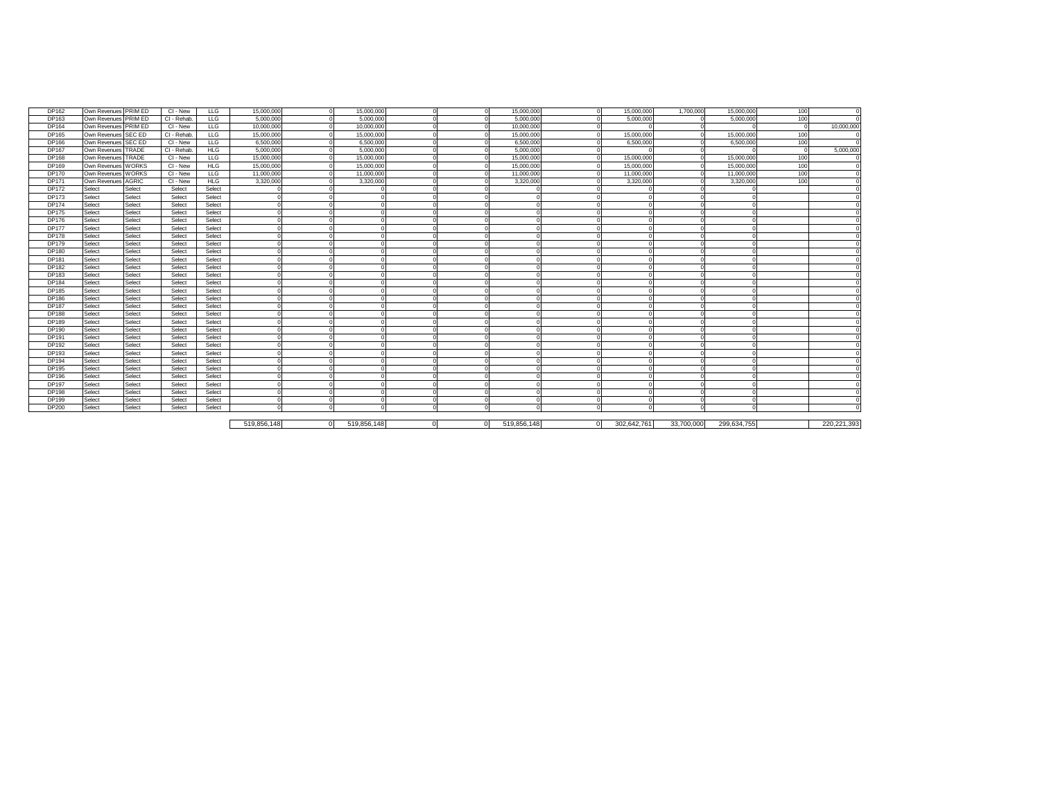| | | | | | | | | | | | | | | | | |
|---|---|---|---|---|---|---|---|---|---|---|---|---|---|---|---|---|
| DP162 | Own Revenues | PRIM ED | CI - New | LLG | 15,000,000 | 0 | 15,000,000 | 0 | 0 | 15,000,000 | 0 | 15,000,000 | 1,700,000 | 15,000,000 | 100 | 0 |
| DP163 | Own Revenues | PRIM ED | CI - Rehab. | LLG | 5,000,000 | 0 | 5,000,000 | 0 | 0 | 5,000,000 | 0 | 5,000,000 | 0 | 5,000,000 | 100 | 0 |
| DP164 | Own Revenues | PRIM ED | CI - New | LLG | 10,000,000 | 0 | 10,000,000 | 0 | 0 | 10,000,000 | 0 | 0 | 0 | 0 | 0 | 10,000,000 |
| DP165 | Own Revenues | SEC ED | CI - Rehab. | LLG | 15,000,000 | 0 | 15,000,000 | 0 | 0 | 15,000,000 | 0 | 15,000,000 | 0 | 15,000,000 | 100 | 0 |
| DP166 | Own Revenues | SEC ED | CI - New | LLG | 6,500,000 | 0 | 6,500,000 | 0 | 0 | 6,500,000 | 0 | 6,500,000 | 0 | 6,500,000 | 100 | 0 |
| DP167 | Own Revenues | TRADE | CI - Rehab. | HLG | 5,000,000 | 0 | 5,000,000 | 0 | 0 | 5,000,000 | 0 | 0 | 0 | 0 | 0 | 5,000,000 |
| DP168 | Own Revenues | TRADE | CI - New | LLG | 15,000,000 | 0 | 15,000,000 | 0 | 0 | 15,000,000 | 0 | 15,000,000 | 0 | 15,000,000 | 100 | 0 |
| DP169 | Own Revenues | WORKS | CI - New | HLG | 15,000,000 | 0 | 15,000,000 | 0 | 0 | 15,000,000 | 0 | 15,000,000 | 0 | 15,000,000 | 100 | 0 |
| DP170 | Own Revenues | WORKS | CI - New | LLG | 11,000,000 | 0 | 11,000,000 | 0 | 0 | 11,000,000 | 0 | 11,000,000 | 0 | 11,000,000 | 100 | 0 |
| DP171 | Own Revenues | AGRIC | CI - New | HLG | 3,320,000 | 0 | 3,320,000 | 0 | 0 | 3,320,000 | 0 | 3,320,000 | 0 | 3,320,000 | 100 | 0 |
| DP172 | Select | Select | Select | Select | 0 | 0 | 0 | 0 | 0 | 0 | 0 | 0 | 0 | 0 | | 0 |
| DP173 | Select | Select | Select | Select | 0 | 0 | 0 | 0 | 0 | 0 | 0 | 0 | 0 | 0 | | 0 |
| DP174 | Select | Select | Select | Select | 0 | 0 | 0 | 0 | 0 | 0 | 0 | 0 | 0 | 0 | | 0 |
| DP175 | Select | Select | Select | Select | 0 | 0 | 0 | 0 | 0 | 0 | 0 | 0 | 0 | 0 | | 0 |
| DP176 | Select | Select | Select | Select | 0 | 0 | 0 | 0 | 0 | 0 | 0 | 0 | 0 | 0 | | 0 |
| DP177 | Select | Select | Select | Select | 0 | 0 | 0 | 0 | 0 | 0 | 0 | 0 | 0 | 0 | | 0 |
| DP178 | Select | Select | Select | Select | 0 | 0 | 0 | 0 | 0 | 0 | 0 | 0 | 0 | 0 | | 0 |
| DP179 | Select | Select | Select | Select | 0 | 0 | 0 | 0 | 0 | 0 | 0 | 0 | 0 | 0 | | 0 |
| DP180 | Select | Select | Select | Select | 0 | 0 | 0 | 0 | 0 | 0 | 0 | 0 | 0 | 0 | | 0 |
| DP181 | Select | Select | Select | Select | 0 | 0 | 0 | 0 | 0 | 0 | 0 | 0 | 0 | 0 | | 0 |
| DP182 | Select | Select | Select | Select | 0 | 0 | 0 | 0 | 0 | 0 | 0 | 0 | 0 | 0 | | 0 |
| DP183 | Select | Select | Select | Select | 0 | 0 | 0 | 0 | 0 | 0 | 0 | 0 | 0 | 0 | | 0 |
| DP184 | Select | Select | Select | Select | 0 | 0 | 0 | 0 | 0 | 0 | 0 | 0 | 0 | 0 | | 0 |
| DP185 | Select | Select | Select | Select | 0 | 0 | 0 | 0 | 0 | 0 | 0 | 0 | 0 | 0 | | 0 |
| DP186 | Select | Select | Select | Select | 0 | 0 | 0 | 0 | 0 | 0 | 0 | 0 | 0 | 0 | | 0 |
| DP187 | Select | Select | Select | Select | 0 | 0 | 0 | 0 | 0 | 0 | 0 | 0 | 0 | 0 | | 0 |
| DP188 | Select | Select | Select | Select | 0 | 0 | 0 | 0 | 0 | 0 | 0 | 0 | 0 | 0 | | 0 |
| DP189 | Select | Select | Select | Select | 0 | 0 | 0 | 0 | 0 | 0 | 0 | 0 | 0 | 0 | | 0 |
| DP190 | Select | Select | Select | Select | 0 | 0 | 0 | 0 | 0 | 0 | 0 | 0 | 0 | 0 | | 0 |
| DP191 | Select | Select | Select | Select | 0 | 0 | 0 | 0 | 0 | 0 | 0 | 0 | 0 | 0 | | 0 |
| DP192 | Select | Select | Select | Select | 0 | 0 | 0 | 0 | 0 | 0 | 0 | 0 | 0 | 0 | | 0 |
| DP193 | Select | Select | Select | Select | 0 | 0 | 0 | 0 | 0 | 0 | 0 | 0 | 0 | 0 | | 0 |
| DP194 | Select | Select | Select | Select | 0 | 0 | 0 | 0 | 0 | 0 | 0 | 0 | 0 | 0 | | 0 |
| DP195 | Select | Select | Select | Select | 0 | 0 | 0 | 0 | 0 | 0 | 0 | 0 | 0 | 0 | | 0 |
| DP196 | Select | Select | Select | Select | 0 | 0 | 0 | 0 | 0 | 0 | 0 | 0 | 0 | 0 | | 0 |
| DP197 | Select | Select | Select | Select | 0 | 0 | 0 | 0 | 0 | 0 | 0 | 0 | 0 | 0 | | 0 |
| DP198 | Select | Select | Select | Select | 0 | 0 | 0 | 0 | 0 | 0 | 0 | 0 | 0 | 0 | | 0 |
| DP199 | Select | Select | Select | Select | 0 | 0 | 0 | 0 | 0 | 0 | 0 | 0 | 0 | 0 | | 0 |
| DP200 | Select | Select | Select | Select | 0 | 0 | 0 | 0 | 0 | 0 | 0 | 0 | 0 | 0 | | 0 |
| | | | | | 519,856,148 | 0 | 519,856,148 | 0 | 0 | 519,856,148 | 0 | 302,642,761 | 33,700,000 | 299,634,755 | | 220,221,393 |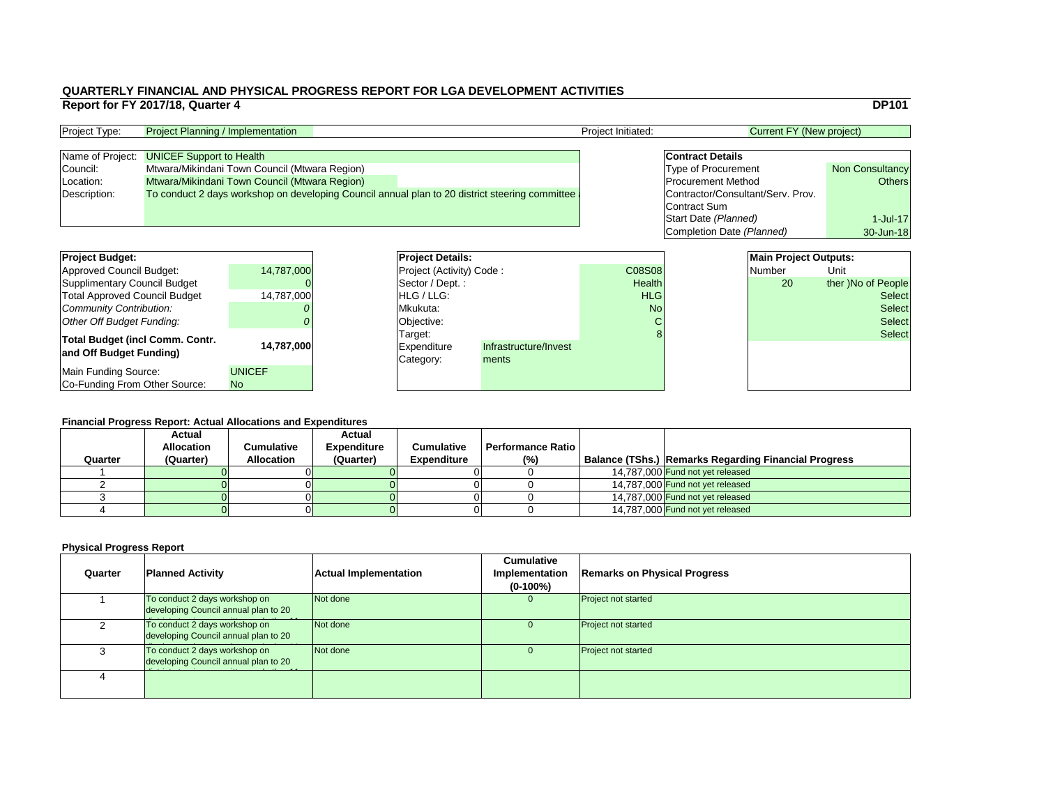# QUARTERLY FINANCIAL AND PHYSICAL PROGRESS REPORT FOR LGA DEVELOPMENT ACTIVITIES

## Report for FY 2017/18, Quarter 4

**DP101**

| Project Type: | Project Planning / Implementation | Project Initiated: | Current FY (New project) |
|---|---|---|---|

| | |
|---|---|
| Name of Project: | UNICEF Support to Health |
| Council: | Mtwara/Mikindani Town Council (Mtwara Region) |
| Location: | Mtwara/Mikindani Town Council (Mtwara Region) |
| Description: | To conduct 2 days workshop on developing Council annual plan to 20 district steering committee |

| **Contract Details** | |
|---|---|
| Type of Procurement | Non Consultancy |
| Procurement Method | Others |
| Contractor/Consultant/Serv. Prov. | |
| Contract Sum | |
| Start Date *(Planned)* | 1-Jul-17 |
| Completion Date *(Planned)* | 30-Jun-18 |

| **Project Budget:** | |
|---|---|
| Approved Council Budget: | 14,787,000 |
| Supplimentary Council Budget | 0 |
| Total Approved Council Budget | 14,787,000 |
| *Community Contribution:* | *0* |
| *Other Off Budget Funding:* | *0* |
| **Total Budget (incl Comm. Contr. and Off Budget Funding)** | **14,787,000** |
| Main Funding Source: | UNICEF |
| Co-Funding From Other Source: | No |

| **Project Details:** | | |
|---|---|---|
| Project (Activity) Code : | | C08S08 |
| Sector / Dept. : | | Health |
| HLG / LLG: | | HLG |
| Mkukuta: | | No |
| Objective: | | C |
| Target: | | 8 |
| Expenditure Category: | Infrastructure/Investments | |

| **Main Project Outputs:** | |
|---|---|
| Number | Unit |
| 20 | ther )No of People |
| | Select |
| | Select |
| | Select |
| | Select |

### Financial Progress Report: Actual Allocations and Expenditures

| Quarter | Actual Allocation (Quarter) | Cumulative Allocation | Actual Expenditure (Quarter) | Cumulative Expenditure | Performance Ratio (%) | Balance (TShs.) | Remarks Regarding Financial Progress |
|---|---|---|---|---|---|---|---|
| 1 | 0 | 0 | 0 | 0 | 0 | 14,787,000 | Fund not yet released |
| 2 | 0 | 0 | 0 | 0 | 0 | 14,787,000 | Fund not yet released |
| 3 | 0 | 0 | 0 | 0 | 0 | 14,787,000 | Fund not yet released |
| 4 | 0 | 0 | 0 | 0 | 0 | 14,787,000 | Fund not yet released |

### Physical Progress Report

| Quarter | Planned Activity | Actual Implementation | Cumulative Implementation (0-100%) | Remarks on Physical Progress |
|---|---|---|---|---|
| 1 | To conduct 2 days workshop on developing Council annual plan to 20 | Not done | 0 | Project not started |
| 2 | To conduct 2 days workshop on developing Council annual plan to 20 | Not done | 0 | Project not started |
| 3 | To conduct 2 days workshop on developing Council annual plan to 20 | Not done | 0 | Project not started |
| 4 | | | | |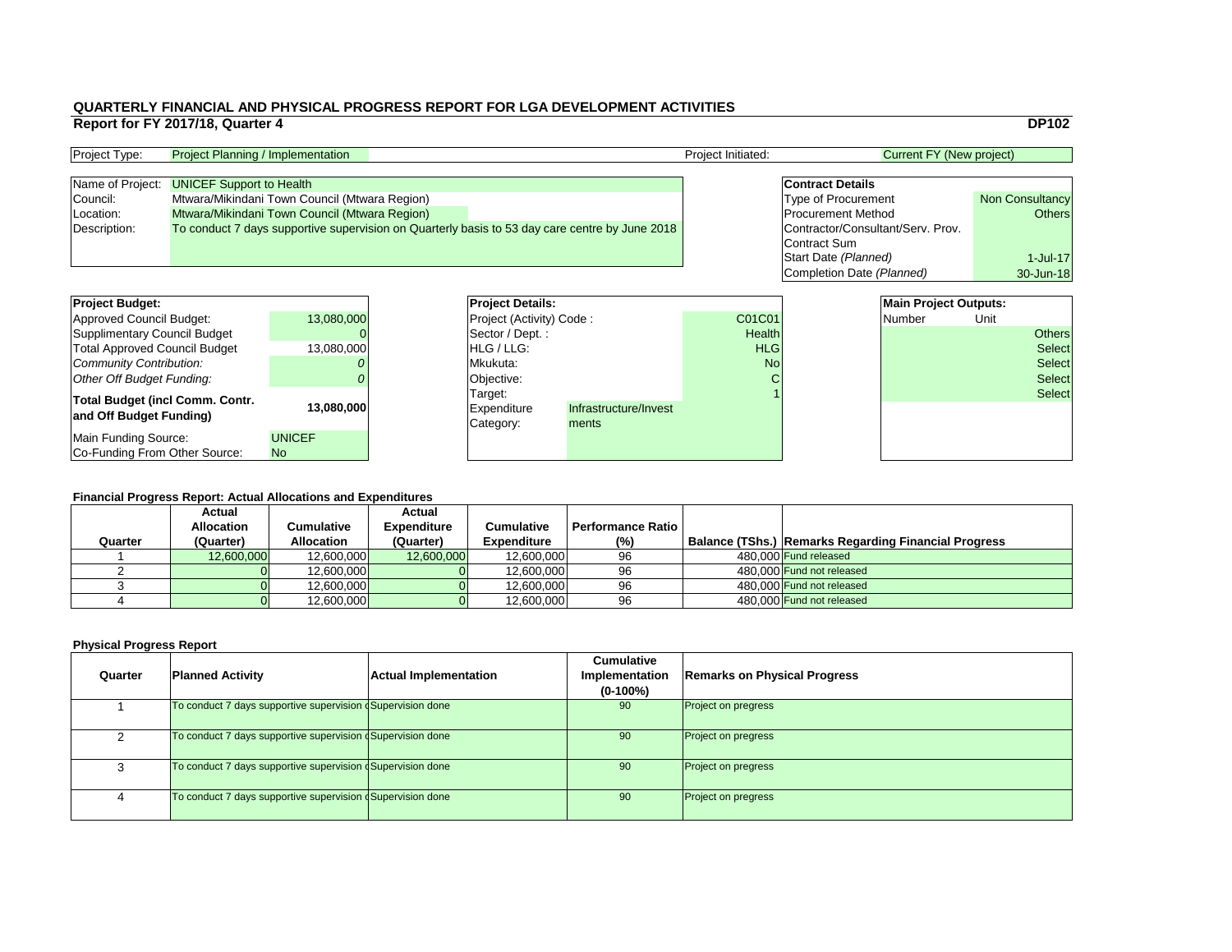# QUARTERLY FINANCIAL AND PHYSICAL PROGRESS REPORT FOR LGA DEVELOPMENT ACTIVITIES

## Report for FY 2017/18, Quarter 4

**DP102**

| Project Type: | Project Planning / Implementation | Project Initiated: | Current FY (New project) |
|---|---|---|---|

| | |
|---|---|
| Name of Project: | UNICEF Support to Health |
| Council: | Mtwara/Mikindani Town Council (Mtwara Region) |
| Location: | Mtwara/Mikindani Town Council (Mtwara Region) |
| Description: | To conduct 7 days supportive supervision on Quarterly basis to 53 day care centre by June 2018 |

| **Contract Details** | |
|---|---|
| Type of Procurement | Non Consultancy |
| Procurement Method | Others |
| Contractor/Consultant/Serv. Prov. | |
| Contract Sum | |
| Start Date *(Planned)* | 1-Jul-17 |
| Completion Date *(Planned)* | 30-Jun-18 |

| **Project Budget:** | |
|---|---|
| Approved Council Budget: | 13,080,000 |
| Supplimentary Council Budget | 0 |
| Total Approved Council Budget | 13,080,000 |
| *Community Contribution:* | *0* |
| *Other Off Budget Funding:* | *0* |
| **Total Budget (incl Comm. Contr. and Off Budget Funding)** | **13,080,000** |
| Main Funding Source: | UNICEF |
| Co-Funding From Other Source: | No |

| **Project Details:** | |
|---|---|
| Project (Activity) Code : | C01C01 |
| Sector / Dept. : | Health |
| HLG / LLG: | HLG |
| Mkukuta: | No |
| Objective: | C |
| Target: | 1 |
| Expenditure Category: | Infrastructure/Investments |

| **Main Project Outputs:** | |
|---|---|
| Number | Unit |
| | Others |
| | Select |
| | Select |
| | Select |
| | Select |

**Financial Progress Report: Actual Allocations and Expenditures**

| Quarter | Actual Allocation (Quarter) | Cumulative Allocation | Actual Expenditure (Quarter) | Cumulative Expenditure | Performance Ratio (%) | Balance (TShs.) | Remarks Regarding Financial Progress |
|---|---|---|---|---|---|---|---|
| 1 | 12,600,000 | 12,600,000 | 12,600,000 | 12,600,000 | 96 | 480,000 | Fund released |
| 2 | 0 | 12,600,000 | 0 | 12,600,000 | 96 | 480,000 | Fund not released |
| 3 | 0 | 12,600,000 | 0 | 12,600,000 | 96 | 480,000 | Fund not released |
| 4 | 0 | 12,600,000 | 0 | 12,600,000 | 96 | 480,000 | Fund not released |

**Physical Progress Report**

| Quarter | Planned Activity | Actual Implementation | Cumulative Implementation (0-100%) | Remarks on Physical Progress |
|---|---|---|---|---|
| 1 | To conduct 7 days supportive supervision o | Supervision done | 90 | Project on pregress |
| 2 | To conduct 7 days supportive supervision o | Supervision done | 90 | Project on pregress |
| 3 | To conduct 7 days supportive supervision o | Supervision done | 90 | Project on pregress |
| 4 | To conduct 7 days supportive supervision o | Supervision done | 90 | Project on pregress |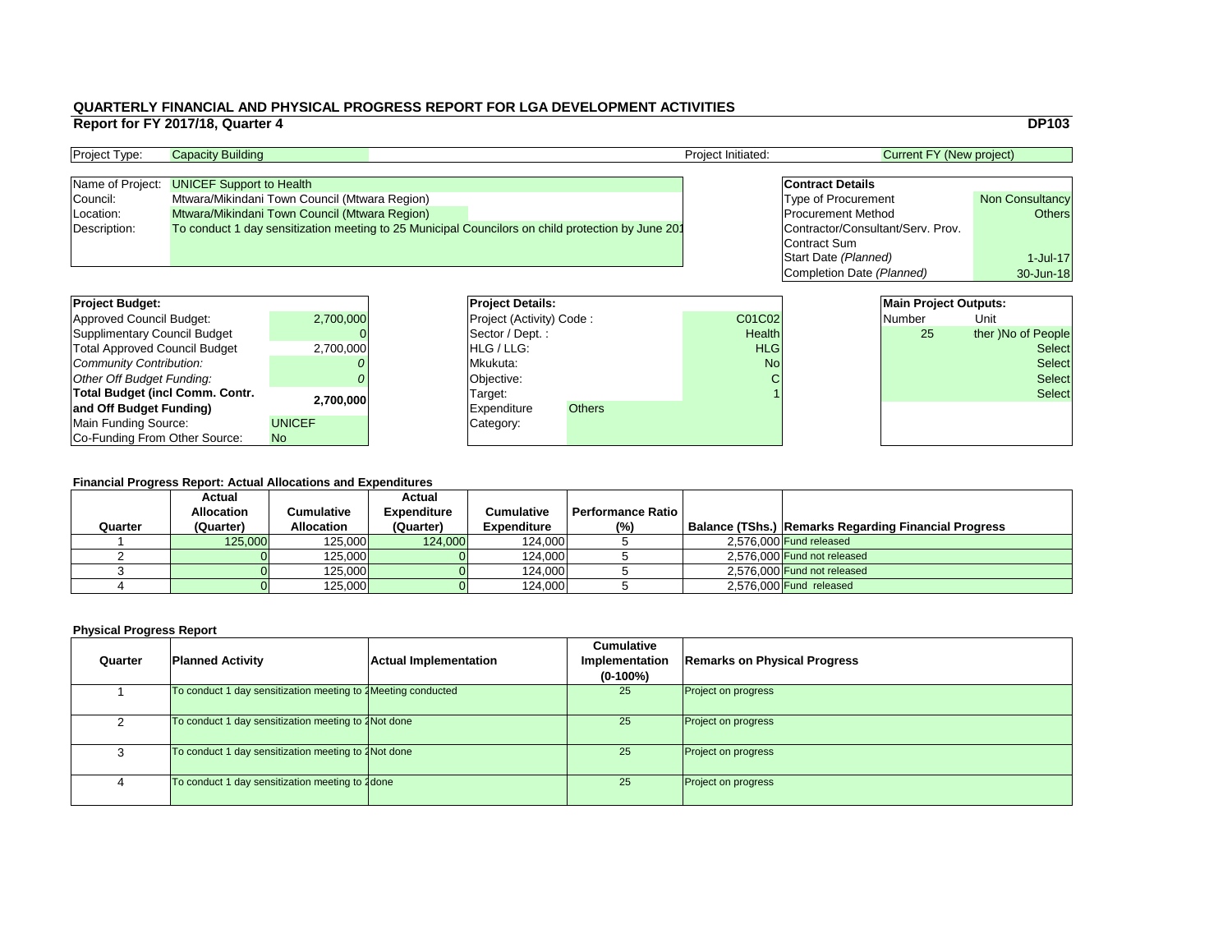# QUARTERLY FINANCIAL AND PHYSICAL PROGRESS REPORT FOR LGA DEVELOPMENT ACTIVITIES

## Report for FY 2017/18, Quarter 4

**DP103**

| Project Type: | Capacity Building | Project Initiated: | Current FY (New project) |
|---|---|---|---|

| | |
|---|---|
| Name of Project: | UNICEF Support to Health |
| Council: | Mtwara/Mikindani Town Council (Mtwara Region) |
| Location: | Mtwara/Mikindani Town Council (Mtwara Region) |
| Description: | To conduct 1 day sensitization meeting to 25 Municipal Councilors on child protection by June 201 |

| **Contract Details** | |
|---|---|
| Type of Procurement | Non Consultancy |
| Procurement Method | Others |
| Contractor/Consultant/Serv. Prov. | |
| Contract Sum | |
| Start Date *(Planned)* | 1-Jul-17 |
| Completion Date *(Planned)* | 30-Jun-18 |

| **Project Budget:** | |
|---|---|
| Approved Council Budget: | 2,700,000 |
| Supplimentary Council Budget | 0 |
| Total Approved Council Budget | 2,700,000 |
| *Community Contribution:* | *0* |
| *Other Off Budget Funding:* | *0* |
| **Total Budget (incl Comm. Contr. and Off Budget Funding)** | **2,700,000** |
| Main Funding Source: | UNICEF |
| Co-Funding From Other Source: | No |

| **Project Details:** | |
|---|---|
| Project (Activity) Code : | C01C02 |
| Sector / Dept. : | Health |
| HLG / LLG: | HLG |
| Mkukuta: | No |
| Objective: | C |
| Target: | 1 |
| Expenditure Category: | Others |

| **Main Project Outputs:** | |
|---|---|
| Number | Unit |
| 25 | ther )No of People |
| | Select |
| | Select |
| | Select |
| | Select |

### Financial Progress Report: Actual Allocations and Expenditures

| Quarter | Actual Allocation (Quarter) | Cumulative Allocation | Actual Expenditure (Quarter) | Cumulative Expenditure | Performance Ratio (%) | Balance (TShs.) | Remarks Regarding Financial Progress |
|---|---|---|---|---|---|---|---|
| 1 | 125,000 | 125,000 | 124,000 | 124,000 | 5 | 2,576,000 | Fund released |
| 2 | 0 | 125,000 | 0 | 124,000 | 5 | 2,576,000 | Fund not released |
| 3 | 0 | 125,000 | 0 | 124,000 | 5 | 2,576,000 | Fund not released |
| 4 | 0 | 125,000 | 0 | 124,000 | 5 | 2,576,000 | Fund released |

### Physical Progress Report

| Quarter | Planned Activity | Actual Implementation | Cumulative Implementation (0-100%) | Remarks on Physical Progress |
|---|---|---|---|---|
| 1 | To conduct 1 day sensitization meeting to 2 | Meeting conducted | 25 | Project on progress |
| 2 | To conduct 1 day sensitization meeting to 2 | Not done | 25 | Project on progress |
| 3 | To conduct 1 day sensitization meeting to 2 | Not done | 25 | Project on progress |
| 4 | To conduct 1 day sensitization meeting to 2 | done | 25 | Project on progress |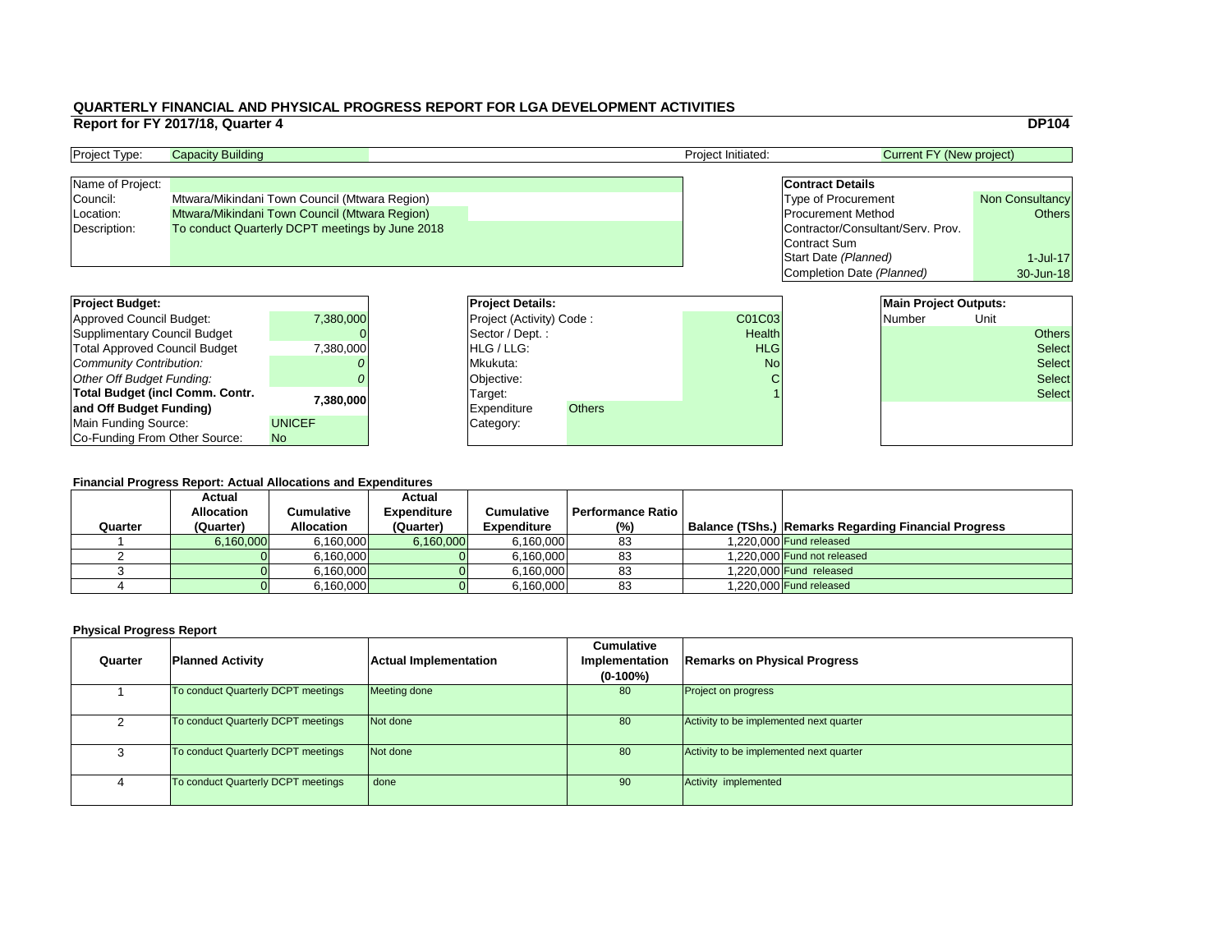# QUARTERLY FINANCIAL AND PHYSICAL PROGRESS REPORT FOR LGA DEVELOPMENT ACTIVITIES

## Report for FY 2017/18, Quarter 4

**DP104**

| Project Type: | Capacity Building | Project Initiated: | Current FY (New project) |
|---|---|---|---|

| | |
|---|---|
| Name of Project: | |
| Council: | Mtwara/Mikindani Town Council (Mtwara Region) |
| Location: | Mtwara/Mikindani Town Council (Mtwara Region) |
| Description: | To conduct Quarterly DCPT meetings by June 2018 |

| **Contract Details** | |
|---|---|
| Type of Procurement | Non Consultancy |
| Procurement Method | Others |
| Contractor/Consultant/Serv. Prov. | |
| Contract Sum | |
| Start Date *(Planned)* | 1-Jul-17 |
| Completion Date *(Planned)* | 30-Jun-18 |

| **Project Budget:** | |
|---|---|
| Approved Council Budget: | 7,380,000 |
| Supplimentary Council Budget | 0 |
| Total Approved Council Budget | 7,380,000 |
| *Community Contribution:* | *0* |
| *Other Off Budget Funding:* | *0* |
| **Total Budget (incl Comm. Contr. and Off Budget Funding)** | **7,380,000** |
| Main Funding Source: | UNICEF |
| Co-Funding From Other Source: | No |

| **Project Details:** | | |
|---|---|---|
| Project (Activity) Code : | | C01C03 |
| Sector / Dept. : | | Health |
| HLG / LLG: | | HLG |
| Mkukuta: | | No |
| Objective: | | C |
| Target: | | 1 |
| Expenditure Category: | Others | |

| **Main Project Outputs:** | |
|---|---|
| Number | Unit |
| | Others |
| | Select |
| | Select |
| | Select |
| | Select |

### Financial Progress Report: Actual Allocations and Expenditures

| Quarter | Actual Allocation (Quarter) | Cumulative Allocation | Actual Expenditure (Quarter) | Cumulative Expenditure | Performance Ratio (%) | Balance (TShs.) | Remarks Regarding Financial Progress |
|---|---|---|---|---|---|---|---|
| 1 | 6,160,000 | 6,160,000 | 6,160,000 | 6,160,000 | 83 | 1,220,000 | Fund released |
| 2 | 0 | 6,160,000 | 0 | 6,160,000 | 83 | 1,220,000 | Fund not released |
| 3 | 0 | 6,160,000 | 0 | 6,160,000 | 83 | 1,220,000 | Fund released |
| 4 | 0 | 6,160,000 | 0 | 6,160,000 | 83 | 1,220,000 | Fund released |

### Physical Progress Report

| Quarter | Planned Activity | Actual Implementation | Cumulative Implementation (0-100%) | Remarks on Physical Progress |
|---|---|---|---|---|
| 1 | To conduct Quarterly DCPT meetings | Meeting done | 80 | Project on progress |
| 2 | To conduct Quarterly DCPT meetings | Not done | 80 | Activity to be implemented next quarter |
| 3 | To conduct Quarterly DCPT meetings | Not done | 80 | Activity to be implemented next quarter |
| 4 | To conduct Quarterly DCPT meetings | done | 90 | Activity implemented |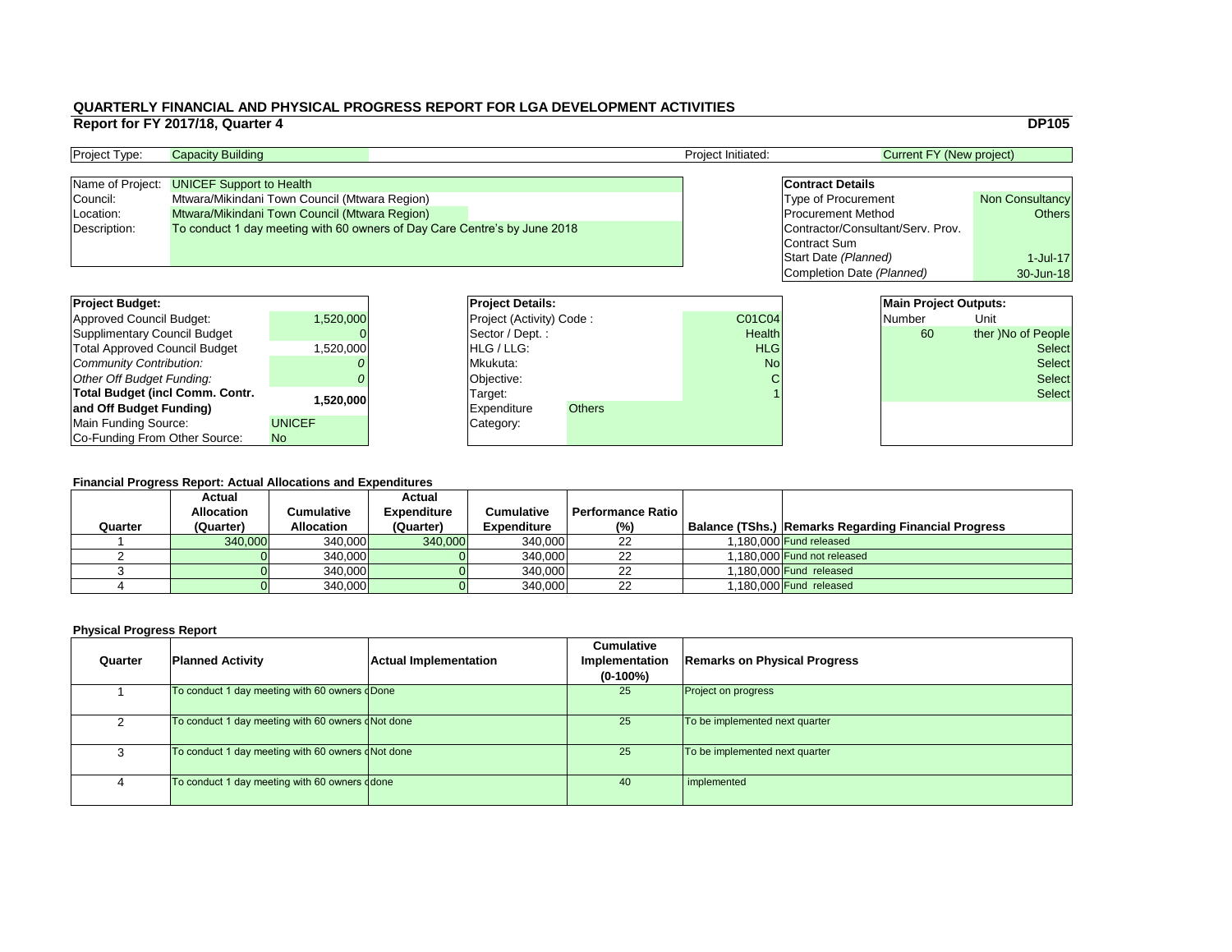# QUARTERLY FINANCIAL AND PHYSICAL PROGRESS REPORT FOR LGA DEVELOPMENT ACTIVITIES

## Report for FY 2017/18, Quarter 4

**DP105**

| Project Type: | Capacity Building | Project Initiated: | Current FY (New project) |
|---|---|---|---|

| | |
|---|---|
| Name of Project: | UNICEF Support to Health |
| Council: | Mtwara/Mikindani Town Council (Mtwara Region) |
| Location: | Mtwara/Mikindani Town Council (Mtwara Region) |
| Description: | To conduct 1 day meeting with 60 owners of Day Care Centre's by June 2018 |

| **Contract Details** | |
|---|---|
| Type of Procurement | Non Consultancy |
| Procurement Method | Others |
| Contractor/Consultant/Serv. Prov. | |
| Contract Sum | |
| Start Date *(Planned)* | 1-Jul-17 |
| Completion Date *(Planned)* | 30-Jun-18 |

| **Project Budget:** | |
|---|---|
| Approved Council Budget: | 1,520,000 |
| Supplimentary Council Budget | 0 |
| Total Approved Council Budget | 1,520,000 |
| *Community Contribution:* | *0* |
| *Other Off Budget Funding:* | *0* |
| **Total Budget (incl Comm. Contr. and Off Budget Funding)** | **1,520,000** |
| Main Funding Source: | UNICEF |
| Co-Funding From Other Source: | No |

| **Project Details:** | |
|---|---|
| Project (Activity) Code : | C01C04 |
| Sector / Dept. : | Health |
| HLG / LLG: | HLG |
| Mkukuta: | No |
| Objective: | C |
| Target: | 1 |
| Expenditure Category: | Others |

| **Main Project Outputs:** | |
|---|---|
| Number | Unit |
| 60 | ther )No of People |
| | Select |
| | Select |
| | Select |
| | Select |

### Financial Progress Report: Actual Allocations and Expenditures

| Quarter | Actual Allocation (Quarter) | Cumulative Allocation | Actual Expenditure (Quarter) | Cumulative Expenditure | Performance Ratio (%) | Balance (TShs.) | Remarks Regarding Financial Progress |
|---|---|---|---|---|---|---|---|
| 1 | 340,000 | 340,000 | 340,000 | 340,000 | 22 | 1,180,000 | Fund released |
| 2 | 0 | 340,000 | 0 | 340,000 | 22 | 1,180,000 | Fund not released |
| 3 | 0 | 340,000 | 0 | 340,000 | 22 | 1,180,000 | Fund released |
| 4 | 0 | 340,000 | 0 | 340,000 | 22 | 1,180,000 | Fund released |

### Physical Progress Report

| Quarter | Planned Activity | Actual Implementation | Cumulative Implementation (0-100%) | Remarks on Physical Progress |
|---|---|---|---|---|
| 1 | To conduct 1 day meeting with 60 owners o | Done | 25 | Project on progress |
| 2 | To conduct 1 day meeting with 60 owners o | Not done | 25 | To be implemented next quarter |
| 3 | To conduct 1 day meeting with 60 owners o | Not done | 25 | To be implemented next quarter |
| 4 | To conduct 1 day meeting with 60 owners o | done | 40 | implemented |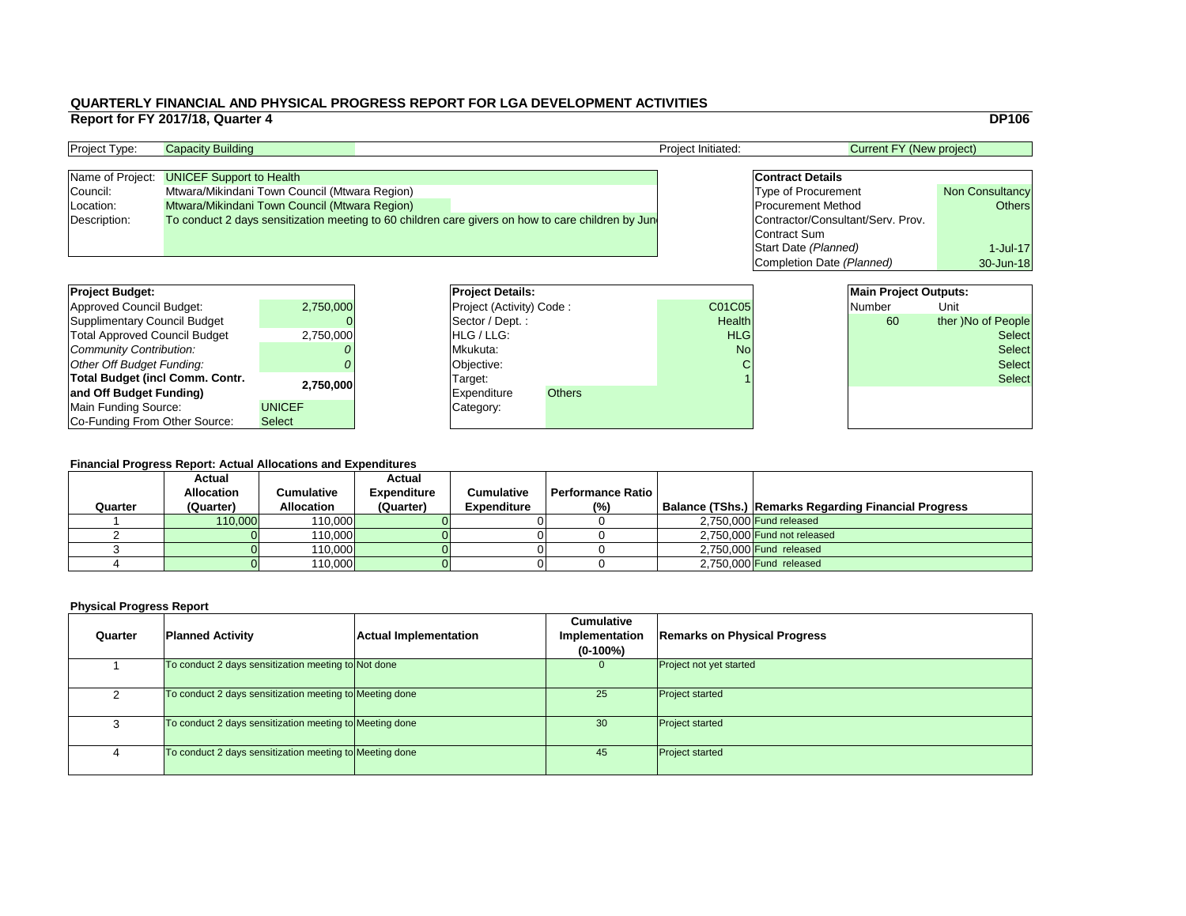# QUARTERLY FINANCIAL AND PHYSICAL PROGRESS REPORT FOR LGA DEVELOPMENT ACTIVITIES

## Report for FY 2017/18, Quarter 4

**DP106**

| Project Type: | Capacity Building | Project Initiated: | Current FY (New project) |
|---|---|---|---|

| Name of Project: | UNICEF Support to Health |
|---|---|
| Council: | Mtwara/Mikindani Town Council (Mtwara Region) |
| Location: | Mtwara/Mikindani Town Council (Mtwara Region) |
| Description: | To conduct 2 days sensitization meeting to 60 children care givers on how to care children by Jun |

| **Contract Details** | |
|---|---|
| Type of Procurement | Non Consultancy |
| Procurement Method | Others |
| Contractor/Consultant/Serv. Prov. | |
| Contract Sum | |
| Start Date *(Planned)* | 1-Jul-17 |
| Completion Date *(Planned)* | 30-Jun-18 |

| **Project Budget:** | |
|---|---|
| Approved Council Budget: | 2,750,000 |
| Supplimentary Council Budget | 0 |
| Total Approved Council Budget | 2,750,000 |
| *Community Contribution:* | *0* |
| *Other Off Budget Funding:* | *0* |
| **Total Budget (incl Comm. Contr. and Off Budget Funding)** | **2,750,000** |
| Main Funding Source: | UNICEF |
| Co-Funding From Other Source: | Select |

| **Project Details:** | |
|---|---|
| Project (Activity) Code : | C01C05 |
| Sector / Dept. : | Health |
| HLG / LLG: | HLG |
| Mkukuta: | No |
| Objective: | C |
| Target: | 1 |
| Expenditure Category: | Others |

| **Main Project Outputs:** | |
|---|---|
| Number | Unit |
| 60 | ther )No of People |
| | Select |
| | Select |
| | Select |
| | Select |

### Financial Progress Report: Actual Allocations and Expenditures

| Quarter | Actual Allocation (Quarter) | Cumulative Allocation | Actual Expenditure (Quarter) | Cumulative Expenditure | Performance Ratio (%) | Balance (TShs.) | Remarks Regarding Financial Progress |
|---|---|---|---|---|---|---|---|
| 1 | 110,000 | 110,000 | 0 | 0 | 0 | 2,750,000 | Fund released |
| 2 | 0 | 110,000 | 0 | 0 | 0 | 2,750,000 | Fund not released |
| 3 | 0 | 110,000 | 0 | 0 | 0 | 2,750,000 | Fund released |
| 4 | 0 | 110,000 | 0 | 0 | 0 | 2,750,000 | Fund released |

### Physical Progress Report

| Quarter | Planned Activity | Actual Implementation | Cumulative Implementation (0-100%) | Remarks on Physical Progress |
|---|---|---|---|---|
| 1 | To conduct 2 days sensitization meeting to | Not done | 0 | Project not yet started |
| 2 | To conduct 2 days sensitization meeting to | Meeting done | 25 | Project started |
| 3 | To conduct 2 days sensitization meeting to | Meeting done | 30 | Project started |
| 4 | To conduct 2 days sensitization meeting to | Meeting done | 45 | Project started |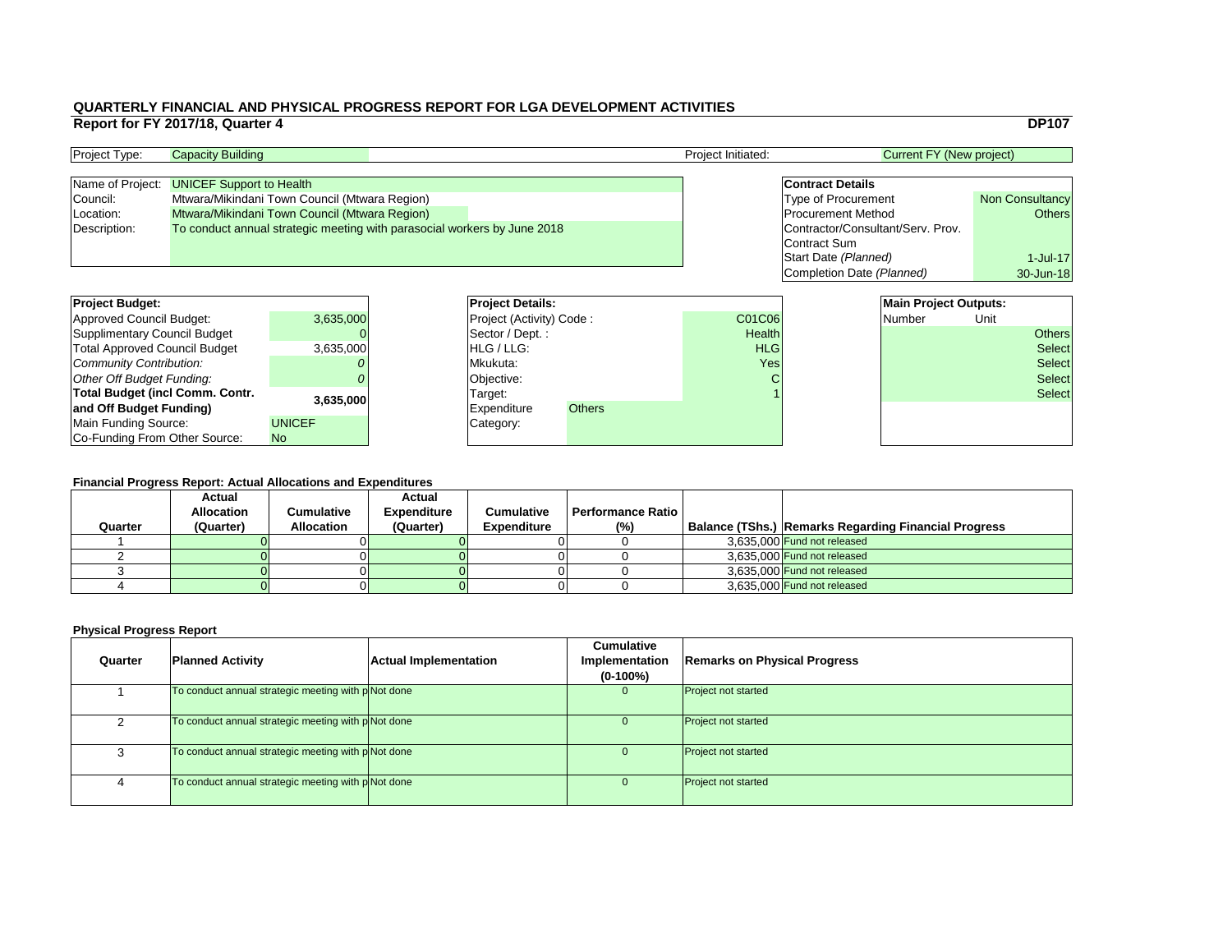# QUARTERLY FINANCIAL AND PHYSICAL PROGRESS REPORT FOR LGA DEVELOPMENT ACTIVITIES

## Report for FY 2017/18, Quarter 4

**DP107**

| Project Type: | Capacity Building | Project Initiated: | Current FY (New project) |
|---|---|---|---|

| Name of Project: | UNICEF Support to Health |
|---|---|
| Council: | Mtwara/Mikindani Town Council (Mtwara Region) |
| Location: | Mtwara/Mikindani Town Council (Mtwara Region) |
| Description: | To conduct annual strategic meeting with parasocial workers by June 2018 |

| **Contract Details** | |
|---|---|
| Type of Procurement | Non Consultancy |
| Procurement Method | Others |
| Contractor/Consultant/Serv. Prov. | |
| Contract Sum | |
| Start Date *(Planned)* | 1-Jul-17 |
| Completion Date *(Planned)* | 30-Jun-18 |

| **Project Budget:** | |
|---|---|
| Approved Council Budget: | 3,635,000 |
| Supplimentary Council Budget | 0 |
| Total Approved Council Budget | 3,635,000 |
| *Community Contribution:* | *0* |
| *Other Off Budget Funding:* | *0* |
| **Total Budget (incl Comm. Contr. and Off Budget Funding)** | **3,635,000** |
| Main Funding Source: | UNICEF |
| Co-Funding From Other Source: | No |

| **Project Details:** | |
|---|---|
| Project (Activity) Code : | C01C06 |
| Sector / Dept. : | Health |
| HLG / LLG: | HLG |
| Mkukuta: | Yes |
| Objective: | C |
| Target: | 1 |
| Expenditure Category: | Others |

| **Main Project Outputs:** | |
|---|---|
| Number | Unit |
| | Others |
| | Select |
| | Select |
| | Select |
| | Select |

### Financial Progress Report: Actual Allocations and Expenditures

| Quarter | Actual Allocation (Quarter) | Cumulative Allocation | Actual Expenditure (Quarter) | Cumulative Expenditure | Performance Ratio (%) | Balance (TShs.) | Remarks Regarding Financial Progress |
|---|---|---|---|---|---|---|---|
| 1 | 0 | 0 | 0 | 0 | 0 | 3,635,000 | Fund not released |
| 2 | 0 | 0 | 0 | 0 | 0 | 3,635,000 | Fund not released |
| 3 | 0 | 0 | 0 | 0 | 0 | 3,635,000 | Fund not released |
| 4 | 0 | 0 | 0 | 0 | 0 | 3,635,000 | Fund not released |

### Physical Progress Report

| Quarter | Planned Activity | Actual Implementation | Cumulative Implementation (0-100%) | Remarks on Physical Progress |
|---|---|---|---|---|
| 1 | To conduct annual strategic meeting with p | Not done | 0 | Project not started |
| 2 | To conduct annual strategic meeting with p | Not done | 0 | Project not started |
| 3 | To conduct annual strategic meeting with p | Not done | 0 | Project not started |
| 4 | To conduct annual strategic meeting with p | Not done | 0 | Project not started |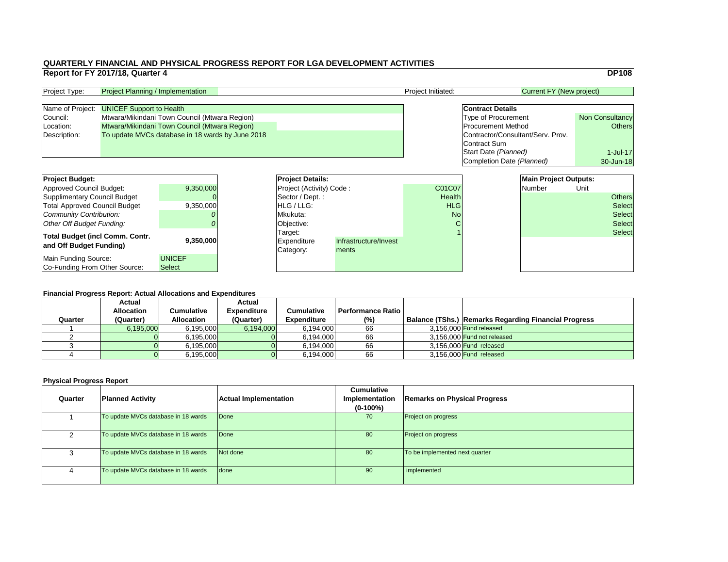# QUARTERLY FINANCIAL AND PHYSICAL PROGRESS REPORT FOR LGA DEVELOPMENT ACTIVITIES

**Report for FY 2017/18, Quarter 4**

**DP108**

| | | | |
|---|---|---|---|
| Project Type: | Project Planning / Implementation | Project Initiated: | Current FY (New project) |

| | |
|---|---|
| Name of Project: | UNICEF Support to Health |
| Council: | Mtwara/Mikindani Town Council (Mtwara Region) |
| Location: | Mtwara/Mikindani Town Council (Mtwara Region) |
| Description: | To update MVCs database in 18 wards by June 2018 |

| **Contract Details** | |
|---|---|
| Type of Procurement | Non Consultancy |
| Procurement Method | Others |
| Contractor/Consultant/Serv. Prov. | |
| Contract Sum | |
| Start Date *(Planned)* | 1-Jul-17 |
| Completion Date *(Planned)* | 30-Jun-18 |

| **Project Budget:** | |
|---|---|
| Approved Council Budget: | 9,350,000 |
| Supplimentary Council Budget | 0 |
| Total Approved Council Budget | 9,350,000 |
| *Community Contribution:* | *0* |
| *Other Off Budget Funding:* | *0* |
| **Total Budget (incl Comm. Contr. and Off Budget Funding)** | **9,350,000** |
| Main Funding Source: | UNICEF |
| Co-Funding From Other Source: | Select |

| **Project Details:** | | |
|---|---|---|
| Project (Activity) Code : | | C01C07 |
| Sector / Dept. : | | Health |
| HLG / LLG: | | HLG |
| Mkukuta: | | No |
| Objective: | | C |
| Target: | | 1 |
| Expenditure Category: | Infrastructure/Investments | |

| **Main Project Outputs:** | |
|---|---|
| Number | Unit |
| | Others |
| | Select |
| | Select |
| | Select |
| | Select |

### Financial Progress Report: Actual Allocations and Expenditures

| Quarter | Actual Allocation (Quarter) | Cumulative Allocation | Actual Expenditure (Quarter) | Cumulative Expenditure | Performance Ratio (%) | Balance (TShs.) | Remarks Regarding Financial Progress |
|---|---|---|---|---|---|---|---|
| 1 | 6,195,000 | 6,195,000 | 6,194,000 | 6,194,000 | 66 | 3,156,000 | Fund released |
| 2 | 0 | 6,195,000 | 0 | 6,194,000 | 66 | 3,156,000 | Fund not released |
| 3 | 0 | 6,195,000 | 0 | 6,194,000 | 66 | 3,156,000 | Fund released |
| 4 | 0 | 6,195,000 | 0 | 6,194,000 | 66 | 3,156,000 | Fund released |

### Physical Progress Report

| Quarter | Planned Activity | Actual Implementation | Cumulative Implementation (0-100%) | Remarks on Physical Progress |
|---|---|---|---|---|
| 1 | To update MVCs database in 18 wards | Done | 70 | Project on progress |
| 2 | To update MVCs database in 18 wards | Done | 80 | Project on progress |
| 3 | To update MVCs database in 18 wards | Not done | 80 | To be implemented next quarter |
| 4 | To update MVCs database in 18 wards | done | 90 | implemented |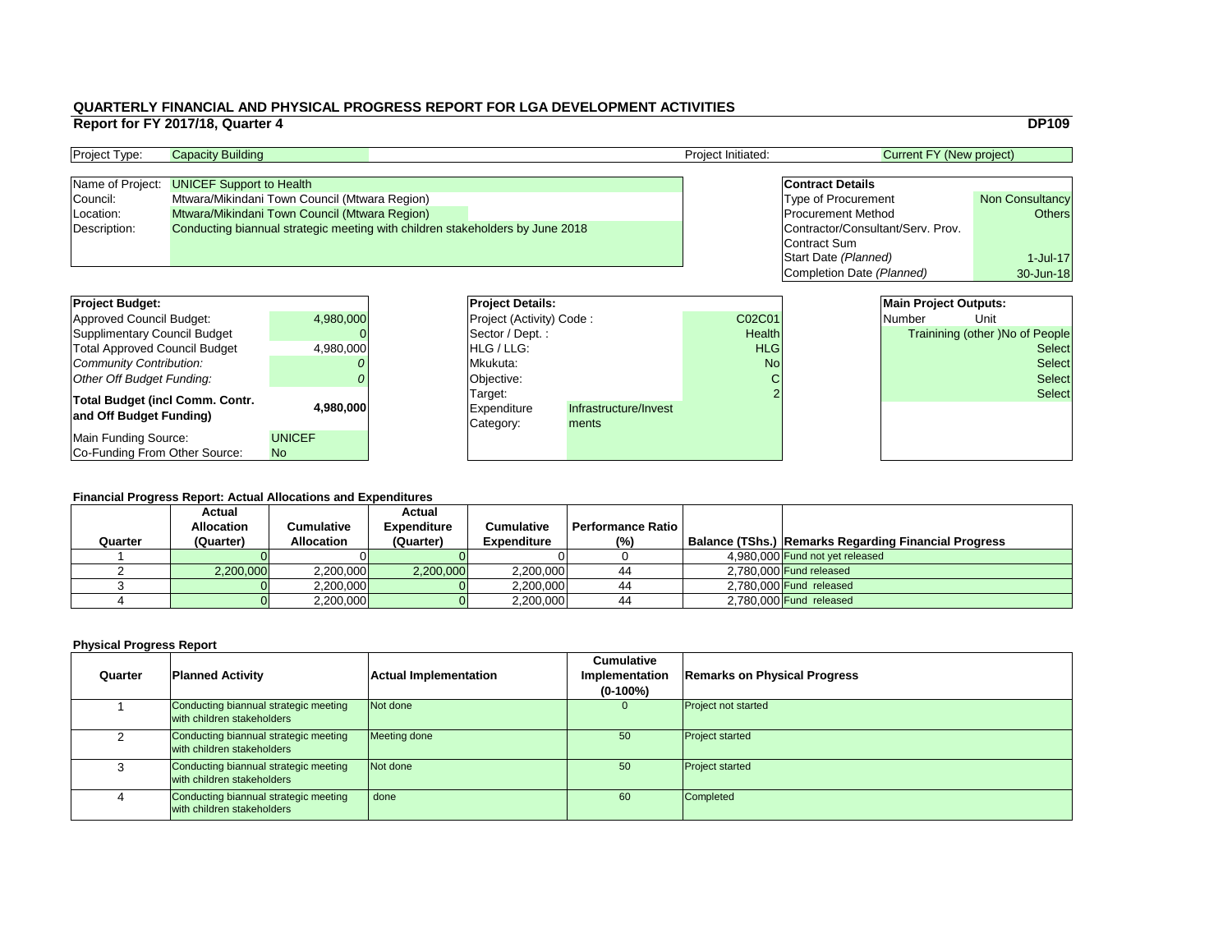# QUARTERLY FINANCIAL AND PHYSICAL PROGRESS REPORT FOR LGA DEVELOPMENT ACTIVITIES

## Report for FY 2017/18, Quarter 4

**DP109**

| Project Type: | Capacity Building | Project Initiated: | Current FY (New project) |
|---|---|---|---|

| | |
|---|---|
| Name of Project: | UNICEF Support to Health |
| Council: | Mtwara/Mikindani Town Council (Mtwara Region) |
| Location: | Mtwara/Mikindani Town Council (Mtwara Region) |
| Description: | Conducting biannual strategic meeting with children stakeholders by June 2018 |

| **Contract Details** | |
|---|---|
| Type of Procurement | Non Consultancy |
| Procurement Method | Others |
| Contractor/Consultant/Serv. Prov. | |
| Contract Sum | |
| Start Date *(Planned)* | 1-Jul-17 |
| Completion Date *(Planned)* | 30-Jun-18 |

| **Project Budget:** | |
|---|---|
| Approved Council Budget: | 4,980,000 |
| Supplimentary Council Budget | 0 |
| Total Approved Council Budget | 4,980,000 |
| *Community Contribution:* | *0* |
| *Other Off Budget Funding:* | *0* |
| **Total Budget (incl Comm. Contr. and Off Budget Funding)** | **4,980,000** |
| Main Funding Source: | UNICEF |
| Co-Funding From Other Source: | No |

| **Project Details:** | |
|---|---|
| Project (Activity) Code : | C02C01 |
| Sector / Dept. : | Health |
| HLG / LLG: | HLG |
| Mkukuta: | No |
| Objective: | C |
| Target: | 2 |
| Expenditure Category: | Infrastructure/Investments |

| **Main Project Outputs:** | |
|---|---|
| Number | Unit |
| | Trainining (other )No of People |
| | Select |
| | Select |
| | Select |
| | Select |

### Financial Progress Report: Actual Allocations and Expenditures

| Quarter | Actual Allocation (Quarter) | Cumulative Allocation | Actual Expenditure (Quarter) | Cumulative Expenditure | Performance Ratio (%) | Balance (TShs.) | Remarks Regarding Financial Progress |
|---|---|---|---|---|---|---|---|
| 1 | 0 | 0 | 0 | 0 | 0 | 4,980,000 | Fund not yet released |
| 2 | 2,200,000 | 2,200,000 | 2,200,000 | 2,200,000 | 44 | 2,780,000 | Fund released |
| 3 | 0 | 2,200,000 | 0 | 2,200,000 | 44 | 2,780,000 | Fund released |
| 4 | 0 | 2,200,000 | 0 | 2,200,000 | 44 | 2,780,000 | Fund released |

### Physical Progress Report

| Quarter | Planned Activity | Actual Implementation | Cumulative Implementation (0-100%) | Remarks on Physical Progress |
|---|---|---|---|---|
| 1 | Conducting biannual strategic meeting with children stakeholders | Not done | 0 | Project not started |
| 2 | Conducting biannual strategic meeting with children stakeholders | Meeting done | 50 | Project started |
| 3 | Conducting biannual strategic meeting with children stakeholders | Not done | 50 | Project started |
| 4 | Conducting biannual strategic meeting with children stakeholders | done | 60 | Completed |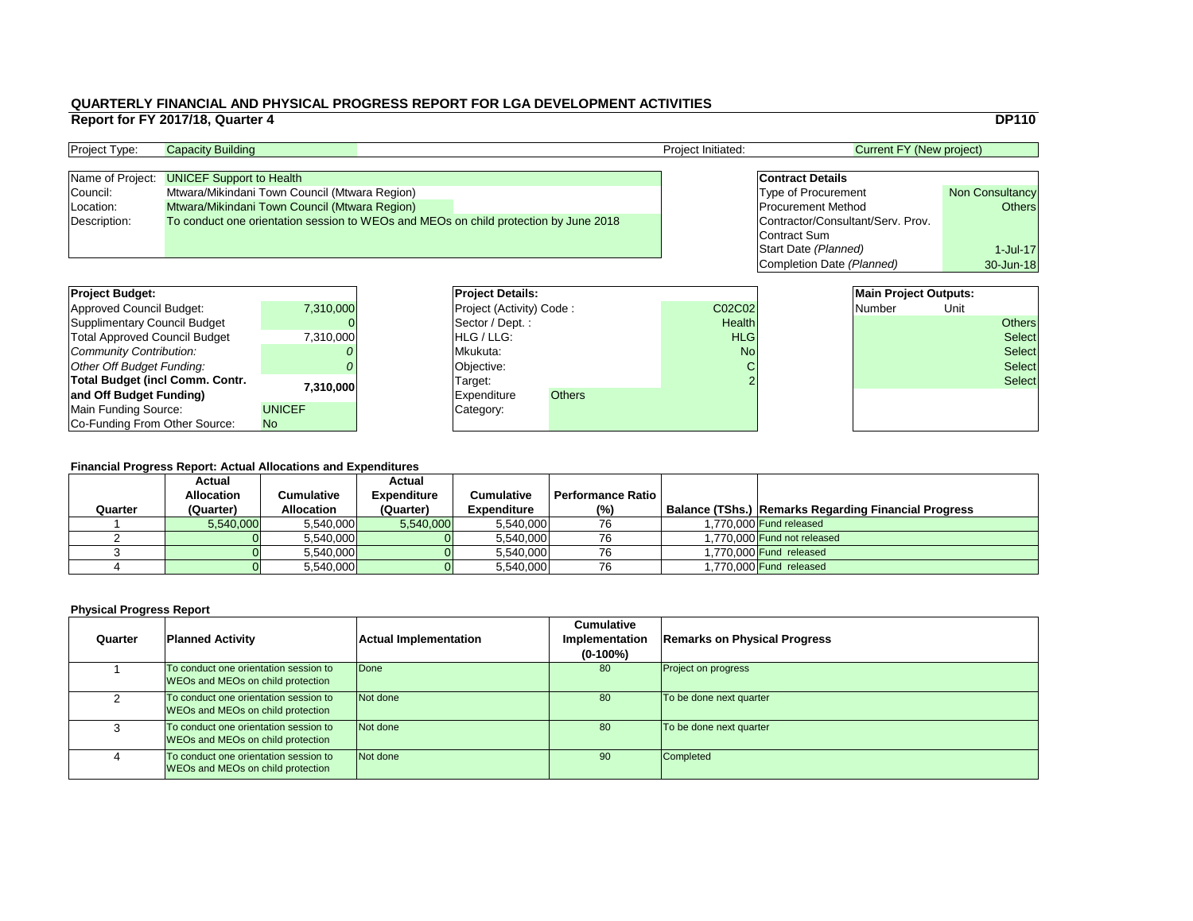# QUARTERLY FINANCIAL AND PHYSICAL PROGRESS REPORT FOR LGA DEVELOPMENT ACTIVITIES

## Report for FY 2017/18, Quarter 4

**DP110**

| | | | |
|---|---|---|---|
| Project Type: | Capacity Building | Project Initiated: | Current FY (New project) |

| | |
|---|---|
| Name of Project: | UNICEF Support to Health |
| Council: | Mtwara/Mikindani Town Council (Mtwara Region) |
| Location: | Mtwara/Mikindani Town Council (Mtwara Region) |
| Description: | To conduct one orientation session to WEOs and MEOs on child protection by June 2018 |

| **Contract Details** | |
|---|---|
| Type of Procurement | Non Consultancy |
| Procurement Method | Others |
| Contractor/Consultant/Serv. Prov. | |
| Contract Sum | |
| Start Date *(Planned)* | 1-Jul-17 |
| Completion Date *(Planned)* | 30-Jun-18 |

| **Project Budget:** | |
|---|---|
| Approved Council Budget: | 7,310,000 |
| Supplimentary Council Budget | 0 |
| Total Approved Council Budget | 7,310,000 |
| *Community Contribution:* | *0* |
| *Other Off Budget Funding:* | *0* |
| **Total Budget (incl Comm. Contr. and Off Budget Funding)** | **7,310,000** |
| Main Funding Source: | UNICEF |
| Co-Funding From Other Source: | No |

| **Project Details:** | |
|---|---|
| Project (Activity) Code : | C02C02 |
| Sector / Dept. : | Health |
| HLG / LLG: | HLG |
| Mkukuta: | No |
| Objective: | C |
| Target: | 2 |
| Expenditure Category: | Others |

| **Main Project Outputs:** | |
|---|---|
| Number | Unit |
| | Others |
| | Select |
| | Select |
| | Select |
| | Select |

### Financial Progress Report: Actual Allocations and Expenditures

| Quarter | Actual Allocation (Quarter) | Cumulative Allocation | Actual Expenditure (Quarter) | Cumulative Expenditure | Performance Ratio (%) | Balance (TShs.) | Remarks Regarding Financial Progress |
|---|---|---|---|---|---|---|---|
| 1 | 5,540,000 | 5,540,000 | 5,540,000 | 5,540,000 | 76 | 1,770,000 | Fund released |
| 2 | 0 | 5,540,000 | 0 | 5,540,000 | 76 | 1,770,000 | Fund not released |
| 3 | 0 | 5,540,000 | 0 | 5,540,000 | 76 | 1,770,000 | Fund released |
| 4 | 0 | 5,540,000 | 0 | 5,540,000 | 76 | 1,770,000 | Fund released |

### Physical Progress Report

| Quarter | Planned Activity | Actual Implementation | Cumulative Implementation (0-100%) | Remarks on Physical Progress |
|---|---|---|---|---|
| 1 | To conduct one orientation session to WEOs and MEOs on child protection | Done | 80 | Project on progress |
| 2 | To conduct one orientation session to WEOs and MEOs on child protection | Not done | 80 | To be done next quarter |
| 3 | To conduct one orientation session to WEOs and MEOs on child protection | Not done | 80 | To be done next quarter |
| 4 | To conduct one orientation session to WEOs and MEOs on child protection | Not done | 90 | Completed |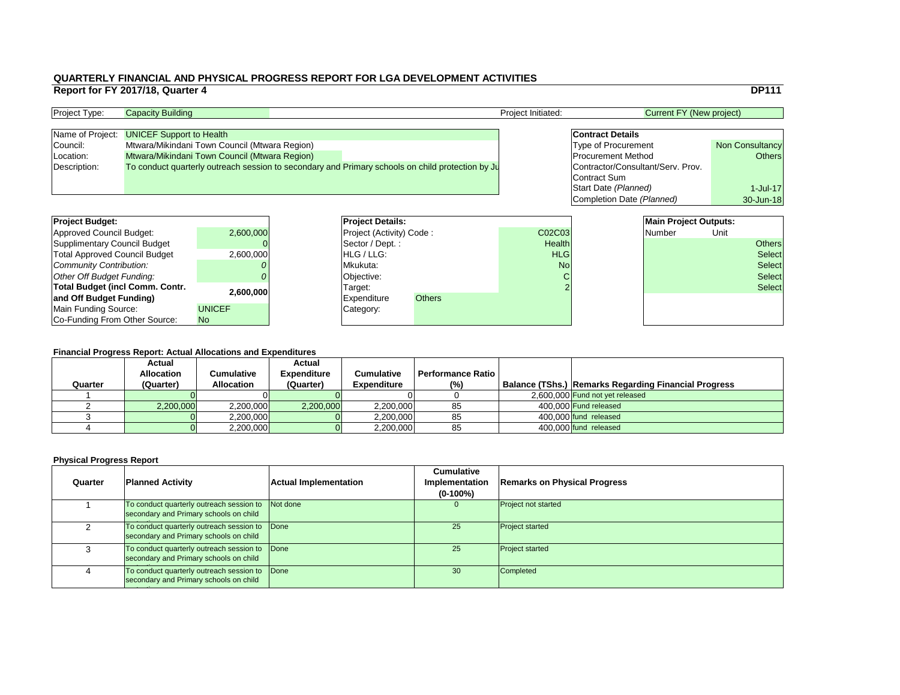# QUARTERLY FINANCIAL AND PHYSICAL PROGRESS REPORT FOR LGA DEVELOPMENT ACTIVITIES

## Report for FY 2017/18, Quarter 4

**DP111**

| | | | |
|---|---|---|---|
| Project Type: | Capacity Building | Project Initiated: | Current FY (New project) |

| | |
|---|---|
| Name of Project: | UNICEF Support to Health |
| Council: | Mtwara/Mikindani Town Council (Mtwara Region) |
| Location: | Mtwara/Mikindani Town Council (Mtwara Region) |
| Description: | To conduct quarterly outreach session to secondary and Primary schools on child protection by Ju |

| **Contract Details** | |
|---|---|
| Type of Procurement | Non Consultancy |
| Procurement Method | Others |
| Contractor/Consultant/Serv. Prov. | |
| Contract Sum | |
| Start Date *(Planned)* | 1-Jul-17 |
| Completion Date *(Planned)* | 30-Jun-18 |

| **Project Budget:** | |
|---|---|
| Approved Council Budget: | 2,600,000 |
| Supplimentary Council Budget | 0 |
| Total Approved Council Budget | 2,600,000 |
| *Community Contribution:* | *0* |
| *Other Off Budget Funding:* | *0* |
| **Total Budget (incl Comm. Contr. and Off Budget Funding)** | **2,600,000** |
| Main Funding Source: | UNICEF |
| Co-Funding From Other Source: | No |

| **Project Details:** | |
|---|---|
| Project (Activity) Code : | C02C03 |
| Sector / Dept. : | Health |
| HLG / LLG: | HLG |
| Mkukuta: | No |
| Objective: | C |
| Target: | 2 |
| Expenditure Category: | Others |

| **Main Project Outputs:** | |
|---|---|
| Number | Unit |
| | Others |
| | Select |
| | Select |
| | Select |
| | Select |

### Financial Progress Report: Actual Allocations and Expenditures

| Quarter | Actual Allocation (Quarter) | Cumulative Allocation | Actual Expenditure (Quarter) | Cumulative Expenditure | Performance Ratio (%) | Balance (TShs.) | Remarks Regarding Financial Progress |
|---|---|---|---|---|---|---|---|
| 1 | 0 | 0 | 0 | 0 | 0 | 2,600,000 | Fund not yet released |
| 2 | 2,200,000 | 2,200,000 | 2,200,000 | 2,200,000 | 85 | 400,000 | Fund released |
| 3 | 0 | 2,200,000 | 0 | 2,200,000 | 85 | 400,000 | fund released |
| 4 | 0 | 2,200,000 | 0 | 2,200,000 | 85 | 400,000 | fund released |

### Physical Progress Report

| Quarter | Planned Activity | Actual Implementation | Cumulative Implementation (0-100%) | Remarks on Physical Progress |
|---|---|---|---|---|
| 1 | To conduct quarterly outreach session to secondary and Primary schools on child | Not done | 0 | Project not started |
| 2 | To conduct quarterly outreach session to secondary and Primary schools on child | Done | 25 | Project started |
| 3 | To conduct quarterly outreach session to secondary and Primary schools on child | Done | 25 | Project started |
| 4 | To conduct quarterly outreach session to secondary and Primary schools on child | Done | 30 | Completed |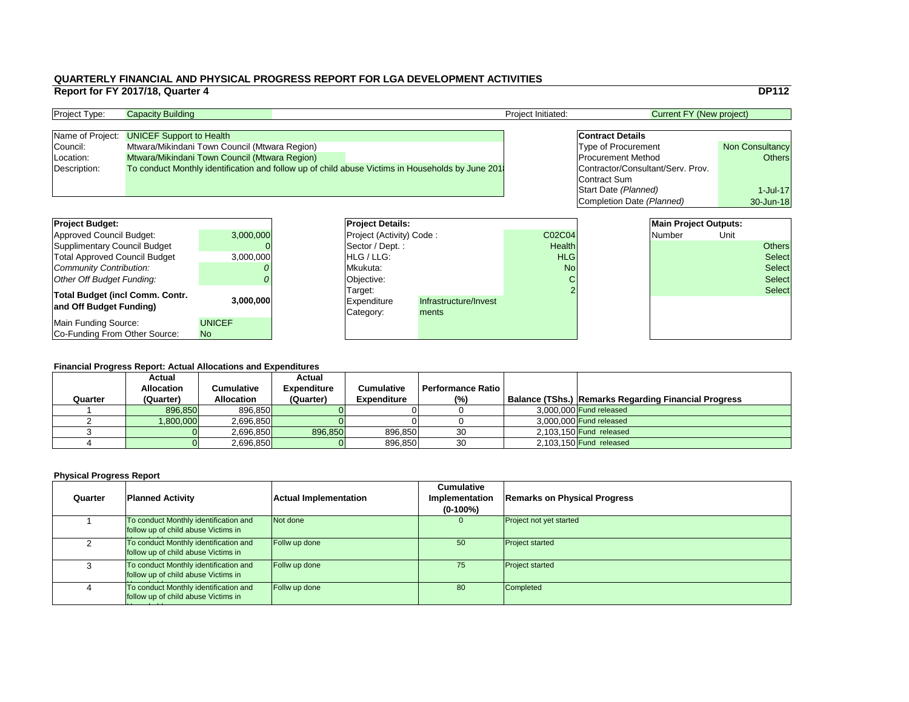# QUARTERLY FINANCIAL AND PHYSICAL PROGRESS REPORT FOR LGA DEVELOPMENT ACTIVITIES

## Report for FY 2017/18, Quarter 4

**DP112**

| | | | |
|---|---|---|---|
| Project Type: | Capacity Building | Project Initiated: | Current FY (New project) |

| | |
|---|---|
| Name of Project: | UNICEF Support to Health |
| Council: | Mtwara/Mikindani Town Council (Mtwara Region) |
| Location: | Mtwara/Mikindani Town Council (Mtwara Region) |
| Description: | To conduct Monthly identification and follow up of child abuse Victims in Households by June 201 |

| **Contract Details** | |
|---|---|
| Type of Procurement | Non Consultancy |
| Procurement Method | Others |
| Contractor/Consultant/Serv. Prov. | |
| Contract Sum | |
| Start Date *(Planned)* | 1-Jul-17 |
| Completion Date *(Planned)* | 30-Jun-18 |

| **Project Budget:** | |
|---|---|
| Approved Council Budget: | 3,000,000 |
| Supplimentary Council Budget | 0 |
| Total Approved Council Budget | 3,000,000 |
| *Community Contribution:* | *0* |
| *Other Off Budget Funding:* | *0* |
| **Total Budget (incl Comm. Contr. and Off Budget Funding)** | **3,000,000** |
| Main Funding Source: | UNICEF |
| Co-Funding From Other Source: | No |

| **Project Details:** | | |
|---|---|---|
| Project (Activity) Code : | | C02C04 |
| Sector / Dept. : | | Health |
| HLG / LLG: | | HLG |
| Mkukuta: | | No |
| Objective: | | C |
| Target: | | 2 |
| Expenditure Category: | Infrastructure/Investments | |

| **Main Project Outputs:** | |
|---|---|
| Number | Unit |
| | Others |
| | Select |
| | Select |
| | Select |
| | Select |

### Financial Progress Report: Actual Allocations and Expenditures

| Quarter | Actual Allocation (Quarter) | Cumulative Allocation | Actual Expenditure (Quarter) | Cumulative Expenditure | Performance Ratio (%) | Balance (TShs.) | Remarks Regarding Financial Progress |
|---|---|---|---|---|---|---|---|
| 1 | 896,850 | 896,850 | 0 | 0 | 0 | 3,000,000 | Fund released |
| 2 | 1,800,000 | 2,696,850 | 0 | 0 | 0 | 3,000,000 | Fund released |
| 3 | 0 | 2,696,850 | 896,850 | 896,850 | 30 | 2,103,150 | Fund released |
| 4 | 0 | 2,696,850 | 0 | 896,850 | 30 | 2,103,150 | Fund released |

### Physical Progress Report

| Quarter | Planned Activity | Actual Implementation | Cumulative Implementation (0-100%) | Remarks on Physical Progress |
|---|---|---|---|---|
| 1 | To conduct Monthly identification and follow up of child abuse Victims in Households | Not done | 0 | Project not yet started |
| 2 | To conduct Monthly identification and follow up of child abuse Victims in Households | Follw up done | 50 | Project started |
| 3 | To conduct Monthly identification and follow up of child abuse Victims in Households | Follw up done | 75 | Project started |
| 4 | To conduct Monthly identification and follow up of child abuse Victims in Households | Follw up done | 80 | Completed |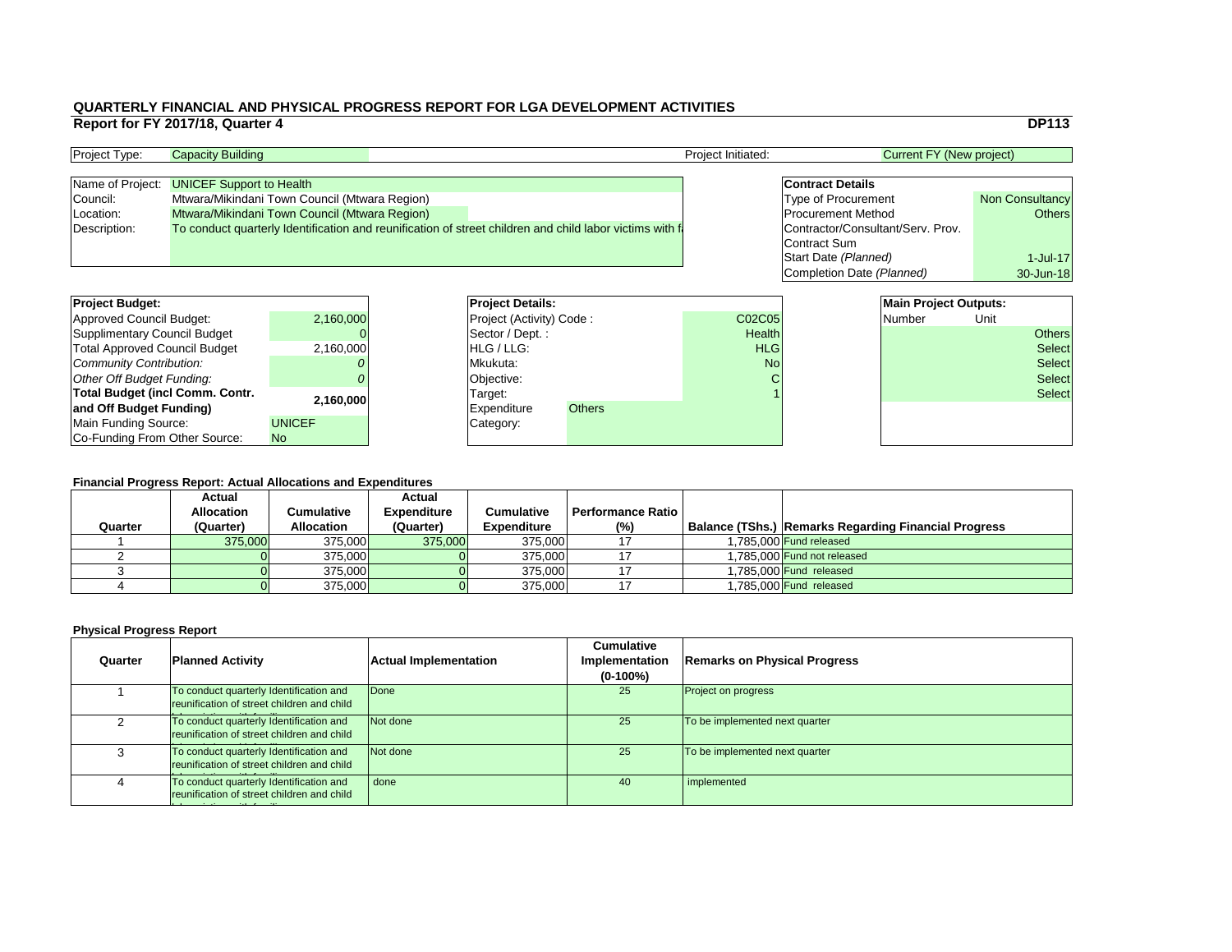# QUARTERLY FINANCIAL AND PHYSICAL PROGRESS REPORT FOR LGA DEVELOPMENT ACTIVITIES

## Report for FY 2017/18, Quarter 4

**DP113**

| | | | |
|---|---|---|---|
| Project Type: | Capacity Building | Project Initiated: | Current FY (New project) |

| | |
|---|---|
| Name of Project: | UNICEF Support to Health |
| Council: | Mtwara/Mikindani Town Council (Mtwara Region) |
| Location: | Mtwara/Mikindani Town Council (Mtwara Region) |
| Description: | To conduct quarterly Identification and reunification of street children and child labor victims with fa |

| **Contract Details** | |
|---|---|
| Type of Procurement | Non Consultancy |
| Procurement Method | Others |
| Contractor/Consultant/Serv. Prov. | |
| Contract Sum | |
| Start Date *(Planned)* | 1-Jul-17 |
| Completion Date *(Planned)* | 30-Jun-18 |

| **Project Budget:** | |
|---|---|
| Approved Council Budget: | 2,160,000 |
| Supplimentary Council Budget | 0 |
| Total Approved Council Budget | 2,160,000 |
| *Community Contribution:* | *0* |
| *Other Off Budget Funding:* | *0* |
| **Total Budget (incl Comm. Contr. and Off Budget Funding)** | **2,160,000** |
| Main Funding Source: | UNICEF |
| Co-Funding From Other Source: | No |

| **Project Details:** | |
|---|---|
| Project (Activity) Code : | C02C05 |
| Sector / Dept. : | Health |
| HLG / LLG: | HLG |
| Mkukuta: | No |
| Objective: | C |
| Target: | 1 |
| Expenditure Category: | Others |

| **Main Project Outputs:** | |
|---|---|
| Number | Unit |
| | Others |
| | Select |
| | Select |
| | Select |
| | Select |

### Financial Progress Report: Actual Allocations and Expenditures

| Quarter | Actual Allocation (Quarter) | Cumulative Allocation | Actual Expenditure (Quarter) | Cumulative Expenditure | Performance Ratio (%) | Balance (TShs.) | Remarks Regarding Financial Progress |
|---|---|---|---|---|---|---|---|
| 1 | 375,000 | 375,000 | 375,000 | 375,000 | 17 | 1,785,000 | Fund released |
| 2 | 0 | 375,000 | 0 | 375,000 | 17 | 1,785,000 | Fund not released |
| 3 | 0 | 375,000 | 0 | 375,000 | 17 | 1,785,000 | Fund released |
| 4 | 0 | 375,000 | 0 | 375,000 | 17 | 1,785,000 | Fund released |

### Physical Progress Report

| Quarter | Planned Activity | Actual Implementation | Cumulative Implementation (0-100%) | Remarks on Physical Progress |
|---|---|---|---|---|
| 1 | To conduct quarterly Identification and reunification of street children and child | Done | 25 | Project on progress |
| 2 | To conduct quarterly Identification and reunification of street children and child | Not done | 25 | To be implemented next quarter |
| 3 | To conduct quarterly Identification and reunification of street children and child | Not done | 25 | To be implemented next quarter |
| 4 | To conduct quarterly Identification and reunification of street children and child | done | 40 | implemented |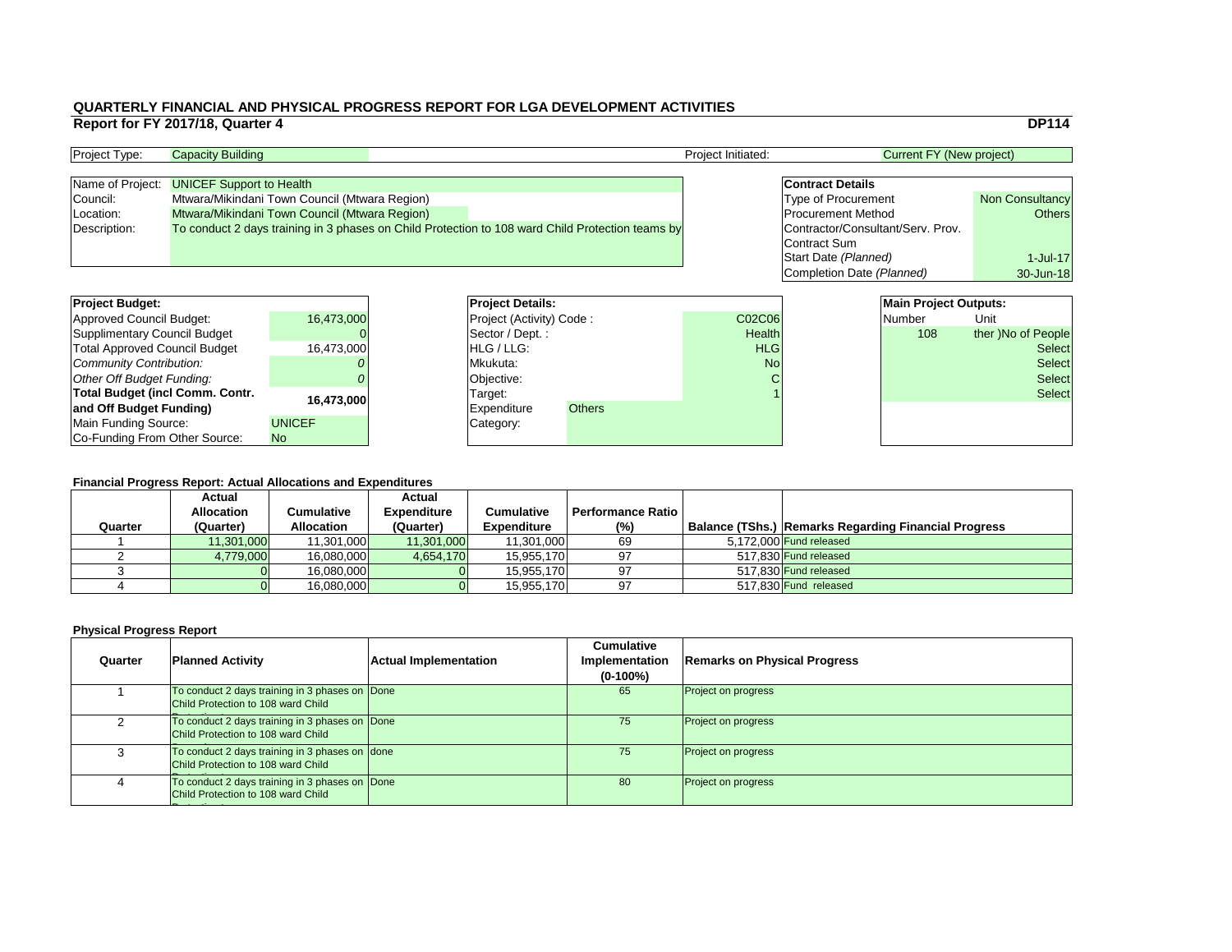# QUARTERLY FINANCIAL AND PHYSICAL PROGRESS REPORT FOR LGA DEVELOPMENT ACTIVITIES

## Report for FY 2017/18, Quarter 4

**DP114**

| Project Type: | Capacity Building | Project Initiated: | Current FY (New project) |
|---|---|---|---|

| | |
|---|---|
| Name of Project: | UNICEF Support to Health |
| Council: | Mtwara/Mikindani Town Council (Mtwara Region) |
| Location: | Mtwara/Mikindani Town Council (Mtwara Region) |
| Description: | To conduct 2 days training in 3 phases on Child Protection to 108 ward Child Protection teams by |

| **Contract Details** | |
|---|---|
| Type of Procurement | Non Consultancy |
| Procurement Method | Others |
| Contractor/Consultant/Serv. Prov. | |
| Contract Sum | |
| Start Date *(Planned)* | 1-Jul-17 |
| Completion Date *(Planned)* | 30-Jun-18 |

| **Project Budget:** | |
|---|---|
| Approved Council Budget: | 16,473,000 |
| Supplimentary Council Budget | 0 |
| Total Approved Council Budget | 16,473,000 |
| *Community Contribution:* | *0* |
| *Other Off Budget Funding:* | *0* |
| **Total Budget (incl Comm. Contr. and Off Budget Funding)** | **16,473,000** |
| Main Funding Source: | UNICEF |
| Co-Funding From Other Source: | No |

| **Project Details:** | |
|---|---|
| Project (Activity) Code : | C02C06 |
| Sector / Dept. : | Health |
| HLG / LLG: | HLG |
| Mkukuta: | No |
| Objective: | C |
| Target: | 1 |
| Expenditure Category: | Others |

| **Main Project Outputs:** | |
|---|---|
| Number | Unit |
| 108 | ther )No of People |
| | Select |
| | Select |
| | Select |
| | Select |

### Financial Progress Report: Actual Allocations and Expenditures

| Quarter | Actual Allocation (Quarter) | Cumulative Allocation | Actual Expenditure (Quarter) | Cumulative Expenditure | Performance Ratio (%) | Balance (TShs.) | Remarks Regarding Financial Progress |
|---|---|---|---|---|---|---|---|
| 1 | 11,301,000 | 11,301,000 | 11,301,000 | 11,301,000 | 69 | 5,172,000 | Fund released |
| 2 | 4,779,000 | 16,080,000 | 4,654,170 | 15,955,170 | 97 | 517,830 | Fund released |
| 3 | 0 | 16,080,000 | 0 | 15,955,170 | 97 | 517,830 | Fund released |
| 4 | 0 | 16,080,000 | 0 | 15,955,170 | 97 | 517,830 | Fund released |

### Physical Progress Report

| Quarter | Planned Activity | Actual Implementation | Cumulative Implementation (0-100%) | Remarks on Physical Progress |
|---|---|---|---|---|
| 1 | To conduct 2 days training in 3 phases on Child Protection to 108 ward Child | Done | 65 | Project on progress |
| 2 | To conduct 2 days training in 3 phases on Child Protection to 108 ward Child | Done | 75 | Project on progress |
| 3 | To conduct 2 days training in 3 phases on Child Protection to 108 ward Child | done | 75 | Project on progress |
| 4 | To conduct 2 days training in 3 phases on Child Protection to 108 ward Child | Done | 80 | Project on progress |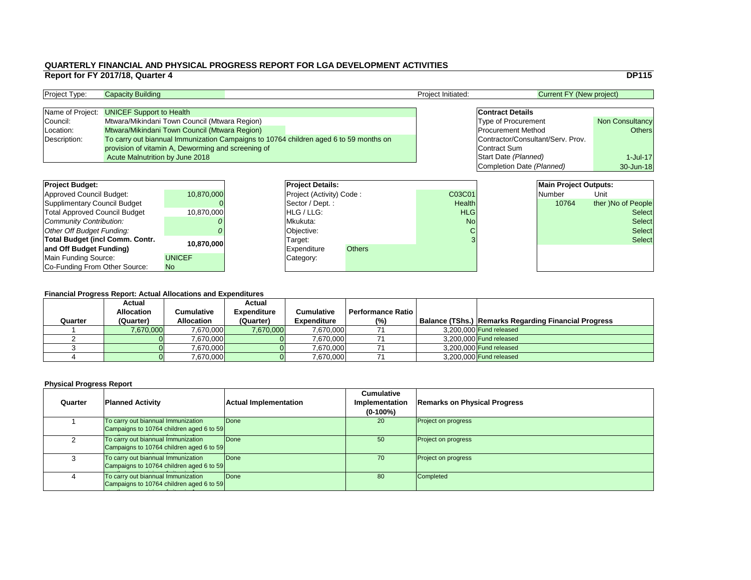# QUARTERLY FINANCIAL AND PHYSICAL PROGRESS REPORT FOR LGA DEVELOPMENT ACTIVITIES

## Report for FY 2017/18, Quarter 4

**DP115**

| Project Type: | Capacity Building | Project Initiated: | Current FY (New project) |
|---|---|---|---|

| | |
|---|---|
| Name of Project: | UNICEF Support to Health |
| Council: | Mtwara/Mikindani Town Council (Mtwara Region) |
| Location: | Mtwara/Mikindani Town Council (Mtwara Region) |
| Description: | To carry out biannual Immunization Campaigns to 10764 children aged 6 to 59 months on provision of vitamin A, Deworming and screening of Acute Malnutrition by June 2018 |

| **Contract Details** | |
|---|---|
| Type of Procurement | Non Consultancy |
| Procurement Method | Others |
| Contractor/Consultant/Serv. Prov. | |
| Contract Sum | |
| Start Date *(Planned)* | 1-Jul-17 |
| Completion Date *(Planned)* | 30-Jun-18 |

| **Project Budget:** | |
|---|---|
| Approved Council Budget: | 10,870,000 |
| Supplimentary Council Budget | 0 |
| Total Approved Council Budget | 10,870,000 |
| *Community Contribution:* | *0* |
| *Other Off Budget Funding:* | *0* |
| **Total Budget (incl Comm. Contr. and Off Budget Funding)** | **10,870,000** |
| Main Funding Source: | UNICEF |
| Co-Funding From Other Source: | No |

| **Project Details:** | |
|---|---|
| Project (Activity) Code : | C03C01 |
| Sector / Dept. : | Health |
| HLG / LLG: | HLG |
| Mkukuta: | No |
| Objective: | C |
| Target: | 3 |
| Expenditure Category: | Others |

| **Main Project Outputs:** | |
|---|---|
| Number | Unit |
| 10764 | ther )No of People |
| | Select |
| | Select |
| | Select |
| | Select |

### Financial Progress Report: Actual Allocations and Expenditures

| Quarter | Actual Allocation (Quarter) | Cumulative Allocation | Actual Expenditure (Quarter) | Cumulative Expenditure | Performance Ratio (%) | Balance (TShs.) | Remarks Regarding Financial Progress |
|---|---|---|---|---|---|---|---|
| 1 | 7,670,000 | 7,670,000 | 7,670,000 | 7,670,000 | 71 | 3,200,000 | Fund released |
| 2 | 0 | 7,670,000 | 0 | 7,670,000 | 71 | 3,200,000 | Fund released |
| 3 | 0 | 7,670,000 | 0 | 7,670,000 | 71 | 3,200,000 | Fund released |
| 4 | 0 | 7,670,000 | 0 | 7,670,000 | 71 | 3,200,000 | Fund released |

### Physical Progress Report

| Quarter | Planned Activity | Actual Implementation | Cumulative Implementation (0-100%) | Remarks on Physical Progress |
|---|---|---|---|---|
| 1 | To carry out biannual Immunization Campaigns to 10764 children aged 6 to 59 | Done | 20 | Project on progress |
| 2 | To carry out biannual Immunization Campaigns to 10764 children aged 6 to 59 | Done | 50 | Project on progress |
| 3 | To carry out biannual Immunization Campaigns to 10764 children aged 6 to 59 | Done | 70 | Project on progress |
| 4 | To carry out biannual Immunization Campaigns to 10764 children aged 6 to 59 | Done | 80 | Completed |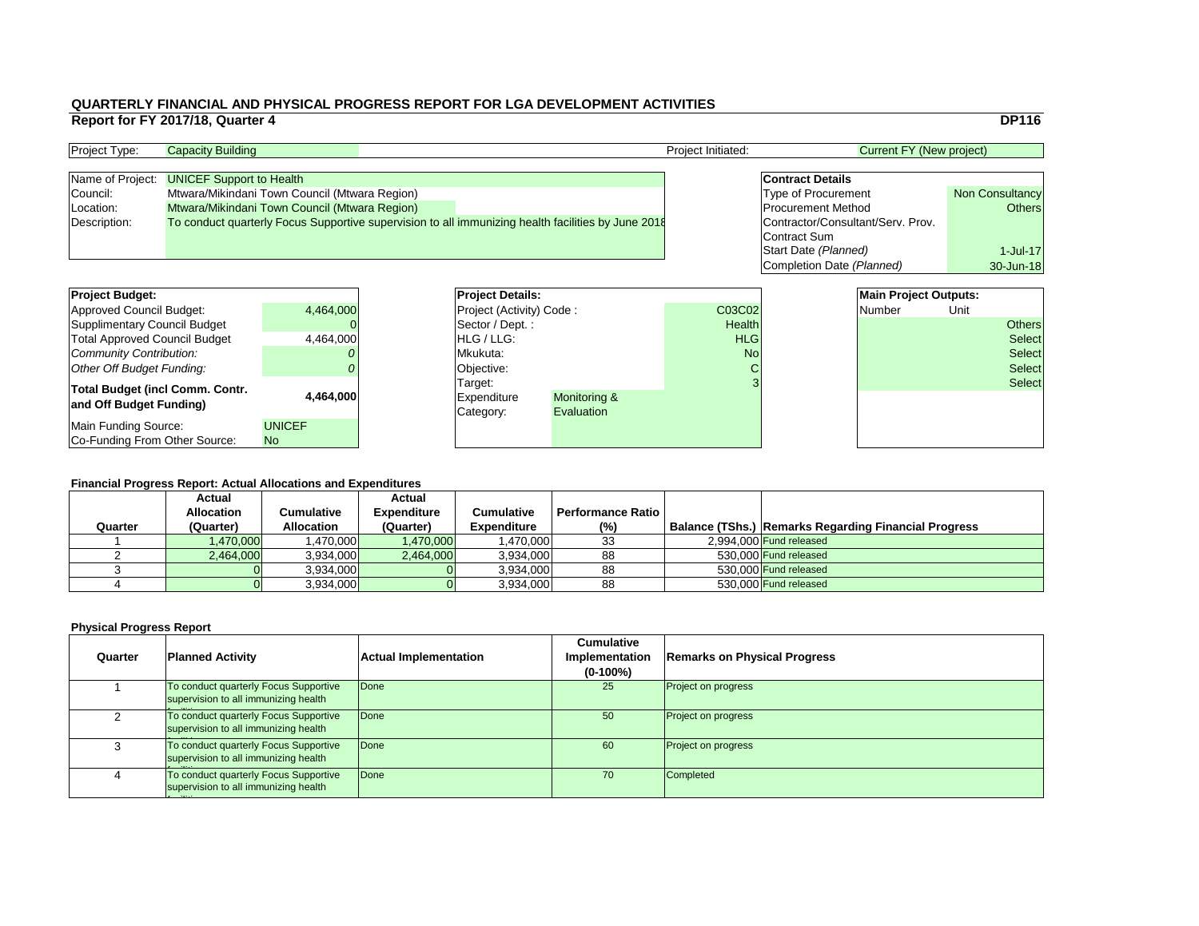# QUARTERLY FINANCIAL AND PHYSICAL PROGRESS REPORT FOR LGA DEVELOPMENT ACTIVITIES

**Report for FY 2017/18, Quarter 4** **DP116**

| Project Type: | Capacity Building | Project Initiated: | Current FY (New project) |
|---|---|---|---|

| | |
|---|---|
| Name of Project: | UNICEF Support to Health |
| Council: | Mtwara/Mikindani Town Council (Mtwara Region) |
| Location: | Mtwara/Mikindani Town Council (Mtwara Region) |
| Description: | To conduct quarterly Focus Supportive supervision to all immunizing health facilities by June 2018 |

| **Contract Details** | |
|---|---|
| Type of Procurement | Non Consultancy |
| Procurement Method | Others |
| Contractor/Consultant/Serv. Prov. | |
| Contract Sum | |
| Start Date *(Planned)* | 1-Jul-17 |
| Completion Date *(Planned)* | 30-Jun-18 |

| **Project Budget:** | |
|---|---|
| Approved Council Budget: | 4,464,000 |
| Supplimentary Council Budget | 0 |
| Total Approved Council Budget | 4,464,000 |
| *Community Contribution:* | *0* |
| *Other Off Budget Funding:* | *0* |
| **Total Budget (incl Comm. Contr. and Off Budget Funding)** | **4,464,000** |
| Main Funding Source: | UNICEF |
| Co-Funding From Other Source: | No |

| **Project Details:** | |
|---|---|
| Project (Activity) Code : | C03C02 |
| Sector / Dept. : | Health |
| HLG / LLG: | HLG |
| Mkukuta: | No |
| Objective: | C |
| Target: | 3 |
| Expenditure Category: | Monitoring & Evaluation |

| **Main Project Outputs:** | |
|---|---|
| Number | Unit |
| | Others |
| | Select |
| | Select |
| | Select |
| | Select |

**Financial Progress Report: Actual Allocations and Expenditures**

| Quarter | Actual Allocation (Quarter) | Cumulative Allocation | Actual Expenditure (Quarter) | Cumulative Expenditure | Performance Ratio (%) | Balance (TShs.) | Remarks Regarding Financial Progress |
|---|---|---|---|---|---|---|---|
| 1 | 1,470,000 | 1,470,000 | 1,470,000 | 1,470,000 | 33 | 2,994,000 | Fund released |
| 2 | 2,464,000 | 3,934,000 | 2,464,000 | 3,934,000 | 88 | 530,000 | Fund released |
| 3 | 0 | 3,934,000 | 0 | 3,934,000 | 88 | 530,000 | Fund released |
| 4 | 0 | 3,934,000 | 0 | 3,934,000 | 88 | 530,000 | Fund released |

**Physical Progress Report**

| Quarter | Planned Activity | Actual Implementation | Cumulative Implementation (0-100%) | Remarks on Physical Progress |
|---|---|---|---|---|
| 1 | To conduct quarterly Focus Supportive supervision to all immunizing health facilities | Done | 25 | Project on progress |
| 2 | To conduct quarterly Focus Supportive supervision to all immunizing health facilities | Done | 50 | Project on progress |
| 3 | To conduct quarterly Focus Supportive supervision to all immunizing health facilities | Done | 60 | Project on progress |
| 4 | To conduct quarterly Focus Supportive supervision to all immunizing health facilities | Done | 70 | Completed |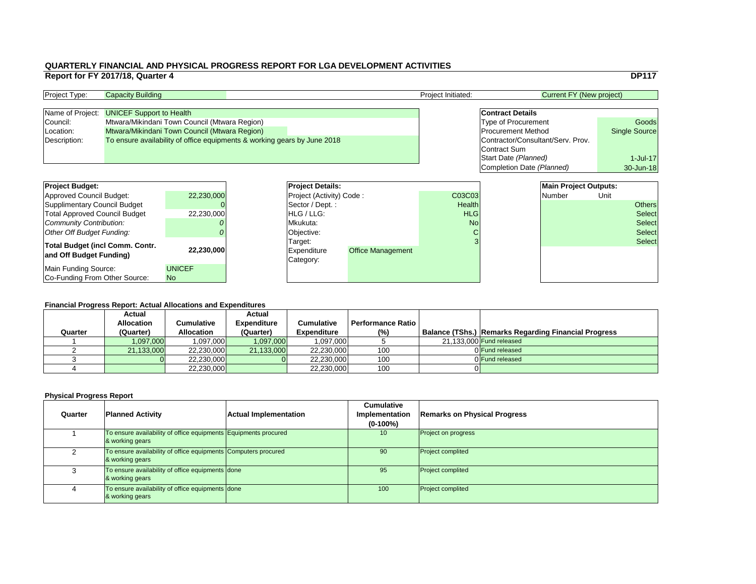# QUARTERLY FINANCIAL AND PHYSICAL PROGRESS REPORT FOR LGA DEVELOPMENT ACTIVITIES

## Report for FY 2017/18, Quarter 4

**DP117**

| Project Type: | Capacity Building | Project Initiated: | Current FY (New project) |
|---|---|---|---|

| | |
|---|---|
| Name of Project: | UNICEF Support to Health |
| Council: | Mtwara/Mikindani Town Council (Mtwara Region) |
| Location: | Mtwara/Mikindani Town Council (Mtwara Region) |
| Description: | To ensure availability of office equipments & working gears by June 2018 |

| **Contract Details** | |
|---|---|
| Type of Procurement | Goods |
| Procurement Method | Single Source |
| Contractor/Consultant/Serv. Prov. | |
| Contract Sum | |
| Start Date *(Planned)* | 1-Jul-17 |
| Completion Date *(Planned)* | 30-Jun-18 |

| **Project Budget:** | |
|---|---|
| Approved Council Budget: | 22,230,000 |
| Supplimentary Council Budget | 0 |
| Total Approved Council Budget | 22,230,000 |
| *Community Contribution:* | *0* |
| *Other Off Budget Funding:* | *0* |
| **Total Budget (incl Comm. Contr. and Off Budget Funding)** | **22,230,000** |
| Main Funding Source: | UNICEF |
| Co-Funding From Other Source: | No |

| **Project Details:** | |
|---|---|
| Project (Activity) Code : | C03C03 |
| Sector / Dept. : | Health |
| HLG / LLG: | HLG |
| Mkukuta: | No |
| Objective: | C |
| Target: | 3 |
| Expenditure Category: | Office Management |

| **Main Project Outputs:** | |
|---|---|
| Number | Unit |
| | Others |
| | Select |
| | Select |
| | Select |
| | Select |

### Financial Progress Report: Actual Allocations and Expenditures

| Quarter | Actual Allocation (Quarter) | Cumulative Allocation | Actual Expenditure (Quarter) | Cumulative Expenditure | Performance Ratio (%) | Balance (TShs.) | Remarks Regarding Financial Progress |
|---|---|---|---|---|---|---|---|
| 1 | 1,097,000 | 1,097,000 | 1,097,000 | 1,097,000 | 5 | 21,133,000 | Fund released |
| 2 | 21,133,000 | 22,230,000 | 21,133,000 | 22,230,000 | 100 | 0 | Fund released |
| 3 | 0 | 22,230,000 | 0 | 22,230,000 | 100 | 0 | Fund released |
| 4 | | 22,230,000 | | 22,230,000 | 100 | 0 | |

### Physical Progress Report

| Quarter | Planned Activity | Actual Implementation | Cumulative Implementation (0-100%) | Remarks on Physical Progress |
|---|---|---|---|---|
| 1 | To ensure availability of office equipments & working gears | Equipments procured | 10 | Project on progress |
| 2 | To ensure availability of office equipments & working gears | Computers procured | 90 | Project complited |
| 3 | To ensure availability of office equipments & working gears | done | 95 | Project complited |
| 4 | To ensure availability of office equipments & working gears | done | 100 | Project complited |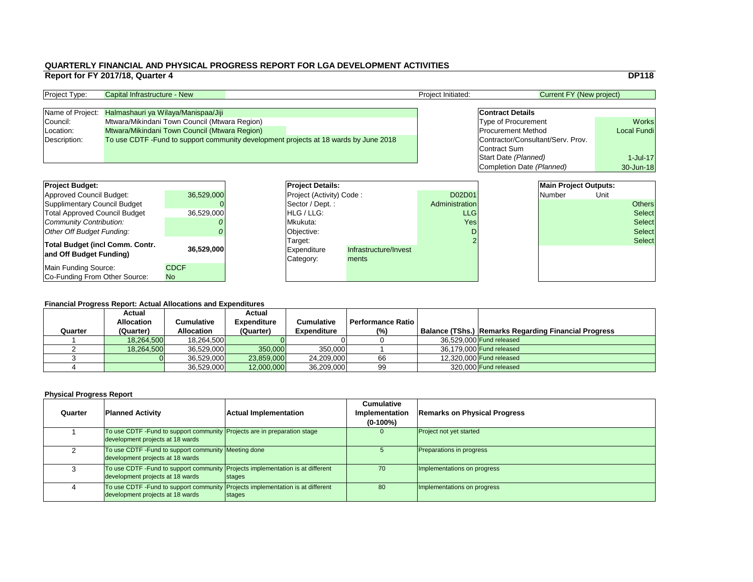# QUARTERLY FINANCIAL AND PHYSICAL PROGRESS REPORT FOR LGA DEVELOPMENT ACTIVITIES

## Report for FY 2017/18, Quarter 4

**DP118**

| Project Type: | Capital Infrastructure - New | Project Initiated: | Current FY (New project) |
|---|---|---|---|

| | |
|---|---|
| Name of Project: | Halmashauri ya Wilaya/Manispaa/Jiji |
| Council: | Mtwara/Mikindani Town Council (Mtwara Region) |
| Location: | Mtwara/Mikindani Town Council (Mtwara Region) |
| Description: | To use CDTF -Fund to support community development projects at 18 wards by June 2018 |

| **Contract Details** | |
|---|---|
| Type of Procurement | Works |
| Procurement Method | Local Fundi |
| Contractor/Consultant/Serv. Prov. | |
| Contract Sum | |
| Start Date *(Planned)* | 1-Jul-17 |
| Completion Date *(Planned)* | 30-Jun-18 |

| **Project Budget:** | |
|---|---|
| Approved Council Budget: | 36,529,000 |
| Supplimentary Council Budget | 0 |
| Total Approved Council Budget | 36,529,000 |
| *Community Contribution:* | *0* |
| *Other Off Budget Funding:* | *0* |
| **Total Budget (incl Comm. Contr. and Off Budget Funding)** | **36,529,000** |
| Main Funding Source: | CDCF |
| Co-Funding From Other Source: | No |

| **Project Details:** | | |
|---|---|---|
| Project (Activity) Code : | | D02D01 |
| Sector / Dept. : | | Administration |
| HLG / LLG: | | LLG |
| Mkukuta: | | Yes |
| Objective: | | D |
| Target: | | 2 |
| Expenditure Category: | Infrastructure/Investments | |

| **Main Project Outputs:** | |
|---|---|
| Number | Unit |
| | Others |
| | Select |
| | Select |
| | Select |
| | Select |

### Financial Progress Report: Actual Allocations and Expenditures

| Quarter | Actual Allocation (Quarter) | Cumulative Allocation | Actual Expenditure (Quarter) | Cumulative Expenditure | Performance Ratio (%) | Balance (TShs.) | Remarks Regarding Financial Progress |
|---|---|---|---|---|---|---|---|
| 1 | 18,264,500 | 18,264,500 | 0 | 0 | 0 | 36,529,000 | Fund released |
| 2 | 18,264,500 | 36,529,000 | 350,000 | 350,000 | 1 | 36,179,000 | Fund released |
| 3 | 0 | 36,529,000 | 23,859,000 | 24,209,000 | 66 | 12,320,000 | Fund released |
| 4 | | 36,529,000 | 12,000,000 | 36,209,000 | 99 | 320,000 | Fund released |

### Physical Progress Report

| Quarter | Planned Activity | Actual Implementation | Cumulative Implementation (0-100%) | Remarks on Physical Progress |
|---|---|---|---|---|
| 1 | To use CDTF -Fund to support community development projects at 18 wards | Projects are in preparation stage | 0 | Project not yet started |
| 2 | To use CDTF -Fund to support community development projects at 18 wards | Meeting done | 5 | Preparations in progress |
| 3 | To use CDTF -Fund to support community development projects at 18 wards | Projects implementation is at different stages | 70 | Implementations on progress |
| 4 | To use CDTF -Fund to support community development projects at 18 wards | Projects implementation is at different stages | 80 | Implementations on progress |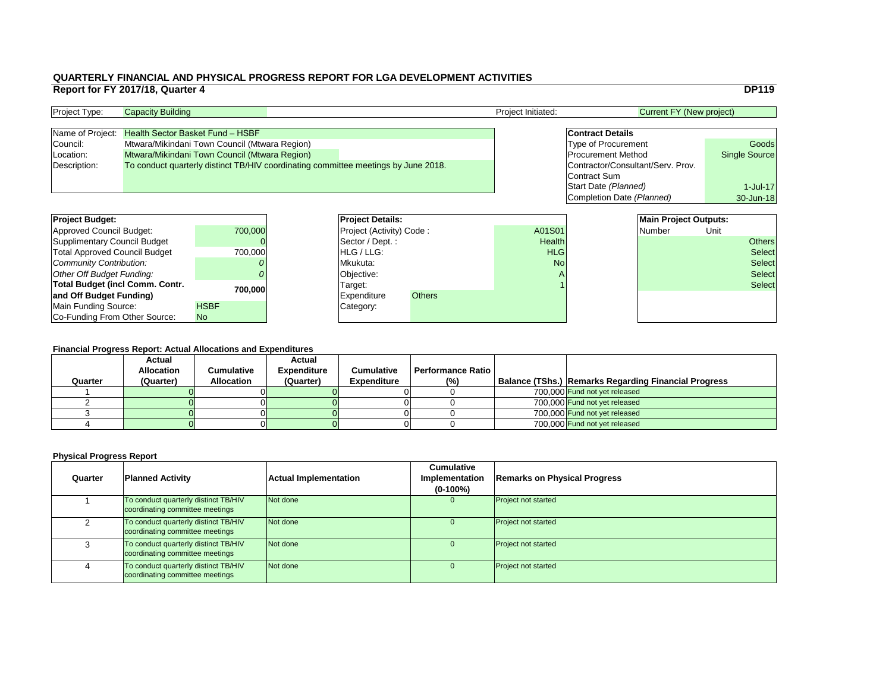# QUARTERLY FINANCIAL AND PHYSICAL PROGRESS REPORT FOR LGA DEVELOPMENT ACTIVITIES

## Report for FY 2017/18, Quarter 4

**DP119**

| | | | |
|---|---|---|---|
| Project Type: | Capacity Building | Project Initiated: | Current FY (New project) |

| | |
|---|---|
| Name of Project: | Health Sector Basket Fund – HSBF |
| Council: | Mtwara/Mikindani Town Council (Mtwara Region) |
| Location: | Mtwara/Mikindani Town Council (Mtwara Region) |
| Description: | To conduct quarterly distinct TB/HIV coordinating committee meetings by June 2018. |

| **Contract Details** | |
|---|---|
| Type of Procurement | Goods |
| Procurement Method | Single Source |
| Contractor/Consultant/Serv. Prov. | |
| Contract Sum | |
| Start Date *(Planned)* | 1-Jul-17 |
| Completion Date *(Planned)* | 30-Jun-18 |

| **Project Budget:** | |
|---|---|
| Approved Council Budget: | 700,000 |
| Supplimentary Council Budget | 0 |
| Total Approved Council Budget | 700,000 |
| *Community Contribution:* | *0* |
| *Other Off Budget Funding:* | *0* |
| **Total Budget (incl Comm. Contr. and Off Budget Funding)** | **700,000** |
| Main Funding Source: | HSBF |
| Co-Funding From Other Source: | No |

| **Project Details:** | |
|---|---|
| Project (Activity) Code : | A01S01 |
| Sector / Dept. : | Health |
| HLG / LLG: | HLG |
| Mkukuta: | No |
| Objective: | A |
| Target: | 1 |
| Expenditure Category: | Others |

| **Main Project Outputs:** | |
|---|---|
| Number | Unit |
| | Others |
| | Select |
| | Select |
| | Select |
| | Select |

### Financial Progress Report: Actual Allocations and Expenditures

| Quarter | Actual Allocation (Quarter) | Cumulative Allocation | Actual Expenditure (Quarter) | Cumulative Expenditure | Performance Ratio (%) | Balance (TShs.) | Remarks Regarding Financial Progress |
|---|---|---|---|---|---|---|---|
| 1 | 0 | 0 | 0 | 0 | 0 | 700,000 | Fund not yet released |
| 2 | 0 | 0 | 0 | 0 | 0 | 700,000 | Fund not yet released |
| 3 | 0 | 0 | 0 | 0 | 0 | 700,000 | Fund not yet released |
| 4 | 0 | 0 | 0 | 0 | 0 | 700,000 | Fund not yet released |

### Physical Progress Report

| Quarter | Planned Activity | Actual Implementation | Cumulative Implementation (0-100%) | Remarks on Physical Progress |
|---|---|---|---|---|
| 1 | To conduct quarterly distinct TB/HIV coordinating committee meetings | Not done | 0 | Project not started |
| 2 | To conduct quarterly distinct TB/HIV coordinating committee meetings | Not done | 0 | Project not started |
| 3 | To conduct quarterly distinct TB/HIV coordinating committee meetings | Not done | 0 | Project not started |
| 4 | To conduct quarterly distinct TB/HIV coordinating committee meetings | Not done | 0 | Project not started |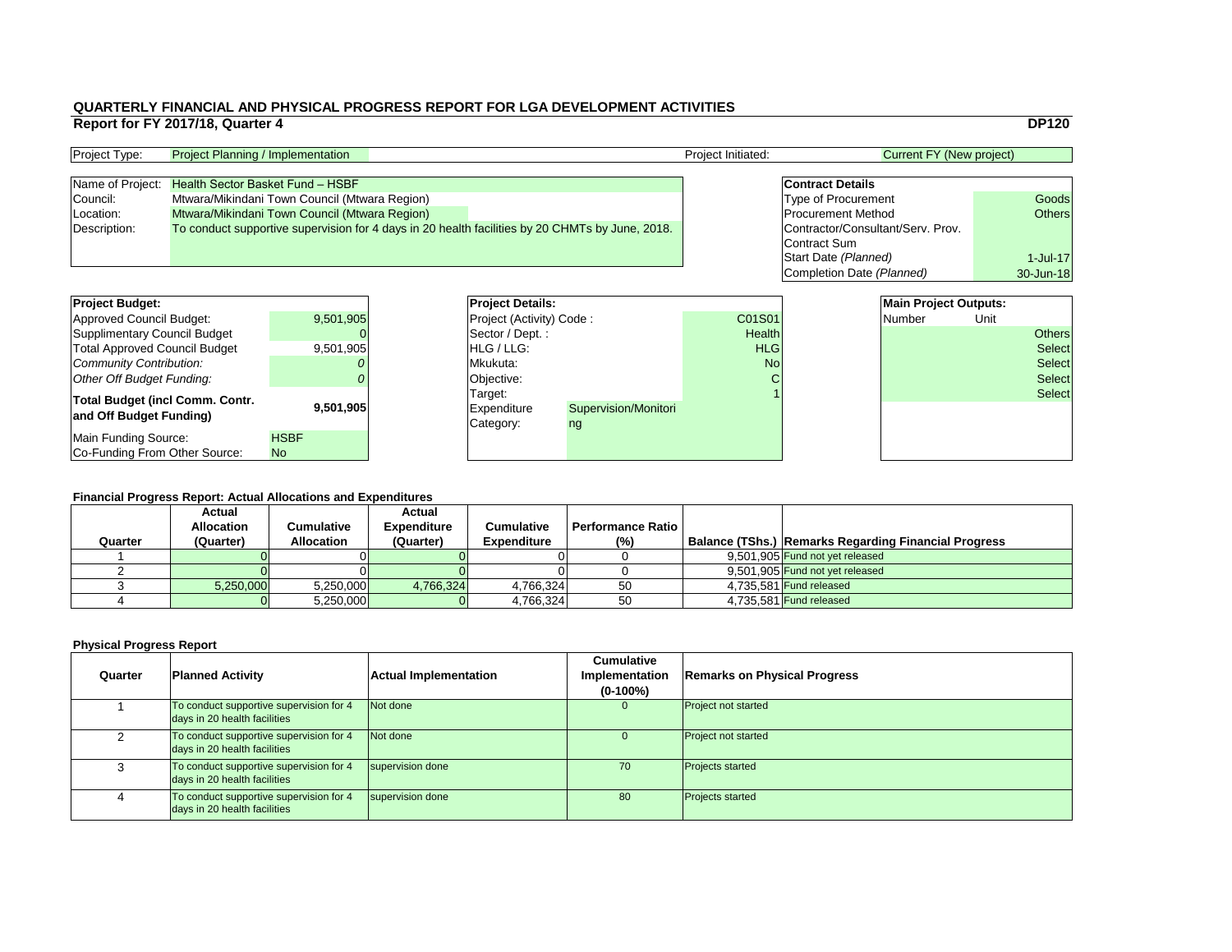# QUARTERLY FINANCIAL AND PHYSICAL PROGRESS REPORT FOR LGA DEVELOPMENT ACTIVITIES

## Report for FY 2017/18, Quarter 4

**DP120**

| Project Type: | Project Planning / Implementation | Project Initiated: | Current FY (New project) |
|---|---|---|---|

| | |
|---|---|
| Name of Project: | Health Sector Basket Fund – HSBF |
| Council: | Mtwara/Mikindani Town Council (Mtwara Region) |
| Location: | Mtwara/Mikindani Town Council (Mtwara Region) |
| Description: | To conduct supportive supervision for 4 days in 20 health facilities by 20 CHMTs by June, 2018. |

| **Contract Details** | |
|---|---|
| Type of Procurement | Goods |
| Procurement Method | Others |
| Contractor/Consultant/Serv. Prov. | |
| Contract Sum | |
| Start Date *(Planned)* | 1-Jul-17 |
| Completion Date *(Planned)* | 30-Jun-18 |

| **Project Budget:** | |
|---|---|
| Approved Council Budget: | 9,501,905 |
| Supplimentary Council Budget | 0 |
| Total Approved Council Budget | 9,501,905 |
| *Community Contribution:* | *0* |
| *Other Off Budget Funding:* | *0* |
| **Total Budget (incl Comm. Contr. and Off Budget Funding)** | **9,501,905** |
| Main Funding Source: | HSBF |
| Co-Funding From Other Source: | No |

| **Project Details:** | |
|---|---|
| Project (Activity) Code : | C01S01 |
| Sector / Dept. : | Health |
| HLG / LLG: | HLG |
| Mkukuta: | No |
| Objective: | C |
| Target: | 1 |
| Expenditure Category: | Supervision/Monitoring |

| **Main Project Outputs:** | |
|---|---|
| Number | Unit |
| | Others |
| | Select |
| | Select |
| | Select |
| | Select |

### Financial Progress Report: Actual Allocations and Expenditures

| Quarter | Actual Allocation (Quarter) | Cumulative Allocation | Actual Expenditure (Quarter) | Cumulative Expenditure | Performance Ratio (%) | Balance (TShs.) | Remarks Regarding Financial Progress |
|---|---|---|---|---|---|---|---|
| 1 | 0 | 0 | 0 | 0 | 0 | 9,501,905 | Fund not yet released |
| 2 | 0 | 0 | 0 | 0 | 0 | 9,501,905 | Fund not yet released |
| 3 | 5,250,000 | 5,250,000 | 4,766,324 | 4,766,324 | 50 | 4,735,581 | Fund released |
| 4 | 0 | 5,250,000 | 0 | 4,766,324 | 50 | 4,735,581 | Fund released |

### Physical Progress Report

| Quarter | Planned Activity | Actual Implementation | Cumulative Implementation (0-100%) | Remarks on Physical Progress |
|---|---|---|---|---|
| 1 | To conduct supportive supervision for 4 days in 20 health facilities | Not done | 0 | Project not started |
| 2 | To conduct supportive supervision for 4 days in 20 health facilities | Not done | 0 | Project not started |
| 3 | To conduct supportive supervision for 4 days in 20 health facilities | supervision done | 70 | Projects started |
| 4 | To conduct supportive supervision for 4 days in 20 health facilities | supervision done | 80 | Projects started |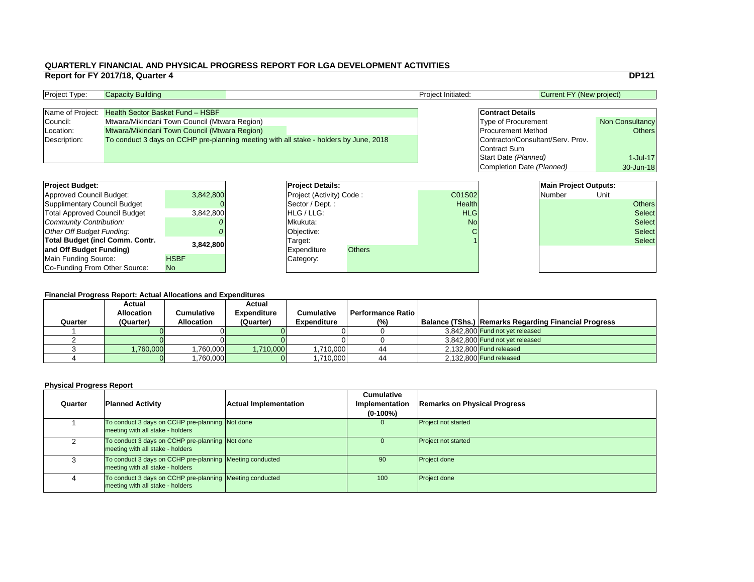# QUARTERLY FINANCIAL AND PHYSICAL PROGRESS REPORT FOR LGA DEVELOPMENT ACTIVITIES

## Report for FY 2017/18, Quarter 4

**DP121**

| Project Type: | Capacity Building | Project Initiated: | Current FY (New project) |
|---|---|---|---|

| | |
|---|---|
| Name of Project: | Health Sector Basket Fund – HSBF |
| Council: | Mtwara/Mikindani Town Council (Mtwara Region) |
| Location: | Mtwara/Mikindani Town Council (Mtwara Region) |
| Description: | To conduct 3 days on CCHP pre-planning meeting with all stake - holders by June, 2018 |

| **Contract Details** | |
|---|---|
| Type of Procurement | Non Consultancy |
| Procurement Method | Others |
| Contractor/Consultant/Serv. Prov. | |
| Contract Sum | |
| Start Date *(Planned)* | 1-Jul-17 |
| Completion Date *(Planned)* | 30-Jun-18 |

| **Project Budget:** | |
|---|---|
| Approved Council Budget: | 3,842,800 |
| Supplimentary Council Budget | 0 |
| Total Approved Council Budget | 3,842,800 |
| *Community Contribution:* | *0* |
| *Other Off Budget Funding:* | *0* |
| **Total Budget (incl Comm. Contr. and Off Budget Funding)** | **3,842,800** |
| Main Funding Source: | HSBF |
| Co-Funding From Other Source: | No |

| **Project Details:** | |
|---|---|
| Project (Activity) Code : | C01S02 |
| Sector / Dept. : | Health |
| HLG / LLG: | HLG |
| Mkukuta: | No |
| Objective: | C |
| Target: | 1 |
| Expenditure Category: | Others |

| **Main Project Outputs:** | |
|---|---|
| Number | Unit |
| | Others |
| | Select |
| | Select |
| | Select |
| | Select |

### Financial Progress Report: Actual Allocations and Expenditures

| Quarter | Actual Allocation (Quarter) | Cumulative Allocation | Actual Expenditure (Quarter) | Cumulative Expenditure | Performance Ratio (%) | Balance (TShs.) | Remarks Regarding Financial Progress |
|---|---|---|---|---|---|---|---|
| 1 | 0 | 0 | 0 | 0 | 0 | 3,842,800 | Fund not yet released |
| 2 | 0 | 0 | 0 | 0 | 0 | 3,842,800 | Fund not yet released |
| 3 | 1,760,000 | 1,760,000 | 1,710,000 | 1,710,000 | 44 | 2,132,800 | Fund released |
| 4 | 0 | 1,760,000 | 0 | 1,710,000 | 44 | 2,132,800 | Fund released |

### Physical Progress Report

| Quarter | Planned Activity | Actual Implementation | Cumulative Implementation (0-100%) | Remarks on Physical Progress |
|---|---|---|---|---|
| 1 | To conduct 3 days on CCHP pre-planning meeting with all stake - holders | Not done | 0 | Project not started |
| 2 | To conduct 3 days on CCHP pre-planning meeting with all stake - holders | Not done | 0 | Project not started |
| 3 | To conduct 3 days on CCHP pre-planning meeting with all stake - holders | Meeting conducted | 90 | Project done |
| 4 | To conduct 3 days on CCHP pre-planning meeting with all stake - holders | Meeting conducted | 100 | Project done |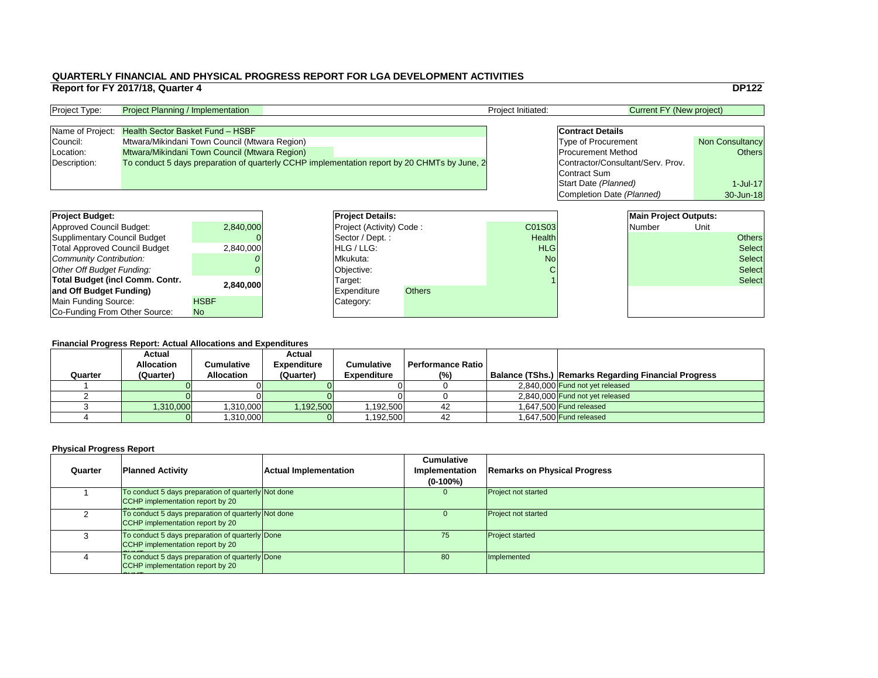# QUARTERLY FINANCIAL AND PHYSICAL PROGRESS REPORT FOR LGA DEVELOPMENT ACTIVITIES

## Report for FY 2017/18, Quarter 4

**DP122**

| Project Type: | Project Planning / Implementation | Project Initiated: | Current FY (New project) |
|---|---|---|---|

| | |
|---|---|
| Name of Project: | Health Sector Basket Fund – HSBF |
| Council: | Mtwara/Mikindani Town Council (Mtwara Region) |
| Location: | Mtwara/Mikindani Town Council (Mtwara Region) |
| Description: | To conduct 5 days preparation of quarterly CCHP implementation report by 20 CHMTs by June, 2 |

| **Contract Details** | |
|---|---|
| Type of Procurement | Non Consultancy |
| Procurement Method | Others |
| Contractor/Consultant/Serv. Prov. | |
| Contract Sum | |
| Start Date *(Planned)* | 1-Jul-17 |
| Completion Date *(Planned)* | 30-Jun-18 |

| **Project Budget:** | |
|---|---|
| Approved Council Budget: | 2,840,000 |
| Supplimentary Council Budget | 0 |
| Total Approved Council Budget | 2,840,000 |
| *Community Contribution:* | *0* |
| *Other Off Budget Funding:* | *0* |
| **Total Budget (incl Comm. Contr. and Off Budget Funding)** | **2,840,000** |
| Main Funding Source: | HSBF |
| Co-Funding From Other Source: | No |

| **Project Details:** | |
|---|---|
| Project (Activity) Code : | C01S03 |
| Sector / Dept. : | Health |
| HLG / LLG: | HLG |
| Mkukuta: | No |
| Objective: | C |
| Target: | 1 |
| Expenditure Category: | Others |

| **Main Project Outputs:** | |
|---|---|
| Number | Unit |
| | Others |
| | Select |
| | Select |
| | Select |
| | Select |

### Financial Progress Report: Actual Allocations and Expenditures

| Quarter | Actual Allocation (Quarter) | Cumulative Allocation | Actual Expenditure (Quarter) | Cumulative Expenditure | Performance Ratio (%) | Balance (TShs.) | Remarks Regarding Financial Progress |
|---|---|---|---|---|---|---|---|
| 1 | 0 | 0 | 0 | 0 | 0 | 2,840,000 | Fund not yet released |
| 2 | 0 | 0 | 0 | 0 | 0 | 2,840,000 | Fund not yet released |
| 3 | 1,310,000 | 1,310,000 | 1,192,500 | 1,192,500 | 42 | 1,647,500 | Fund released |
| 4 | 0 | 1,310,000 | 0 | 1,192,500 | 42 | 1,647,500 | Fund released |

### Physical Progress Report

| Quarter | Planned Activity | Actual Implementation | Cumulative Implementation (0-100%) | Remarks on Physical Progress |
|---|---|---|---|---|
| 1 | To conduct 5 days preparation of quarterly CCHP implementation report by 20 CHMT | Not done | 0 | Project not started |
| 2 | To conduct 5 days preparation of quarterly CCHP implementation report by 20 CHMT | Not done | 0 | Project not started |
| 3 | To conduct 5 days preparation of quarterly CCHP implementation report by 20 CHMT | Done | 75 | Project started |
| 4 | To conduct 5 days preparation of quarterly CCHP implementation report by 20 CHMT | Done | 80 | Implemented |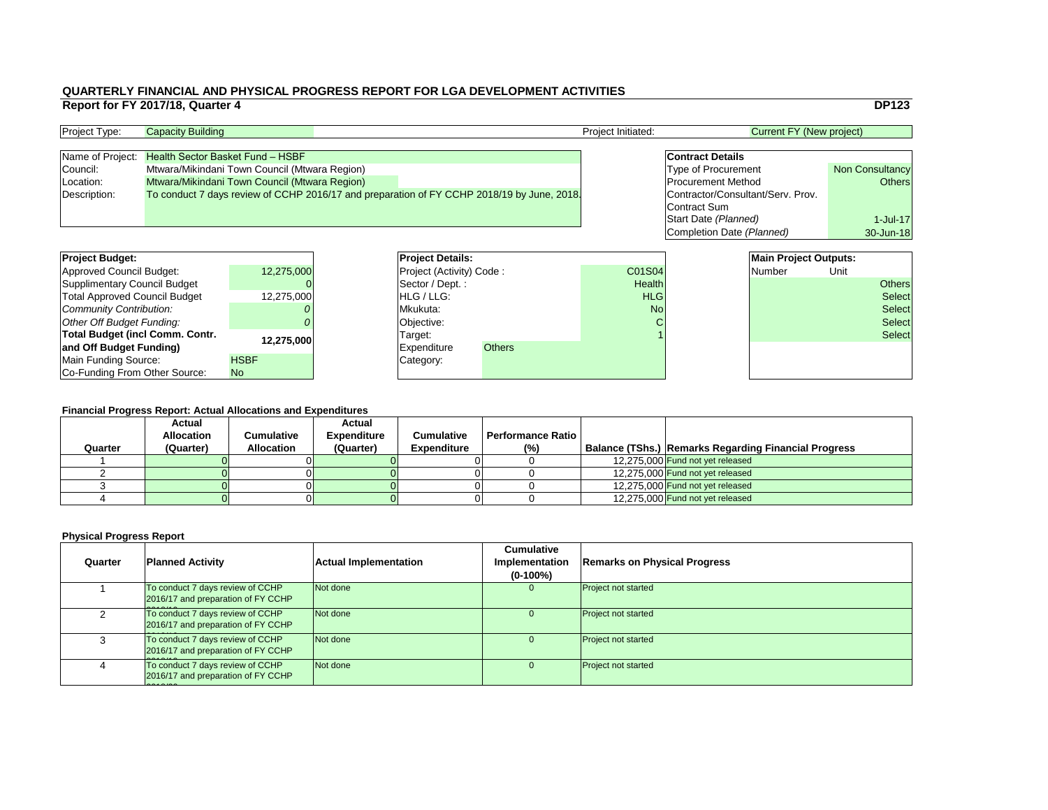# QUARTERLY FINANCIAL AND PHYSICAL PROGRESS REPORT FOR LGA DEVELOPMENT ACTIVITIES

## Report for FY 2017/18, Quarter 4

**DP123**

| Project Type: | Capacity Building | Project Initiated: | Current FY (New project) |
|---|---|---|---|

| | |
|---|---|
| Name of Project: | Health Sector Basket Fund – HSBF |
| Council: | Mtwara/Mikindani Town Council (Mtwara Region) |
| Location: | Mtwara/Mikindani Town Council (Mtwara Region) |
| Description: | To conduct 7 days review of CCHP 2016/17 and preparation of FY CCHP 2018/19 by June, 2018. |

| **Contract Details** | |
|---|---|
| Type of Procurement | Non Consultancy |
| Procurement Method | Others |
| Contractor/Consultant/Serv. Prov. | |
| Contract Sum | |
| Start Date *(Planned)* | 1-Jul-17 |
| Completion Date *(Planned)* | 30-Jun-18 |

| **Project Budget:** | |
|---|---|
| Approved Council Budget: | 12,275,000 |
| Supplimentary Council Budget | 0 |
| Total Approved Council Budget | 12,275,000 |
| *Community Contribution:* | *0* |
| *Other Off Budget Funding:* | *0* |
| **Total Budget (incl Comm. Contr. and Off Budget Funding)** | **12,275,000** |
| Main Funding Source: | HSBF |
| Co-Funding From Other Source: | No |

| **Project Details:** | |
|---|---|
| Project (Activity) Code : | C01S04 |
| Sector / Dept. : | Health |
| HLG / LLG: | HLG |
| Mkukuta: | No |
| Objective: | C |
| Target: | 1 |
| Expenditure Category: | Others |

| **Main Project Outputs:** | |
|---|---|
| Number | Unit |
| | Others |
| | Select |
| | Select |
| | Select |
| | Select |

### Financial Progress Report: Actual Allocations and Expenditures

| Quarter | Actual Allocation (Quarter) | Cumulative Allocation | Actual Expenditure (Quarter) | Cumulative Expenditure | Performance Ratio (%) | Balance (TShs.) | Remarks Regarding Financial Progress |
|---|---|---|---|---|---|---|---|
| 1 | 0 | 0 | 0 | 0 | 0 | 12,275,000 | Fund not yet released |
| 2 | 0 | 0 | 0 | 0 | 0 | 12,275,000 | Fund not yet released |
| 3 | 0 | 0 | 0 | 0 | 0 | 12,275,000 | Fund not yet released |
| 4 | 0 | 0 | 0 | 0 | 0 | 12,275,000 | Fund not yet released |

### Physical Progress Report

| Quarter | Planned Activity | Actual Implementation | Cumulative Implementation (0-100%) | Remarks on Physical Progress |
|---|---|---|---|---|
| 1 | To conduct 7 days review of CCHP 2016/17 and preparation of FY CCHP | Not done | 0 | Project not started |
| 2 | To conduct 7 days review of CCHP 2016/17 and preparation of FY CCHP | Not done | 0 | Project not started |
| 3 | To conduct 7 days review of CCHP 2016/17 and preparation of FY CCHP | Not done | 0 | Project not started |
| 4 | To conduct 7 days review of CCHP 2016/17 and preparation of FY CCHP | Not done | 0 | Project not started |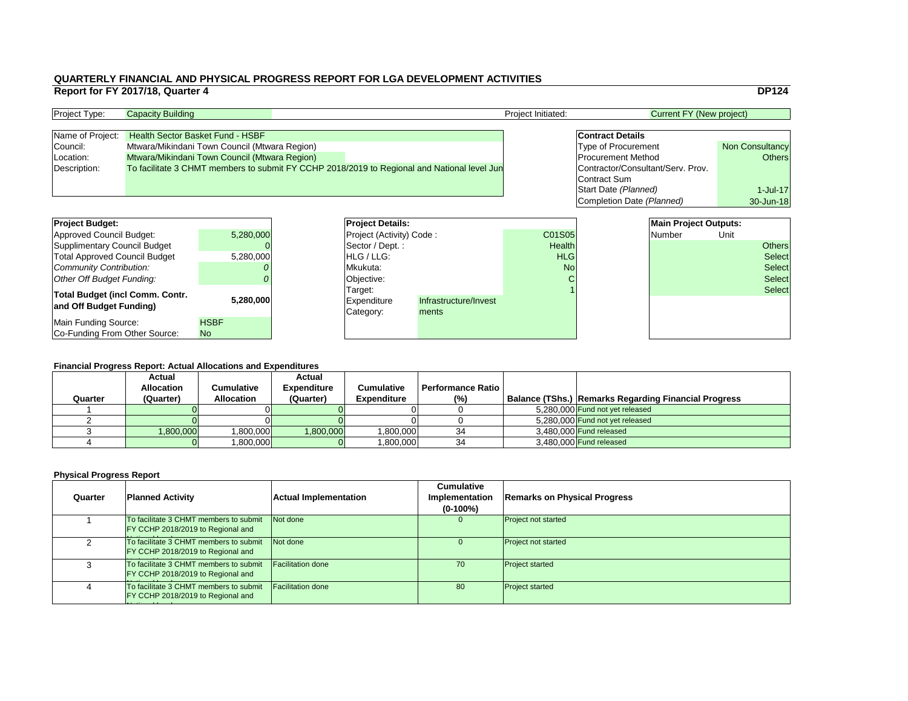# QUARTERLY FINANCIAL AND PHYSICAL PROGRESS REPORT FOR LGA DEVELOPMENT ACTIVITIES

## Report for FY 2017/18, Quarter 4

**DP124**

| Project Type: | Capacity Building | Project Initiated: | Current FY (New project) |
|---|---|---|---|

| | |
|---|---|
| Name of Project: | Health Sector Basket Fund - HSBF |
| Council: | Mtwara/Mikindani Town Council (Mtwara Region) |
| Location: | Mtwara/Mikindani Town Council (Mtwara Region) |
| Description: | To facilitate 3 CHMT members to submit FY CCHP 2018/2019 to Regional and National level Jun |

| **Contract Details** | |
|---|---|
| Type of Procurement | Non Consultancy |
| Procurement Method | Others |
| Contractor/Consultant/Serv. Prov. | |
| Contract Sum | |
| Start Date *(Planned)* | 1-Jul-17 |
| Completion Date *(Planned)* | 30-Jun-18 |

| **Project Budget:** | |
|---|---|
| Approved Council Budget: | 5,280,000 |
| Supplimentary Council Budget | 0 |
| Total Approved Council Budget | 5,280,000 |
| *Community Contribution:* | *0* |
| *Other Off Budget Funding:* | *0* |
| **Total Budget (incl Comm. Contr. and Off Budget Funding)** | **5,280,000** |
| Main Funding Source: | HSBF |
| Co-Funding From Other Source: | No |

| **Project Details:** | |
|---|---|
| Project (Activity) Code : | C01S05 |
| Sector / Dept. : | Health |
| HLG / LLG: | HLG |
| Mkukuta: | No |
| Objective: | C |
| Target: | 1 |
| Expenditure Category: | Infrastructure/Investments |

| **Main Project Outputs:** | |
|---|---|
| Number | Unit |
| | Others |
| | Select |
| | Select |
| | Select |
| | Select |

### Financial Progress Report: Actual Allocations and Expenditures

| Quarter | Actual Allocation (Quarter) | Cumulative Allocation | Actual Expenditure (Quarter) | Cumulative Expenditure | Performance Ratio (%) | Balance (TShs.) | Remarks Regarding Financial Progress |
|---|---|---|---|---|---|---|---|
| 1 | 0 | 0 | 0 | 0 | 0 | 5,280,000 | Fund not yet released |
| 2 | 0 | 0 | 0 | 0 | 0 | 5,280,000 | Fund not yet released |
| 3 | 1,800,000 | 1,800,000 | 1,800,000 | 1,800,000 | 34 | 3,480,000 | Fund released |
| 4 | 0 | 1,800,000 | 0 | 1,800,000 | 34 | 3,480,000 | Fund released |

### Physical Progress Report

| Quarter | Planned Activity | Actual Implementation | Cumulative Implementation (0-100%) | Remarks on Physical Progress |
|---|---|---|---|---|
| 1 | To facilitate 3 CHMT members to submit FY CCHP 2018/2019 to Regional and National level | Not done | 0 | Project not started |
| 2 | To facilitate 3 CHMT members to submit FY CCHP 2018/2019 to Regional and National level | Not done | 0 | Project not started |
| 3 | To facilitate 3 CHMT members to submit FY CCHP 2018/2019 to Regional and National level | Facilitation done | 70 | Project started |
| 4 | To facilitate 3 CHMT members to submit FY CCHP 2018/2019 to Regional and National level | Facilitation done | 80 | Project started |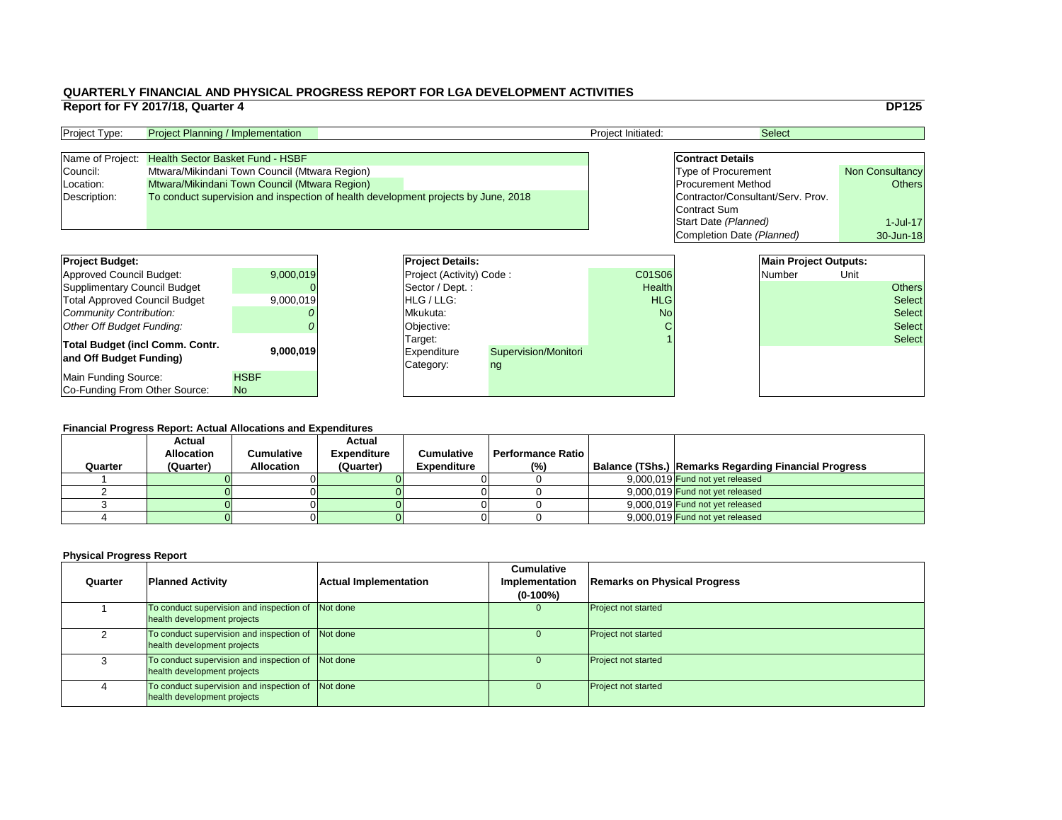# QUARTERLY FINANCIAL AND PHYSICAL PROGRESS REPORT FOR LGA DEVELOPMENT ACTIVITIES

## Report for FY 2017/18, Quarter 4

**DP125**

| Project Type: | Project Planning / Implementation | Project Initiated: | Select |
|---|---|---|---|

| | |
|---|---|
| Name of Project: | Health Sector Basket Fund - HSBF |
| Council: | Mtwara/Mikindani Town Council (Mtwara Region) |
| Location: | Mtwara/Mikindani Town Council (Mtwara Region) |
| Description: | To conduct supervision and inspection of health development projects by June, 2018 |

| **Contract Details** | |
|---|---|
| Type of Procurement | Non Consultancy |
| Procurement Method | Others |
| Contractor/Consultant/Serv. Prov. | |
| Contract Sum | |
| Start Date *(Planned)* | 1-Jul-17 |
| Completion Date *(Planned)* | 30-Jun-18 |

| **Project Budget:** | |
|---|---|
| Approved Council Budget: | 9,000,019 |
| Supplimentary Council Budget | 0 |
| Total Approved Council Budget | 9,000,019 |
| *Community Contribution:* | *0* |
| *Other Off Budget Funding:* | *0* |
| **Total Budget (incl Comm. Contr. and Off Budget Funding)** | **9,000,019** |
| Main Funding Source: | HSBF |
| Co-Funding From Other Source: | No |

| **Project Details:** | |
|---|---|
| Project (Activity) Code : | C01S06 |
| Sector / Dept. : | Health |
| HLG / LLG: | HLG |
| Mkukuta: | No |
| Objective: | C |
| Target: | 1 |
| Expenditure Category: | Supervision/Monitoring |

| **Main Project Outputs:** | |
|---|---|
| Number | Unit |
| | Others |
| | Select |
| | Select |
| | Select |
| | Select |

### Financial Progress Report: Actual Allocations and Expenditures

| Quarter | Actual Allocation (Quarter) | Cumulative Allocation | Actual Expenditure (Quarter) | Cumulative Expenditure | Performance Ratio (%) | Balance (TShs.) | Remarks Regarding Financial Progress |
|---|---|---|---|---|---|---|---|
| 1 | 0 | 0 | 0 | 0 | 0 | 9,000,019 | Fund not yet released |
| 2 | 0 | 0 | 0 | 0 | 0 | 9,000,019 | Fund not yet released |
| 3 | 0 | 0 | 0 | 0 | 0 | 9,000,019 | Fund not yet released |
| 4 | 0 | 0 | 0 | 0 | 0 | 9,000,019 | Fund not yet released |

### Physical Progress Report

| Quarter | Planned Activity | Actual Implementation | Cumulative Implementation (0-100%) | Remarks on Physical Progress |
|---|---|---|---|---|
| 1 | To conduct supervision and inspection of health development projects | Not done | 0 | Project not started |
| 2 | To conduct supervision and inspection of health development projects | Not done | 0 | Project not started |
| 3 | To conduct supervision and inspection of health development projects | Not done | 0 | Project not started |
| 4 | To conduct supervision and inspection of health development projects | Not done | 0 | Project not started |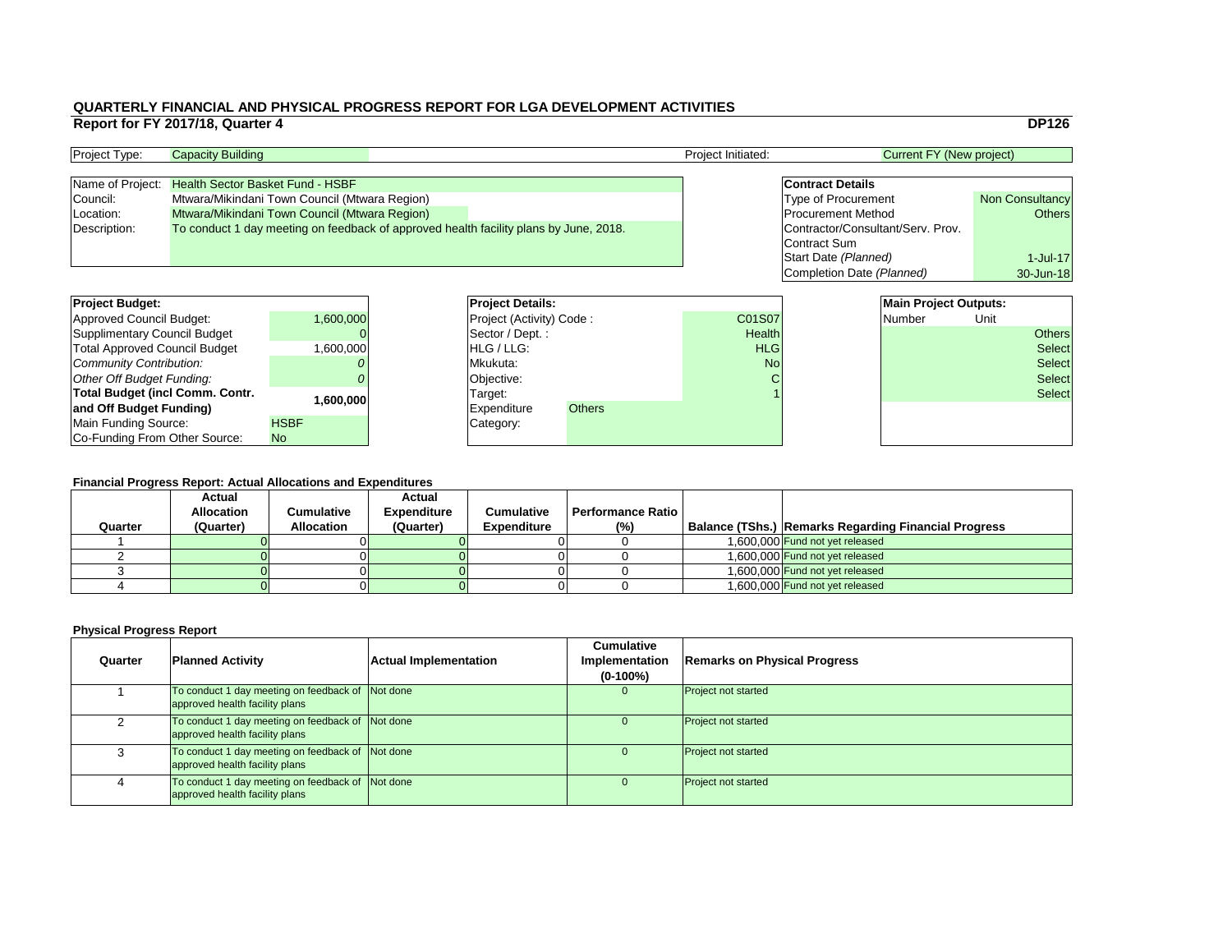# QUARTERLY FINANCIAL AND PHYSICAL PROGRESS REPORT FOR LGA DEVELOPMENT ACTIVITIES

**Report for FY 2017/18, Quarter 4** **DP126**

| Project Type: | Capacity Building | Project Initiated: | Current FY (New project) |
|---|---|---|---|

| | |
|---|---|
| Name of Project: | Health Sector Basket Fund - HSBF |
| Council: | Mtwara/Mikindani Town Council (Mtwara Region) |
| Location: | Mtwara/Mikindani Town Council (Mtwara Region) |
| Description: | To conduct 1 day meeting on feedback of approved health facility plans by June, 2018. |

| **Contract Details** | |
|---|---|
| Type of Procurement | Non Consultancy |
| Procurement Method | Others |
| Contractor/Consultant/Serv. Prov. | |
| Contract Sum | |
| Start Date *(Planned)* | 1-Jul-17 |
| Completion Date *(Planned)* | 30-Jun-18 |

| **Project Budget:** | |
|---|---|
| Approved Council Budget: | 1,600,000 |
| Supplimentary Council Budget | 0 |
| Total Approved Council Budget | 1,600,000 |
| *Community Contribution:* | *0* |
| *Other Off Budget Funding:* | *0* |
| **Total Budget (incl Comm. Contr. and Off Budget Funding)** | **1,600,000** |
| Main Funding Source: | HSBF |
| Co-Funding From Other Source: | No |

| **Project Details:** | |
|---|---|
| Project (Activity) Code : | C01S07 |
| Sector / Dept. : | Health |
| HLG / LLG: | HLG |
| Mkukuta: | No |
| Objective: | C |
| Target: | 1 |
| Expenditure Category: | Others |

| **Main Project Outputs:** | |
|---|---|
| Number | Unit |
| | Others |
| | Select |
| | Select |
| | Select |
| | Select |

**Financial Progress Report: Actual Allocations and Expenditures**

| Quarter | Actual Allocation (Quarter) | Cumulative Allocation | Actual Expenditure (Quarter) | Cumulative Expenditure | Performance Ratio (%) | Balance (TShs.) | Remarks Regarding Financial Progress |
|---|---|---|---|---|---|---|---|
| 1 | 0 | 0 | 0 | 0 | 0 | 1,600,000 | Fund not yet released |
| 2 | 0 | 0 | 0 | 0 | 0 | 1,600,000 | Fund not yet released |
| 3 | 0 | 0 | 0 | 0 | 0 | 1,600,000 | Fund not yet released |
| 4 | 0 | 0 | 0 | 0 | 0 | 1,600,000 | Fund not yet released |

**Physical Progress Report**

| Quarter | Planned Activity | Actual Implementation | Cumulative Implementation (0-100%) | Remarks on Physical Progress |
|---|---|---|---|---|
| 1 | To conduct 1 day meeting on feedback of approved health facility plans | Not done | 0 | Project not started |
| 2 | To conduct 1 day meeting on feedback of approved health facility plans | Not done | 0 | Project not started |
| 3 | To conduct 1 day meeting on feedback of approved health facility plans | Not done | 0 | Project not started |
| 4 | To conduct 1 day meeting on feedback of approved health facility plans | Not done | 0 | Project not started |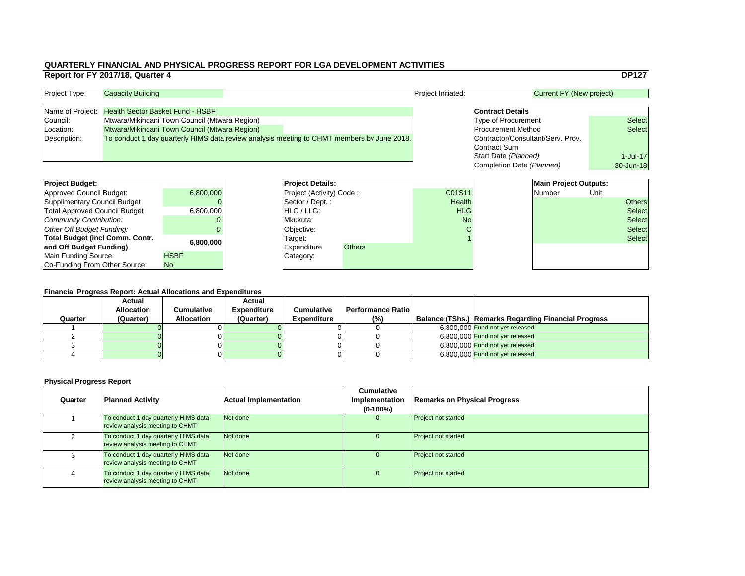# QUARTERLY FINANCIAL AND PHYSICAL PROGRESS REPORT FOR LGA DEVELOPMENT ACTIVITIES

## Report for FY 2017/18, Quarter 4

**DP127**

| Project Type: | Capacity Building | Project Initiated: | Current FY (New project) |
|---|---|---|---|

| | |
|---|---|
| Name of Project: | Health Sector Basket Fund - HSBF |
| Council: | Mtwara/Mikindani Town Council (Mtwara Region) |
| Location: | Mtwara/Mikindani Town Council (Mtwara Region) |
| Description: | To conduct 1 day quarterly HIMS data review analysis meeting to CHMT members by June 2018. |

| **Contract Details** | |
|---|---|
| Type of Procurement | Select |
| Procurement Method | Select |
| Contractor/Consultant/Serv. Prov. | |
| Contract Sum | |
| Start Date *(Planned)* | 1-Jul-17 |
| Completion Date *(Planned)* | 30-Jun-18 |

| **Project Budget:** | |
|---|---|
| Approved Council Budget: | 6,800,000 |
| Supplimentary Council Budget | 0 |
| Total Approved Council Budget | 6,800,000 |
| *Community Contribution:* | *0* |
| *Other Off Budget Funding:* | *0* |
| **Total Budget (incl Comm. Contr. and Off Budget Funding)** | **6,800,000** |
| Main Funding Source: | HSBF |
| Co-Funding From Other Source: | No |

| **Project Details:** | |
|---|---|
| Project (Activity) Code : | C01S11 |
| Sector / Dept. : | Health |
| HLG / LLG: | HLG |
| Mkukuta: | No |
| Objective: | C |
| Target: | 1 |
| Expenditure Category: | Others |

| **Main Project Outputs:** | |
|---|---|
| Number | Unit |
| | Others |
| | Select |
| | Select |
| | Select |
| | Select |

### Financial Progress Report: Actual Allocations and Expenditures

| Quarter | Actual Allocation (Quarter) | Cumulative Allocation | Actual Expenditure (Quarter) | Cumulative Expenditure | Performance Ratio (%) | Balance (TShs.) | Remarks Regarding Financial Progress |
|---|---|---|---|---|---|---|---|
| 1 | 0 | 0 | 0 | 0 | 0 | 6,800,000 | Fund not yet released |
| 2 | 0 | 0 | 0 | 0 | 0 | 6,800,000 | Fund not yet released |
| 3 | 0 | 0 | 0 | 0 | 0 | 6,800,000 | Fund not yet released |
| 4 | 0 | 0 | 0 | 0 | 0 | 6,800,000 | Fund not yet released |

### Physical Progress Report

| Quarter | Planned Activity | Actual Implementation | Cumulative Implementation (0-100%) | Remarks on Physical Progress |
|---|---|---|---|---|
| 1 | To conduct 1 day quarterly HIMS data review analysis meeting to CHMT | Not done | 0 | Project not started |
| 2 | To conduct 1 day quarterly HIMS data review analysis meeting to CHMT | Not done | 0 | Project not started |
| 3 | To conduct 1 day quarterly HIMS data review analysis meeting to CHMT | Not done | 0 | Project not started |
| 4 | To conduct 1 day quarterly HIMS data review analysis meeting to CHMT | Not done | 0 | Project not started |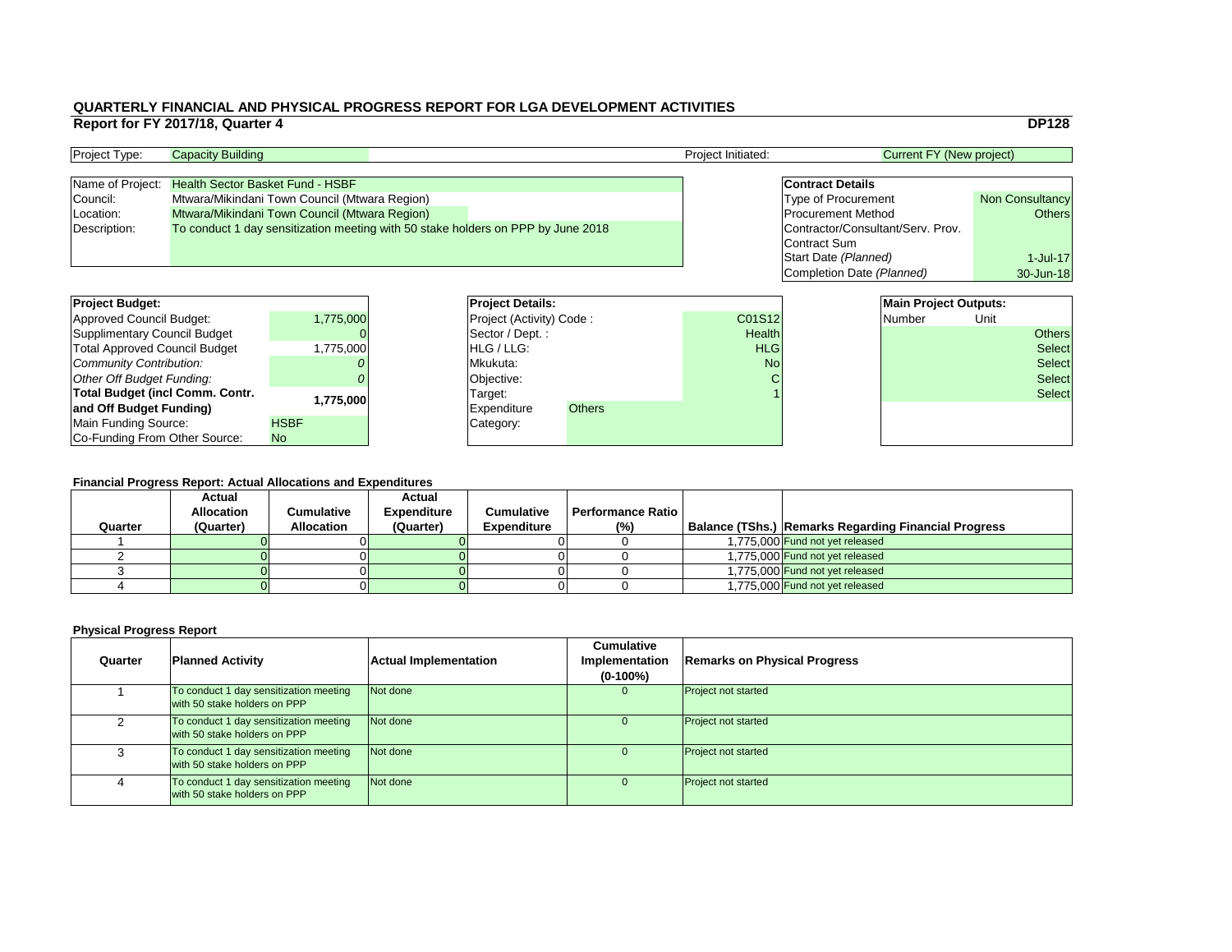# QUARTERLY FINANCIAL AND PHYSICAL PROGRESS REPORT FOR LGA DEVELOPMENT ACTIVITIES

## Report for FY 2017/18, Quarter 4

**DP128**

| Project Type: | Capacity Building | Project Initiated: | Current FY (New project) |
|---|---|---|---|

| Name of Project: | Health Sector Basket Fund - HSBF |
|---|---|
| Council: | Mtwara/Mikindani Town Council (Mtwara Region) |
| Location: | Mtwara/Mikindani Town Council (Mtwara Region) |
| Description: | To conduct 1 day sensitization meeting with 50 stake holders on PPP by June 2018 |

| **Contract Details** | |
|---|---|
| Type of Procurement | Non Consultancy |
| Procurement Method | Others |
| Contractor/Consultant/Serv. Prov. | |
| Contract Sum | |
| Start Date *(Planned)* | 1-Jul-17 |
| Completion Date *(Planned)* | 30-Jun-18 |

| **Project Budget:** | |
|---|---|
| Approved Council Budget: | 1,775,000 |
| Supplimentary Council Budget | 0 |
| Total Approved Council Budget | 1,775,000 |
| *Community Contribution:* | *0* |
| *Other Off Budget Funding:* | *0* |
| **Total Budget (incl Comm. Contr. and Off Budget Funding)** | **1,775,000** |
| Main Funding Source: | HSBF |
| Co-Funding From Other Source: | No |

| **Project Details:** | |
|---|---|
| Project (Activity) Code : | C01S12 |
| Sector / Dept. : | Health |
| HLG / LLG: | HLG |
| Mkukuta: | No |
| Objective: | C |
| Target: | 1 |
| Expenditure Category: | Others |

| **Main Project Outputs:** | |
|---|---|
| Number | Unit |
| | Others |
| | Select |
| | Select |
| | Select |
| | Select |

### Financial Progress Report: Actual Allocations and Expenditures

| Quarter | Actual Allocation (Quarter) | Cumulative Allocation | Actual Expenditure (Quarter) | Cumulative Expenditure | Performance Ratio (%) | Balance (TShs.) | Remarks Regarding Financial Progress |
|---|---|---|---|---|---|---|---|
| 1 | 0 | 0 | 0 | 0 | 0 | 1,775,000 | Fund not yet released |
| 2 | 0 | 0 | 0 | 0 | 0 | 1,775,000 | Fund not yet released |
| 3 | 0 | 0 | 0 | 0 | 0 | 1,775,000 | Fund not yet released |
| 4 | 0 | 0 | 0 | 0 | 0 | 1,775,000 | Fund not yet released |

### Physical Progress Report

| Quarter | Planned Activity | Actual Implementation | Cumulative Implementation (0-100%) | Remarks on Physical Progress |
|---|---|---|---|---|
| 1 | To conduct 1 day sensitization meeting with 50 stake holders on PPP | Not done | 0 | Project not started |
| 2 | To conduct 1 day sensitization meeting with 50 stake holders on PPP | Not done | 0 | Project not started |
| 3 | To conduct 1 day sensitization meeting with 50 stake holders on PPP | Not done | 0 | Project not started |
| 4 | To conduct 1 day sensitization meeting with 50 stake holders on PPP | Not done | 0 | Project not started |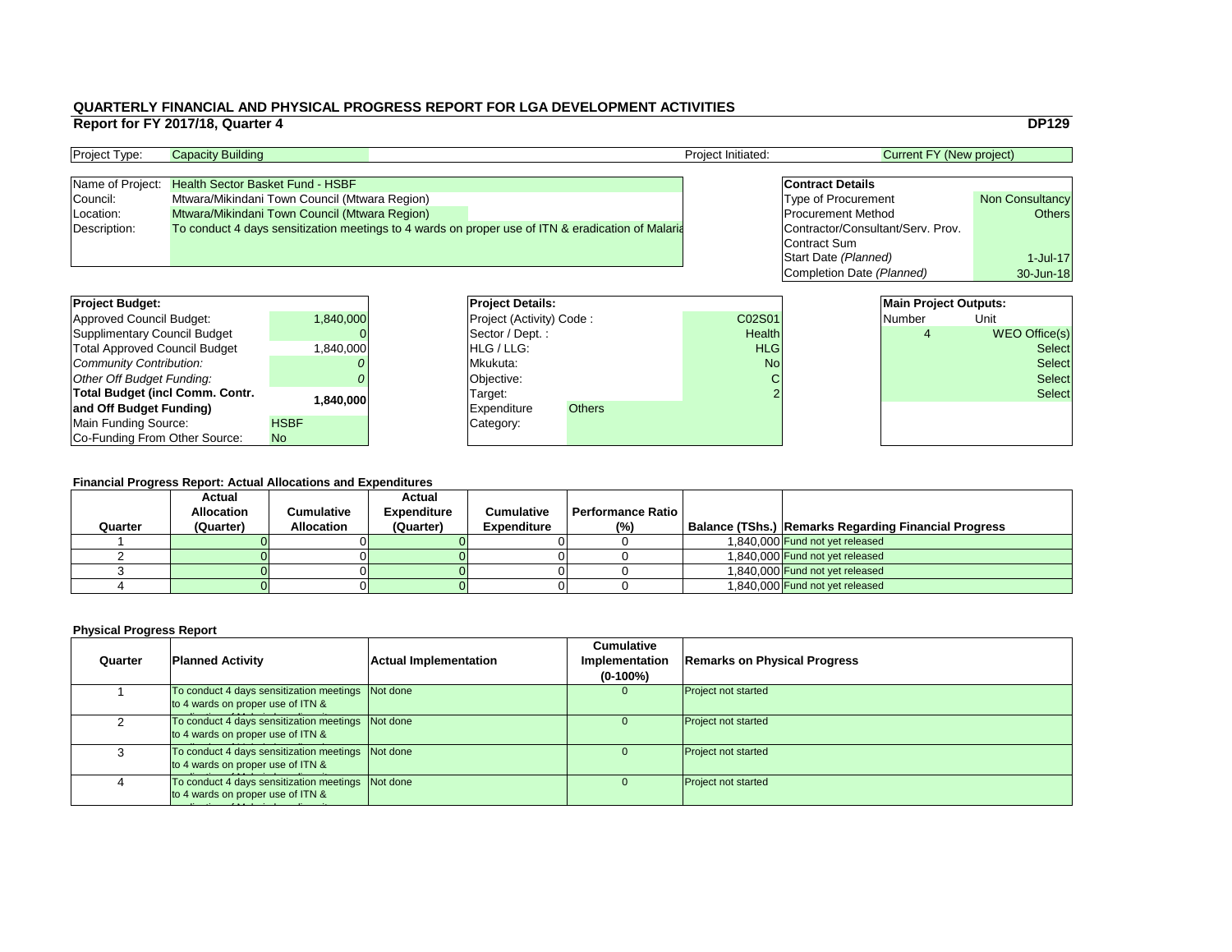## QUARTERLY FINANCIAL AND PHYSICAL PROGRESS REPORT FOR LGA DEVELOPMENT ACTIVITIES

**Report for FY 2017/18, Quarter 4** **DP129**

| Project Type: | Capacity Building | Project Initiated: | Current FY (New project) |
|---|---|---|---|

| | |
|---|---|
| Name of Project: | Health Sector Basket Fund - HSBF |
| Council: | Mtwara/Mikindani Town Council (Mtwara Region) |
| Location: | Mtwara/Mikindani Town Council (Mtwara Region) |
| Description: | To conduct 4 days sensitization meetings to 4 wards on proper use of ITN & eradication of Malaria |

| **Contract Details** | |
|---|---|
| Type of Procurement | Non Consultancy |
| Procurement Method | Others |
| Contractor/Consultant/Serv. Prov. | |
| Contract Sum | |
| Start Date *(Planned)* | 1-Jul-17 |
| Completion Date *(Planned)* | 30-Jun-18 |

| **Project Budget:** | |
|---|---|
| Approved Council Budget: | 1,840,000 |
| Supplimentary Council Budget | 0 |
| Total Approved Council Budget | 1,840,000 |
| *Community Contribution:* | *0* |
| *Other Off Budget Funding:* | *0* |
| **Total Budget (incl Comm. Contr. and Off Budget Funding)** | **1,840,000** |
| Main Funding Source: | HSBF |
| Co-Funding From Other Source: | No |

| **Project Details:** | |
|---|---|
| Project (Activity) Code : | C02S01 |
| Sector / Dept. : | Health |
| HLG / LLG: | HLG |
| Mkukuta: | No |
| Objective: | C |
| Target: | 2 |
| Expenditure Category: | Others |

| **Main Project Outputs:** | |
|---|---|
| Number | Unit |
| 4 | WEO Office(s) |
| | Select |
| | Select |
| | Select |
| | Select |

**Financial Progress Report: Actual Allocations and Expenditures**

| Quarter | Actual Allocation (Quarter) | Cumulative Allocation | Actual Expenditure (Quarter) | Cumulative Expenditure | Performance Ratio (%) | Balance (TShs.) | Remarks Regarding Financial Progress |
|---|---|---|---|---|---|---|---|
| 1 | 0 | 0 | 0 | 0 | 0 | 1,840,000 | Fund not yet released |
| 2 | 0 | 0 | 0 | 0 | 0 | 1,840,000 | Fund not yet released |
| 3 | 0 | 0 | 0 | 0 | 0 | 1,840,000 | Fund not yet released |
| 4 | 0 | 0 | 0 | 0 | 0 | 1,840,000 | Fund not yet released |

**Physical Progress Report**

| Quarter | Planned Activity | Actual Implementation | Cumulative Implementation (0-100%) | Remarks on Physical Progress |
|---|---|---|---|---|
| 1 | To conduct 4 days sensitization meetings to 4 wards on proper use of ITN & | Not done | 0 | Project not started |
| 2 | To conduct 4 days sensitization meetings to 4 wards on proper use of ITN & | Not done | 0 | Project not started |
| 3 | To conduct 4 days sensitization meetings to 4 wards on proper use of ITN & | Not done | 0 | Project not started |
| 4 | To conduct 4 days sensitization meetings to 4 wards on proper use of ITN & | Not done | 0 | Project not started |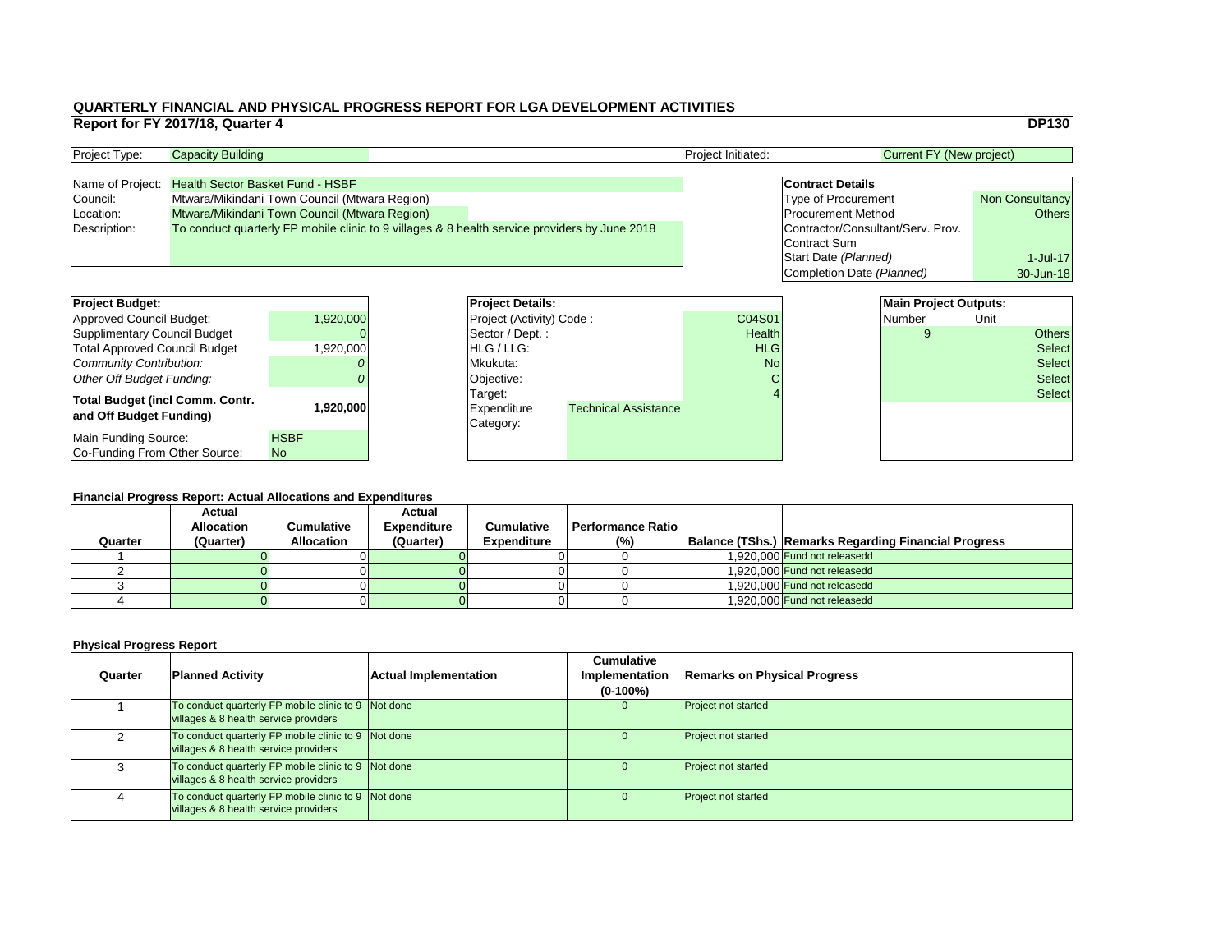# QUARTERLY FINANCIAL AND PHYSICAL PROGRESS REPORT FOR LGA DEVELOPMENT ACTIVITIES

## Report for FY 2017/18, Quarter 4

**DP130**

| Project Type: | Capacity Building | Project Initiated: | Current FY (New project) |
|---|---|---|---|

| | |
|---|---|
| Name of Project: | Health Sector Basket Fund - HSBF |
| Council: | Mtwara/Mikindani Town Council (Mtwara Region) |
| Location: | Mtwara/Mikindani Town Council (Mtwara Region) |
| Description: | To conduct quarterly FP mobile clinic to 9 villages & 8 health service providers by June 2018 |

| **Contract Details** | |
|---|---|
| Type of Procurement | Non Consultancy |
| Procurement Method | Others |
| Contractor/Consultant/Serv. Prov. | |
| Contract Sum | |
| Start Date *(Planned)* | 1-Jul-17 |
| Completion Date *(Planned)* | 30-Jun-18 |

| **Project Budget:** | |
|---|---|
| Approved Council Budget: | 1,920,000 |
| Supplimentary Council Budget | 0 |
| Total Approved Council Budget | 1,920,000 |
| *Community Contribution:* | *0* |
| *Other Off Budget Funding:* | *0* |
| **Total Budget (incl Comm. Contr. and Off Budget Funding)** | **1,920,000** |
| Main Funding Source: | HSBF |
| Co-Funding From Other Source: | No |

| **Project Details:** | |
|---|---|
| Project (Activity) Code : | C04S01 |
| Sector / Dept. : | Health |
| HLG / LLG: | HLG |
| Mkukuta: | No |
| Objective: | C |
| Target: | 4 |
| Expenditure Category: | Technical Assistance |

| **Main Project Outputs:** | |
|---|---|
| Number | Unit |
| 9 | Others |
| | Select |
| | Select |
| | Select |
| | Select |

### Financial Progress Report: Actual Allocations and Expenditures

| Quarter | Actual Allocation (Quarter) | Cumulative Allocation | Actual Expenditure (Quarter) | Cumulative Expenditure | Performance Ratio (%) | Balance (TShs.) | Remarks Regarding Financial Progress |
|---|---|---|---|---|---|---|---|
| 1 | 0 | 0 | 0 | 0 | 0 | 1,920,000 | Fund not releasedd |
| 2 | 0 | 0 | 0 | 0 | 0 | 1,920,000 | Fund not releasedd |
| 3 | 0 | 0 | 0 | 0 | 0 | 1,920,000 | Fund not releasedd |
| 4 | 0 | 0 | 0 | 0 | 0 | 1,920,000 | Fund not releasedd |

### Physical Progress Report

| Quarter | Planned Activity | Actual Implementation | Cumulative Implementation (0-100%) | Remarks on Physical Progress |
|---|---|---|---|---|
| 1 | To conduct quarterly FP mobile clinic to 9 villages & 8 health service providers | Not done | 0 | Project not started |
| 2 | To conduct quarterly FP mobile clinic to 9 villages & 8 health service providers | Not done | 0 | Project not started |
| 3 | To conduct quarterly FP mobile clinic to 9 villages & 8 health service providers | Not done | 0 | Project not started |
| 4 | To conduct quarterly FP mobile clinic to 9 villages & 8 health service providers | Not done | 0 | Project not started |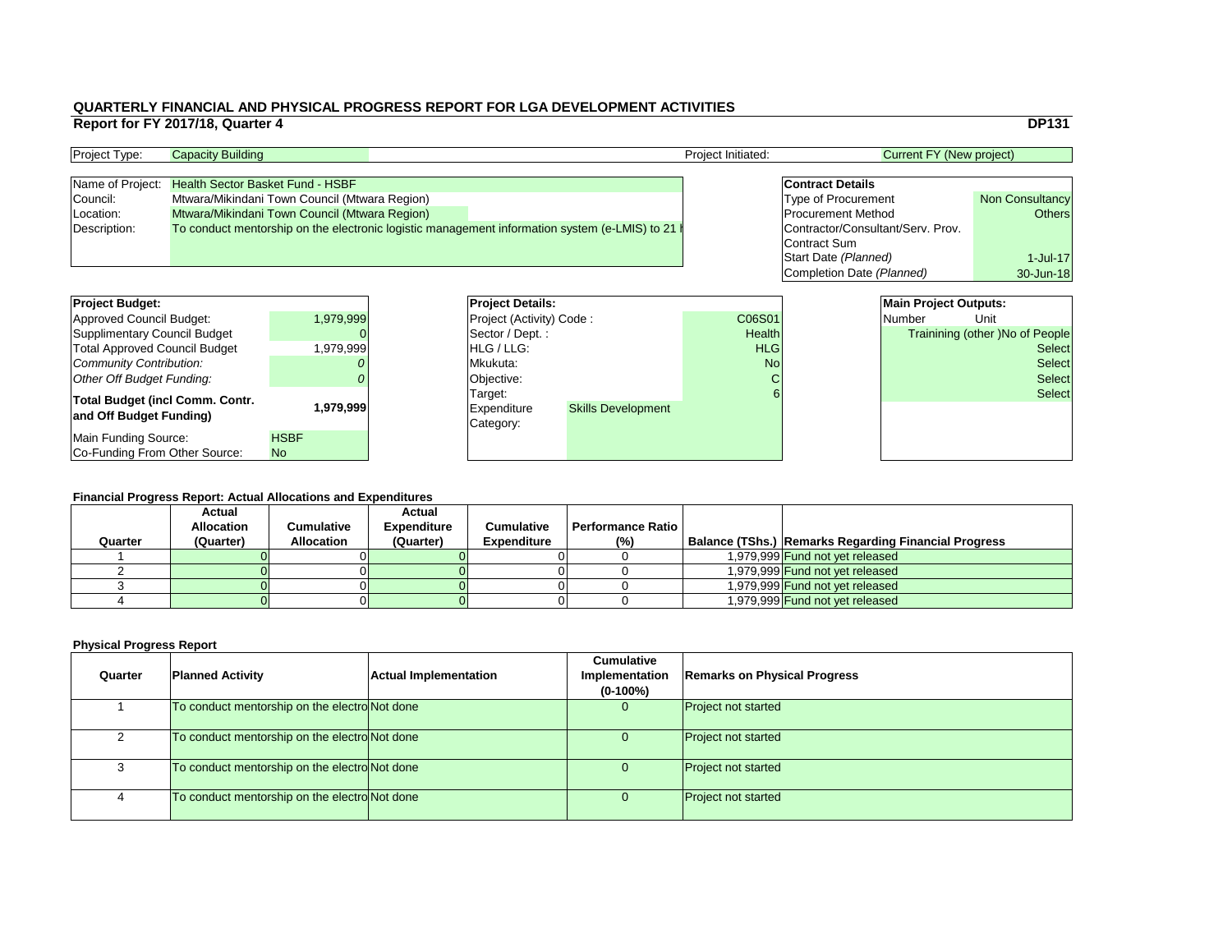# QUARTERLY FINANCIAL AND PHYSICAL PROGRESS REPORT FOR LGA DEVELOPMENT ACTIVITIES

## Report for FY 2017/18, Quarter 4

**DP131**

| | | | |
|---|---|---|---|
| Project Type: | Capacity Building | Project Initiated: | Current FY (New project) |

| | |
|---|---|
| Name of Project: | Health Sector Basket Fund - HSBF |
| Council: | Mtwara/Mikindani Town Council (Mtwara Region) |
| Location: | Mtwara/Mikindani Town Council (Mtwara Region) |
| Description: | To conduct mentorship on the electronic logistic management information system (e-LMIS) to 21 h |

| **Contract Details** | |
|---|---|
| Type of Procurement | Non Consultancy |
| Procurement Method | Others |
| Contractor/Consultant/Serv. Prov. | |
| Contract Sum | |
| Start Date *(Planned)* | 1-Jul-17 |
| Completion Date *(Planned)* | 30-Jun-18 |

| **Project Budget:** | |
|---|---|
| Approved Council Budget: | 1,979,999 |
| Supplimentary Council Budget | 0 |
| Total Approved Council Budget | 1,979,999 |
| *Community Contribution:* | *0* |
| *Other Off Budget Funding:* | *0* |
| **Total Budget (incl Comm. Contr. and Off Budget Funding)** | **1,979,999** |
| Main Funding Source: | HSBF |
| Co-Funding From Other Source: | No |

| **Project Details:** | | |
|---|---|---|
| Project (Activity) Code : | | C06S01 |
| Sector / Dept. : | | Health |
| HLG / LLG: | | HLG |
| Mkukuta: | | No |
| Objective: | | C |
| Target: | | 6 |
| Expenditure Category: | Skills Development | |

| **Main Project Outputs:** | |
|---|---|
| Number | Unit |
| | Trainining (other )No of People |
| | Select |
| | Select |
| | Select |
| | Select |

### Financial Progress Report: Actual Allocations and Expenditures

| Quarter | Actual Allocation (Quarter) | Cumulative Allocation | Actual Expenditure (Quarter) | Cumulative Expenditure | Performance Ratio (%) | Balance (TShs.) | Remarks Regarding Financial Progress |
|---|---|---|---|---|---|---|---|
| 1 | 0 | 0 | 0 | 0 | 0 | 1,979,999 | Fund not yet released |
| 2 | 0 | 0 | 0 | 0 | 0 | 1,979,999 | Fund not yet released |
| 3 | 0 | 0 | 0 | 0 | 0 | 1,979,999 | Fund not yet released |
| 4 | 0 | 0 | 0 | 0 | 0 | 1,979,999 | Fund not yet released |

### Physical Progress Report

| Quarter | Planned Activity | Actual Implementation | Cumulative Implementation (0-100%) | Remarks on Physical Progress |
|---|---|---|---|---|
| 1 | To conduct mentorship on the electro | Not done | 0 | Project not started |
| 2 | To conduct mentorship on the electro | Not done | 0 | Project not started |
| 3 | To conduct mentorship on the electro | Not done | 0 | Project not started |
| 4 | To conduct mentorship on the electro | Not done | 0 | Project not started |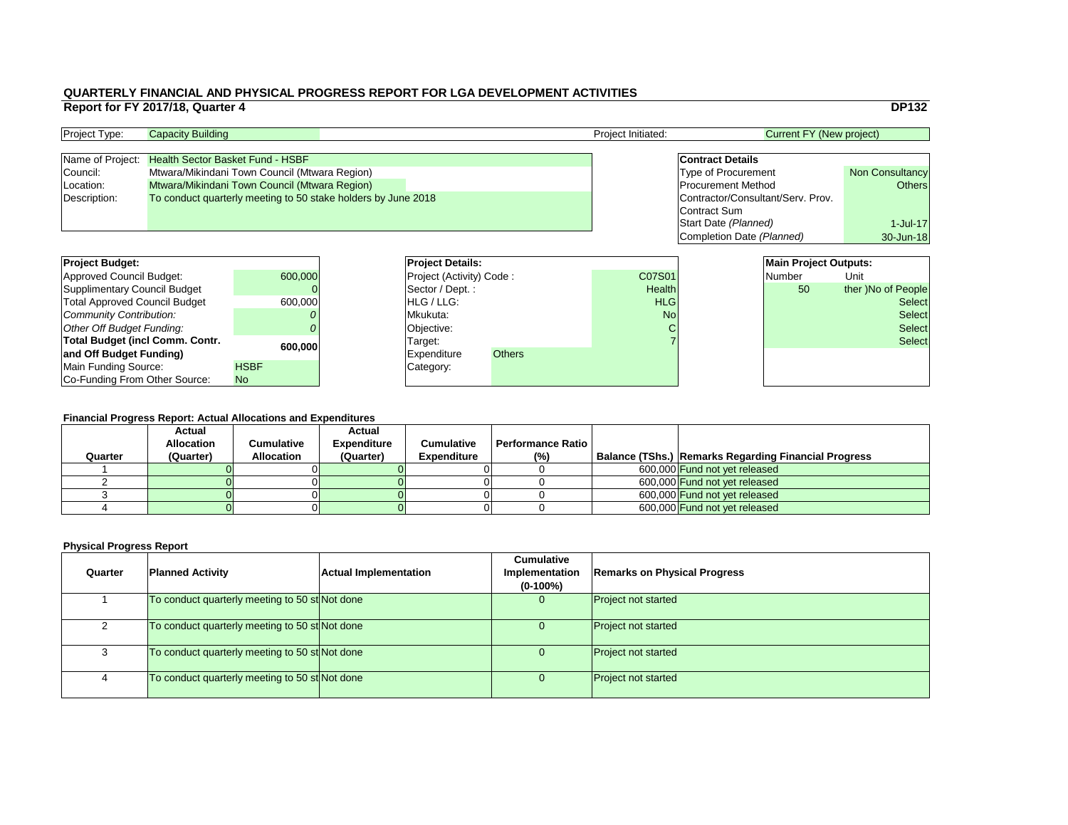# QUARTERLY FINANCIAL AND PHYSICAL PROGRESS REPORT FOR LGA DEVELOPMENT ACTIVITIES

## Report for FY 2017/18, Quarter 4

**DP132**

| Project Type: | Capacity Building | Project Initiated: | Current FY (New project) |
|---|---|---|---|

| | |
|---|---|
| Name of Project: | Health Sector Basket Fund - HSBF |
| Council: | Mtwara/Mikindani Town Council (Mtwara Region) |
| Location: | Mtwara/Mikindani Town Council (Mtwara Region) |
| Description: | To conduct quarterly meeting to 50 stake holders by June 2018 |

| **Contract Details** | |
|---|---|
| Type of Procurement | Non Consultancy |
| Procurement Method | Others |
| Contractor/Consultant/Serv. Prov. | |
| Contract Sum | |
| Start Date *(Planned)* | 1-Jul-17 |
| Completion Date *(Planned)* | 30-Jun-18 |

| **Project Budget:** | |
|---|---|
| Approved Council Budget: | 600,000 |
| Supplimentary Council Budget | 0 |
| Total Approved Council Budget | 600,000 |
| *Community Contribution:* | *0* |
| *Other Off Budget Funding:* | *0* |
| **Total Budget (incl Comm. Contr. and Off Budget Funding)** | **600,000** |
| Main Funding Source: | HSBF |
| Co-Funding From Other Source: | No |

| **Project Details:** | | |
|---|---|---|
| Project (Activity) Code : | | C07S01 |
| Sector / Dept. : | | Health |
| HLG / LLG: | | HLG |
| Mkukuta: | | No |
| Objective: | | C |
| Target: | | 7 |
| Expenditure Category: | Others | |

| **Main Project Outputs:** | |
|---|---|
| Number | Unit |
| 50 | ther )No of People |
| | Select |
| | Select |
| | Select |
| | Select |

### Financial Progress Report: Actual Allocations and Expenditures

| Quarter | Actual Allocation (Quarter) | Cumulative Allocation | Actual Expenditure (Quarter) | Cumulative Expenditure | Performance Ratio (%) | Balance (TShs.) | Remarks Regarding Financial Progress |
|---|---|---|---|---|---|---|---|
| 1 | 0 | 0 | 0 | 0 | 0 | 600,000 | Fund not yet released |
| 2 | 0 | 0 | 0 | 0 | 0 | 600,000 | Fund not yet released |
| 3 | 0 | 0 | 0 | 0 | 0 | 600,000 | Fund not yet released |
| 4 | 0 | 0 | 0 | 0 | 0 | 600,000 | Fund not yet released |

### Physical Progress Report

| Quarter | Planned Activity | Actual Implementation | Cumulative Implementation (0-100%) | Remarks on Physical Progress |
|---|---|---|---|---|
| 1 | To conduct quarterly meeting to 50 st | Not done | 0 | Project not started |
| 2 | To conduct quarterly meeting to 50 st | Not done | 0 | Project not started |
| 3 | To conduct quarterly meeting to 50 st | Not done | 0 | Project not started |
| 4 | To conduct quarterly meeting to 50 st | Not done | 0 | Project not started |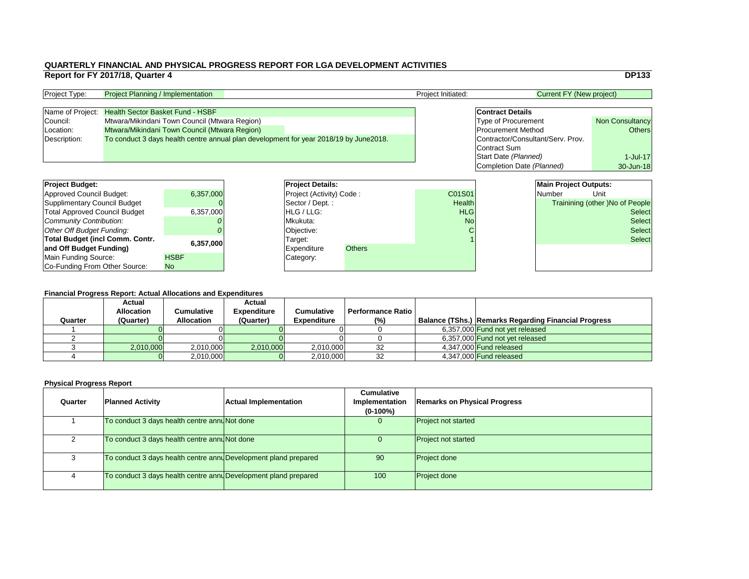# QUARTERLY FINANCIAL AND PHYSICAL PROGRESS REPORT FOR LGA DEVELOPMENT ACTIVITIES

## Report for FY 2017/18, Quarter 4

**DP133**

| Project Type: | Project Planning / Implementation | Project Initiated: | Current FY (New project) |
|---|---|---|---|

| Name of Project: | Health Sector Basket Fund - HSBF |
|---|---|
| Council: | Mtwara/Mikindani Town Council (Mtwara Region) |
| Location: | Mtwara/Mikindani Town Council (Mtwara Region) |
| Description: | To conduct 3 days health centre annual plan development for year 2018/19 by June2018. |

| **Contract Details** | |
|---|---|
| Type of Procurement | Non Consultancy |
| Procurement Method | Others |
| Contractor/Consultant/Serv. Prov. | |
| Contract Sum | |
| Start Date *(Planned)* | 1-Jul-17 |
| Completion Date *(Planned)* | 30-Jun-18 |

| **Project Budget:** | |
|---|---|
| Approved Council Budget: | 6,357,000 |
| Supplimentary Council Budget | 0 |
| Total Approved Council Budget | 6,357,000 |
| *Community Contribution:* | *0* |
| *Other Off Budget Funding:* | *0* |
| **Total Budget (incl Comm. Contr. and Off Budget Funding)** | **6,357,000** |
| Main Funding Source: | HSBF |
| Co-Funding From Other Source: | No |

| **Project Details:** | |
|---|---|
| Project (Activity) Code : | C01S01 |
| Sector / Dept. : | Health |
| HLG / LLG: | HLG |
| Mkukuta: | No |
| Objective: | C |
| Target: | 1 |
| Expenditure Category: | Others |

| **Main Project Outputs:** | |
|---|---|
| Number | Unit |
| | Trainining (other )No of People |
| | Select |
| | Select |
| | Select |
| | Select |

**Financial Progress Report: Actual Allocations and Expenditures**

| Quarter | Actual Allocation (Quarter) | Cumulative Allocation | Actual Expenditure (Quarter) | Cumulative Expenditure | Performance Ratio (%) | Balance (TShs.) | Remarks Regarding Financial Progress |
|---|---|---|---|---|---|---|---|
| 1 | 0 | 0 | 0 | 0 | 0 | 6,357,000 | Fund not yet released |
| 2 | 0 | 0 | 0 | 0 | 0 | 6,357,000 | Fund not yet released |
| 3 | 2,010,000 | 2,010,000 | 2,010,000 | 2,010,000 | 32 | 4,347,000 | Fund released |
| 4 | 0 | 2,010,000 | 0 | 2,010,000 | 32 | 4,347,000 | Fund released |

**Physical Progress Report**

| Quarter | Planned Activity | Actual Implementation | Cumulative Implementation (0-100%) | Remarks on Physical Progress |
|---|---|---|---|---|
| 1 | To conduct 3 days health centre annu | Not done | 0 | Project not started |
| 2 | To conduct 3 days health centre annu | Not done | 0 | Project not started |
| 3 | To conduct 3 days health centre annu | Development pland prepared | 90 | Project done |
| 4 | To conduct 3 days health centre annu | Development pland prepared | 100 | Project done |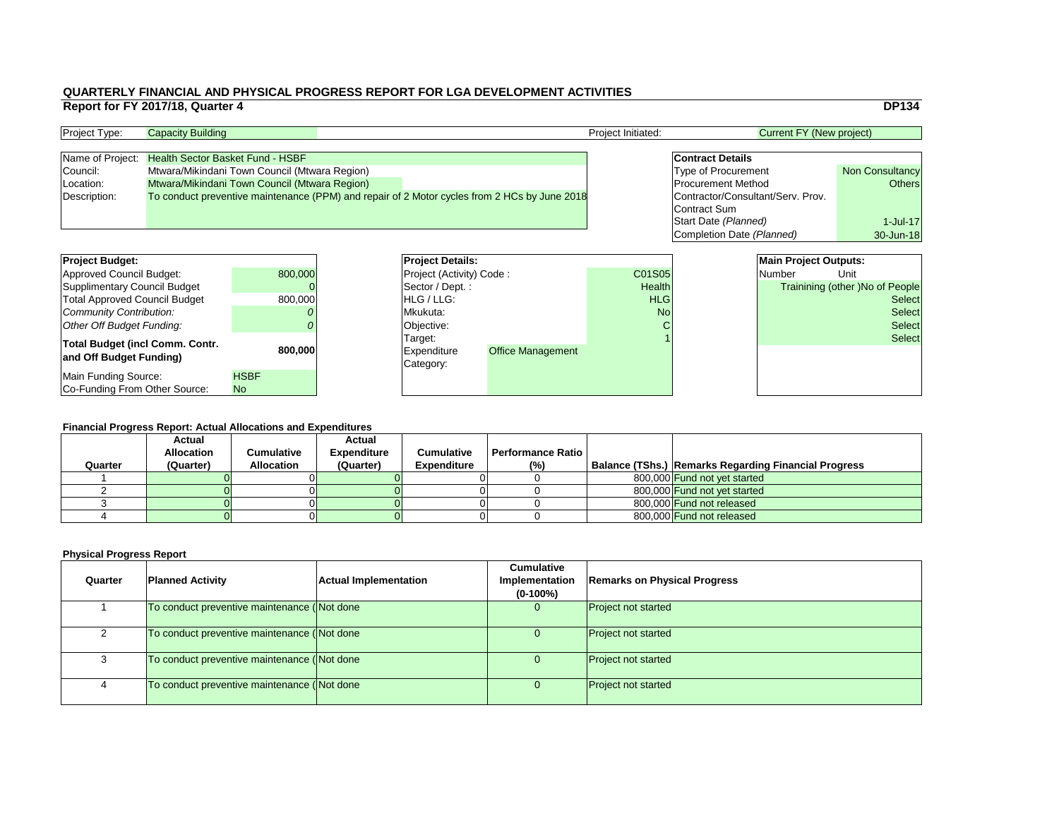# QUARTERLY FINANCIAL AND PHYSICAL PROGRESS REPORT FOR LGA DEVELOPMENT ACTIVITIES

## Report for FY 2017/18, Quarter 4

**DP134**

| Project Type: | Capacity Building | Project Initiated: | Current FY (New project) |
|---|---|---|---|

| | |
|---|---|
| Name of Project: | Health Sector Basket Fund - HSBF |
| Council: | Mtwara/Mikindani Town Council (Mtwara Region) |
| Location: | Mtwara/Mikindani Town Council (Mtwara Region) |
| Description: | To conduct preventive maintenance (PPM) and repair of 2 Motor cycles from 2 HCs by June 2018 |

| **Contract Details** | |
|---|---|
| Type of Procurement | Non Consultancy |
| Procurement Method | Others |
| Contractor/Consultant/Serv. Prov. | |
| Contract Sum | |
| Start Date *(Planned)* | 1-Jul-17 |
| Completion Date *(Planned)* | 30-Jun-18 |

| **Project Budget:** | |
|---|---|
| Approved Council Budget: | 800,000 |
| Supplimentary Council Budget | 0 |
| Total Approved Council Budget | 800,000 |
| *Community Contribution:* | *0* |
| *Other Off Budget Funding:* | *0* |
| **Total Budget (incl Comm. Contr. and Off Budget Funding)** | **800,000** |
| Main Funding Source: | HSBF |
| Co-Funding From Other Source: | No |

| **Project Details:** | |
|---|---|
| Project (Activity) Code : | C01S05 |
| Sector / Dept. : | Health |
| HLG / LLG: | HLG |
| Mkukuta: | No |
| Objective: | C |
| Target: | 1 |
| Expenditure Category: | Office Management |

| **Main Project Outputs:** | |
|---|---|
| Number | Unit |
| | Trainining (other )No of People |
| | Select |
| | Select |
| | Select |
| | Select |

### Financial Progress Report: Actual Allocations and Expenditures

| Quarter | Actual Allocation (Quarter) | Cumulative Allocation | Actual Expenditure (Quarter) | Cumulative Expenditure | Performance Ratio (%) | Balance (TShs.) | Remarks Regarding Financial Progress |
|---|---|---|---|---|---|---|---|
| 1 | 0 | 0 | 0 | 0 | 0 | 800,000 | Fund not yet started |
| 2 | 0 | 0 | 0 | 0 | 0 | 800,000 | Fund not yet started |
| 3 | 0 | 0 | 0 | 0 | 0 | 800,000 | Fund not released |
| 4 | 0 | 0 | 0 | 0 | 0 | 800,000 | Fund not released |

### Physical Progress Report

| Quarter | Planned Activity | Actual Implementation | Cumulative Implementation (0-100%) | Remarks on Physical Progress |
|---|---|---|---|---|
| 1 | To conduct preventive maintenance ( | Not done | 0 | Project not started |
| 2 | To conduct preventive maintenance ( | Not done | 0 | Project not started |
| 3 | To conduct preventive maintenance ( | Not done | 0 | Project not started |
| 4 | To conduct preventive maintenance ( | Not done | 0 | Project not started |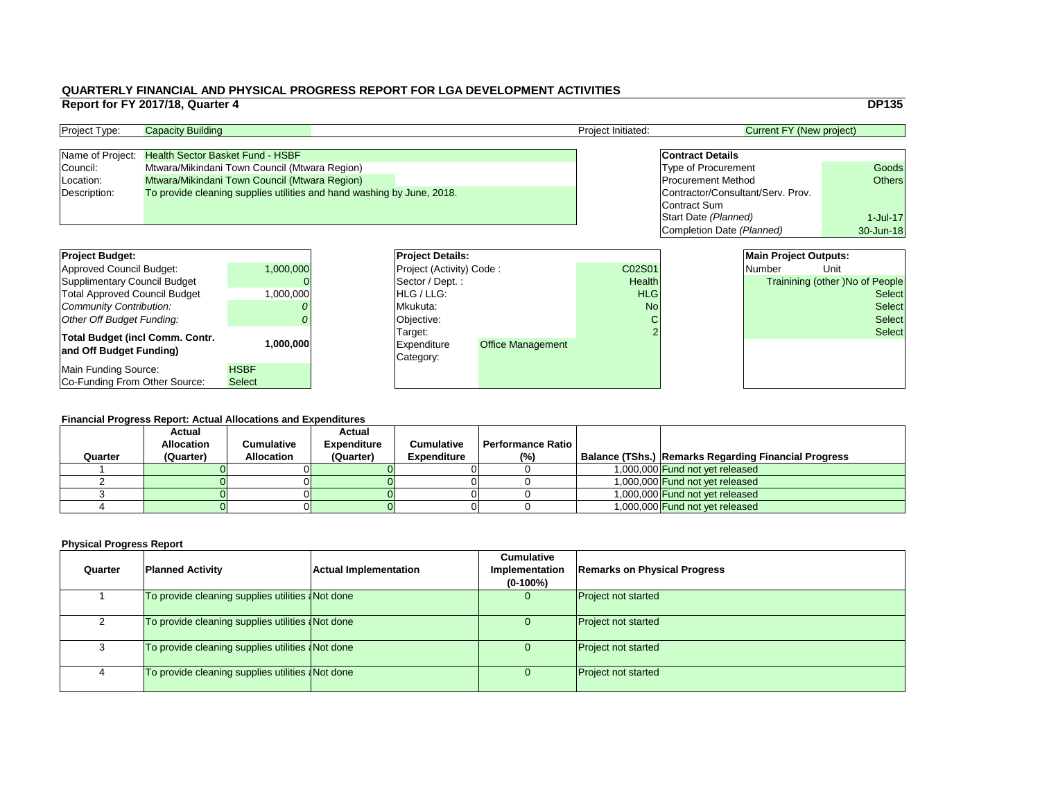# QUARTERLY FINANCIAL AND PHYSICAL PROGRESS REPORT FOR LGA DEVELOPMENT ACTIVITIES

## Report for FY 2017/18, Quarter 4

**DP135**

| | | | |
|---|---|---|---|
| Project Type: | Capacity Building | Project Initiated: | Current FY (New project) |

| | |
|---|---|
| Name of Project: | Health Sector Basket Fund - HSBF |
| Council: | Mtwara/Mikindani Town Council (Mtwara Region) |
| Location: | Mtwara/Mikindani Town Council (Mtwara Region) |
| Description: | To provide cleaning supplies utilities and hand washing by June, 2018. |

| **Contract Details** | |
|---|---|
| Type of Procurement | Goods |
| Procurement Method | Others |
| Contractor/Consultant/Serv. Prov. | |
| Contract Sum | |
| Start Date *(Planned)* | 1-Jul-17 |
| Completion Date *(Planned)* | 30-Jun-18 |

| **Project Budget:** | |
|---|---|
| Approved Council Budget: | 1,000,000 |
| Supplimentary Council Budget | 0 |
| Total Approved Council Budget | 1,000,000 |
| *Community Contribution:* | *0* |
| *Other Off Budget Funding:* | *0* |
| **Total Budget (incl Comm. Contr. and Off Budget Funding)** | **1,000,000** |
| Main Funding Source: | HSBF |
| Co-Funding From Other Source: | Select |

| **Project Details:** | |
|---|---|
| Project (Activity) Code : | C02S01 |
| Sector / Dept. : | Health |
| HLG / LLG: | HLG |
| Mkukuta: | No |
| Objective: | C |
| Target: | 2 |
| Expenditure Category: | Office Management |

| **Main Project Outputs:** | |
|---|---|
| Number | Unit |
| | Trainining (other )No of People |
| | Select |
| | Select |
| | Select |
| | Select |

### Financial Progress Report: Actual Allocations and Expenditures

| Quarter | Actual Allocation (Quarter) | Cumulative Allocation | Actual Expenditure (Quarter) | Cumulative Expenditure | Performance Ratio (%) | Balance (TShs.) | Remarks Regarding Financial Progress |
|---|---|---|---|---|---|---|---|
| 1 | 0 | 0 | 0 | 0 | 0 | 1,000,000 | Fund not yet released |
| 2 | 0 | 0 | 0 | 0 | 0 | 1,000,000 | Fund not yet released |
| 3 | 0 | 0 | 0 | 0 | 0 | 1,000,000 | Fund not yet released |
| 4 | 0 | 0 | 0 | 0 | 0 | 1,000,000 | Fund not yet released |

### Physical Progress Report

| Quarter | Planned Activity | Actual Implementation | Cumulative Implementation (0-100%) | Remarks on Physical Progress |
|---|---|---|---|---|
| 1 | To provide cleaning supplies utilities a | Not done | 0 | Project not started |
| 2 | To provide cleaning supplies utilities a | Not done | 0 | Project not started |
| 3 | To provide cleaning supplies utilities a | Not done | 0 | Project not started |
| 4 | To provide cleaning supplies utilities a | Not done | 0 | Project not started |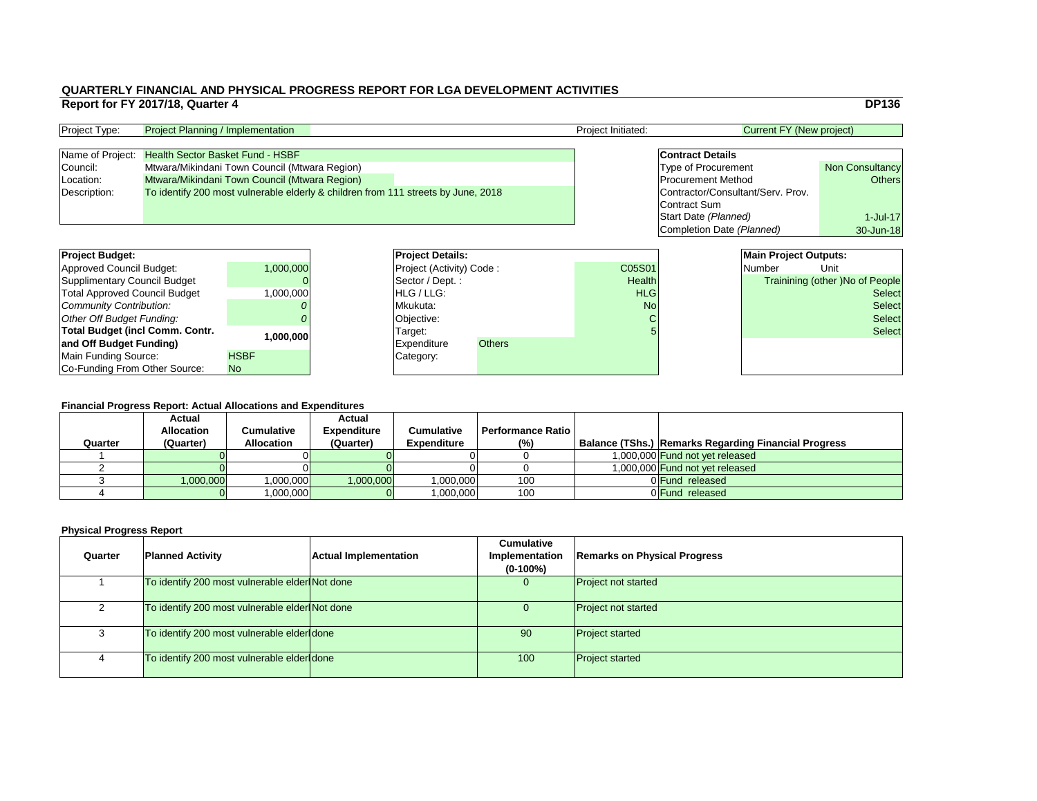## QUARTERLY FINANCIAL AND PHYSICAL PROGRESS REPORT FOR LGA DEVELOPMENT ACTIVITIES

**Report for FY 2017/18, Quarter 4** **DP136**

| Project Type: | Project Planning / Implementation | Project Initiated: | Current FY (New project) |
|---|---|---|---|

| Name of Project: | Health Sector Basket Fund - HSBF |
|---|---|
| Council: | Mtwara/Mikindani Town Council (Mtwara Region) |
| Location: | Mtwara/Mikindani Town Council (Mtwara Region) |
| Description: | To identify 200 most vulnerable elderly & children from 111 streets by June, 2018 |

| Contract Details | |
|---|---|
| Type of Procurement | Non Consultancy |
| Procurement Method | Others |
| Contractor/Consultant/Serv. Prov. | |
| Contract Sum | |
| Start Date *(Planned)* | 1-Jul-17 |
| Completion Date *(Planned)* | 30-Jun-18 |

| Project Budget: | |
|---|---|
| Approved Council Budget: | 1,000,000 |
| Supplimentary Council Budget | 0 |
| Total Approved Council Budget | 1,000,000 |
| *Community Contribution:* | *0* |
| *Other Off Budget Funding:* | *0* |
| **Total Budget (incl Comm. Contr. and Off Budget Funding)** | **1,000,000** |
| Main Funding Source: | HSBF |
| Co-Funding From Other Source: | No |

| Project Details: | |
|---|---|
| Project (Activity) Code : | C05S01 |
| Sector / Dept. : | Health |
| HLG / LLG: | HLG |
| Mkukuta: | No |
| Objective: | C |
| Target: | 5 |
| Expenditure Category: | Others |

| Main Project Outputs: | |
|---|---|
| Number | Unit |
| | Trainining (other )No of People |
| | Select |
| | Select |
| | Select |
| | Select |

**Financial Progress Report: Actual Allocations and Expenditures**

| Quarter | Actual Allocation (Quarter) | Cumulative Allocation | Actual Expenditure (Quarter) | Cumulative Expenditure | Performance Ratio (%) | Balance (TShs.) | Remarks Regarding Financial Progress |
|---|---|---|---|---|---|---|---|
| 1 | 0 | 0 | 0 | 0 | 0 | 1,000,000 | Fund not yet released |
| 2 | 0 | 0 | 0 | 0 | 0 | 1,000,000 | Fund not yet released |
| 3 | 1,000,000 | 1,000,000 | 1,000,000 | 1,000,000 | 100 | 0 | Fund released |
| 4 | 0 | 1,000,000 | 0 | 1,000,000 | 100 | 0 | Fund released |

**Physical Progress Report**

| Quarter | Planned Activity | Actual Implementation | Cumulative Implementation (0-100%) | Remarks on Physical Progress |
|---|---|---|---|---|
| 1 | To identify 200 most vulnerable elderl | Not done | 0 | Project not started |
| 2 | To identify 200 most vulnerable elderl | Not done | 0 | Project not started |
| 3 | To identify 200 most vulnerable elderl | done | 90 | Project started |
| 4 | To identify 200 most vulnerable elderl | done | 100 | Project started |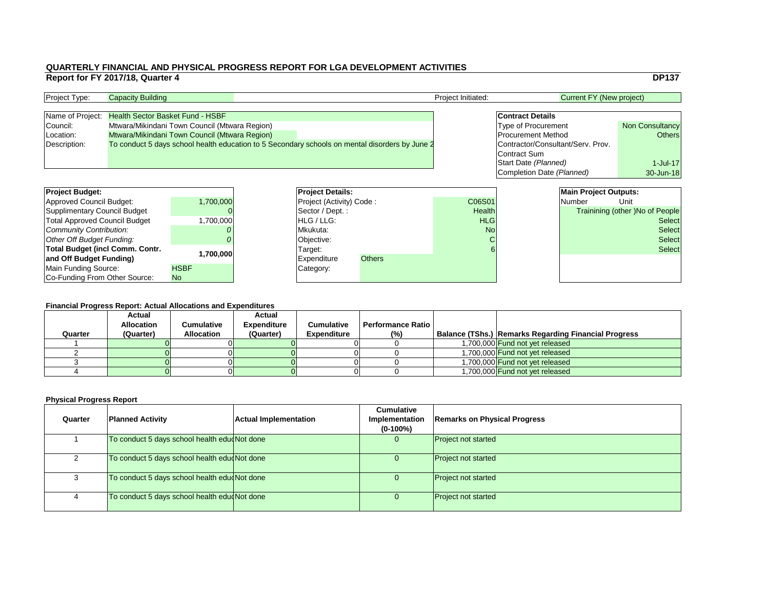# QUARTERLY FINANCIAL AND PHYSICAL PROGRESS REPORT FOR LGA DEVELOPMENT ACTIVITIES

**Report for FY 2017/18, Quarter 4** **DP137**

| | | | |
|---|---|---|---|
| Project Type: | Capacity Building | Project Initiated: | Current FY (New project) |

| | |
|---|---|
| Name of Project: | Health Sector Basket Fund - HSBF |
| Council: | Mtwara/Mikindani Town Council (Mtwara Region) |
| Location: | Mtwara/Mikindani Town Council (Mtwara Region) |
| Description: | To conduct 5 days school health education to 5 Secondary schools on mental disorders by June 2 |

| **Contract Details** | |
|---|---|
| Type of Procurement | Non Consultancy |
| Procurement Method | Others |
| Contractor/Consultant/Serv. Prov. | |
| Contract Sum | |
| Start Date *(Planned)* | 1-Jul-17 |
| Completion Date *(Planned)* | 30-Jun-18 |

| **Project Budget:** | |
|---|---|
| Approved Council Budget: | 1,700,000 |
| Supplimentary Council Budget | 0 |
| Total Approved Council Budget | 1,700,000 |
| *Community Contribution:* | *0* |
| *Other Off Budget Funding:* | *0* |
| **Total Budget (incl Comm. Contr. and Off Budget Funding)** | **1,700,000** |
| Main Funding Source: | HSBF |
| Co-Funding From Other Source: | No |

| **Project Details:** | |
|---|---|
| Project (Activity) Code : | C06S01 |
| Sector / Dept. : | Health |
| HLG / LLG: | HLG |
| Mkukuta: | No |
| Objective: | C |
| Target: | 6 |
| Expenditure Category: | Others |

| **Main Project Outputs:** | |
|---|---|
| Number | Unit |
| | Trainining (other )No of People |
| | Select |
| | Select |
| | Select |
| | Select |

**Financial Progress Report: Actual Allocations and Expenditures**

| Quarter | Actual Allocation (Quarter) | Cumulative Allocation | Actual Expenditure (Quarter) | Cumulative Expenditure | Performance Ratio (%) | Balance (TShs.) | Remarks Regarding Financial Progress |
|---|---|---|---|---|---|---|---|
| 1 | 0 | 0 | 0 | 0 | 0 | 1,700,000 | Fund not yet released |
| 2 | 0 | 0 | 0 | 0 | 0 | 1,700,000 | Fund not yet released |
| 3 | 0 | 0 | 0 | 0 | 0 | 1,700,000 | Fund not yet released |
| 4 | 0 | 0 | 0 | 0 | 0 | 1,700,000 | Fund not yet released |

**Physical Progress Report**

| Quarter | Planned Activity | Actual Implementation | Cumulative Implementation (0-100%) | Remarks on Physical Progress |
|---|---|---|---|---|
| 1 | To conduct 5 days school health educ | Not done | 0 | Project not started |
| 2 | To conduct 5 days school health educ | Not done | 0 | Project not started |
| 3 | To conduct 5 days school health educ | Not done | 0 | Project not started |
| 4 | To conduct 5 days school health educ | Not done | 0 | Project not started |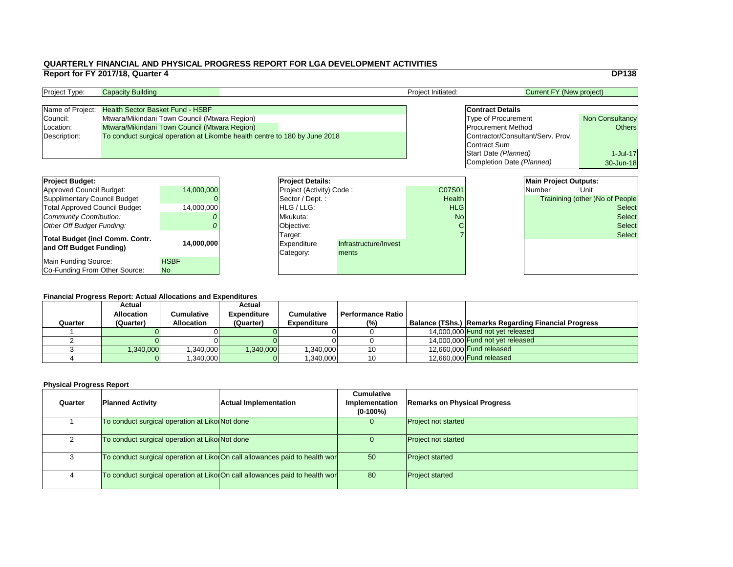# QUARTERLY FINANCIAL AND PHYSICAL PROGRESS REPORT FOR LGA DEVELOPMENT ACTIVITIES

**Report for FY 2017/18, Quarter 4** **DP138**

| Project Type: | Capacity Building | Project Initiated: | Current FY (New project) |
|---|---|---|---|

| | |
|---|---|
| Name of Project: | Health Sector Basket Fund - HSBF |
| Council: | Mtwara/Mikindani Town Council (Mtwara Region) |
| Location: | Mtwara/Mikindani Town Council (Mtwara Region) |
| Description: | To conduct surgical operation at Likombe health centre to 180 by June 2018 |

| **Contract Details** | |
|---|---|
| Type of Procurement | Non Consultancy |
| Procurement Method | Others |
| Contractor/Consultant/Serv. Prov. | |
| Contract Sum | |
| Start Date *(Planned)* | 1-Jul-17 |
| Completion Date *(Planned)* | 30-Jun-18 |

| **Project Budget:** | |
|---|---|
| Approved Council Budget: | 14,000,000 |
| Supplimentary Council Budget | 0 |
| Total Approved Council Budget | 14,000,000 |
| *Community Contribution:* | *0* |
| *Other Off Budget Funding:* | *0* |
| **Total Budget (incl Comm. Contr. and Off Budget Funding)** | **14,000,000** |
| Main Funding Source: | HSBF |
| Co-Funding From Other Source: | No |

| **Project Details:** | |
|---|---|
| Project (Activity) Code : | C07S01 |
| Sector / Dept. : | Health |
| HLG / LLG: | HLG |
| Mkukuta: | No |
| Objective: | C |
| Target: | 7 |
| Expenditure Category: | Infrastructure/Investments |

| **Main Project Outputs:** | |
|---|---|
| Number | Unit |
| | Trainining (other )No of People |
| | Select |
| | Select |
| | Select |
| | Select |

**Financial Progress Report: Actual Allocations and Expenditures**

| Quarter | Actual Allocation (Quarter) | Cumulative Allocation | Actual Expenditure (Quarter) | Cumulative Expenditure | Performance Ratio (%) | Balance (TShs.) | Remarks Regarding Financial Progress |
|---|---|---|---|---|---|---|---|
| 1 | 0 | 0 | 0 | 0 | 0 | 14,000,000 | Fund not yet released |
| 2 | 0 | 0 | 0 | 0 | 0 | 14,000,000 | Fund not yet released |
| 3 | 1,340,000 | 1,340,000 | 1,340,000 | 1,340,000 | 10 | 12,660,000 | Fund released |
| 4 | 0 | 1,340,000 | 0 | 1,340,000 | 10 | 12,660,000 | Fund released |

**Physical Progress Report**

| Quarter | Planned Activity | Actual Implementation | Cumulative Implementation (0-100%) | Remarks on Physical Progress |
|---|---|---|---|---|
| 1 | To conduct surgical operation at Likor | Not done | 0 | Project not started |
| 2 | To conduct surgical operation at Likor | Not done | 0 | Project not started |
| 3 | To conduct surgical operation at Likor | On call allowances paid to health wor | 50 | Project started |
| 4 | To conduct surgical operation at Likor | On call allowances paid to health wor | 80 | Project started |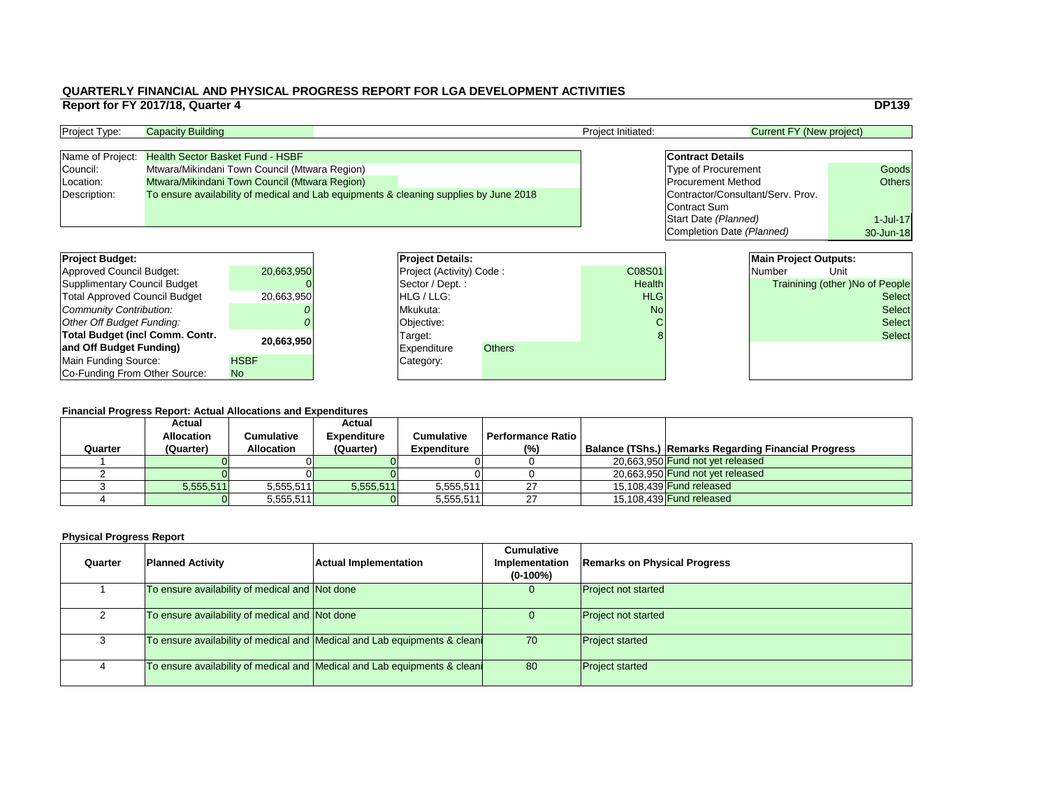# QUARTERLY FINANCIAL AND PHYSICAL PROGRESS REPORT FOR LGA DEVELOPMENT ACTIVITIES

## Report for FY 2017/18, Quarter 4

**DP139**

| Project Type: | Capacity Building | Project Initiated: | Current FY (New project) |
|---|---|---|---|

| | |
|---|---|
| Name of Project: | Health Sector Basket Fund - HSBF |
| Council: | Mtwara/Mikindani Town Council (Mtwara Region) |
| Location: | Mtwara/Mikindani Town Council (Mtwara Region) |
| Description: | To ensure availability of medical and Lab equipments & cleaning supplies by June 2018 |

| **Contract Details** | |
|---|---|
| Type of Procurement | Goods |
| Procurement Method | Others |
| Contractor/Consultant/Serv. Prov. | |
| Contract Sum | |
| Start Date *(Planned)* | 1-Jul-17 |
| Completion Date *(Planned)* | 30-Jun-18 |

| **Project Budget:** | |
|---|---|
| Approved Council Budget: | 20,663,950 |
| Supplimentary Council Budget | 0 |
| Total Approved Council Budget | 20,663,950 |
| *Community Contribution:* | *0* |
| *Other Off Budget Funding:* | *0* |
| **Total Budget (incl Comm. Contr. and Off Budget Funding)** | **20,663,950** |
| Main Funding Source: | HSBF |
| Co-Funding From Other Source: | No |

| **Project Details:** | |
|---|---|
| Project (Activity) Code : | C08S01 |
| Sector / Dept. : | Health |
| HLG / LLG: | HLG |
| Mkukuta: | No |
| Objective: | C |
| Target: | 8 |
| Expenditure Category: | Others |

| **Main Project Outputs:** | |
|---|---|
| Number | Unit |
| | Trainining (other )No of People |
| | Select |
| | Select |
| | Select |
| | Select |

**Financial Progress Report: Actual Allocations and Expenditures**

| Quarter | Actual Allocation (Quarter) | Cumulative Allocation | Actual Expenditure (Quarter) | Cumulative Expenditure | Performance Ratio (%) | Balance (TShs.) | Remarks Regarding Financial Progress |
|---|---|---|---|---|---|---|---|
| 1 | 0 | 0 | 0 | 0 | 0 | 20,663,950 | Fund not yet released |
| 2 | 0 | 0 | 0 | 0 | 0 | 20,663,950 | Fund not yet released |
| 3 | 5,555,511 | 5,555,511 | 5,555,511 | 5,555,511 | 27 | 15,108,439 | Fund released |
| 4 | 0 | 5,555,511 | 0 | 5,555,511 | 27 | 15,108,439 | Fund released |

**Physical Progress Report**

| Quarter | Planned Activity | Actual Implementation | Cumulative Implementation (0-100%) | Remarks on Physical Progress |
|---|---|---|---|---|
| 1 | To ensure availability of medical and | Not done | 0 | Project not started |
| 2 | To ensure availability of medical and | Not done | 0 | Project not started |
| 3 | To ensure availability of medical and | Medical and Lab equipments & cleani | 70 | Project started |
| 4 | To ensure availability of medical and | Medical and Lab equipments & cleani | 80 | Project started |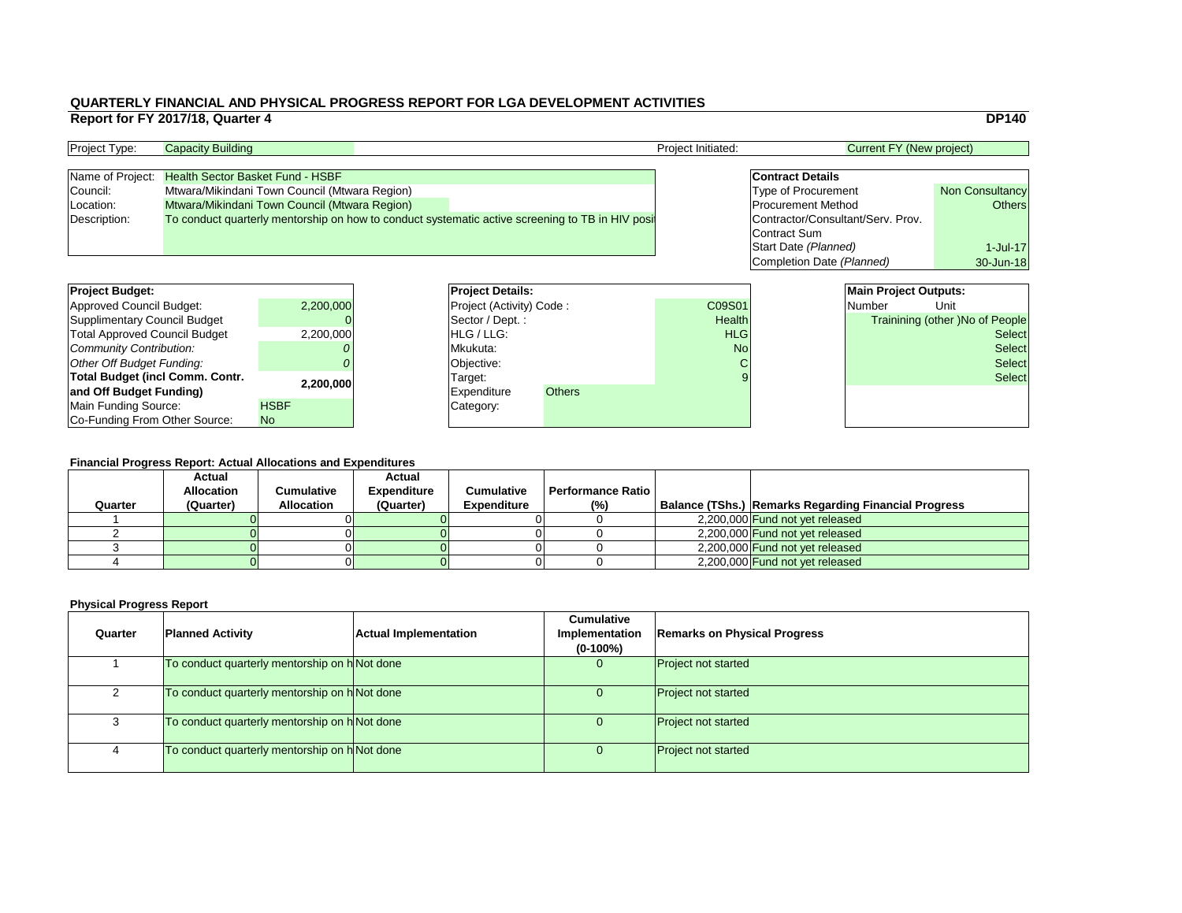# QUARTERLY FINANCIAL AND PHYSICAL PROGRESS REPORT FOR LGA DEVELOPMENT ACTIVITIES

**Report for FY 2017/18, Quarter 4** **DP140**

| Project Type: | Capacity Building | Project Initiated: | Current FY (New project) |
|---|---|---|---|

| | |
|---|---|
| Name of Project: | Health Sector Basket Fund - HSBF |
| Council: | Mtwara/Mikindani Town Council (Mtwara Region) |
| Location: | Mtwara/Mikindani Town Council (Mtwara Region) |
| Description: | To conduct quarterly mentorship on how to conduct systematic active screening to TB in HIV posit |

| **Contract Details** | |
|---|---|
| Type of Procurement | Non Consultancy |
| Procurement Method | Others |
| Contractor/Consultant/Serv. Prov. | |
| Contract Sum | |
| Start Date *(Planned)* | 1-Jul-17 |
| Completion Date *(Planned)* | 30-Jun-18 |

| **Project Budget:** | |
|---|---|
| Approved Council Budget: | 2,200,000 |
| Supplimentary Council Budget | 0 |
| Total Approved Council Budget | 2,200,000 |
| *Community Contribution:* | *0* |
| *Other Off Budget Funding:* | *0* |
| **Total Budget (incl Comm. Contr. and Off Budget Funding)** | **2,200,000** |
| Main Funding Source: | HSBF |
| Co-Funding From Other Source: | No |

| **Project Details:** | |
|---|---|
| Project (Activity) Code : | C09S01 |
| Sector / Dept. : | Health |
| HLG / LLG: | HLG |
| Mkukuta: | No |
| Objective: | C |
| Target: | 9 |
| Expenditure Category: | Others |

| **Main Project Outputs:** | |
|---|---|
| Number | Unit |
| | Trainining (other )No of People |
| | Select |
| | Select |
| | Select |
| | Select |

**Financial Progress Report: Actual Allocations and Expenditures**

| Quarter | Actual Allocation (Quarter) | Cumulative Allocation | Actual Expenditure (Quarter) | Cumulative Expenditure | Performance Ratio (%) | Balance (TShs.) | Remarks Regarding Financial Progress |
|---|---|---|---|---|---|---|---|
| 1 | 0 | 0 | 0 | 0 | 0 | 2,200,000 | Fund not yet released |
| 2 | 0 | 0 | 0 | 0 | 0 | 2,200,000 | Fund not yet released |
| 3 | 0 | 0 | 0 | 0 | 0 | 2,200,000 | Fund not yet released |
| 4 | 0 | 0 | 0 | 0 | 0 | 2,200,000 | Fund not yet released |

**Physical Progress Report**

| Quarter | Planned Activity | Actual Implementation | Cumulative Implementation (0-100%) | Remarks on Physical Progress |
|---|---|---|---|---|
| 1 | To conduct quarterly mentorship on h | Not done | 0 | Project not started |
| 2 | To conduct quarterly mentorship on h | Not done | 0 | Project not started |
| 3 | To conduct quarterly mentorship on h | Not done | 0 | Project not started |
| 4 | To conduct quarterly mentorship on h | Not done | 0 | Project not started |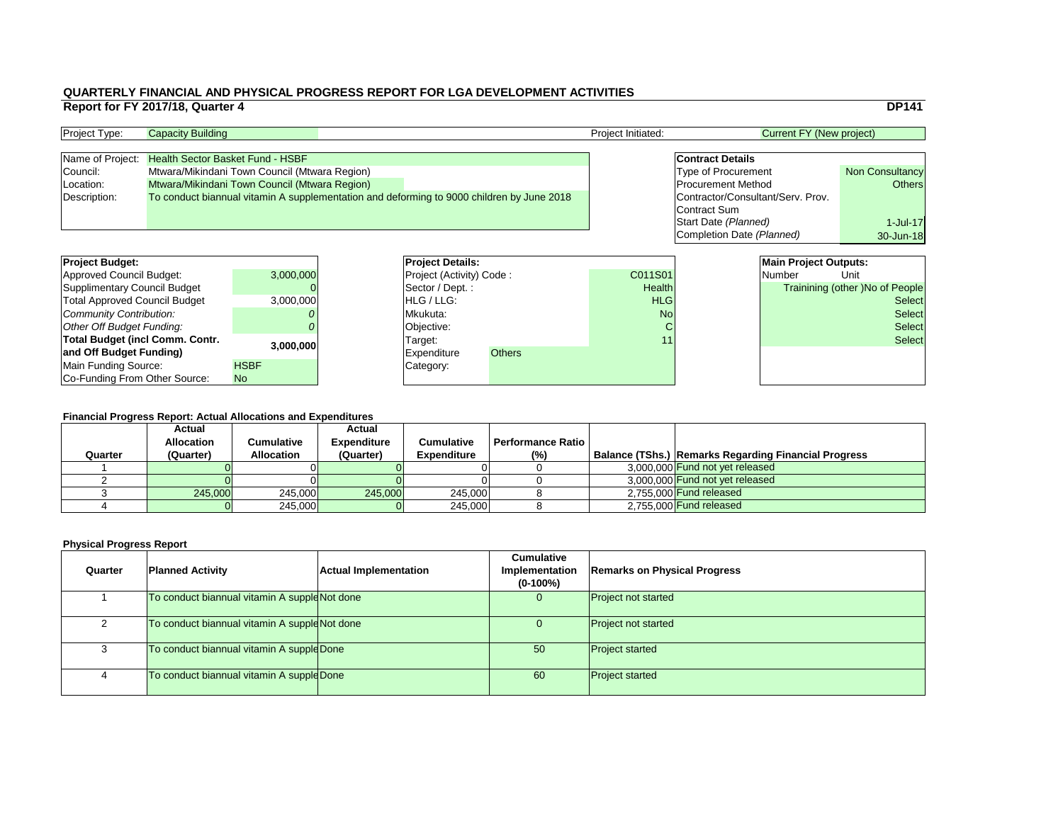# QUARTERLY FINANCIAL AND PHYSICAL PROGRESS REPORT FOR LGA DEVELOPMENT ACTIVITIES

**Report for FY 2017/18, Quarter 4** **DP141**

| Project Type: | Capacity Building | Project Initiated: | Current FY (New project) |
|---|---|---|---|

| | |
|---|---|
| Name of Project: | Health Sector Basket Fund - HSBF |
| Council: | Mtwara/Mikindani Town Council (Mtwara Region) |
| Location: | Mtwara/Mikindani Town Council (Mtwara Region) |
| Description: | To conduct biannual vitamin A supplementation and deforming to 9000 children by June 2018 |

| Contract Details | |
|---|---|
| Type of Procurement | Non Consultancy |
| Procurement Method | Others |
| Contractor/Consultant/Serv. Prov. | |
| Contract Sum | |
| Start Date *(Planned)* | 1-Jul-17 |
| Completion Date *(Planned)* | 30-Jun-18 |

| Project Budget: | |
|---|---|
| Approved Council Budget: | 3,000,000 |
| Supplimentary Council Budget | 0 |
| Total Approved Council Budget | 3,000,000 |
| *Community Contribution:* | *0* |
| *Other Off Budget Funding:* | *0* |
| **Total Budget (incl Comm. Contr. and Off Budget Funding)** | **3,000,000** |
| Main Funding Source: | HSBF |
| Co-Funding From Other Source: | No |

| Project Details: | |
|---|---|
| Project (Activity) Code : | C011S01 |
| Sector / Dept. : | Health |
| HLG / LLG: | HLG |
| Mkukuta: | No |
| Objective: | C |
| Target: | 11 |
| Expenditure Category: | Others |

| Main Project Outputs: | |
|---|---|
| Number | Unit |
| | Trainining (other )No of People |
| | Select |
| | Select |
| | Select |
| | Select |

**Financial Progress Report: Actual Allocations and Expenditures**

| Quarter | Actual Allocation (Quarter) | Cumulative Allocation | Actual Expenditure (Quarter) | Cumulative Expenditure | Performance Ratio (%) | Balance (TShs.) | Remarks Regarding Financial Progress |
|---|---|---|---|---|---|---|---|
| 1 | 0 | 0 | 0 | 0 | 0 | 3,000,000 | Fund not yet released |
| 2 | 0 | 0 | 0 | 0 | 0 | 3,000,000 | Fund not yet released |
| 3 | 245,000 | 245,000 | 245,000 | 245,000 | 8 | 2,755,000 | Fund released |
| 4 | 0 | 245,000 | 0 | 245,000 | 8 | 2,755,000 | Fund released |

**Physical Progress Report**

| Quarter | Planned Activity | Actual Implementation | Cumulative Implementation (0-100%) | Remarks on Physical Progress |
|---|---|---|---|---|
| 1 | To conduct biannual vitamin A supple | Not done | 0 | Project not started |
| 2 | To conduct biannual vitamin A supple | Not done | 0 | Project not started |
| 3 | To conduct biannual vitamin A supple | Done | 50 | Project started |
| 4 | To conduct biannual vitamin A supple | Done | 60 | Project started |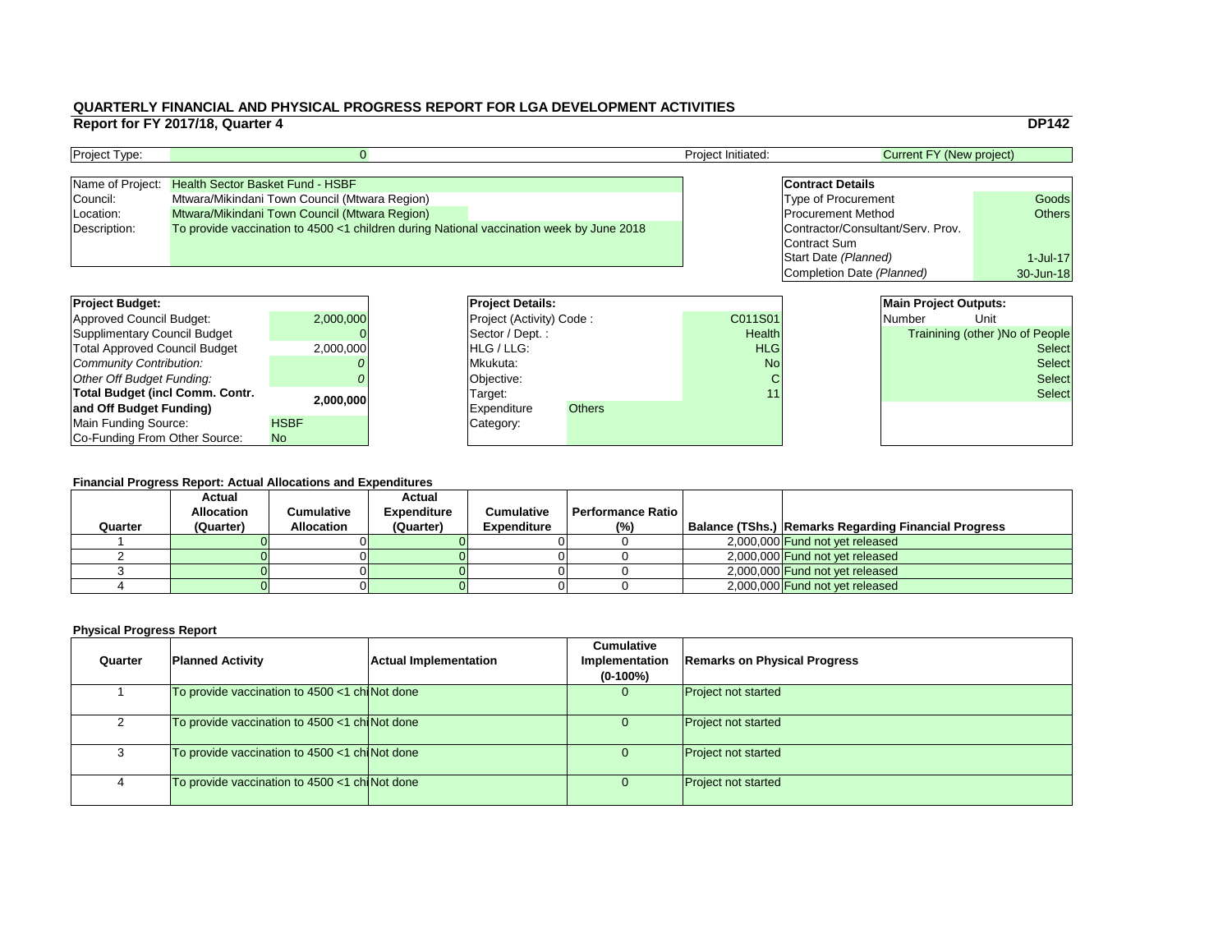# QUARTERLY FINANCIAL AND PHYSICAL PROGRESS REPORT FOR LGA DEVELOPMENT ACTIVITIES

## Report for FY 2017/18, Quarter 4

**DP142**

| Project Type: | 0 | Project Initiated: | Current FY (New project) |
|---|---|---|---|

| | |
|---|---|
| Name of Project: | Health Sector Basket Fund - HSBF |
| Council: | Mtwara/Mikindani Town Council (Mtwara Region) |
| Location: | Mtwara/Mikindani Town Council (Mtwara Region) |
| Description: | To provide vaccination to 4500 <1 children during National vaccination week by June 2018 |

| **Contract Details** | |
|---|---|
| Type of Procurement | Goods |
| Procurement Method | Others |
| Contractor/Consultant/Serv. Prov. | |
| Contract Sum | |
| Start Date *(Planned)* | 1-Jul-17 |
| Completion Date *(Planned)* | 30-Jun-18 |

| **Project Budget:** | |
|---|---|
| Approved Council Budget: | 2,000,000 |
| Supplimentary Council Budget | 0 |
| Total Approved Council Budget | 2,000,000 |
| *Community Contribution:* | *0* |
| *Other Off Budget Funding:* | *0* |
| **Total Budget (incl Comm. Contr. and Off Budget Funding)** | **2,000,000** |
| Main Funding Source: | HSBF |
| Co-Funding From Other Source: | No |

| **Project Details:** | |
|---|---|
| Project (Activity) Code : | C011S01 |
| Sector / Dept. : | Health |
| HLG / LLG: | HLG |
| Mkukuta: | No |
| Objective: | C |
| Target: | 11 |
| Expenditure Category: | Others |

| **Main Project Outputs:** | |
|---|---|
| Number | Unit |
| | Trainining (other )No of People |
| | Select |
| | Select |
| | Select |
| | Select |

### Financial Progress Report: Actual Allocations and Expenditures

| Quarter | Actual Allocation (Quarter) | Cumulative Allocation | Actual Expenditure (Quarter) | Cumulative Expenditure | Performance Ratio (%) | Balance (TShs.) | Remarks Regarding Financial Progress |
|---|---|---|---|---|---|---|---|
| 1 | 0 | 0 | 0 | 0 | 0 | 2,000,000 | Fund not yet released |
| 2 | 0 | 0 | 0 | 0 | 0 | 2,000,000 | Fund not yet released |
| 3 | 0 | 0 | 0 | 0 | 0 | 2,000,000 | Fund not yet released |
| 4 | 0 | 0 | 0 | 0 | 0 | 2,000,000 | Fund not yet released |

### Physical Progress Report

| Quarter | Planned Activity | Actual Implementation | Cumulative Implementation (0-100%) | Remarks on Physical Progress |
|---|---|---|---|---|
| 1 | To provide vaccination to 4500 <1 chi | Not done | 0 | Project not started |
| 2 | To provide vaccination to 4500 <1 chi | Not done | 0 | Project not started |
| 3 | To provide vaccination to 4500 <1 chi | Not done | 0 | Project not started |
| 4 | To provide vaccination to 4500 <1 chi | Not done | 0 | Project not started |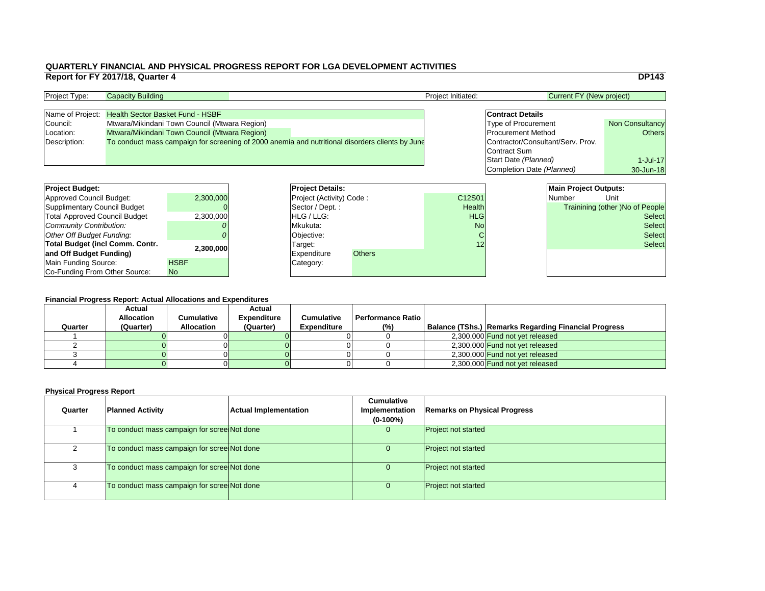# QUARTERLY FINANCIAL AND PHYSICAL PROGRESS REPORT FOR LGA DEVELOPMENT ACTIVITIES

## Report for FY 2017/18, Quarter 4

**DP143**

| Project Type: | Capacity Building | Project Initiated: | Current FY (New project) |
|---|---|---|---|

| | |
|---|---|
| Name of Project: | Health Sector Basket Fund - HSBF |
| Council: | Mtwara/Mikindani Town Council (Mtwara Region) |
| Location: | Mtwara/Mikindani Town Council (Mtwara Region) |
| Description: | To conduct mass campaign for screening of 2000 anemia and nutritional disorders clients by June |

| Contract Details | |
|---|---|
| Type of Procurement | Non Consultancy |
| Procurement Method | Others |
| Contractor/Consultant/Serv. Prov. | |
| Contract Sum | |
| Start Date *(Planned)* | 1-Jul-17 |
| Completion Date *(Planned)* | 30-Jun-18 |

| Project Budget: | |
|---|---|
| Approved Council Budget: | 2,300,000 |
| Supplimentary Council Budget | 0 |
| Total Approved Council Budget | 2,300,000 |
| *Community Contribution:* | *0* |
| *Other Off Budget Funding:* | *0* |
| **Total Budget (incl Comm. Contr. and Off Budget Funding)** | **2,300,000** |
| Main Funding Source: | HSBF |
| Co-Funding From Other Source: | No |

| Project Details: | |
|---|---|
| Project (Activity) Code : | C12S01 |
| Sector / Dept. : | Health |
| HLG / LLG: | HLG |
| Mkukuta: | No |
| Objective: | C |
| Target: | 12 |
| Expenditure Category: | Others |

| Main Project Outputs: | |
|---|---|
| Number | Unit |
| | Trainining (other )No of People |
| | Select |
| | Select |
| | Select |
| | Select |

### Financial Progress Report: Actual Allocations and Expenditures

| Quarter | Actual Allocation (Quarter) | Cumulative Allocation | Actual Expenditure (Quarter) | Cumulative Expenditure | Performance Ratio (%) | Balance (TShs.) | Remarks Regarding Financial Progress |
|---|---|---|---|---|---|---|---|
| 1 | 0 | 0 | 0 | 0 | 0 | 2,300,000 | Fund not yet released |
| 2 | 0 | 0 | 0 | 0 | 0 | 2,300,000 | Fund not yet released |
| 3 | 0 | 0 | 0 | 0 | 0 | 2,300,000 | Fund not yet released |
| 4 | 0 | 0 | 0 | 0 | 0 | 2,300,000 | Fund not yet released |

### Physical Progress Report

| Quarter | Planned Activity | Actual Implementation | Cumulative Implementation (0-100%) | Remarks on Physical Progress |
|---|---|---|---|---|
| 1 | To conduct mass campaign for scree | Not done | 0 | Project not started |
| 2 | To conduct mass campaign for scree | Not done | 0 | Project not started |
| 3 | To conduct mass campaign for scree | Not done | 0 | Project not started |
| 4 | To conduct mass campaign for scree | Not done | 0 | Project not started |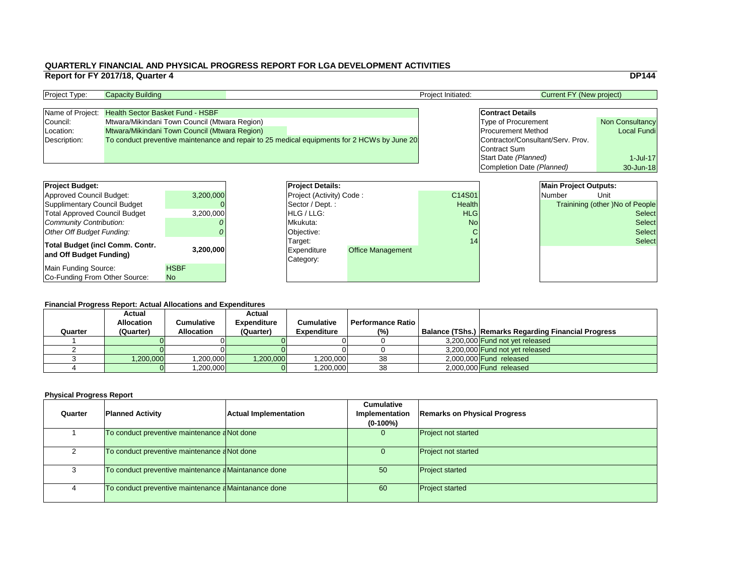# QUARTERLY FINANCIAL AND PHYSICAL PROGRESS REPORT FOR LGA DEVELOPMENT ACTIVITIES

## Report for FY 2017/18, Quarter 4

**DP144**

| Project Type: | Capacity Building | Project Initiated: | Current FY (New project) |
|---|---|---|---|

| | |
|---|---|
| Name of Project: | Health Sector Basket Fund - HSBF |
| Council: | Mtwara/Mikindani Town Council (Mtwara Region) |
| Location: | Mtwara/Mikindani Town Council (Mtwara Region) |
| Description: | To conduct preventive maintenance and repair to 25 medical equipments for 2 HCWs by June 20 |

| **Contract Details** | |
|---|---|
| Type of Procurement | Non Consultancy |
| Procurement Method | Local Fundi |
| Contractor/Consultant/Serv. Prov. | |
| Contract Sum | |
| Start Date *(Planned)* | 1-Jul-17 |
| Completion Date *(Planned)* | 30-Jun-18 |

| **Project Budget:** | |
|---|---|
| Approved Council Budget: | 3,200,000 |
| Supplimentary Council Budget | 0 |
| Total Approved Council Budget | 3,200,000 |
| *Community Contribution:* | *0* |
| *Other Off Budget Funding:* | *0* |
| **Total Budget (incl Comm. Contr. and Off Budget Funding)** | **3,200,000** |
| Main Funding Source: | HSBF |
| Co-Funding From Other Source: | No |

| **Project Details:** | | |
|---|---|---|
| Project (Activity) Code : | | C14S01 |
| Sector / Dept. : | | Health |
| HLG / LLG: | | HLG |
| Mkukuta: | | No |
| Objective: | | C |
| Target: | | 14 |
| Expenditure Category: | Office Management | |

| **Main Project Outputs:** | |
|---|---|
| Number | Unit |
| | Trainining (other )No of People |
| | Select |
| | Select |
| | Select |
| | Select |

### Financial Progress Report: Actual Allocations and Expenditures

| Quarter | Actual Allocation (Quarter) | Cumulative Allocation | Actual Expenditure (Quarter) | Cumulative Expenditure | Performance Ratio (%) | Balance (TShs.) | Remarks Regarding Financial Progress |
|---|---|---|---|---|---|---|---|
| 1 | 0 | 0 | 0 | 0 | 0 | 3,200,000 | Fund not yet released |
| 2 | 0 | 0 | 0 | 0 | 0 | 3,200,000 | Fund not yet released |
| 3 | 1,200,000 | 1,200,000 | 1,200,000 | 1,200,000 | 38 | 2,000,000 | Fund released |
| 4 | 0 | 1,200,000 | 0 | 1,200,000 | 38 | 2,000,000 | Fund released |

### Physical Progress Report

| Quarter | Planned Activity | Actual Implementation | Cumulative Implementation (0-100%) | Remarks on Physical Progress |
|---|---|---|---|---|
| 1 | To conduct preventive maintenance a | Not done | 0 | Project not started |
| 2 | To conduct preventive maintenance a | Not done | 0 | Project not started |
| 3 | To conduct preventive maintenance a | Maintanance done | 50 | Project started |
| 4 | To conduct preventive maintenance a | Maintanance done | 60 | Project started |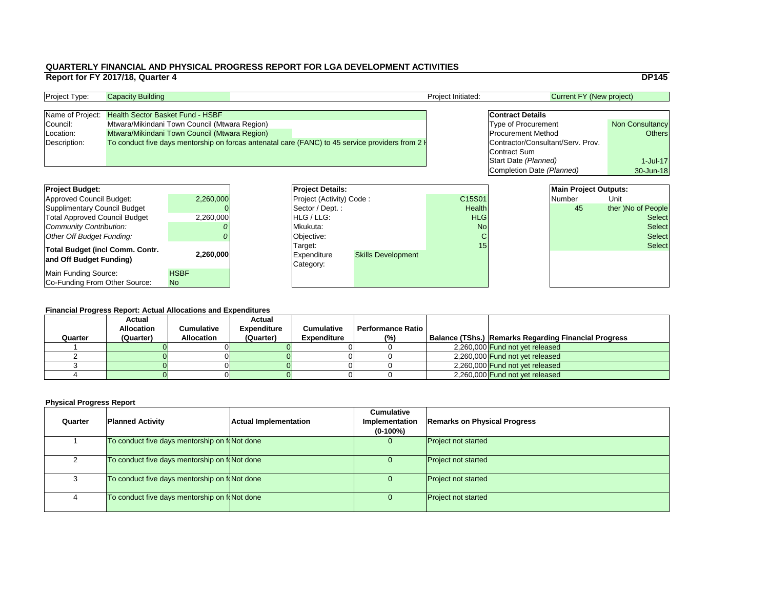# QUARTERLY FINANCIAL AND PHYSICAL PROGRESS REPORT FOR LGA DEVELOPMENT ACTIVITIES

## Report for FY 2017/18, Quarter 4

**DP145**

| Project Type: | Capacity Building | Project Initiated: | Current FY (New project) |
|---|---|---|---|

| | |
|---|---|
| Name of Project: | Health Sector Basket Fund - HSBF |
| Council: | Mtwara/Mikindani Town Council (Mtwara Region) |
| Location: | Mtwara/Mikindani Town Council (Mtwara Region) |
| Description: | To conduct five days mentorship on forcas antenatal care (FANC) to 45 service providers from 2 H |

| **Contract Details** | |
|---|---|
| Type of Procurement | Non Consultancy |
| Procurement Method | Others |
| Contractor/Consultant/Serv. Prov. | |
| Contract Sum | |
| Start Date *(Planned)* | 1-Jul-17 |
| Completion Date *(Planned)* | 30-Jun-18 |

| **Project Budget:** | |
|---|---|
| Approved Council Budget: | 2,260,000 |
| Supplimentary Council Budget | 0 |
| Total Approved Council Budget | 2,260,000 |
| *Community Contribution:* | *0* |
| *Other Off Budget Funding:* | *0* |
| **Total Budget (incl Comm. Contr. and Off Budget Funding)** | **2,260,000** |
| Main Funding Source: | HSBF |
| Co-Funding From Other Source: | No |

| **Project Details:** | | |
|---|---|---|
| Project (Activity) Code : | | C15S01 |
| Sector / Dept. : | | Health |
| HLG / LLG: | | HLG |
| Mkukuta: | | No |
| Objective: | | C |
| Target: | | 15 |
| Expenditure Category: | Skills Development | |

| **Main Project Outputs:** | |
|---|---|
| Number | Unit |
| 45 | ther )No of People |
| | Select |
| | Select |
| | Select |
| | Select |

### Financial Progress Report: Actual Allocations and Expenditures

| Quarter | Actual Allocation (Quarter) | Cumulative Allocation | Actual Expenditure (Quarter) | Cumulative Expenditure | Performance Ratio (%) | Balance (TShs.) | Remarks Regarding Financial Progress |
|---|---|---|---|---|---|---|---|
| 1 | 0 | 0 | 0 | 0 | 0 | 2,260,000 | Fund not yet released |
| 2 | 0 | 0 | 0 | 0 | 0 | 2,260,000 | Fund not yet released |
| 3 | 0 | 0 | 0 | 0 | 0 | 2,260,000 | Fund not yet released |
| 4 | 0 | 0 | 0 | 0 | 0 | 2,260,000 | Fund not yet released |

### Physical Progress Report

| Quarter | Planned Activity | Actual Implementation | Cumulative Implementation (0-100%) | Remarks on Physical Progress |
|---|---|---|---|---|
| 1 | To conduct five days mentorship on fo | Not done | 0 | Project not started |
| 2 | To conduct five days mentorship on fo | Not done | 0 | Project not started |
| 3 | To conduct five days mentorship on fo | Not done | 0 | Project not started |
| 4 | To conduct five days mentorship on fo | Not done | 0 | Project not started |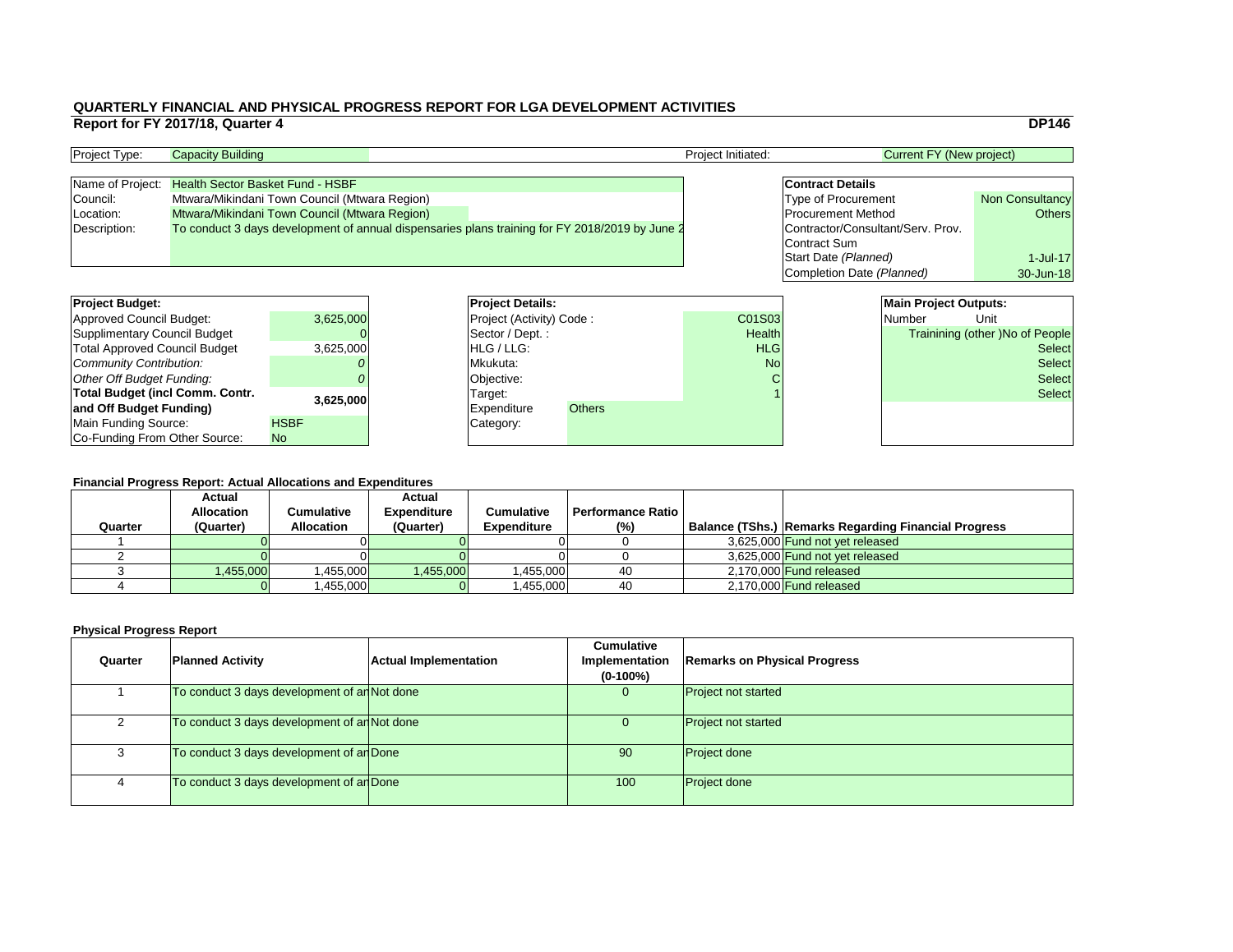# QUARTERLY FINANCIAL AND PHYSICAL PROGRESS REPORT FOR LGA DEVELOPMENT ACTIVITIES

## Report for FY 2017/18, Quarter 4

**DP146**

| Project Type: | Capacity Building | Project Initiated: | Current FY (New project) |
|---|---|---|---|

| | |
|---|---|
| Name of Project: | Health Sector Basket Fund - HSBF |
| Council: | Mtwara/Mikindani Town Council (Mtwara Region) |
| Location: | Mtwara/Mikindani Town Council (Mtwara Region) |
| Description: | To conduct 3 days development of annual dispensaries plans training for FY 2018/2019 by June 2 |

| **Contract Details** | |
|---|---|
| Type of Procurement | Non Consultancy |
| Procurement Method | Others |
| Contractor/Consultant/Serv. Prov. | |
| Contract Sum | |
| Start Date *(Planned)* | 1-Jul-17 |
| Completion Date *(Planned)* | 30-Jun-18 |

| **Project Budget:** | |
|---|---|
| Approved Council Budget: | 3,625,000 |
| Supplimentary Council Budget | 0 |
| Total Approved Council Budget | 3,625,000 |
| *Community Contribution:* | *0* |
| *Other Off Budget Funding:* | *0* |
| **Total Budget (incl Comm. Contr. and Off Budget Funding)** | **3,625,000** |
| Main Funding Source: | HSBF |
| Co-Funding From Other Source: | No |

| **Project Details:** | |
|---|---|
| Project (Activity) Code : | C01S03 |
| Sector / Dept. : | Health |
| HLG / LLG: | HLG |
| Mkukuta: | No |
| Objective: | C |
| Target: | 1 |
| Expenditure Category: | Others |

| **Main Project Outputs:** | |
|---|---|
| Number | Unit |
| | Trainining (other )No of People |
| | Select |
| | Select |
| | Select |
| | Select |

### Financial Progress Report: Actual Allocations and Expenditures

| Quarter | Actual Allocation (Quarter) | Cumulative Allocation | Actual Expenditure (Quarter) | Cumulative Expenditure | Performance Ratio (%) | Balance (TShs.) | Remarks Regarding Financial Progress |
|---|---|---|---|---|---|---|---|
| 1 | 0 | 0 | 0 | 0 | 0 | 3,625,000 | Fund not yet released |
| 2 | 0 | 0 | 0 | 0 | 0 | 3,625,000 | Fund not yet released |
| 3 | 1,455,000 | 1,455,000 | 1,455,000 | 1,455,000 | 40 | 2,170,000 | Fund released |
| 4 | 0 | 1,455,000 | 0 | 1,455,000 | 40 | 2,170,000 | Fund released |

### Physical Progress Report

| Quarter | Planned Activity | Actual Implementation | Cumulative Implementation (0-100%) | Remarks on Physical Progress |
|---|---|---|---|---|
| 1 | To conduct 3 days development of an | Not done | 0 | Project not started |
| 2 | To conduct 3 days development of an | Not done | 0 | Project not started |
| 3 | To conduct 3 days development of an | Done | 90 | Project done |
| 4 | To conduct 3 days development of an | Done | 100 | Project done |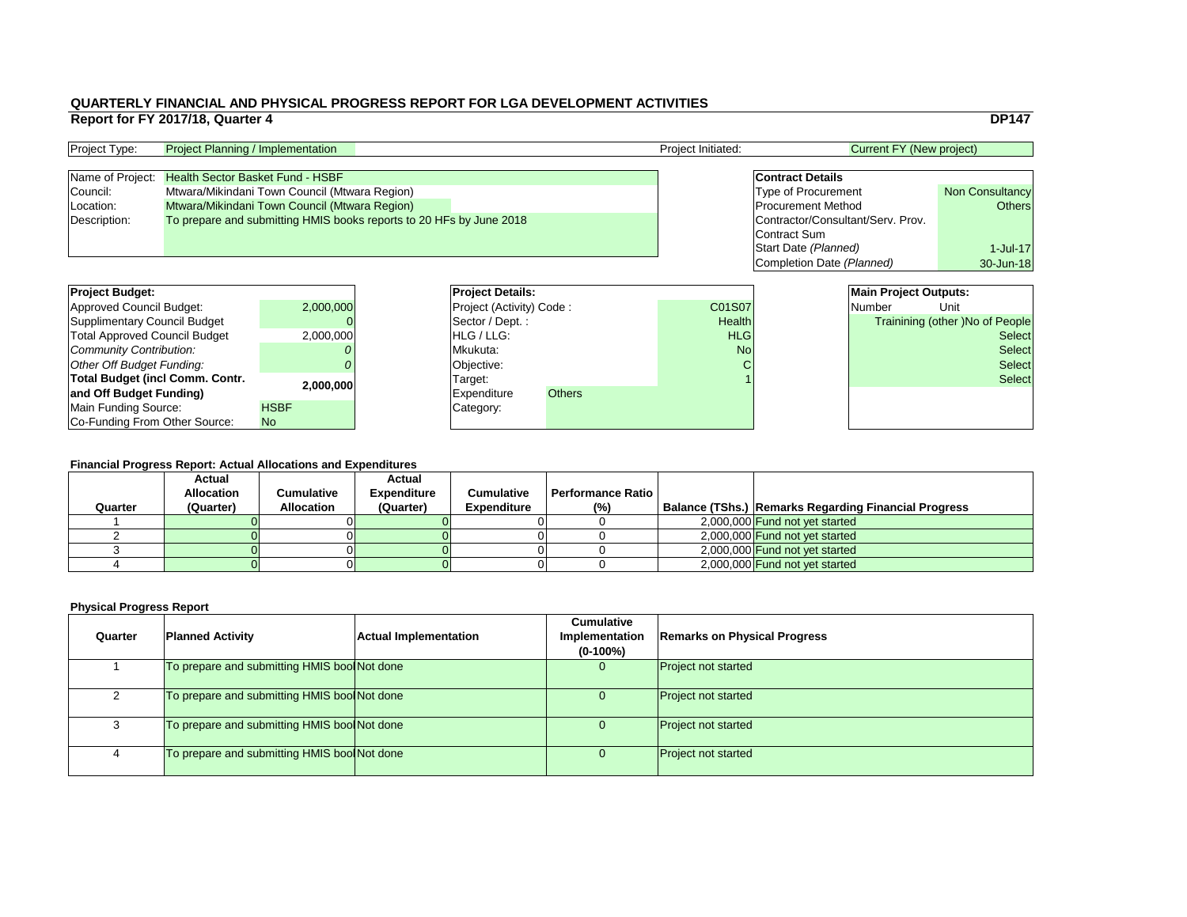# QUARTERLY FINANCIAL AND PHYSICAL PROGRESS REPORT FOR LGA DEVELOPMENT ACTIVITIES

## Report for FY 2017/18, Quarter 4

**DP147**

| Project Type: | Project Planning / Implementation | Project Initiated: | Current FY (New project) |
|---|---|---|---|

| Name of Project: | Health Sector Basket Fund - HSBF |
|---|---|
| Council: | Mtwara/Mikindani Town Council (Mtwara Region) |
| Location: | Mtwara/Mikindani Town Council (Mtwara Region) |
| Description: | To prepare and submitting HMIS books reports to 20 HFs by June 2018 |

| **Contract Details** | |
|---|---|
| Type of Procurement | Non Consultancy |
| Procurement Method | Others |
| Contractor/Consultant/Serv. Prov. | |
| Contract Sum | |
| Start Date *(Planned)* | 1-Jul-17 |
| Completion Date *(Planned)* | 30-Jun-18 |

| **Project Budget:** | |
|---|---|
| Approved Council Budget: | 2,000,000 |
| Supplimentary Council Budget | 0 |
| Total Approved Council Budget | 2,000,000 |
| *Community Contribution:* | *0* |
| *Other Off Budget Funding:* | *0* |
| **Total Budget (incl Comm. Contr. and Off Budget Funding)** | **2,000,000** |
| Main Funding Source: | HSBF |
| Co-Funding From Other Source: | No |

| **Project Details:** | |
|---|---|
| Project (Activity) Code : | C01S07 |
| Sector / Dept. : | Health |
| HLG / LLG: | HLG |
| Mkukuta: | No |
| Objective: | C |
| Target: | 1 |
| Expenditure Category: | Others |

| **Main Project Outputs:** | |
|---|---|
| Number | Unit |
| | Trainining (other )No of People |
| | Select |
| | Select |
| | Select |
| | Select |

### Financial Progress Report: Actual Allocations and Expenditures

| Quarter | Actual Allocation (Quarter) | Cumulative Allocation | Actual Expenditure (Quarter) | Cumulative Expenditure | Performance Ratio (%) | Balance (TShs.) | Remarks Regarding Financial Progress |
|---|---|---|---|---|---|---|---|
| 1 | 0 | 0 | 0 | 0 | 0 | 2,000,000 | Fund not yet started |
| 2 | 0 | 0 | 0 | 0 | 0 | 2,000,000 | Fund not yet started |
| 3 | 0 | 0 | 0 | 0 | 0 | 2,000,000 | Fund not yet started |
| 4 | 0 | 0 | 0 | 0 | 0 | 2,000,000 | Fund not yet started |

### Physical Progress Report

| Quarter | Planned Activity | Actual Implementation | Cumulative Implementation (0-100%) | Remarks on Physical Progress |
|---|---|---|---|---|
| 1 | To prepare and submitting HMIS bool | Not done | 0 | Project not started |
| 2 | To prepare and submitting HMIS bool | Not done | 0 | Project not started |
| 3 | To prepare and submitting HMIS bool | Not done | 0 | Project not started |
| 4 | To prepare and submitting HMIS bool | Not done | 0 | Project not started |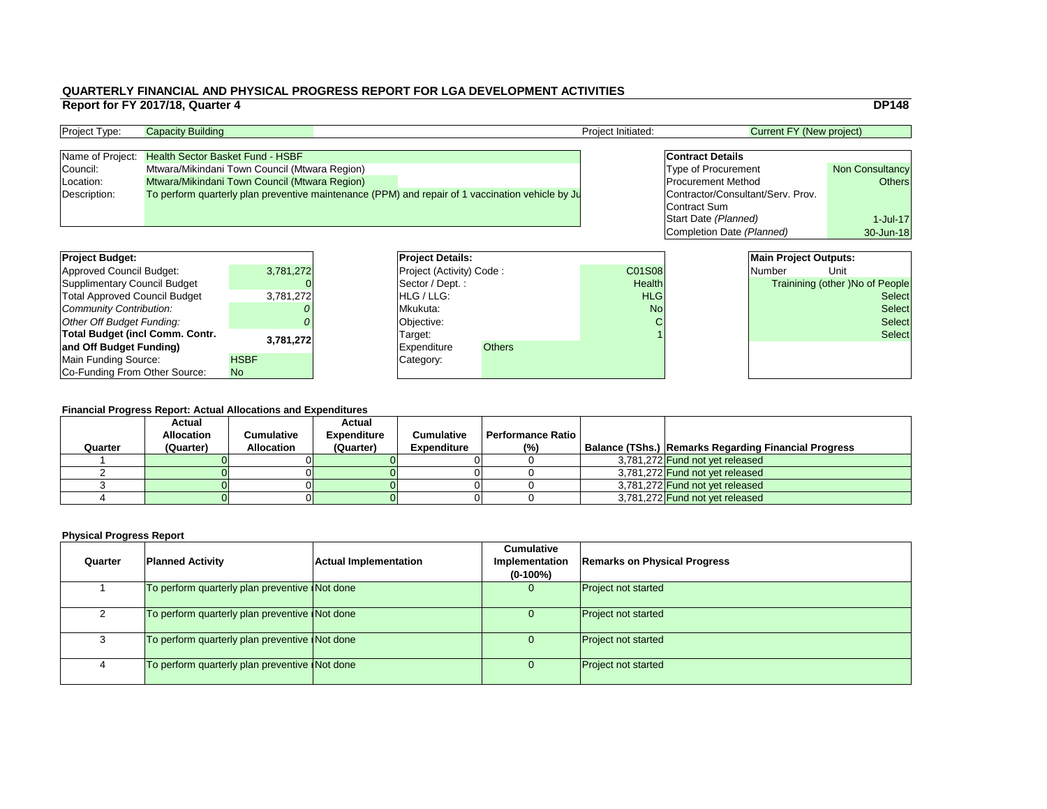# QUARTERLY FINANCIAL AND PHYSICAL PROGRESS REPORT FOR LGA DEVELOPMENT ACTIVITIES

## Report for FY 2017/18, Quarter 4

**DP148**

| Project Type: | Capacity Building | Project Initiated: | Current FY (New project) |
|---|---|---|---|

| Name of Project: | Health Sector Basket Fund - HSBF |
|---|---|
| Council: | Mtwara/Mikindani Town Council (Mtwara Region) |
| Location: | Mtwara/Mikindani Town Council (Mtwara Region) |
| Description: | To perform quarterly plan preventive maintenance (PPM) and repair of 1 vaccination vehicle by Ju |

| **Contract Details** | |
|---|---|
| Type of Procurement | Non Consultancy |
| Procurement Method | Others |
| Contractor/Consultant/Serv. Prov. | |
| Contract Sum | |
| Start Date *(Planned)* | 1-Jul-17 |
| Completion Date *(Planned)* | 30-Jun-18 |

| **Project Budget:** | |
|---|---|
| Approved Council Budget: | 3,781,272 |
| Supplimentary Council Budget | 0 |
| Total Approved Council Budget | 3,781,272 |
| *Community Contribution:* | *0* |
| *Other Off Budget Funding:* | *0* |
| **Total Budget (incl Comm. Contr. and Off Budget Funding)** | **3,781,272** |
| Main Funding Source: | HSBF |
| Co-Funding From Other Source: | No |

| **Project Details:** | | |
|---|---|---|
| Project (Activity) Code : | | C01S08 |
| Sector / Dept. : | | Health |
| HLG / LLG: | | HLG |
| Mkukuta: | | No |
| Objective: | | C |
| Target: | | 1 |
| Expenditure Category: | Others | |

| **Main Project Outputs:** | |
|---|---|
| Number | Unit |
| | Trainining (other )No of People |
| | Select |
| | Select |
| | Select |
| | Select |

### Financial Progress Report: Actual Allocations and Expenditures

| Quarter | Actual Allocation (Quarter) | Cumulative Allocation | Actual Expenditure (Quarter) | Cumulative Expenditure | Performance Ratio (%) | Balance (TShs.) | Remarks Regarding Financial Progress |
|---|---|---|---|---|---|---|---|
| 1 | 0 | 0 | 0 | 0 | 0 | 3,781,272 | Fund not yet released |
| 2 | 0 | 0 | 0 | 0 | 0 | 3,781,272 | Fund not yet released |
| 3 | 0 | 0 | 0 | 0 | 0 | 3,781,272 | Fund not yet released |
| 4 | 0 | 0 | 0 | 0 | 0 | 3,781,272 | Fund not yet released |

### Physical Progress Report

| Quarter | Planned Activity | Actual Implementation | Cumulative Implementation (0-100%) | Remarks on Physical Progress |
|---|---|---|---|---|
| 1 | To perform quarterly plan preventive | Not done | 0 | Project not started |
| 2 | To perform quarterly plan preventive | Not done | 0 | Project not started |
| 3 | To perform quarterly plan preventive | Not done | 0 | Project not started |
| 4 | To perform quarterly plan preventive | Not done | 0 | Project not started |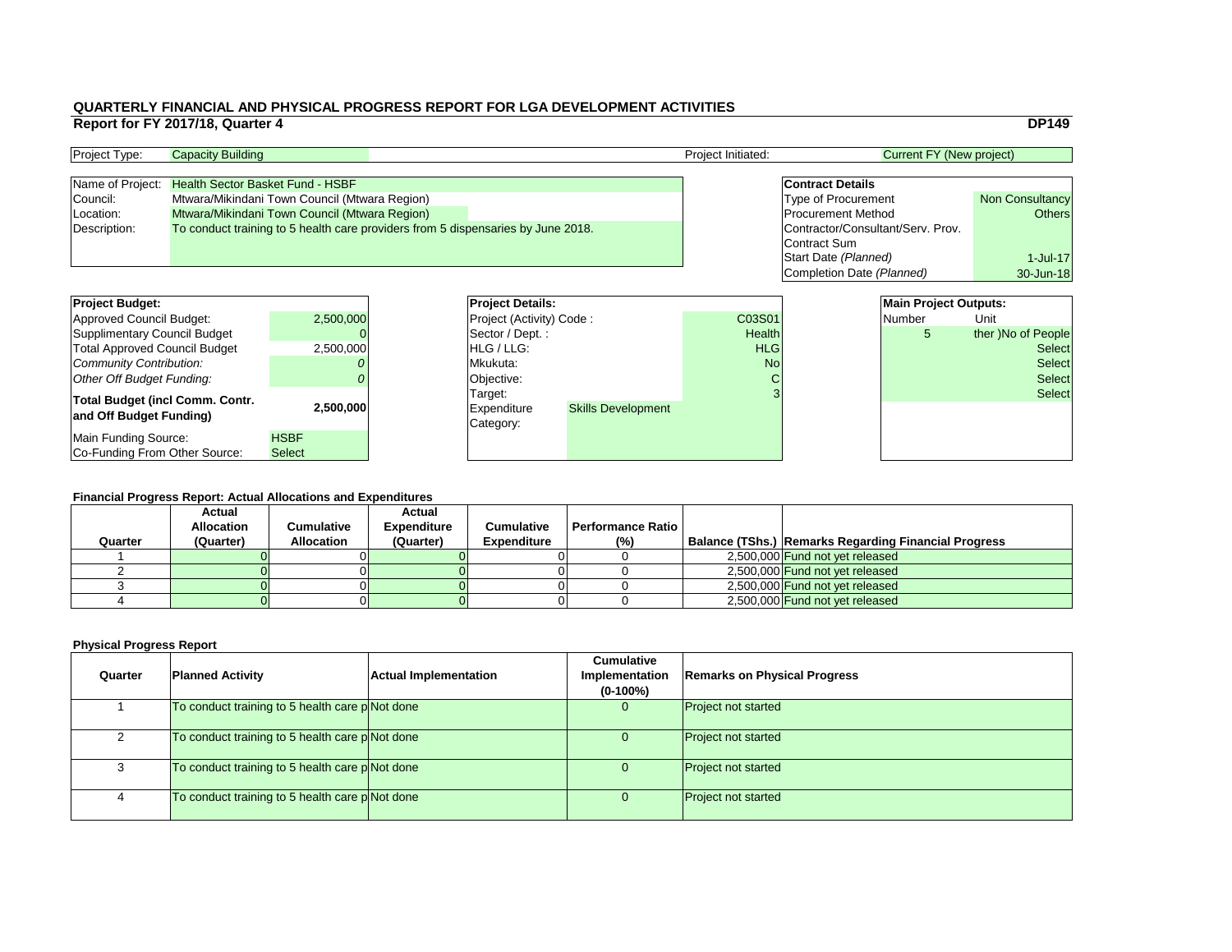# QUARTERLY FINANCIAL AND PHYSICAL PROGRESS REPORT FOR LGA DEVELOPMENT ACTIVITIES

## Report for FY 2017/18, Quarter 4

**DP149**

| Project Type: | Capacity Building | Project Initiated: | Current FY (New project) |
|---|---|---|---|

| | |
|---|---|
| Name of Project: | Health Sector Basket Fund - HSBF |
| Council: | Mtwara/Mikindani Town Council (Mtwara Region) |
| Location: | Mtwara/Mikindani Town Council (Mtwara Region) |
| Description: | To conduct training to 5 health care providers from 5 dispensaries by June 2018. |

| **Contract Details** | |
|---|---|
| Type of Procurement | Non Consultancy |
| Procurement Method | Others |
| Contractor/Consultant/Serv. Prov. | |
| Contract Sum | |
| Start Date *(Planned)* | 1-Jul-17 |
| Completion Date *(Planned)* | 30-Jun-18 |

| **Project Budget:** | |
|---|---|
| Approved Council Budget: | 2,500,000 |
| Supplimentary Council Budget | 0 |
| Total Approved Council Budget | 2,500,000 |
| *Community Contribution:* | *0* |
| *Other Off Budget Funding:* | *0* |
| **Total Budget (incl Comm. Contr. and Off Budget Funding)** | **2,500,000** |
| Main Funding Source: | HSBF |
| Co-Funding From Other Source: | Select |

| **Project Details:** | | |
|---|---|---|
| Project (Activity) Code : | | C03S01 |
| Sector / Dept. : | | Health |
| HLG / LLG: | | HLG |
| Mkukuta: | | No |
| Objective: | | C |
| Target: | | 3 |
| Expenditure Category: | Skills Development | |

| **Main Project Outputs:** | |
|---|---|
| Number | Unit |
| 5 | ther )No of People |
| | Select |
| | Select |
| | Select |
| | Select |

### Financial Progress Report: Actual Allocations and Expenditures

| Quarter | Actual Allocation (Quarter) | Cumulative Allocation | Actual Expenditure (Quarter) | Cumulative Expenditure | Performance Ratio (%) | Balance (TShs.) | Remarks Regarding Financial Progress |
|---|---|---|---|---|---|---|---|
| 1 | 0 | 0 | 0 | 0 | 0 | 2,500,000 | Fund not yet released |
| 2 | 0 | 0 | 0 | 0 | 0 | 2,500,000 | Fund not yet released |
| 3 | 0 | 0 | 0 | 0 | 0 | 2,500,000 | Fund not yet released |
| 4 | 0 | 0 | 0 | 0 | 0 | 2,500,000 | Fund not yet released |

### Physical Progress Report

| Quarter | Planned Activity | Actual Implementation | Cumulative Implementation (0-100%) | Remarks on Physical Progress |
|---|---|---|---|---|
| 1 | To conduct training to 5 health care p | Not done | 0 | Project not started |
| 2 | To conduct training to 5 health care p | Not done | 0 | Project not started |
| 3 | To conduct training to 5 health care p | Not done | 0 | Project not started |
| 4 | To conduct training to 5 health care p | Not done | 0 | Project not started |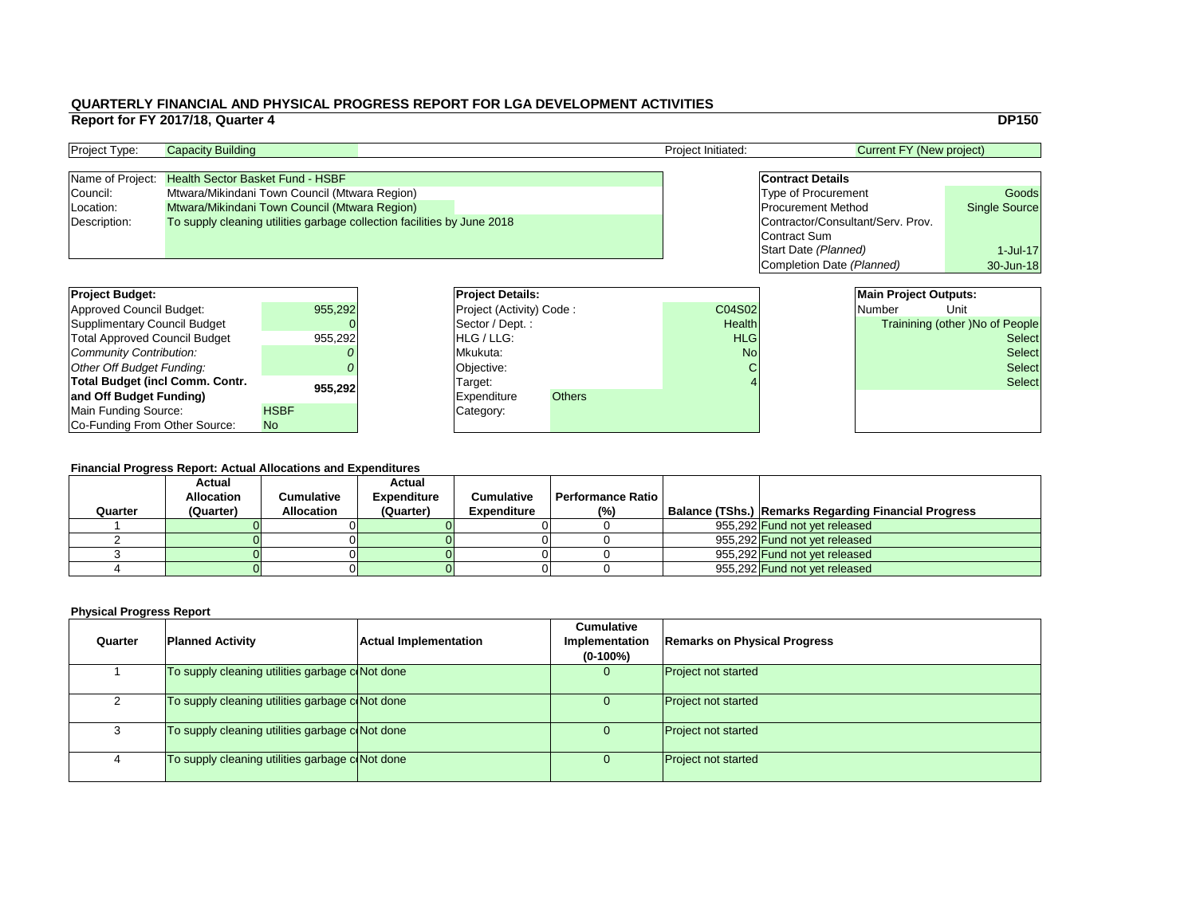# QUARTERLY FINANCIAL AND PHYSICAL PROGRESS REPORT FOR LGA DEVELOPMENT ACTIVITIES

## Report for FY 2017/18, Quarter 4

**DP150**

| Project Type: | Capacity Building | Project Initiated: | Current FY (New project) |
|---|---|---|---|

| | |
|---|---|
| Name of Project: | Health Sector Basket Fund - HSBF |
| Council: | Mtwara/Mikindani Town Council (Mtwara Region) |
| Location: | Mtwara/Mikindani Town Council (Mtwara Region) |
| Description: | To supply cleaning utilities garbage collection facilities by June 2018 |

| **Contract Details** | |
|---|---|
| Type of Procurement | Goods |
| Procurement Method | Single Source |
| Contractor/Consultant/Serv. Prov. | |
| Contract Sum | |
| Start Date *(Planned)* | 1-Jul-17 |
| Completion Date *(Planned)* | 30-Jun-18 |

| **Project Budget:** | |
|---|---|
| Approved Council Budget: | 955,292 |
| Supplimentary Council Budget | 0 |
| Total Approved Council Budget | 955,292 |
| *Community Contribution:* | *0* |
| *Other Off Budget Funding:* | *0* |
| **Total Budget (incl Comm. Contr. and Off Budget Funding)** | **955,292** |
| Main Funding Source: | HSBF |
| Co-Funding From Other Source: | No |

| **Project Details:** | |
|---|---|
| Project (Activity) Code : | C04S02 |
| Sector / Dept. : | Health |
| HLG / LLG: | HLG |
| Mkukuta: | No |
| Objective: | C |
| Target: | 4 |
| Expenditure Category: | Others |

| **Main Project Outputs:** | |
|---|---|
| Number | Unit |
| | Trainining (other )No of People |
| | Select |
| | Select |
| | Select |
| | Select |

### Financial Progress Report: Actual Allocations and Expenditures

| Quarter | Actual Allocation (Quarter) | Cumulative Allocation | Actual Expenditure (Quarter) | Cumulative Expenditure | Performance Ratio (%) | Balance (TShs.) | Remarks Regarding Financial Progress |
|---|---|---|---|---|---|---|---|
| 1 | 0 | 0 | 0 | 0 | 0 | 955,292 | Fund not yet released |
| 2 | 0 | 0 | 0 | 0 | 0 | 955,292 | Fund not yet released |
| 3 | 0 | 0 | 0 | 0 | 0 | 955,292 | Fund not yet released |
| 4 | 0 | 0 | 0 | 0 | 0 | 955,292 | Fund not yet released |

### Physical Progress Report

| Quarter | Planned Activity | Actual Implementation | Cumulative Implementation (0-100%) | Remarks on Physical Progress |
|---|---|---|---|---|
| 1 | To supply cleaning utilities garbage co | Not done | 0 | Project not started |
| 2 | To supply cleaning utilities garbage co | Not done | 0 | Project not started |
| 3 | To supply cleaning utilities garbage co | Not done | 0 | Project not started |
| 4 | To supply cleaning utilities garbage co | Not done | 0 | Project not started |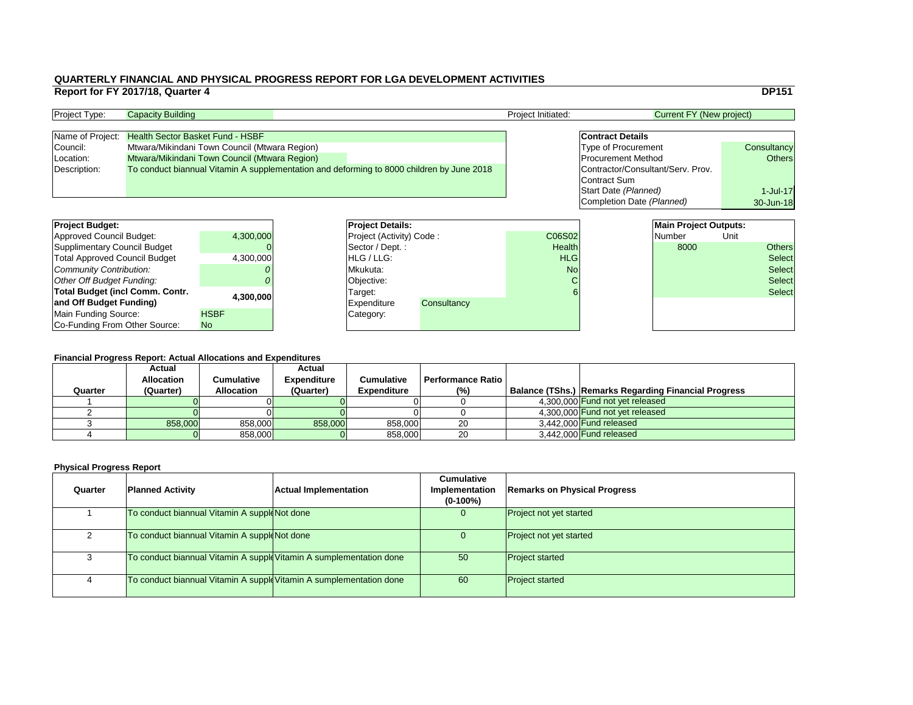## QUARTERLY FINANCIAL AND PHYSICAL PROGRESS REPORT FOR LGA DEVELOPMENT ACTIVITIES

**Report for FY 2017/18, Quarter 4** **DP151**

| | | | |
|---|---|---|---|
| Project Type: | Capacity Building | Project Initiated: | Current FY (New project) |

| | |
|---|---|
| Name of Project: | Health Sector Basket Fund - HSBF |
| Council: | Mtwara/Mikindani Town Council (Mtwara Region) |
| Location: | Mtwara/Mikindani Town Council (Mtwara Region) |
| Description: | To conduct biannual Vitamin A supplementation and deforming to 8000 children by June 2018 |

| **Contract Details** | |
|---|---|
| Type of Procurement | Consultancy |
| Procurement Method | Others |
| Contractor/Consultant/Serv. Prov. | |
| Contract Sum | |
| Start Date *(Planned)* | 1-Jul-17 |
| Completion Date *(Planned)* | 30-Jun-18 |

| **Project Budget:** | |
|---|---|
| Approved Council Budget: | 4,300,000 |
| Supplimentary Council Budget | 0 |
| Total Approved Council Budget | 4,300,000 |
| *Community Contribution:* | *0* |
| *Other Off Budget Funding:* | *0* |
| **Total Budget (incl Comm. Contr. and Off Budget Funding)** | **4,300,000** |
| Main Funding Source: | HSBF |
| Co-Funding From Other Source: | No |

| **Project Details:** | |
|---|---|
| Project (Activity) Code : | C06S02 |
| Sector / Dept. : | Health |
| HLG / LLG: | HLG |
| Mkukuta: | No |
| Objective: | C |
| Target: | 6 |
| Expenditure Category: | Consultancy |

| **Main Project Outputs:** | |
|---|---|
| Number | Unit |
| 8000 | Others |
| | Select |
| | Select |
| | Select |
| | Select |

**Financial Progress Report: Actual Allocations and Expenditures**

| Quarter | Actual Allocation (Quarter) | Cumulative Allocation | Actual Expenditure (Quarter) | Cumulative Expenditure | Performance Ratio (%) | Balance (TShs.) | Remarks Regarding Financial Progress |
|---|---|---|---|---|---|---|---|
| 1 | 0 | 0 | 0 | 0 | 0 | 4,300,000 | Fund not yet released |
| 2 | 0 | 0 | 0 | 0 | 0 | 4,300,000 | Fund not yet released |
| 3 | 858,000 | 858,000 | 858,000 | 858,000 | 20 | 3,442,000 | Fund released |
| 4 | 0 | 858,000 | 0 | 858,000 | 20 | 3,442,000 | Fund released |

**Physical Progress Report**

| Quarter | Planned Activity | Actual Implementation | Cumulative Implementation (0-100%) | Remarks on Physical Progress |
|---|---|---|---|---|
| 1 | To conduct biannual Vitamin A supple | Not done | 0 | Project not yet started |
| 2 | To conduct biannual Vitamin A supple | Not done | 0 | Project not yet started |
| 3 | To conduct biannual Vitamin A supple | Vitamin A sumplementation done | 50 | Project started |
| 4 | To conduct biannual Vitamin A supple | Vitamin A sumplementation done | 60 | Project started |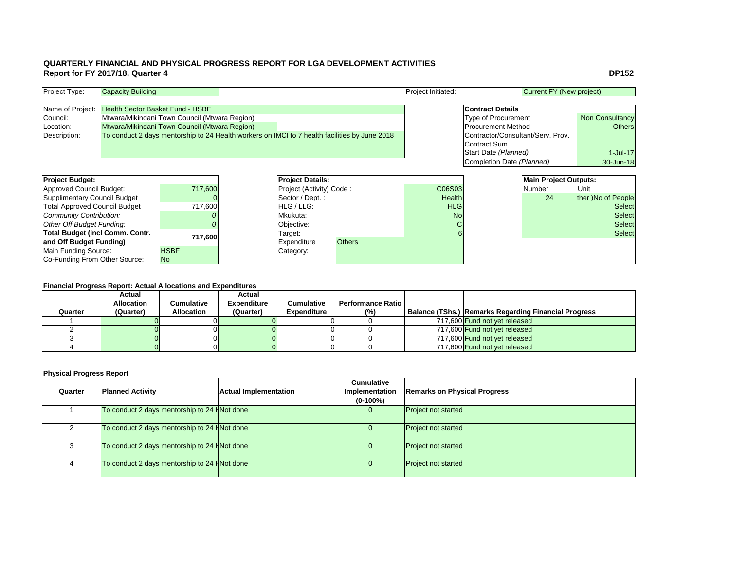# QUARTERLY FINANCIAL AND PHYSICAL PROGRESS REPORT FOR LGA DEVELOPMENT ACTIVITIES

## Report for FY 2017/18, Quarter 4

**DP152**

| | | | |
|---|---|---|---|
| Project Type: | Capacity Building | Project Initiated: | Current FY (New project) |

| | |
|---|---|
| Name of Project: | Health Sector Basket Fund - HSBF |
| Council: | Mtwara/Mikindani Town Council (Mtwara Region) |
| Location: | Mtwara/Mikindani Town Council (Mtwara Region) |
| Description: | To conduct 2 days mentorship to 24 Health workers on IMCI to 7 health facilities by June 2018 |

| **Contract Details** | |
|---|---|
| Type of Procurement | Non Consultancy |
| Procurement Method | Others |
| Contractor/Consultant/Serv. Prov. | |
| Contract Sum | |
| Start Date *(Planned)* | 1-Jul-17 |
| Completion Date *(Planned)* | 30-Jun-18 |

| **Project Budget:** | |
|---|---|
| Approved Council Budget: | 717,600 |
| Supplimentary Council Budget | 0 |
| Total Approved Council Budget | 717,600 |
| *Community Contribution:* | *0* |
| *Other Off Budget Funding:* | *0* |
| **Total Budget (incl Comm. Contr. and Off Budget Funding)** | **717,600** |
| Main Funding Source: | HSBF |
| Co-Funding From Other Source: | No |

| **Project Details:** | |
|---|---|
| Project (Activity) Code : | C06S03 |
| Sector / Dept. : | Health |
| HLG / LLG: | HLG |
| Mkukuta: | No |
| Objective: | C |
| Target: | 6 |
| Expenditure Category: | Others |

| **Main Project Outputs:** | |
|---|---|
| Number | Unit |
| 24 | ther )No of People |
| | Select |
| | Select |
| | Select |
| | Select |

### Financial Progress Report: Actual Allocations and Expenditures

| Quarter | Actual Allocation (Quarter) | Cumulative Allocation | Actual Expenditure (Quarter) | Cumulative Expenditure | Performance Ratio (%) | Balance (TShs.) | Remarks Regarding Financial Progress |
|---|---|---|---|---|---|---|---|
| 1 | 0 | 0 | 0 | 0 | 0 | 717,600 | Fund not yet released |
| 2 | 0 | 0 | 0 | 0 | 0 | 717,600 | Fund not yet released |
| 3 | 0 | 0 | 0 | 0 | 0 | 717,600 | Fund not yet released |
| 4 | 0 | 0 | 0 | 0 | 0 | 717,600 | Fund not yet released |

### Physical Progress Report

| Quarter | Planned Activity | Actual Implementation | Cumulative Implementation (0-100%) | Remarks on Physical Progress |
|---|---|---|---|---|
| 1 | To conduct 2 days mentorship to 24 H | Not done | 0 | Project not started |
| 2 | To conduct 2 days mentorship to 24 H | Not done | 0 | Project not started |
| 3 | To conduct 2 days mentorship to 24 H | Not done | 0 | Project not started |
| 4 | To conduct 2 days mentorship to 24 H | Not done | 0 | Project not started |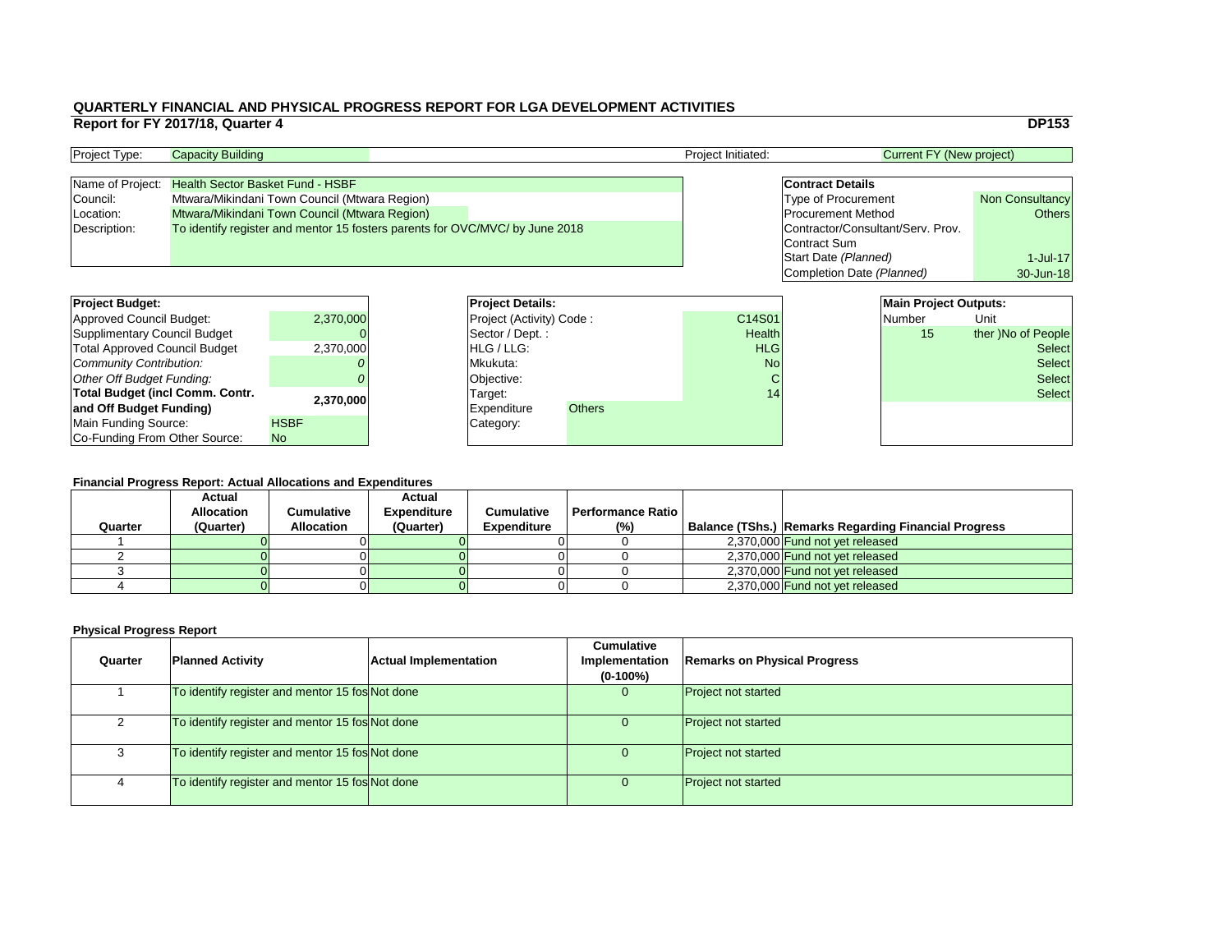# QUARTERLY FINANCIAL AND PHYSICAL PROGRESS REPORT FOR LGA DEVELOPMENT ACTIVITIES

## Report for FY 2017/18, Quarter 4

**DP153**

| Project Type: | Capacity Building | Project Initiated: | Current FY (New project) |
|---|---|---|---|

| | |
|---|---|
| Name of Project: | Health Sector Basket Fund - HSBF |
| Council: | Mtwara/Mikindani Town Council (Mtwara Region) |
| Location: | Mtwara/Mikindani Town Council (Mtwara Region) |
| Description: | To identify register and mentor 15 fosters parents for OVC/MVC/ by June 2018 |

| **Contract Details** | |
|---|---|
| Type of Procurement | Non Consultancy |
| Procurement Method | Others |
| Contractor/Consultant/Serv. Prov. | |
| Contract Sum | |
| Start Date *(Planned)* | 1-Jul-17 |
| Completion Date *(Planned)* | 30-Jun-18 |

| **Project Budget:** | |
|---|---|
| Approved Council Budget: | 2,370,000 |
| Supplimentary Council Budget | 0 |
| Total Approved Council Budget | 2,370,000 |
| *Community Contribution:* | *0* |
| *Other Off Budget Funding:* | *0* |
| **Total Budget (incl Comm. Contr. and Off Budget Funding)** | **2,370,000** |
| Main Funding Source: | HSBF |
| Co-Funding From Other Source: | No |

| **Project Details:** | | |
|---|---|---|
| Project (Activity) Code : | | C14S01 |
| Sector / Dept. : | | Health |
| HLG / LLG: | | HLG |
| Mkukuta: | | No |
| Objective: | | C |
| Target: | | 14 |
| Expenditure Category: | Others | |

| **Main Project Outputs:** | |
|---|---|
| Number | Unit |
| 15 | ther )No of People |
| | Select |
| | Select |
| | Select |
| | Select |

### Financial Progress Report: Actual Allocations and Expenditures

| Quarter | Actual Allocation (Quarter) | Cumulative Allocation | Actual Expenditure (Quarter) | Cumulative Expenditure | Performance Ratio (%) | Balance (TShs.) | Remarks Regarding Financial Progress |
|---|---|---|---|---|---|---|---|
| 1 | 0 | 0 | 0 | 0 | 0 | 2,370,000 | Fund not yet released |
| 2 | 0 | 0 | 0 | 0 | 0 | 2,370,000 | Fund not yet released |
| 3 | 0 | 0 | 0 | 0 | 0 | 2,370,000 | Fund not yet released |
| 4 | 0 | 0 | 0 | 0 | 0 | 2,370,000 | Fund not yet released |

### Physical Progress Report

| Quarter | Planned Activity | Actual Implementation | Cumulative Implementation (0-100%) | Remarks on Physical Progress |
|---|---|---|---|---|
| 1 | To identify register and mentor 15 fos | Not done | 0 | Project not started |
| 2 | To identify register and mentor 15 fos | Not done | 0 | Project not started |
| 3 | To identify register and mentor 15 fos | Not done | 0 | Project not started |
| 4 | To identify register and mentor 15 fos | Not done | 0 | Project not started |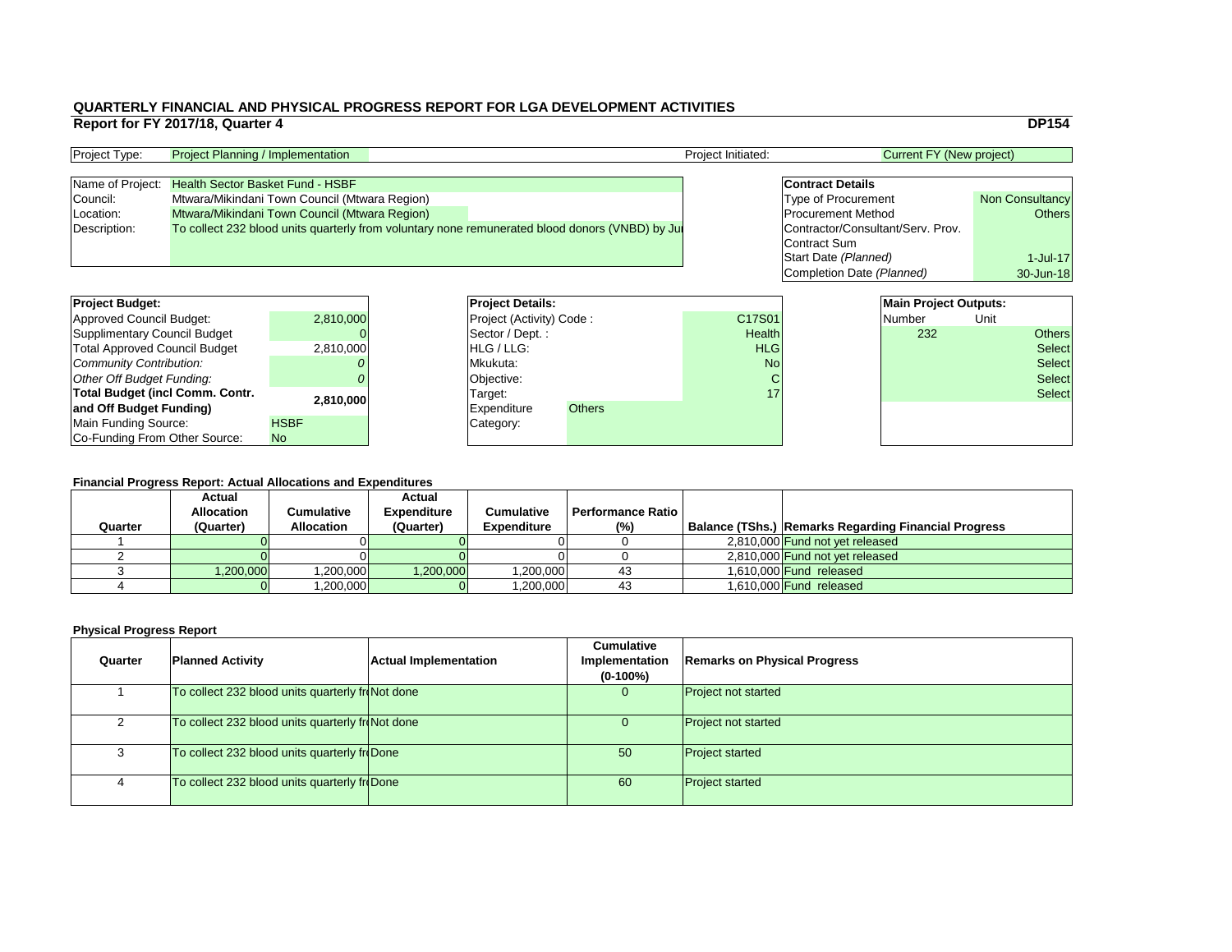# QUARTERLY FINANCIAL AND PHYSICAL PROGRESS REPORT FOR LGA DEVELOPMENT ACTIVITIES

## Report for FY 2017/18, Quarter 4

**DP154**

| Project Type: | Project Planning / Implementation | Project Initiated: | Current FY (New project) |
|---|---|---|---|

| | |
|---|---|
| Name of Project: | Health Sector Basket Fund - HSBF |
| Council: | Mtwara/Mikindani Town Council (Mtwara Region) |
| Location: | Mtwara/Mikindani Town Council (Mtwara Region) |
| Description: | To collect 232 blood units quarterly from voluntary none remunerated blood donors (VNBD) by Ju |

| **Contract Details** | |
|---|---|
| Type of Procurement | Non Consultancy |
| Procurement Method | Others |
| Contractor/Consultant/Serv. Prov. | |
| Contract Sum | |
| Start Date *(Planned)* | 1-Jul-17 |
| Completion Date *(Planned)* | 30-Jun-18 |

| **Project Budget:** | |
|---|---|
| Approved Council Budget: | 2,810,000 |
| Supplimentary Council Budget | 0 |
| Total Approved Council Budget | 2,810,000 |
| *Community Contribution:* | *0* |
| *Other Off Budget Funding:* | *0* |
| **Total Budget (incl Comm. Contr. and Off Budget Funding)** | **2,810,000** |
| Main Funding Source: | HSBF |
| Co-Funding From Other Source: | No |

| **Project Details:** | | |
|---|---|---|
| Project (Activity) Code : | | C17S01 |
| Sector / Dept. : | | Health |
| HLG / LLG: | | HLG |
| Mkukuta: | | No |
| Objective: | | C |
| Target: | | 17 |
| Expenditure Category: | Others | |

| **Main Project Outputs:** | |
|---|---|
| Number | Unit |
| 232 | Others |
| | Select |
| | Select |
| | Select |
| | Select |

### Financial Progress Report: Actual Allocations and Expenditures

| Quarter | Actual Allocation (Quarter) | Cumulative Allocation | Actual Expenditure (Quarter) | Cumulative Expenditure | Performance Ratio (%) | Balance (TShs.) | Remarks Regarding Financial Progress |
|---|---|---|---|---|---|---|---|
| 1 | 0 | 0 | 0 | 0 | 0 | 2,810,000 | Fund not yet released |
| 2 | 0 | 0 | 0 | 0 | 0 | 2,810,000 | Fund not yet released |
| 3 | 1,200,000 | 1,200,000 | 1,200,000 | 1,200,000 | 43 | 1,610,000 | Fund released |
| 4 | 0 | 1,200,000 | 0 | 1,200,000 | 43 | 1,610,000 | Fund released |

### Physical Progress Report

| Quarter | Planned Activity | Actual Implementation | Cumulative Implementation (0-100%) | Remarks on Physical Progress |
|---|---|---|---|---|
| 1 | To collect 232 blood units quarterly fr | Not done | 0 | Project not started |
| 2 | To collect 232 blood units quarterly fr | Not done | 0 | Project not started |
| 3 | To collect 232 blood units quarterly fr | Done | 50 | Project started |
| 4 | To collect 232 blood units quarterly fr | Done | 60 | Project started |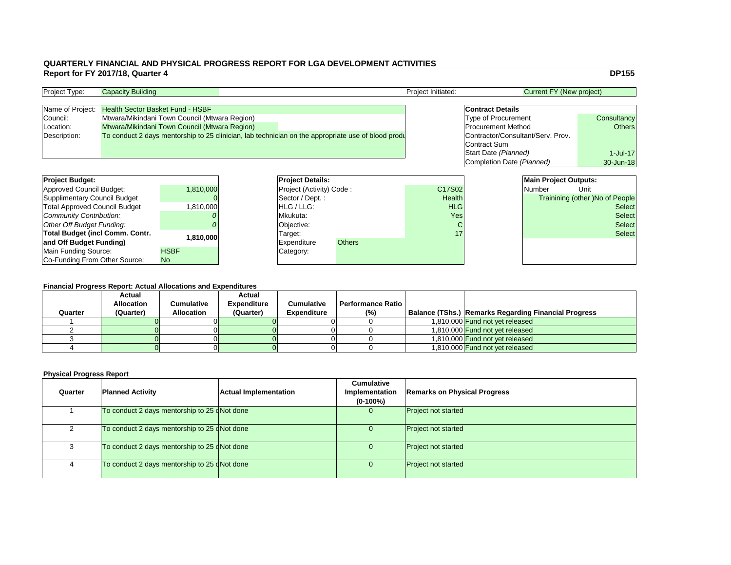# QUARTERLY FINANCIAL AND PHYSICAL PROGRESS REPORT FOR LGA DEVELOPMENT ACTIVITIES

## Report for FY 2017/18, Quarter 4

**DP155**

| Project Type: | Capacity Building | Project Initiated: | Current FY (New project) |
|---|---|---|---|

| | |
|---|---|
| Name of Project: | Health Sector Basket Fund - HSBF |
| Council: | Mtwara/Mikindani Town Council (Mtwara Region) |
| Location: | Mtwara/Mikindani Town Council (Mtwara Region) |
| Description: | To conduct 2 days mentorship to 25 clinician, lab technician on the appropriate use of blood produ |

| **Contract Details** | |
|---|---|
| Type of Procurement | Consultancy |
| Procurement Method | Others |
| Contractor/Consultant/Serv. Prov. | |
| Contract Sum | |
| Start Date *(Planned)* | 1-Jul-17 |
| Completion Date *(Planned)* | 30-Jun-18 |

| **Project Budget:** | |
|---|---|
| Approved Council Budget: | 1,810,000 |
| Supplimentary Council Budget | 0 |
| Total Approved Council Budget | 1,810,000 |
| *Community Contribution:* | *0* |
| *Other Off Budget Funding:* | *0* |
| **Total Budget (incl Comm. Contr. and Off Budget Funding)** | **1,810,000** |
| Main Funding Source: | HSBF |
| Co-Funding From Other Source: | No |

| **Project Details:** | |
|---|---|
| Project (Activity) Code : | C17S02 |
| Sector / Dept. : | Health |
| HLG / LLG: | HLG |
| Mkukuta: | Yes |
| Objective: | C |
| Target: | 17 |
| Expenditure Category: | Others |

| **Main Project Outputs:** | |
|---|---|
| Number | Unit |
| | Trainining (other )No of People |
| | Select |
| | Select |
| | Select |
| | Select |

### Financial Progress Report: Actual Allocations and Expenditures

| Quarter | Actual Allocation (Quarter) | Cumulative Allocation | Actual Expenditure (Quarter) | Cumulative Expenditure | Performance Ratio (%) | Balance (TShs.) | Remarks Regarding Financial Progress |
|---|---|---|---|---|---|---|---|
| 1 | 0 | 0 | 0 | 0 | 0 | 1,810,000 | Fund not yet released |
| 2 | 0 | 0 | 0 | 0 | 0 | 1,810,000 | Fund not yet released |
| 3 | 0 | 0 | 0 | 0 | 0 | 1,810,000 | Fund not yet released |
| 4 | 0 | 0 | 0 | 0 | 0 | 1,810,000 | Fund not yet released |

### Physical Progress Report

| Quarter | Planned Activity | Actual Implementation | Cumulative Implementation (0-100%) | Remarks on Physical Progress |
|---|---|---|---|---|
| 1 | To conduct 2 days mentorship to 25 c | Not done | 0 | Project not started |
| 2 | To conduct 2 days mentorship to 25 c | Not done | 0 | Project not started |
| 3 | To conduct 2 days mentorship to 25 c | Not done | 0 | Project not started |
| 4 | To conduct 2 days mentorship to 25 c | Not done | 0 | Project not started |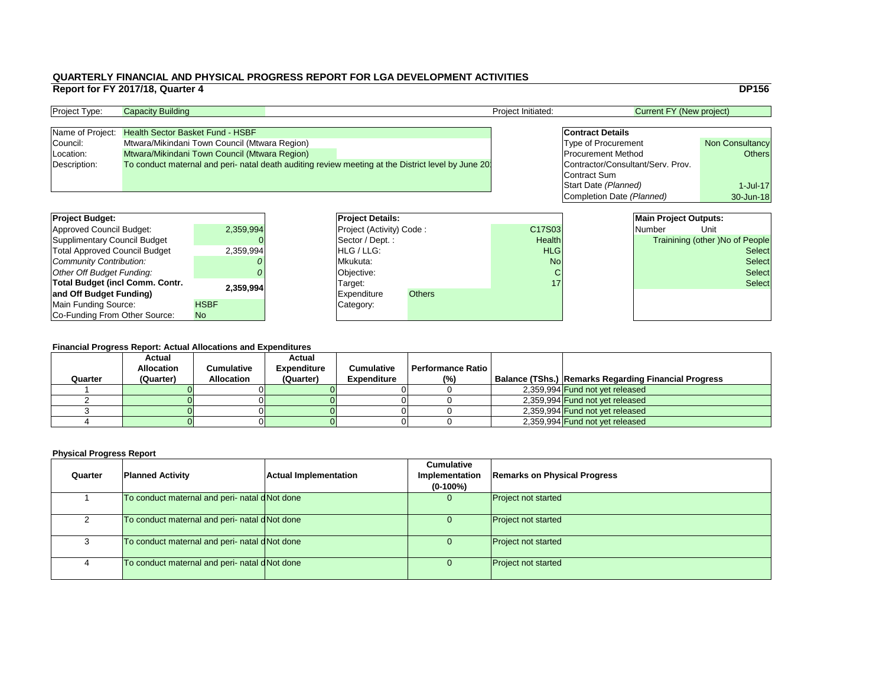# QUARTERLY FINANCIAL AND PHYSICAL PROGRESS REPORT FOR LGA DEVELOPMENT ACTIVITIES

## Report for FY 2017/18, Quarter 4

**DP156**

| Project Type: | Capacity Building | Project Initiated: | Current FY (New project) |
|---|---|---|---|

| | |
|---|---|
| Name of Project: | Health Sector Basket Fund - HSBF |
| Council: | Mtwara/Mikindani Town Council (Mtwara Region) |
| Location: | Mtwara/Mikindani Town Council (Mtwara Region) |
| Description: | To conduct maternal and peri- natal death auditing review meeting at the District level by June 20 |

| **Contract Details** | |
|---|---|
| Type of Procurement | Non Consultancy |
| Procurement Method | Others |
| Contractor/Consultant/Serv. Prov. | |
| Contract Sum | |
| Start Date *(Planned)* | 1-Jul-17 |
| Completion Date *(Planned)* | 30-Jun-18 |

| **Project Budget:** | |
|---|---|
| Approved Council Budget: | 2,359,994 |
| Supplimentary Council Budget | 0 |
| Total Approved Council Budget | 2,359,994 |
| *Community Contribution:* | *0* |
| *Other Off Budget Funding:* | *0* |
| **Total Budget (incl Comm. Contr. and Off Budget Funding)** | **2,359,994** |
| Main Funding Source: | HSBF |
| Co-Funding From Other Source: | No |

| **Project Details:** | |
|---|---|
| Project (Activity) Code : | C17S03 |
| Sector / Dept. : | Health |
| HLG / LLG: | HLG |
| Mkukuta: | No |
| Objective: | C |
| Target: | 17 |
| Expenditure Category: | Others |

| **Main Project Outputs:** | |
|---|---|
| Number | Unit |
| | Trainining (other )No of People |
| | Select |
| | Select |
| | Select |
| | Select |

### Financial Progress Report: Actual Allocations and Expenditures

| Quarter | Actual Allocation (Quarter) | Cumulative Allocation | Actual Expenditure (Quarter) | Cumulative Expenditure | Performance Ratio (%) | Balance (TShs.) | Remarks Regarding Financial Progress |
|---|---|---|---|---|---|---|---|
| 1 | 0 | 0 | 0 | 0 | 0 | 2,359,994 | Fund not yet released |
| 2 | 0 | 0 | 0 | 0 | 0 | 2,359,994 | Fund not yet released |
| 3 | 0 | 0 | 0 | 0 | 0 | 2,359,994 | Fund not yet released |
| 4 | 0 | 0 | 0 | 0 | 0 | 2,359,994 | Fund not yet released |

### Physical Progress Report

| Quarter | Planned Activity | Actual Implementation | Cumulative Implementation (0-100%) | Remarks on Physical Progress |
|---|---|---|---|---|
| 1 | To conduct maternal and peri- natal d | Not done | 0 | Project not started |
| 2 | To conduct maternal and peri- natal d | Not done | 0 | Project not started |
| 3 | To conduct maternal and peri- natal d | Not done | 0 | Project not started |
| 4 | To conduct maternal and peri- natal d | Not done | 0 | Project not started |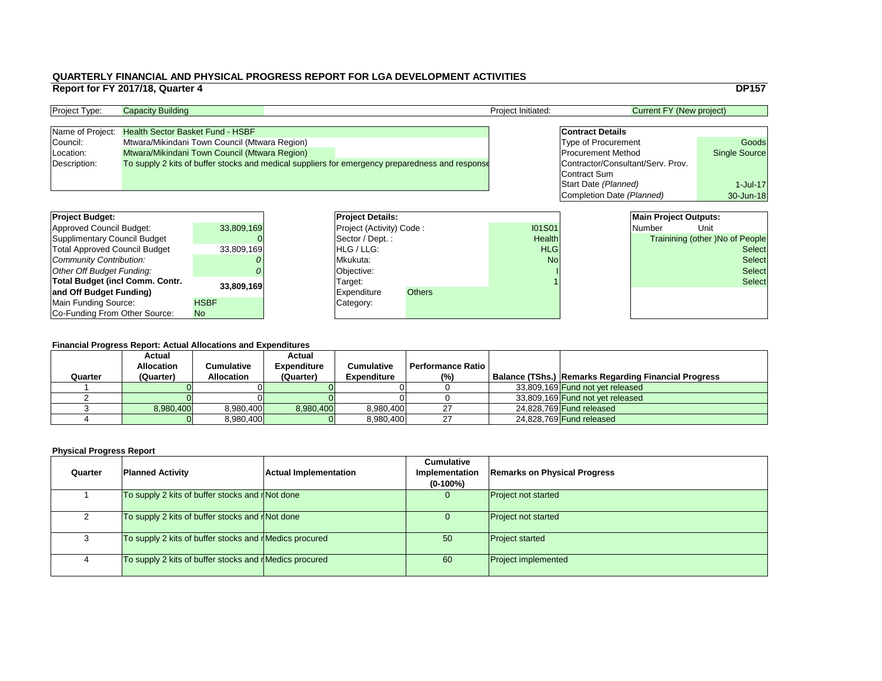# QUARTERLY FINANCIAL AND PHYSICAL PROGRESS REPORT FOR LGA DEVELOPMENT ACTIVITIES

## Report for FY 2017/18, Quarter 4

**DP157**

| Project Type: | Capacity Building | Project Initiated: | Current FY (New project) |
|---|---|---|---|

| | |
|---|---|
| Name of Project: | Health Sector Basket Fund - HSBF |
| Council: | Mtwara/Mikindani Town Council (Mtwara Region) |
| Location: | Mtwara/Mikindani Town Council (Mtwara Region) |
| Description: | To supply 2 kits of buffer stocks and medical suppliers for emergency preparedness and response |

| **Contract Details** | |
|---|---|
| Type of Procurement | Goods |
| Procurement Method | Single Source |
| Contractor/Consultant/Serv. Prov. | |
| Contract Sum | |
| Start Date *(Planned)* | 1-Jul-17 |
| Completion Date *(Planned)* | 30-Jun-18 |

| **Project Budget:** | |
|---|---|
| Approved Council Budget: | 33,809,169 |
| Supplimentary Council Budget | 0 |
| Total Approved Council Budget | 33,809,169 |
| *Community Contribution:* | *0* |
| *Other Off Budget Funding:* | *0* |
| **Total Budget (incl Comm. Contr. and Off Budget Funding)** | **33,809,169** |
| Main Funding Source: | HSBF |
| Co-Funding From Other Source: | No |

| **Project Details:** | |
|---|---|
| Project (Activity) Code : | I01S01 |
| Sector / Dept. : | Health |
| HLG / LLG: | HLG |
| Mkukuta: | No |
| Objective: | I |
| Target: | 1 |
| Expenditure Category: | Others |

| **Main Project Outputs:** | |
|---|---|
| Number | Unit |
| | Trainining (other )No of People |
| | Select |
| | Select |
| | Select |
| | Select |

### Financial Progress Report: Actual Allocations and Expenditures

| Quarter | Actual Allocation (Quarter) | Cumulative Allocation | Actual Expenditure (Quarter) | Cumulative Expenditure | Performance Ratio (%) | Balance (TShs.) | Remarks Regarding Financial Progress |
|---|---|---|---|---|---|---|---|
| 1 | 0 | 0 | 0 | 0 | 0 | 33,809,169 | Fund not yet released |
| 2 | 0 | 0 | 0 | 0 | 0 | 33,809,169 | Fund not yet released |
| 3 | 8,980,400 | 8,980,400 | 8,980,400 | 8,980,400 | 27 | 24,828,769 | Fund released |
| 4 | 0 | 8,980,400 | 0 | 8,980,400 | 27 | 24,828,769 | Fund released |

### Physical Progress Report

| Quarter | Planned Activity | Actual Implementation | Cumulative Implementation (0-100%) | Remarks on Physical Progress |
|---|---|---|---|---|
| 1 | To supply 2 kits of buffer stocks and r | Not done | 0 | Project not started |
| 2 | To supply 2 kits of buffer stocks and r | Not done | 0 | Project not started |
| 3 | To supply 2 kits of buffer stocks and r | Medics procured | 50 | Project started |
| 4 | To supply 2 kits of buffer stocks and r | Medics procured | 60 | Project implemented |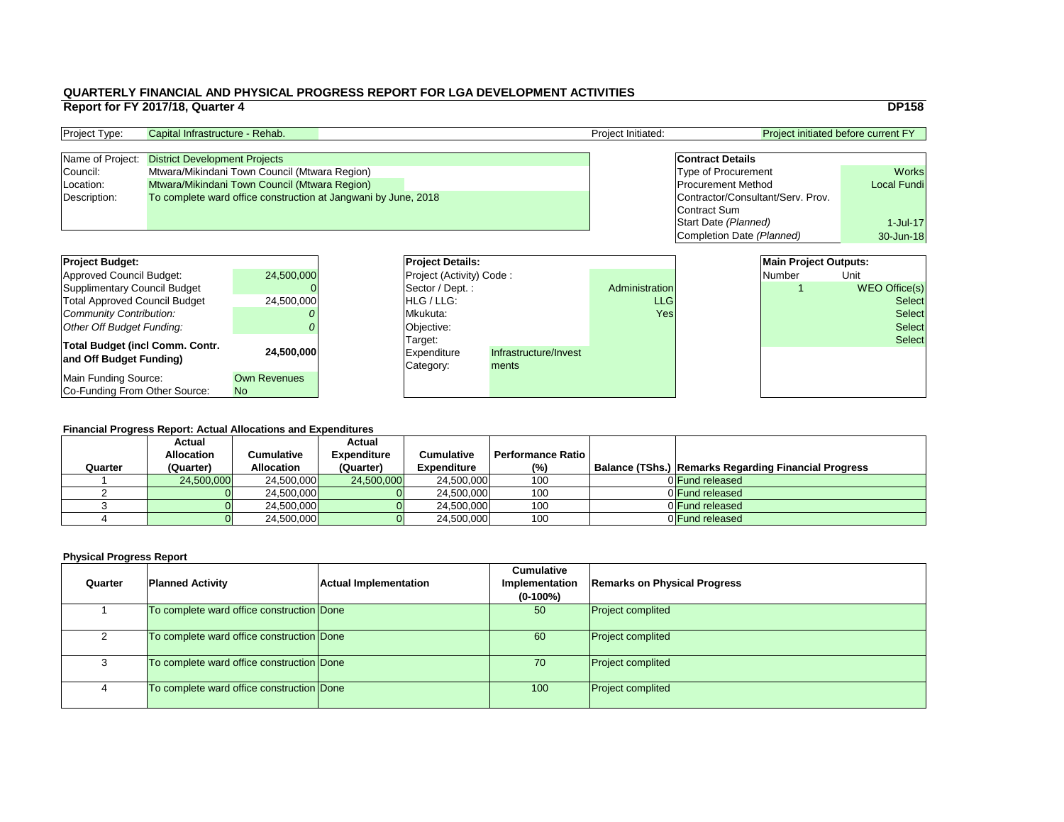# QUARTERLY FINANCIAL AND PHYSICAL PROGRESS REPORT FOR LGA DEVELOPMENT ACTIVITIES

## Report for FY 2017/18, Quarter 4

**DP158**

| | | | |
|---|---|---|---|
| Project Type: | Capital Infrastructure - Rehab. | Project Initiated: | Project initiated before current FY |

| | |
|---|---|
| Name of Project: | District Development Projects |
| Council: | Mtwara/Mikindani Town Council (Mtwara Region) |
| Location: | Mtwara/Mikindani Town Council (Mtwara Region) |
| Description: | To complete ward office construction at Jangwani by June, 2018 |

| **Contract Details** | |
|---|---|
| Type of Procurement | Works |
| Procurement Method | Local Fundi |
| Contractor/Consultant/Serv. Prov. | |
| Contract Sum | |
| Start Date *(Planned)* | 1-Jul-17 |
| Completion Date *(Planned)* | 30-Jun-18 |

| **Project Budget:** | |
|---|---|
| Approved Council Budget: | 24,500,000 |
| Supplimentary Council Budget | 0 |
| Total Approved Council Budget | 24,500,000 |
| *Community Contribution:* | *0* |
| *Other Off Budget Funding:* | *0* |
| **Total Budget (incl Comm. Contr. and Off Budget Funding)** | **24,500,000** |
| Main Funding Source: | Own Revenues |
| Co-Funding From Other Source: | No |

| **Project Details:** | | |
|---|---|---|
| Project (Activity) Code : | | |
| Sector / Dept. : | | Administration |
| HLG / LLG: | | LLG |
| Mkukuta: | | Yes |
| Objective: | | |
| Target: | | |
| Expenditure Category: | Infrastructure/Investments | |

| **Main Project Outputs:** | |
|---|---|
| Number | Unit |
| 1 | WEO Office(s) |
| | Select |
| | Select |
| | Select |
| | Select |

### Financial Progress Report: Actual Allocations and Expenditures

| Quarter | Actual Allocation (Quarter) | Cumulative Allocation | Actual Expenditure (Quarter) | Cumulative Expenditure | Performance Ratio (%) | Balance (TShs.) | Remarks Regarding Financial Progress |
|---|---|---|---|---|---|---|---|
| 1 | 24,500,000 | 24,500,000 | 24,500,000 | 24,500,000 | 100 | 0 | Fund released |
| 2 | 0 | 24,500,000 | 0 | 24,500,000 | 100 | 0 | Fund released |
| 3 | 0 | 24,500,000 | 0 | 24,500,000 | 100 | 0 | Fund released |
| 4 | 0 | 24,500,000 | 0 | 24,500,000 | 100 | 0 | Fund released |

### Physical Progress Report

| Quarter | Planned Activity | Actual Implementation | Cumulative Implementation (0-100%) | Remarks on Physical Progress |
|---|---|---|---|---|
| 1 | To complete ward office construction | Done | 50 | Project complited |
| 2 | To complete ward office construction | Done | 60 | Project complited |
| 3 | To complete ward office construction | Done | 70 | Project complited |
| 4 | To complete ward office construction | Done | 100 | Project complited |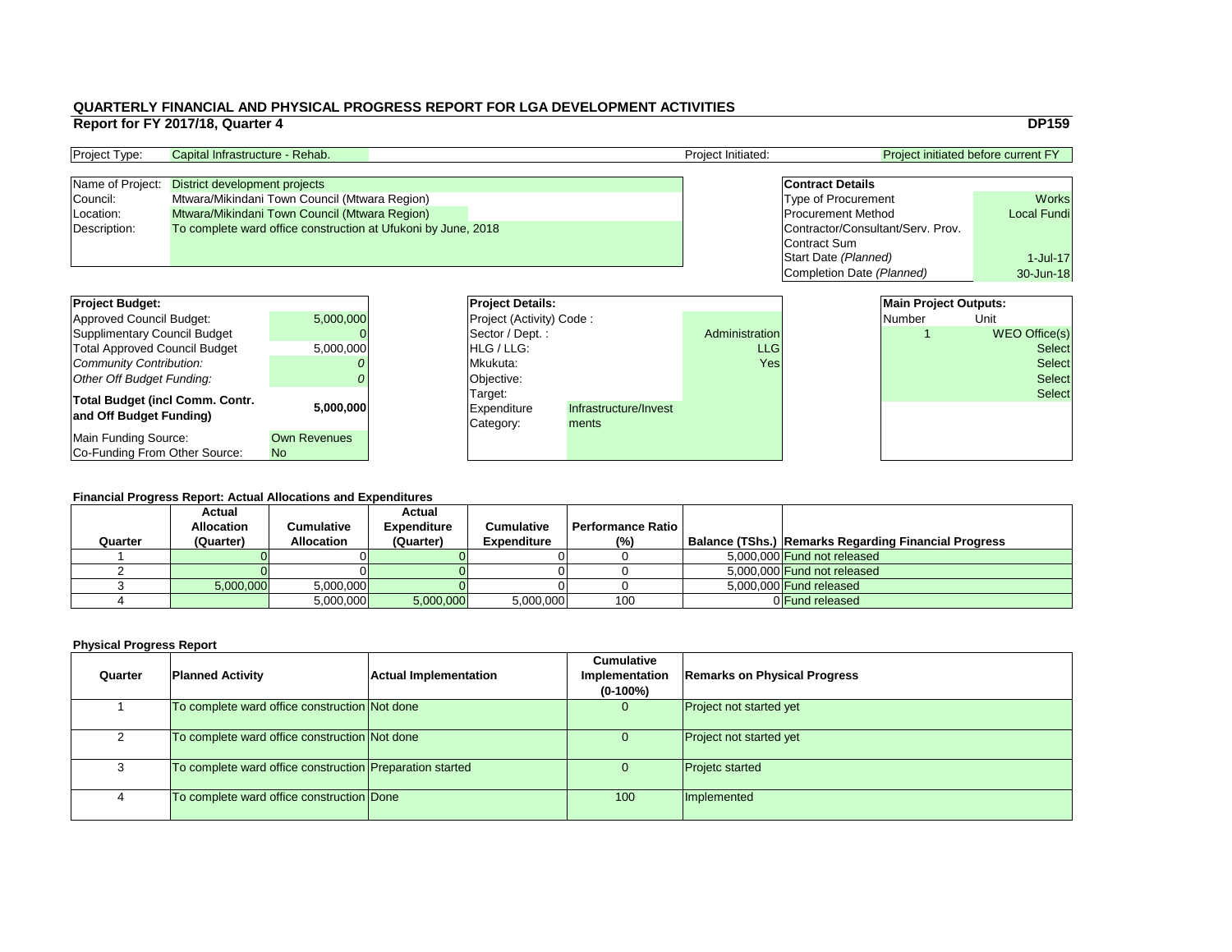# QUARTERLY FINANCIAL AND PHYSICAL PROGRESS REPORT FOR LGA DEVELOPMENT ACTIVITIES

## Report for FY 2017/18, Quarter 4

**DP159**

| Project Type: | Capital Infrastructure - Rehab. | Project Initiated: | Project initiated before current FY |
|---|---|---|---|

| Name of Project: | District development projects |
|---|---|
| Council: | Mtwara/Mikindani Town Council (Mtwara Region) |
| Location: | Mtwara/Mikindani Town Council (Mtwara Region) |
| Description: | To complete ward office construction at Ufukoni by June, 2018 |

| **Contract Details** | |
|---|---|
| Type of Procurement | Works |
| Procurement Method | Local Fundi |
| Contractor/Consultant/Serv. Prov. | |
| Contract Sum | |
| Start Date *(Planned)* | 1-Jul-17 |
| Completion Date *(Planned)* | 30-Jun-18 |

| **Project Budget:** | |
|---|---|
| Approved Council Budget: | 5,000,000 |
| Supplimentary Council Budget | 0 |
| Total Approved Council Budget | 5,000,000 |
| *Community Contribution:* | *0* |
| *Other Off Budget Funding:* | *0* |
| **Total Budget (incl Comm. Contr. and Off Budget Funding)** | **5,000,000** |
| Main Funding Source: | Own Revenues |
| Co-Funding From Other Source: | No |

| **Project Details:** | | |
|---|---|---|
| Project (Activity) Code : | | |
| Sector / Dept. : | | Administration |
| HLG / LLG: | | LLG |
| Mkukuta: | | Yes |
| Objective: | | |
| Target: | | |
| Expenditure Category: | Infrastructure/Investments | |

| **Main Project Outputs:** | |
|---|---|
| Number | Unit |
| 1 | WEO Office(s) |
| | Select |
| | Select |
| | Select |
| | Select |

### Financial Progress Report: Actual Allocations and Expenditures

| Quarter | Actual Allocation (Quarter) | Cumulative Allocation | Actual Expenditure (Quarter) | Cumulative Expenditure | Performance Ratio (%) | Balance (TShs.) | Remarks Regarding Financial Progress |
|---|---|---|---|---|---|---|---|
| 1 | 0 | 0 | 0 | 0 | 0 | 5,000,000 | Fund not released |
| 2 | 0 | 0 | 0 | 0 | 0 | 5,000,000 | Fund not released |
| 3 | 5,000,000 | 5,000,000 | 0 | 0 | 0 | 5,000,000 | Fund released |
| 4 | | 5,000,000 | 5,000,000 | 5,000,000 | 100 | 0 | Fund released |

### Physical Progress Report

| Quarter | Planned Activity | Actual Implementation | Cumulative Implementation (0-100%) | Remarks on Physical Progress |
|---|---|---|---|---|
| 1 | To complete ward office construction | Not done | 0 | Project not started yet |
| 2 | To complete ward office construction | Not done | 0 | Project not started yet |
| 3 | To complete ward office construction | Preparation started | 0 | Projetc started |
| 4 | To complete ward office construction | Done | 100 | Implemented |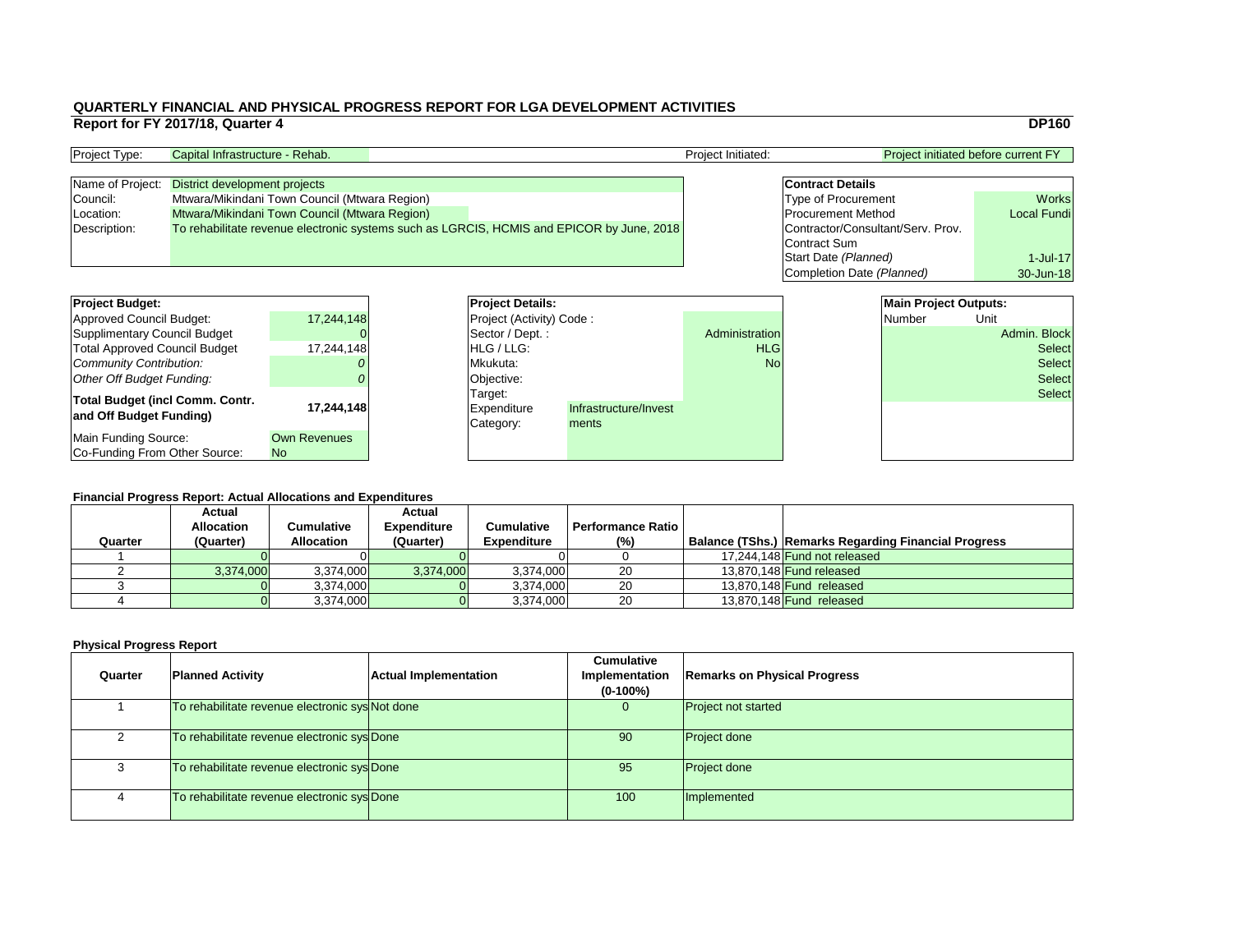# QUARTERLY FINANCIAL AND PHYSICAL PROGRESS REPORT FOR LGA DEVELOPMENT ACTIVITIES

## Report for FY 2017/18, Quarter 4

**DP160**

| Project Type: | Capital Infrastructure - Rehab. | Project Initiated: | Project initiated before current FY |
|---|---|---|---|

| Name of Project: | District development projects |
|---|---|
| Council: | Mtwara/Mikindani Town Council (Mtwara Region) |
| Location: | Mtwara/Mikindani Town Council (Mtwara Region) |
| Description: | To rehabilitate revenue electronic systems such as LGRCIS, HCMIS and EPICOR by June, 2018 |

| **Contract Details** | |
|---|---|
| Type of Procurement | Works |
| Procurement Method | Local Fundi |
| Contractor/Consultant/Serv. Prov. | |
| Contract Sum | |
| Start Date *(Planned)* | 1-Jul-17 |
| Completion Date *(Planned)* | 30-Jun-18 |

| **Project Budget:** | |
|---|---|
| Approved Council Budget: | 17,244,148 |
| Supplimentary Council Budget | 0 |
| Total Approved Council Budget | 17,244,148 |
| *Community Contribution:* | *0* |
| *Other Off Budget Funding:* | *0* |
| **Total Budget (incl Comm. Contr. and Off Budget Funding)** | **17,244,148** |
| Main Funding Source: | Own Revenues |
| Co-Funding From Other Source: | No |

| **Project Details:** | | |
|---|---|---|
| Project (Activity) Code : | | |
| Sector / Dept. : | | Administration |
| HLG / LLG: | | HLG |
| Mkukuta: | | No |
| Objective: | | |
| Target: | | |
| Expenditure Category: | Infrastructure/Investments | |

| **Main Project Outputs:** | |
|---|---|
| Number | Unit |
| | Admin. Block |
| | Select |
| | Select |
| | Select |
| | Select |

**Financial Progress Report: Actual Allocations and Expenditures**

| Quarter | Actual Allocation (Quarter) | Cumulative Allocation | Actual Expenditure (Quarter) | Cumulative Expenditure | Performance Ratio (%) | Balance (TShs.) | Remarks Regarding Financial Progress |
|---|---|---|---|---|---|---|---|
| 1 | 0 | 0 | 0 | 0 | 0 | 17,244,148 | Fund not released |
| 2 | 3,374,000 | 3,374,000 | 3,374,000 | 3,374,000 | 20 | 13,870,148 | Fund released |
| 3 | 0 | 3,374,000 | 0 | 3,374,000 | 20 | 13,870,148 | Fund released |
| 4 | 0 | 3,374,000 | 0 | 3,374,000 | 20 | 13,870,148 | Fund released |

**Physical Progress Report**

| Quarter | Planned Activity | Actual Implementation | Cumulative Implementation (0-100%) | Remarks on Physical Progress |
|---|---|---|---|---|
| 1 | To rehabilitate revenue electronic sys | Not done | 0 | Project not started |
| 2 | To rehabilitate revenue electronic sys | Done | 90 | Project done |
| 3 | To rehabilitate revenue electronic sys | Done | 95 | Project done |
| 4 | To rehabilitate revenue electronic sys | Done | 100 | Implemented |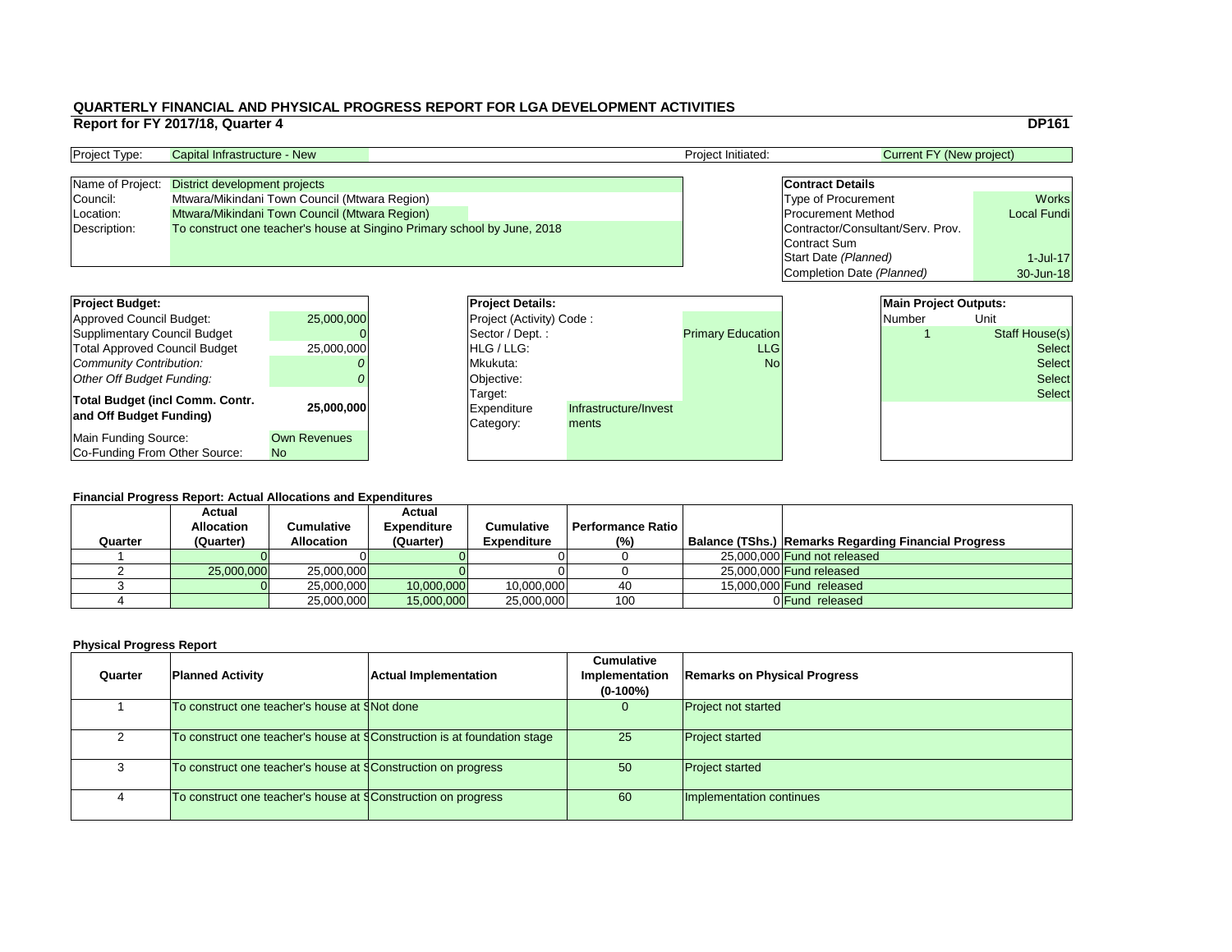# QUARTERLY FINANCIAL AND PHYSICAL PROGRESS REPORT FOR LGA DEVELOPMENT ACTIVITIES

## Report for FY 2017/18, Quarter 4

**DP161**

| Project Type: | Capital Infrastructure - New | Project Initiated: | Current FY (New project) |
|---|---|---|---|

| | |
|---|---|
| Name of Project: | District development projects |
| Council: | Mtwara/Mikindani Town Council (Mtwara Region) |
| Location: | Mtwara/Mikindani Town Council (Mtwara Region) |
| Description: | To construct one teacher's house at Singino Primary school by June, 2018 |

| **Contract Details** | |
|---|---|
| Type of Procurement | Works |
| Procurement Method | Local Fundi |
| Contractor/Consultant/Serv. Prov. | |
| Contract Sum | |
| Start Date *(Planned)* | 1-Jul-17 |
| Completion Date *(Planned)* | 30-Jun-18 |

| **Project Budget:** | |
|---|---|
| Approved Council Budget: | 25,000,000 |
| Supplimentary Council Budget | 0 |
| Total Approved Council Budget | 25,000,000 |
| *Community Contribution:* | *0* |
| *Other Off Budget Funding:* | *0* |
| **Total Budget (incl Comm. Contr. and Off Budget Funding)** | **25,000,000** |
| Main Funding Source: | Own Revenues |
| Co-Funding From Other Source: | No |

| **Project Details:** | |
|---|---|
| Project (Activity) Code : | |
| Sector / Dept. : | Primary Education |
| HLG / LLG: | LLG |
| Mkukuta: | No |
| Objective: | |
| Target: | |
| Expenditure Category: | Infrastructure/Investments |

| **Main Project Outputs:** | |
|---|---|
| Number | Unit |
| 1 | Staff House(s) |
| | Select |
| | Select |
| | Select |
| | Select |

### Financial Progress Report: Actual Allocations and Expenditures

| Quarter | Actual Allocation (Quarter) | Cumulative Allocation | Actual Expenditure (Quarter) | Cumulative Expenditure | Performance Ratio (%) | Balance (TShs.) | Remarks Regarding Financial Progress |
|---|---|---|---|---|---|---|---|
| 1 | 0 | 0 | 0 | 0 | 0 | 25,000,000 | Fund not released |
| 2 | 25,000,000 | 25,000,000 | 0 | 0 | 0 | 25,000,000 | Fund released |
| 3 | 0 | 25,000,000 | 10,000,000 | 10,000,000 | 40 | 15,000,000 | Fund released |
| 4 | | 25,000,000 | 15,000,000 | 25,000,000 | 100 | 0 | Fund released |

### Physical Progress Report

| Quarter | Planned Activity | Actual Implementation | Cumulative Implementation (0-100%) | Remarks on Physical Progress |
|---|---|---|---|---|
| 1 | To construct one teacher's house at S | Not done | 0 | Project not started |
| 2 | To construct one teacher's house at S | Construction is at foundation stage | 25 | Project started |
| 3 | To construct one teacher's house at S | Construction on progress | 50 | Project started |
| 4 | To construct one teacher's house at S | Construction on progress | 60 | Implementation continues |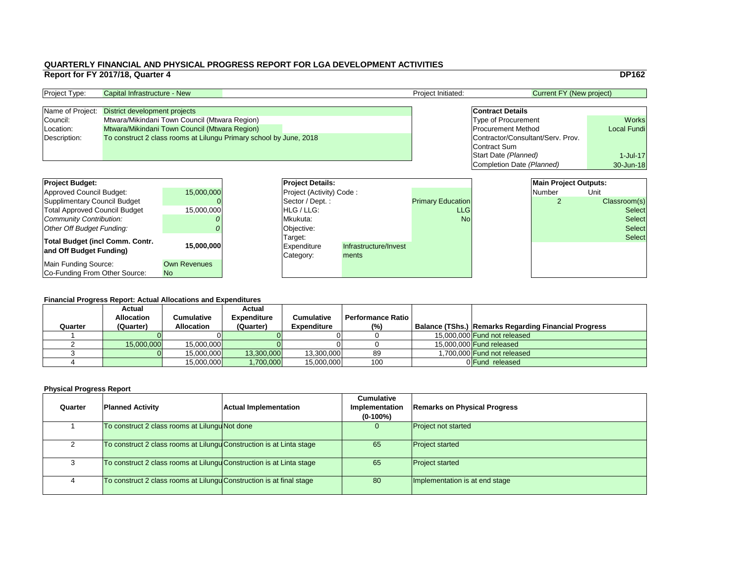# QUARTERLY FINANCIAL AND PHYSICAL PROGRESS REPORT FOR LGA DEVELOPMENT ACTIVITIES

## Report for FY 2017/18, Quarter 4

**DP162**

| Project Type: | Capital Infrastructure - New | Project Initiated: | Current FY (New project) |
|---|---|---|---|

| | |
|---|---|
| Name of Project: | District development projects |
| Council: | Mtwara/Mikindani Town Council (Mtwara Region) |
| Location: | Mtwara/Mikindani Town Council (Mtwara Region) |
| Description: | To construct 2 class rooms at Lilungu Primary school by June, 2018 |

| **Contract Details** | |
|---|---|
| Type of Procurement | Works |
| Procurement Method | Local Fundi |
| Contractor/Consultant/Serv. Prov. | |
| Contract Sum | |
| Start Date *(Planned)* | 1-Jul-17 |
| Completion Date *(Planned)* | 30-Jun-18 |

| **Project Budget:** | |
|---|---|
| Approved Council Budget: | 15,000,000 |
| Supplimentary Council Budget | 0 |
| Total Approved Council Budget | 15,000,000 |
| *Community Contribution:* | *0* |
| *Other Off Budget Funding:* | *0* |
| **Total Budget (incl Comm. Contr. and Off Budget Funding)** | **15,000,000** |
| Main Funding Source: | Own Revenues |
| Co-Funding From Other Source: | No |

| **Project Details:** | | |
|---|---|---|
| Project (Activity) Code : | | |
| Sector / Dept. : | | Primary Education |
| HLG / LLG: | | LLG |
| Mkukuta: | | No |
| Objective: | | |
| Target: | | |
| Expenditure Category: | Infrastructure/Investments | |

| **Main Project Outputs:** | |
|---|---|
| Number | Unit |
| 2 | Classroom(s) |
| | Select |
| | Select |
| | Select |
| | Select |

### Financial Progress Report: Actual Allocations and Expenditures

| Quarter | Actual Allocation (Quarter) | Cumulative Allocation | Actual Expenditure (Quarter) | Cumulative Expenditure | Performance Ratio (%) | Balance (TShs.) | Remarks Regarding Financial Progress |
|---|---|---|---|---|---|---|---|
| 1 | 0 | 0 | 0 | 0 | 0 | 15,000,000 | Fund not released |
| 2 | 15,000,000 | 15,000,000 | 0 | 0 | 0 | 15,000,000 | Fund released |
| 3 | 0 | 15,000,000 | 13,300,000 | 13,300,000 | 89 | 1,700,000 | Fund not released |
| 4 | | 15,000,000 | 1,700,000 | 15,000,000 | 100 | 0 | Fund released |

### Physical Progress Report

| Quarter | Planned Activity | Actual Implementation | Cumulative Implementation (0-100%) | Remarks on Physical Progress |
|---|---|---|---|---|
| 1 | To construct 2 class rooms at Lilungu | Not done | 0 | Project not started |
| 2 | To construct 2 class rooms at Lilungu | Construction is at Linta stage | 65 | Project started |
| 3 | To construct 2 class rooms at Lilungu | Construction is at Linta stage | 65 | Project started |
| 4 | To construct 2 class rooms at Lilungu | Construction is at final stage | 80 | Implementation is at end stage |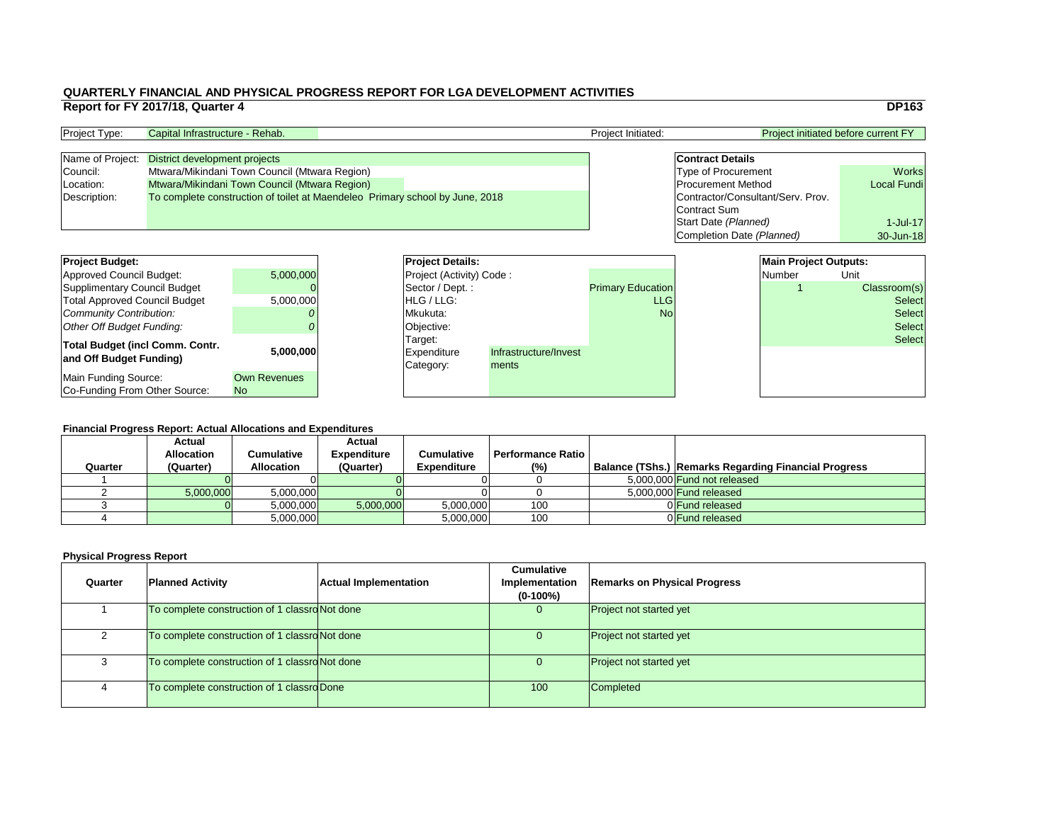# QUARTERLY FINANCIAL AND PHYSICAL PROGRESS REPORT FOR LGA DEVELOPMENT ACTIVITIES

## Report for FY 2017/18, Quarter 4

**DP163**

| Project Type: | Capital Infrastructure - Rehab. | Project Initiated: | Project initiated before current FY |
|---|---|---|---|

| | |
|---|---|
| Name of Project: | District development projects |
| Council: | Mtwara/Mikindani Town Council (Mtwara Region) |
| Location: | Mtwara/Mikindani Town Council (Mtwara Region) |
| Description: | To complete construction of toilet at Maendeleo Primary school by June, 2018 |

| **Contract Details** | |
|---|---|
| Type of Procurement | Works |
| Procurement Method | Local Fundi |
| Contractor/Consultant/Serv. Prov. | |
| Contract Sum | |
| Start Date *(Planned)* | 1-Jul-17 |
| Completion Date *(Planned)* | 30-Jun-18 |

| **Project Budget:** | |
|---|---|
| Approved Council Budget: | 5,000,000 |
| Supplimentary Council Budget | 0 |
| Total Approved Council Budget | 5,000,000 |
| *Community Contribution:* | *0* |
| *Other Off Budget Funding:* | *0* |
| **Total Budget (incl Comm. Contr. and Off Budget Funding)** | **5,000,000** |
| Main Funding Source: | Own Revenues |
| Co-Funding From Other Source: | No |

| **Project Details:** | |
|---|---|
| Project (Activity) Code : | |
| Sector / Dept. : | Primary Education |
| HLG / LLG: | LLG |
| Mkukuta: | No |
| Objective: | |
| Target: | |
| Expenditure Category: | Infrastructure/Investments |

| **Main Project Outputs:** | |
|---|---|
| Number | Unit |
| 1 | Classroom(s) |
| | Select |
| | Select |
| | Select |
| | Select |

### Financial Progress Report: Actual Allocations and Expenditures

| Quarter | Actual Allocation (Quarter) | Cumulative Allocation | Actual Expenditure (Quarter) | Cumulative Expenditure | Performance Ratio (%) | Balance (TShs.) | Remarks Regarding Financial Progress |
|---|---|---|---|---|---|---|---|
| 1 | 0 | 0 | 0 | 0 | 0 | 5,000,000 | Fund not released |
| 2 | 5,000,000 | 5,000,000 | 0 | 0 | 0 | 5,000,000 | Fund released |
| 3 | 0 | 5,000,000 | 5,000,000 | 5,000,000 | 100 | 0 | Fund released |
| 4 | | 5,000,000 | | 5,000,000 | 100 | 0 | Fund released |

### Physical Progress Report

| Quarter | Planned Activity | Actual Implementation | Cumulative Implementation (0-100%) | Remarks on Physical Progress |
|---|---|---|---|---|
| 1 | To complete construction of 1 classro | Not done | 0 | Project not started yet |
| 2 | To complete construction of 1 classro | Not done | 0 | Project not started yet |
| 3 | To complete construction of 1 classro | Not done | 0 | Project not started yet |
| 4 | To complete construction of 1 classro | Done | 100 | Completed |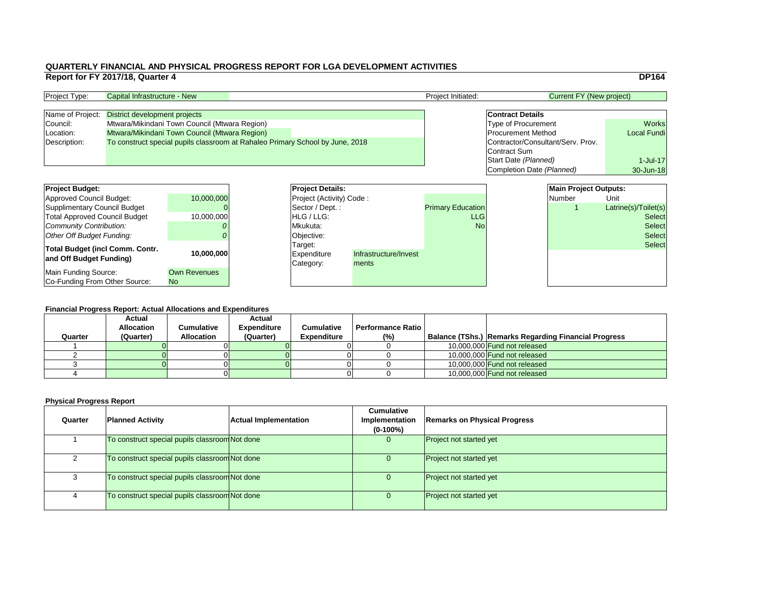# QUARTERLY FINANCIAL AND PHYSICAL PROGRESS REPORT FOR LGA DEVELOPMENT ACTIVITIES

## Report for FY 2017/18, Quarter 4

**DP164**

| Project Type: | Capital Infrastructure - New | Project Initiated: | Current FY (New project) |
|---|---|---|---|

| | |
|---|---|
| Name of Project: | District development projects |
| Council: | Mtwara/Mikindani Town Council (Mtwara Region) |
| Location: | Mtwara/Mikindani Town Council (Mtwara Region) |
| Description: | To construct special pupils classroom at Rahaleo Primary School by June, 2018 |

| **Contract Details** | |
|---|---|
| Type of Procurement | Works |
| Procurement Method | Local Fundi |
| Contractor/Consultant/Serv. Prov. | |
| Contract Sum | |
| Start Date *(Planned)* | 1-Jul-17 |
| Completion Date *(Planned)* | 30-Jun-18 |

| **Project Budget:** | |
|---|---|
| Approved Council Budget: | 10,000,000 |
| Supplimentary Council Budget | 0 |
| Total Approved Council Budget | 10,000,000 |
| *Community Contribution:* | *0* |
| *Other Off Budget Funding:* | *0* |
| **Total Budget (incl Comm. Contr. and Off Budget Funding)** | **10,000,000** |
| Main Funding Source: | Own Revenues |
| Co-Funding From Other Source: | No |

| **Project Details:** | | |
|---|---|---|
| Project (Activity) Code : | | |
| Sector / Dept. : | | Primary Education |
| HLG / LLG: | | LLG |
| Mkukuta: | | No |
| Objective: | | |
| Target: | | |
| Expenditure Category: | Infrastructure/Investments | |

| **Main Project Outputs:** | |
|---|---|
| Number | Unit |
| 1 | Latrine(s)/Toilet(s) |
| | Select |
| | Select |
| | Select |
| | Select |

### Financial Progress Report: Actual Allocations and Expenditures

| Quarter | Actual Allocation (Quarter) | Cumulative Allocation | Actual Expenditure (Quarter) | Cumulative Expenditure | Performance Ratio (%) | Balance (TShs.) | Remarks Regarding Financial Progress |
|---|---|---|---|---|---|---|---|
| 1 | 0 | 0 | 0 | 0 | 0 | 10,000,000 | Fund not released |
| 2 | 0 | 0 | 0 | 0 | 0 | 10,000,000 | Fund not released |
| 3 | 0 | 0 | 0 | 0 | 0 | 10,000,000 | Fund not released |
| 4 | | 0 | | 0 | 0 | 10,000,000 | Fund not released |

### Physical Progress Report

| Quarter | Planned Activity | Actual Implementation | Cumulative Implementation (0-100%) | Remarks on Physical Progress |
|---|---|---|---|---|
| 1 | To construct special pupils classroom | Not done | 0 | Project not started yet |
| 2 | To construct special pupils classroom | Not done | 0 | Project not started yet |
| 3 | To construct special pupils classroom | Not done | 0 | Project not started yet |
| 4 | To construct special pupils classroom | Not done | 0 | Project not started yet |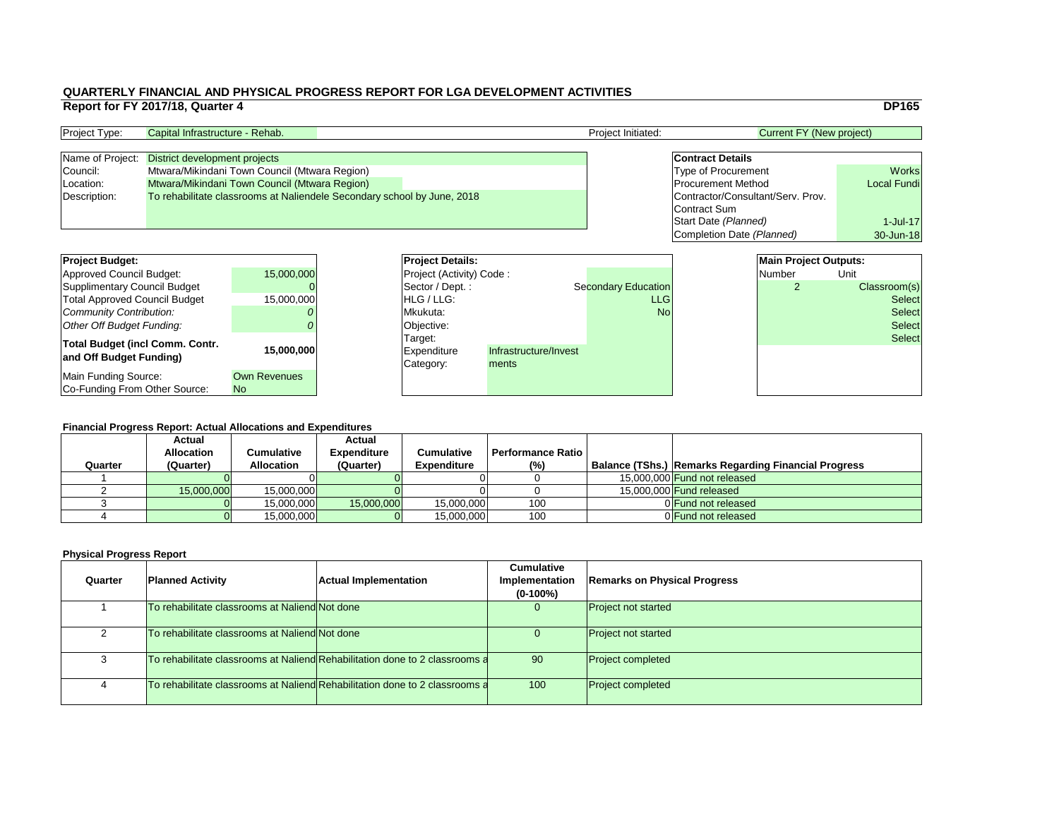# QUARTERLY FINANCIAL AND PHYSICAL PROGRESS REPORT FOR LGA DEVELOPMENT ACTIVITIES

## Report for FY 2017/18, Quarter 4

**DP165**

| | | | |
|---|---|---|---|
| Project Type: | Capital Infrastructure - Rehab. | Project Initiated: | Current FY (New project) |

| | |
|---|---|
| Name of Project: | District development projects |
| Council: | Mtwara/Mikindani Town Council (Mtwara Region) |
| Location: | Mtwara/Mikindani Town Council (Mtwara Region) |
| Description: | To rehabilitate classrooms at Naliendele Secondary school by June, 2018 |

| **Contract Details** | |
|---|---|
| Type of Procurement | Works |
| Procurement Method | Local Fundi |
| Contractor/Consultant/Serv. Prov. | |
| Contract Sum | |
| Start Date *(Planned)* | 1-Jul-17 |
| Completion Date *(Planned)* | 30-Jun-18 |

| **Project Budget:** | |
|---|---|
| Approved Council Budget: | 15,000,000 |
| Supplimentary Council Budget | 0 |
| Total Approved Council Budget | 15,000,000 |
| *Community Contribution:* | *0* |
| *Other Off Budget Funding:* | *0* |
| **Total Budget (incl Comm. Contr. and Off Budget Funding)** | **15,000,000** |
| Main Funding Source: | Own Revenues |
| Co-Funding From Other Source: | No |

| **Project Details:** | |
|---|---|
| Project (Activity) Code : | |
| Sector / Dept. : | Secondary Education |
| HLG / LLG: | LLG |
| Mkukuta: | No |
| Objective: | |
| Target: | |
| Expenditure Category: | Infrastructure/Investments |

| **Main Project Outputs:** | |
|---|---|
| Number | Unit |
| 2 | Classroom(s) |
| | Select |
| | Select |
| | Select |
| | Select |

### Financial Progress Report: Actual Allocations and Expenditures

| Quarter | Actual Allocation (Quarter) | Cumulative Allocation | Actual Expenditure (Quarter) | Cumulative Expenditure | Performance Ratio (%) | Balance (TShs.) | Remarks Regarding Financial Progress |
|---|---|---|---|---|---|---|---|
| 1 | 0 | 0 | 0 | 0 | 0 | 15,000,000 | Fund not released |
| 2 | 15,000,000 | 15,000,000 | 0 | 0 | 0 | 15,000,000 | Fund released |
| 3 | 0 | 15,000,000 | 15,000,000 | 15,000,000 | 100 | 0 | Fund not released |
| 4 | 0 | 15,000,000 | 0 | 15,000,000 | 100 | 0 | Fund not released |

### Physical Progress Report

| Quarter | Planned Activity | Actual Implementation | Cumulative Implementation (0-100%) | Remarks on Physical Progress |
|---|---|---|---|---|
| 1 | To rehabilitate classrooms at Naliend | Not done | 0 | Project not started |
| 2 | To rehabilitate classrooms at Naliend | Not done | 0 | Project not started |
| 3 | To rehabilitate classrooms at Naliend | Rehabilitation done to 2 classrooms a | 90 | Project completed |
| 4 | To rehabilitate classrooms at Naliend | Rehabilitation done to 2 classrooms a | 100 | Project completed |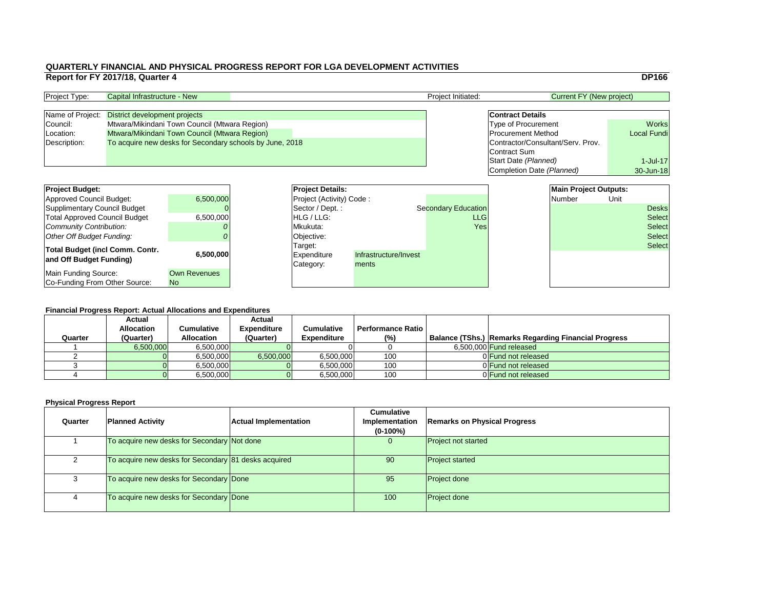# QUARTERLY FINANCIAL AND PHYSICAL PROGRESS REPORT FOR LGA DEVELOPMENT ACTIVITIES

## Report for FY 2017/18, Quarter 4

**DP166**

| Project Type: | Capital Infrastructure - New | Project Initiated: | Current FY (New project) |
|---|---|---|---|

| Name of Project: | District development projects |
|---|---|
| Council: | Mtwara/Mikindani Town Council (Mtwara Region) |
| Location: | Mtwara/Mikindani Town Council (Mtwara Region) |
| Description: | To acquire new desks for Secondary schools by June, 2018 |

| **Contract Details** | |
|---|---|
| Type of Procurement | Works |
| Procurement Method | Local Fundi |
| Contractor/Consultant/Serv. Prov. | |
| Contract Sum | |
| Start Date *(Planned)* | 1-Jul-17 |
| Completion Date *(Planned)* | 30-Jun-18 |

| **Project Budget:** | |
|---|---|
| Approved Council Budget: | 6,500,000 |
| Supplimentary Council Budget | 0 |
| Total Approved Council Budget | 6,500,000 |
| *Community Contribution:* | *0* |
| *Other Off Budget Funding:* | *0* |
| **Total Budget (incl Comm. Contr. and Off Budget Funding)** | **6,500,000** |
| Main Funding Source: | Own Revenues |
| Co-Funding From Other Source: | No |

| **Project Details:** | | |
|---|---|---|
| Project (Activity) Code : | | |
| Sector / Dept. : | | Secondary Education |
| HLG / LLG: | | LLG |
| Mkukuta: | | Yes |
| Objective: | | |
| Target: | | |
| Expenditure Category: | Infrastructure/Investments | |

| **Main Project Outputs:** | |
|---|---|
| Number | Unit |
| | Desks |
| | Select |
| | Select |
| | Select |
| | Select |

### Financial Progress Report: Actual Allocations and Expenditures

| Quarter | Actual Allocation (Quarter) | Cumulative Allocation | Actual Expenditure (Quarter) | Cumulative Expenditure | Performance Ratio (%) | Balance (TShs.) | Remarks Regarding Financial Progress |
|---|---|---|---|---|---|---|---|
| 1 | 6,500,000 | 6,500,000 | 0 | 0 | 0 | 6,500,000 | Fund released |
| 2 | 0 | 6,500,000 | 6,500,000 | 6,500,000 | 100 | 0 | Fund not released |
| 3 | 0 | 6,500,000 | 0 | 6,500,000 | 100 | 0 | Fund not released |
| 4 | 0 | 6,500,000 | 0 | 6,500,000 | 100 | 0 | Fund not released |

### Physical Progress Report

| Quarter | Planned Activity | Actual Implementation | Cumulative Implementation (0-100%) | Remarks on Physical Progress |
|---|---|---|---|---|
| 1 | To acquire new desks for Secondary | Not done | 0 | Project not started |
| 2 | To acquire new desks for Secondary | 81 desks acquired | 90 | Project started |
| 3 | To acquire new desks for Secondary | Done | 95 | Project done |
| 4 | To acquire new desks for Secondary | Done | 100 | Project done |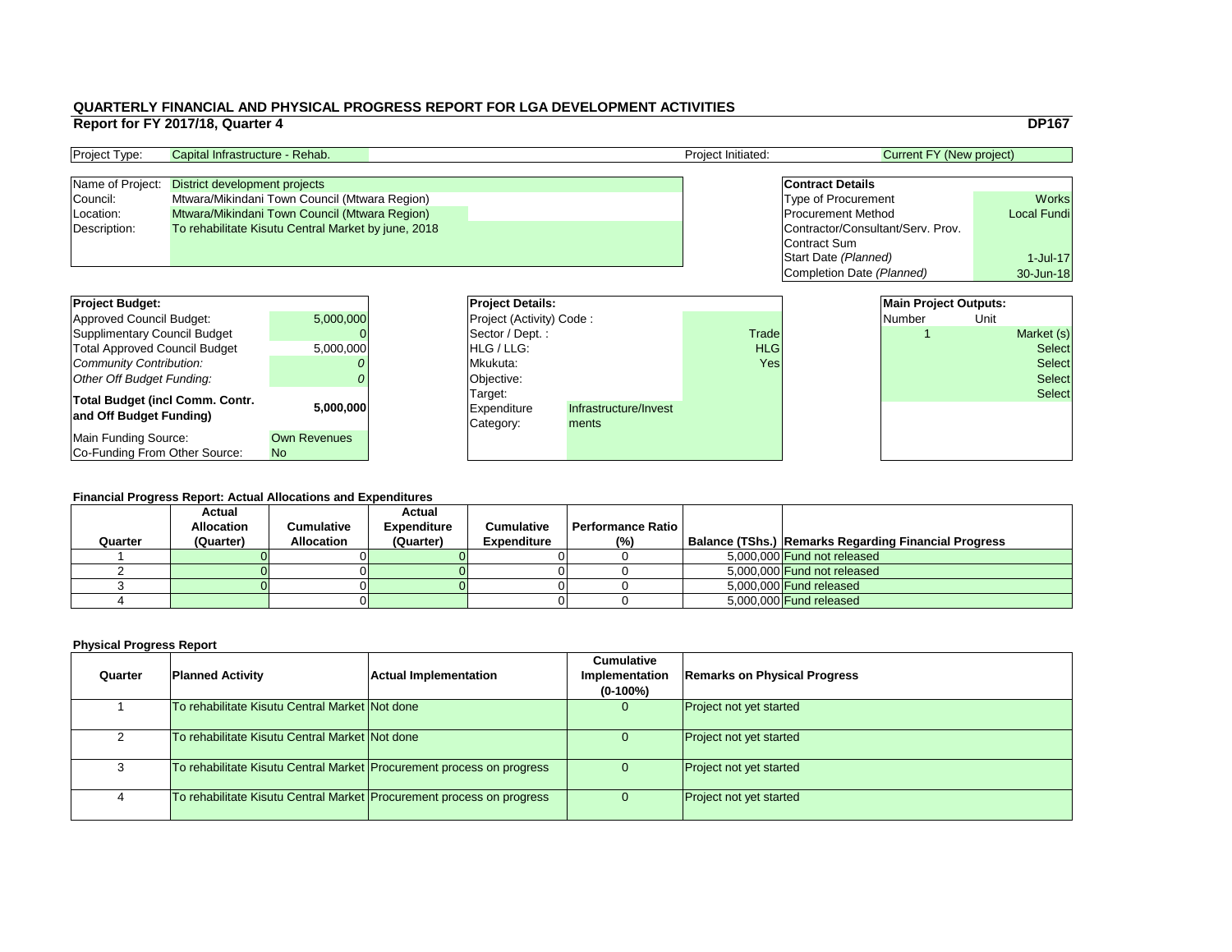# QUARTERLY FINANCIAL AND PHYSICAL PROGRESS REPORT FOR LGA DEVELOPMENT ACTIVITIES

## Report for FY 2017/18, Quarter 4

**DP167**

| Project Type: | Capital Infrastructure - Rehab. | Project Initiated: | Current FY (New project) |
|---|---|---|---|

| | |
|---|---|
| Name of Project: | District development projects |
| Council: | Mtwara/Mikindani Town Council (Mtwara Region) |
| Location: | Mtwara/Mikindani Town Council (Mtwara Region) |
| Description: | To rehabilitate Kisutu Central Market by june, 2018 |

| **Contract Details** | |
|---|---|
| Type of Procurement | Works |
| Procurement Method | Local Fundi |
| Contractor/Consultant/Serv. Prov. | |
| Contract Sum | |
| Start Date *(Planned)* | 1-Jul-17 |
| Completion Date *(Planned)* | 30-Jun-18 |

| **Project Budget:** | |
|---|---|
| Approved Council Budget: | 5,000,000 |
| Supplimentary Council Budget | 0 |
| Total Approved Council Budget | 5,000,000 |
| *Community Contribution:* | *0* |
| *Other Off Budget Funding:* | *0* |
| **Total Budget (incl Comm. Contr. and Off Budget Funding)** | **5,000,000** |
| Main Funding Source: | Own Revenues |
| Co-Funding From Other Source: | No |

| **Project Details:** | | |
|---|---|---|
| Project (Activity) Code : | | |
| Sector / Dept. : | | Trade |
| HLG / LLG: | | HLG |
| Mkukuta: | | Yes |
| Objective: | | |
| Target: | | |
| Expenditure Category: | Infrastructure/Investments | |

| **Main Project Outputs:** | |
|---|---|
| Number | Unit |
| 1 | Market (s) |
| | Select |
| | Select |
| | Select |
| | Select |

### Financial Progress Report: Actual Allocations and Expenditures

| Quarter | Actual Allocation (Quarter) | Cumulative Allocation | Actual Expenditure (Quarter) | Cumulative Expenditure | Performance Ratio (%) | Balance (TShs.) | Remarks Regarding Financial Progress |
|---|---|---|---|---|---|---|---|
| 1 | 0 | 0 | 0 | 0 | 0 | 5,000,000 | Fund not released |
| 2 | 0 | 0 | 0 | 0 | 0 | 5,000,000 | Fund not released |
| 3 | 0 | 0 | 0 | 0 | 0 | 5,000,000 | Fund released |
| 4 | | 0 | | 0 | 0 | 5,000,000 | Fund released |

### Physical Progress Report

| Quarter | Planned Activity | Actual Implementation | Cumulative Implementation (0-100%) | Remarks on Physical Progress |
|---|---|---|---|---|
| 1 | To rehabilitate Kisutu Central Market | Not done | 0 | Project not yet started |
| 2 | To rehabilitate Kisutu Central Market | Not done | 0 | Project not yet started |
| 3 | To rehabilitate Kisutu Central Market | Procurement process on progress | 0 | Project not yet started |
| 4 | To rehabilitate Kisutu Central Market | Procurement process on progress | 0 | Project not yet started |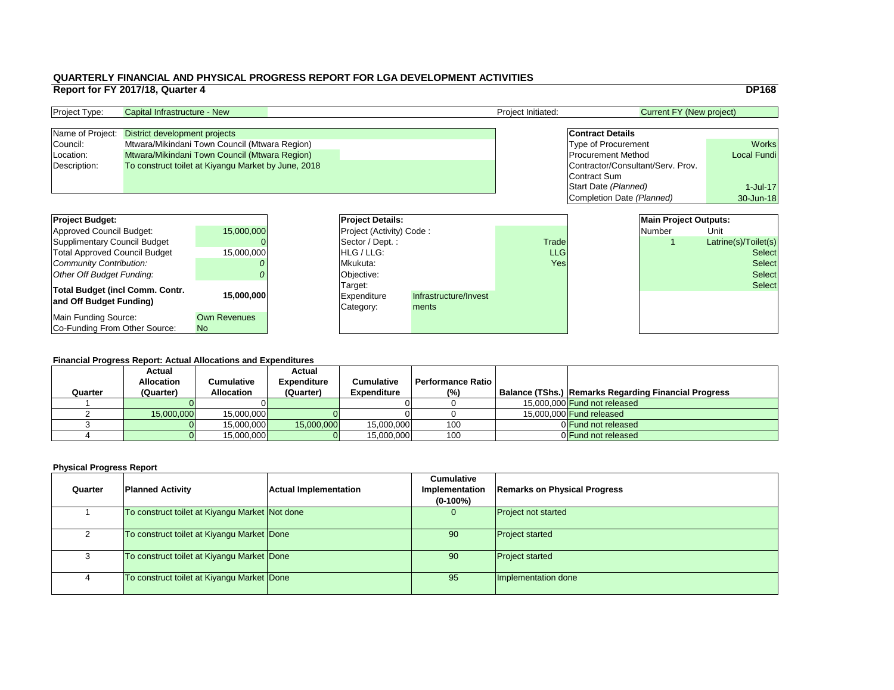# QUARTERLY FINANCIAL AND PHYSICAL PROGRESS REPORT FOR LGA DEVELOPMENT ACTIVITIES

## Report for FY 2017/18, Quarter 4

**DP168**

| Project Type: | Capital Infrastructure - New | Project Initiated: | Current FY (New project) |
|---|---|---|---|

| Name of Project: | District development projects |
|---|---|
| Council: | Mtwara/Mikindani Town Council (Mtwara Region) |
| Location: | Mtwara/Mikindani Town Council (Mtwara Region) |
| Description: | To construct toilet at Kiyangu Market by June, 2018 |

| **Contract Details** | |
|---|---|
| Type of Procurement | Works |
| Procurement Method | Local Fundi |
| Contractor/Consultant/Serv. Prov. | |
| Contract Sum | |
| Start Date *(Planned)* | 1-Jul-17 |
| Completion Date *(Planned)* | 30-Jun-18 |

| **Project Budget:** | |
|---|---|
| Approved Council Budget: | 15,000,000 |
| Supplimentary Council Budget | 0 |
| Total Approved Council Budget | 15,000,000 |
| *Community Contribution:* | *0* |
| *Other Off Budget Funding:* | *0* |
| **Total Budget (incl Comm. Contr. and Off Budget Funding)** | **15,000,000** |
| Main Funding Source: | Own Revenues |
| Co-Funding From Other Source: | No |

| **Project Details:** | | |
|---|---|---|
| Project (Activity) Code : | | |
| Sector / Dept. : | | Trade |
| HLG / LLG: | | LLG |
| Mkukuta: | | Yes |
| Objective: | | |
| Target: | | |
| Expenditure Category: | Infrastructure/Investments | |

| **Main Project Outputs:** | |
|---|---|
| Number | Unit |
| 1 | Latrine(s)/Toilet(s) |
| | Select |
| | Select |
| | Select |
| | Select |

### Financial Progress Report: Actual Allocations and Expenditures

| Quarter | Actual Allocation (Quarter) | Cumulative Allocation | Actual Expenditure (Quarter) | Cumulative Expenditure | Performance Ratio (%) | Balance (TShs.) | Remarks Regarding Financial Progress |
|---|---|---|---|---|---|---|---|
| 1 | 0 | 0 | | 0 | 0 | 15,000,000 | Fund not released |
| 2 | 15,000,000 | 15,000,000 | 0 | 0 | 0 | 15,000,000 | Fund released |
| 3 | 0 | 15,000,000 | 15,000,000 | 15,000,000 | 100 | 0 | Fund not released |
| 4 | 0 | 15,000,000 | 0 | 15,000,000 | 100 | 0 | Fund not released |

### Physical Progress Report

| Quarter | Planned Activity | Actual Implementation | Cumulative Implementation (0-100%) | Remarks on Physical Progress |
|---|---|---|---|---|
| 1 | To construct toilet at Kiyangu Market | Not done | 0 | Project not started |
| 2 | To construct toilet at Kiyangu Market | Done | 90 | Project started |
| 3 | To construct toilet at Kiyangu Market | Done | 90 | Project started |
| 4 | To construct toilet at Kiyangu Market | Done | 95 | Implementation done |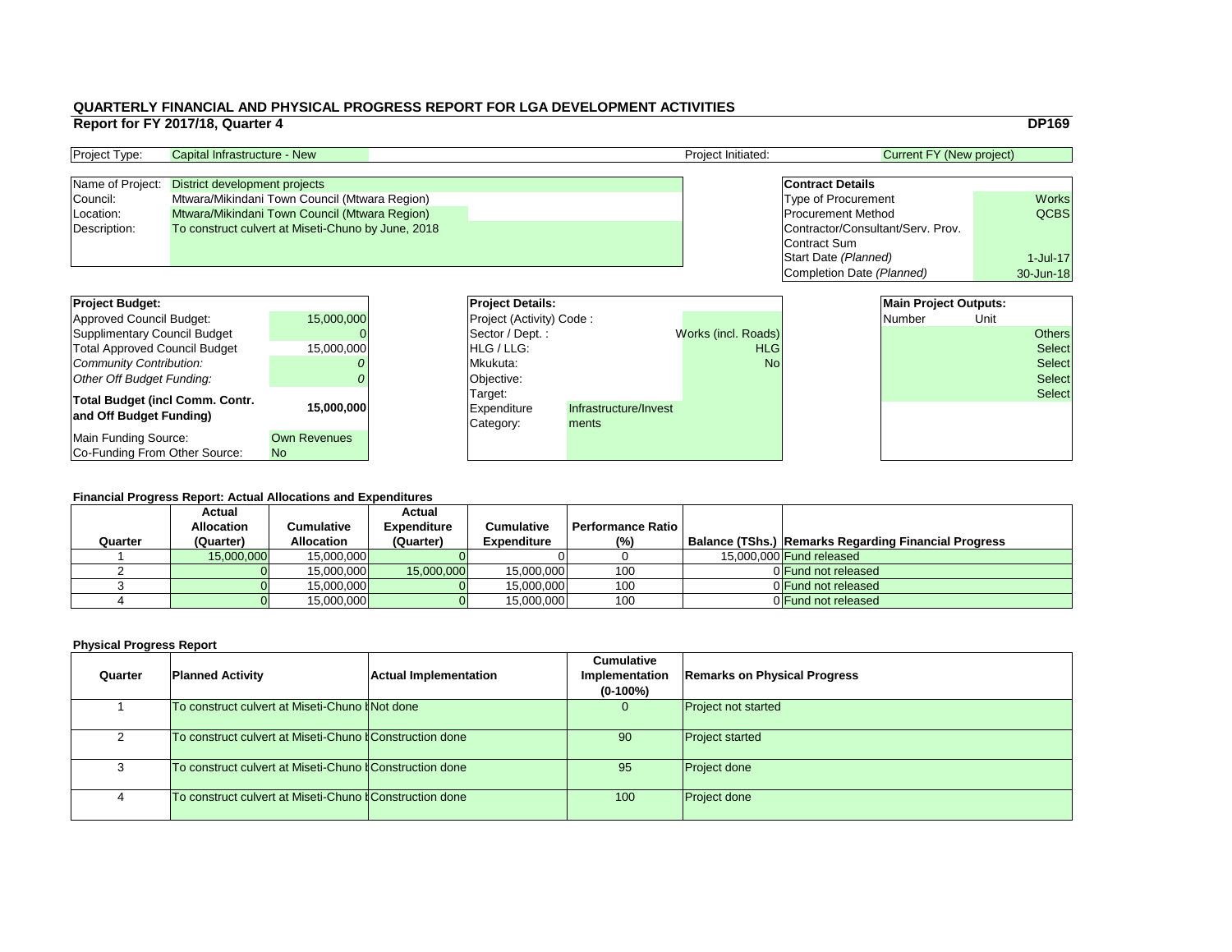# QUARTERLY FINANCIAL AND PHYSICAL PROGRESS REPORT FOR LGA DEVELOPMENT ACTIVITIES

## Report for FY 2017/18, Quarter 4

**DP169**

| Project Type: | Capital Infrastructure - New | Project Initiated: | Current FY (New project) |
|---|---|---|---|

| | |
|---|---|
| Name of Project: | District development projects |
| Council: | Mtwara/Mikindani Town Council (Mtwara Region) |
| Location: | Mtwara/Mikindani Town Council (Mtwara Region) |
| Description: | To construct culvert at Miseti-Chuno by June, 2018 |

| **Contract Details** | |
|---|---|
| Type of Procurement | Works |
| Procurement Method | QCBS |
| Contractor/Consultant/Serv. Prov. | |
| Contract Sum | |
| Start Date *(Planned)* | 1-Jul-17 |
| Completion Date *(Planned)* | 30-Jun-18 |

| **Project Budget:** | |
|---|---|
| Approved Council Budget: | 15,000,000 |
| Supplimentary Council Budget | 0 |
| Total Approved Council Budget | 15,000,000 |
| *Community Contribution:* | *0* |
| *Other Off Budget Funding:* | *0* |
| **Total Budget (incl Comm. Contr. and Off Budget Funding)** | **15,000,000** |
| Main Funding Source: | Own Revenues |
| Co-Funding From Other Source: | No |

| **Project Details:** | | |
|---|---|---|
| Project (Activity) Code : | | |
| Sector / Dept. : | | Works (incl. Roads) |
| HLG / LLG: | | HLG |
| Mkukuta: | | No |
| Objective: | | |
| Target: | | |
| Expenditure Category: | Infrastructure/Investments | |

| **Main Project Outputs:** | |
|---|---|
| Number | Unit |
| | Others |
| | Select |
| | Select |
| | Select |
| | Select |

### Financial Progress Report: Actual Allocations and Expenditures

| Quarter | Actual Allocation (Quarter) | Cumulative Allocation | Actual Expenditure (Quarter) | Cumulative Expenditure | Performance Ratio (%) | Balance (TShs.) | Remarks Regarding Financial Progress |
|---|---|---|---|---|---|---|---|
| 1 | 15,000,000 | 15,000,000 | 0 | 0 | 0 | 15,000,000 | Fund released |
| 2 | 0 | 15,000,000 | 15,000,000 | 15,000,000 | 100 | 0 | Fund not released |
| 3 | 0 | 15,000,000 | 0 | 15,000,000 | 100 | 0 | Fund not released |
| 4 | 0 | 15,000,000 | 0 | 15,000,000 | 100 | 0 | Fund not released |

### Physical Progress Report

| Quarter | Planned Activity | Actual Implementation | Cumulative Implementation (0-100%) | Remarks on Physical Progress |
|---|---|---|---|---|
| 1 | To construct culvert at Miseti-Chuno b | Not done | 0 | Project not started |
| 2 | To construct culvert at Miseti-Chuno b | Construction done | 90 | Project started |
| 3 | To construct culvert at Miseti-Chuno b | Construction done | 95 | Project done |
| 4 | To construct culvert at Miseti-Chuno b | Construction done | 100 | Project done |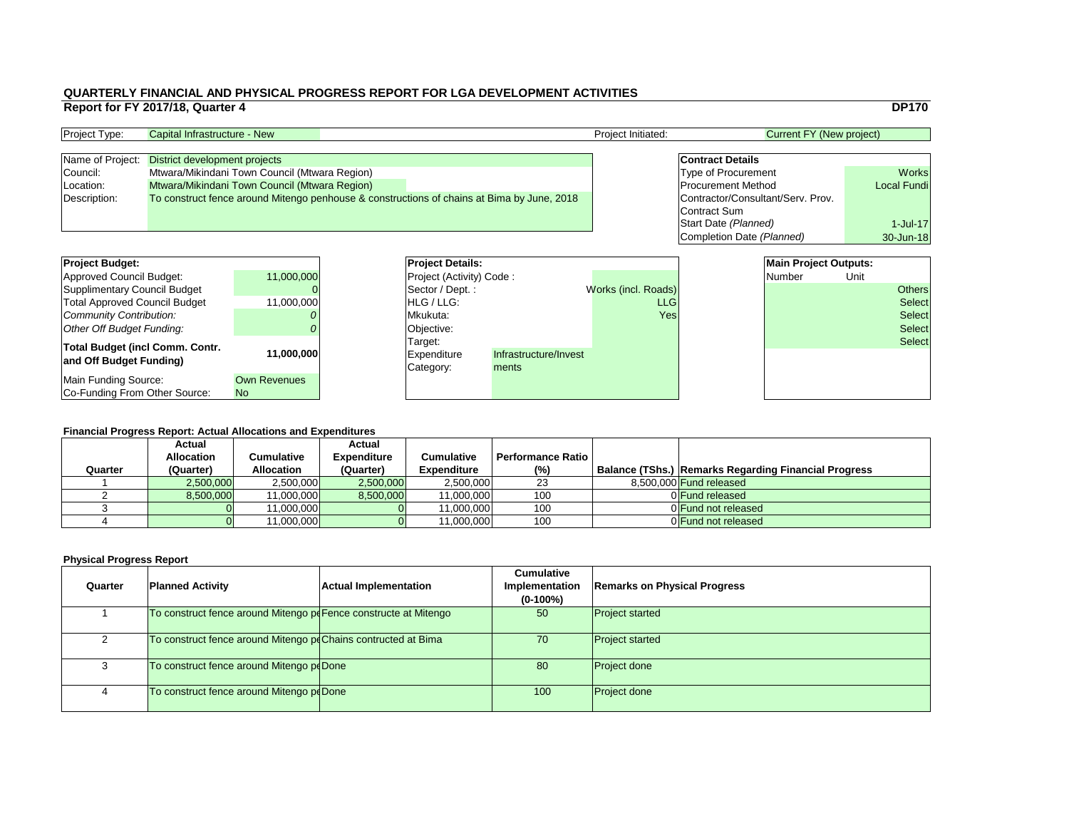# QUARTERLY FINANCIAL AND PHYSICAL PROGRESS REPORT FOR LGA DEVELOPMENT ACTIVITIES

## Report for FY 2017/18, Quarter 4

**DP170**

| Project Type: | Capital Infrastructure - New | Project Initiated: | Current FY (New project) |
|---|---|---|---|

| | |
|---|---|
| Name of Project: | District development projects |
| Council: | Mtwara/Mikindani Town Council (Mtwara Region) |
| Location: | Mtwara/Mikindani Town Council (Mtwara Region) |
| Description: | To construct fence around Mitengo penhouse & constructions of chains at Bima by June, 2018 |

| **Contract Details** | |
|---|---|
| Type of Procurement | Works |
| Procurement Method | Local Fundi |
| Contractor/Consultant/Serv. Prov. | |
| Contract Sum | |
| Start Date *(Planned)* | 1-Jul-17 |
| Completion Date *(Planned)* | 30-Jun-18 |

| **Project Budget:** | |
|---|---|
| Approved Council Budget: | 11,000,000 |
| Supplimentary Council Budget | 0 |
| Total Approved Council Budget | 11,000,000 |
| *Community Contribution:* | *0* |
| *Other Off Budget Funding:* | *0* |
| **Total Budget (incl Comm. Contr. and Off Budget Funding)** | **11,000,000** |
| Main Funding Source: | Own Revenues |
| Co-Funding From Other Source: | No |

| **Project Details:** | | |
|---|---|---|
| Project (Activity) Code : | | |
| Sector / Dept. : | | Works (incl. Roads) |
| HLG / LLG: | | LLG |
| Mkukuta: | | Yes |
| Objective: | | |
| Target: | | |
| Expenditure Category: | Infrastructure/Investments | |

| **Main Project Outputs:** | |
|---|---|
| Number | Unit |
| | Others |
| | Select |
| | Select |
| | Select |
| | Select |

### Financial Progress Report: Actual Allocations and Expenditures

| Quarter | Actual Allocation (Quarter) | Cumulative Allocation | Actual Expenditure (Quarter) | Cumulative Expenditure | Performance Ratio (%) | Balance (TShs.) | Remarks Regarding Financial Progress |
|---|---|---|---|---|---|---|---|
| 1 | 2,500,000 | 2,500,000 | 2,500,000 | 2,500,000 | 23 | 8,500,000 | Fund released |
| 2 | 8,500,000 | 11,000,000 | 8,500,000 | 11,000,000 | 100 | 0 | Fund released |
| 3 | 0 | 11,000,000 | 0 | 11,000,000 | 100 | 0 | Fund not released |
| 4 | 0 | 11,000,000 | 0 | 11,000,000 | 100 | 0 | Fund not released |

### Physical Progress Report

| Quarter | Planned Activity | Actual Implementation | Cumulative Implementation (0-100%) | Remarks on Physical Progress |
|---|---|---|---|---|
| 1 | To construct fence around Mitengo pe | Fence constructe at Mitengo | 50 | Project started |
| 2 | To construct fence around Mitengo pe | Chains contructed at Bima | 70 | Project started |
| 3 | To construct fence around Mitengo pe | Done | 80 | Project done |
| 4 | To construct fence around Mitengo pe | Done | 100 | Project done |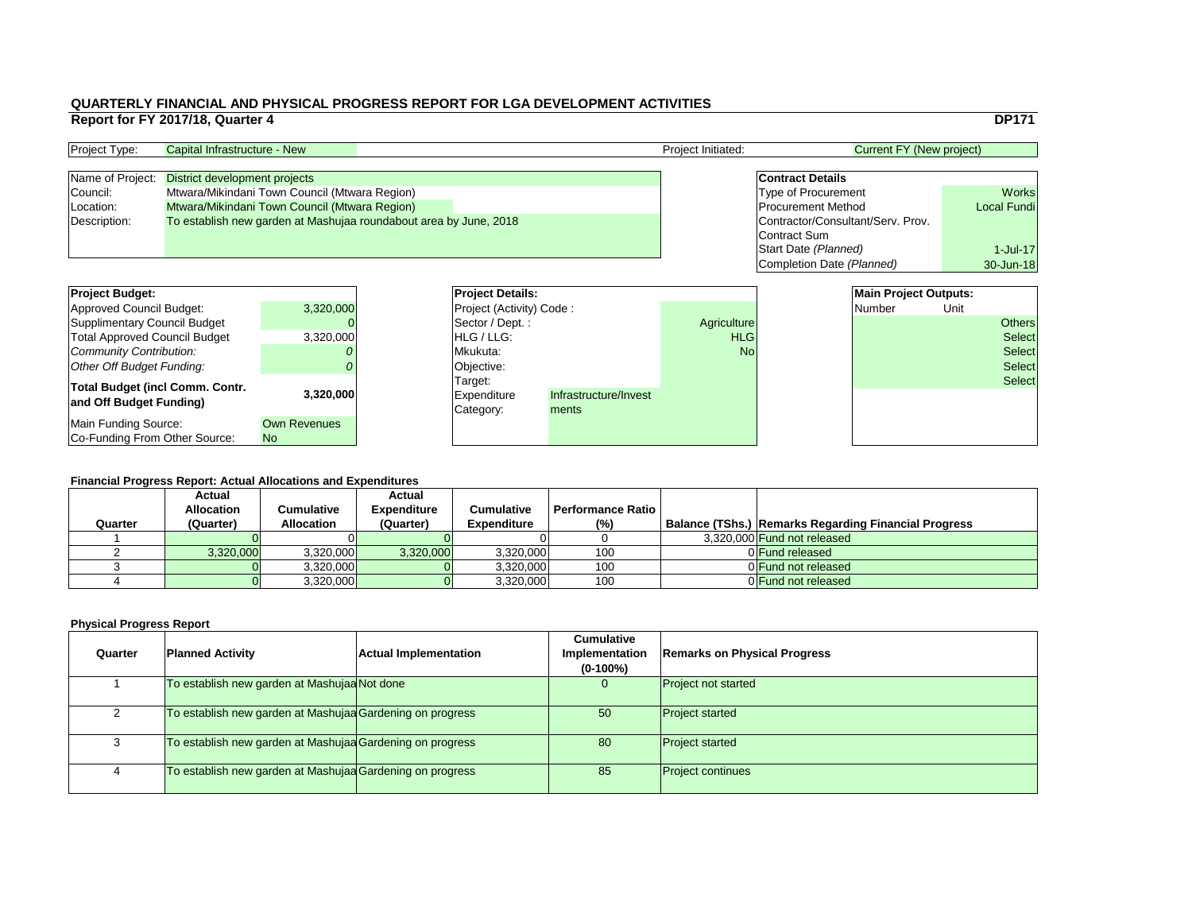# QUARTERLY FINANCIAL AND PHYSICAL PROGRESS REPORT FOR LGA DEVELOPMENT ACTIVITIES

## Report for FY 2017/18, Quarter 4

**DP171**

| Project Type: | Capital Infrastructure - New | Project Initiated: | Current FY (New project) |
|---|---|---|---|

| | |
|---|---|
| Name of Project: | District development projects |
| Council: | Mtwara/Mikindani Town Council (Mtwara Region) |
| Location: | Mtwara/Mikindani Town Council (Mtwara Region) |
| Description: | To establish new garden at Mashujaa roundabout area by June, 2018 |

| **Contract Details** | |
|---|---|
| Type of Procurement | Works |
| Procurement Method | Local Fundi |
| Contractor/Consultant/Serv. Prov. | |
| Contract Sum | |
| Start Date *(Planned)* | 1-Jul-17 |
| Completion Date *(Planned)* | 30-Jun-18 |

| **Project Budget:** | |
|---|---|
| Approved Council Budget: | 3,320,000 |
| Supplimentary Council Budget | 0 |
| Total Approved Council Budget | 3,320,000 |
| *Community Contribution:* | *0* |
| *Other Off Budget Funding:* | *0* |
| **Total Budget (incl Comm. Contr. and Off Budget Funding)** | **3,320,000** |
| Main Funding Source: | Own Revenues |
| Co-Funding From Other Source: | No |

| **Project Details:** | |
|---|---|
| Project (Activity) Code : | |
| Sector / Dept. : | Agriculture |
| HLG / LLG: | HLG |
| Mkukuta: | No |
| Objective: | |
| Target: | |
| Expenditure Category: | Infrastructure/Investments |

| **Main Project Outputs:** | |
|---|---|
| Number | Unit |
| | Others |
| | Select |
| | Select |
| | Select |
| | Select |

**Financial Progress Report: Actual Allocations and Expenditures**

| Quarter | Actual Allocation (Quarter) | Cumulative Allocation | Actual Expenditure (Quarter) | Cumulative Expenditure | Performance Ratio (%) | Balance (TShs.) | Remarks Regarding Financial Progress |
|---|---|---|---|---|---|---|---|
| 1 | 0 | 0 | 0 | 0 | 0 | 3,320,000 | Fund not released |
| 2 | 3,320,000 | 3,320,000 | 3,320,000 | 3,320,000 | 100 | 0 | Fund released |
| 3 | 0 | 3,320,000 | 0 | 3,320,000 | 100 | 0 | Fund not released |
| 4 | 0 | 3,320,000 | 0 | 3,320,000 | 100 | 0 | Fund not released |

**Physical Progress Report**

| Quarter | Planned Activity | Actual Implementation | Cumulative Implementation (0-100%) | Remarks on Physical Progress |
|---|---|---|---|---|
| 1 | To establish new garden at Mashujaa | Not done | 0 | Project not started |
| 2 | To establish new garden at Mashujaa | Gardening on progress | 50 | Project started |
| 3 | To establish new garden at Mashujaa | Gardening on progress | 80 | Project started |
| 4 | To establish new garden at Mashujaa | Gardening on progress | 85 | Project continues |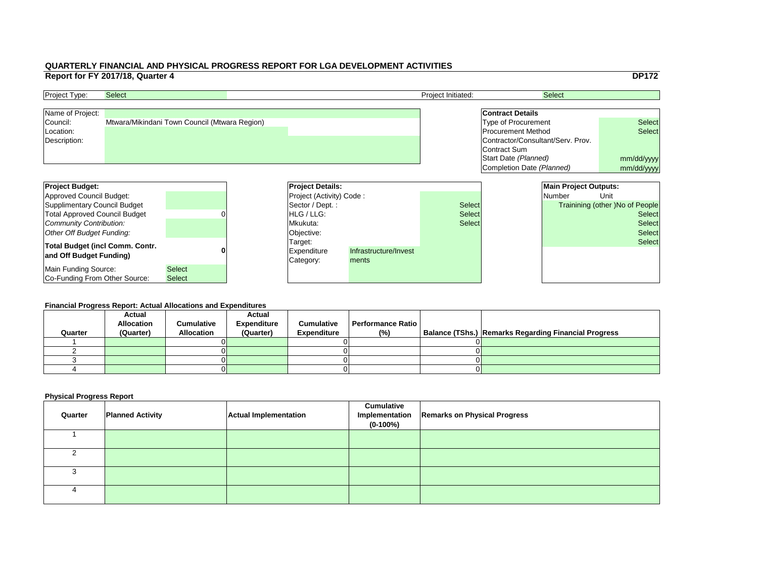# QUARTERLY FINANCIAL AND PHYSICAL PROGRESS REPORT FOR LGA DEVELOPMENT ACTIVITIES

## Report for FY 2017/18, Quarter 4

**DP172**

| Project Type: | Select | Project Initiated: | Select |
|---|---|---|---|

| Name of Project: | |
|---|---|
| Council: | Mtwara/Mikindani Town Council (Mtwara Region) |
| Location: | |
| Description: | |

| **Contract Details** | |
|---|---|
| Type of Procurement | Select |
| Procurement Method | Select |
| Contractor/Consultant/Serv. Prov. | |
| Contract Sum | |
| Start Date *(Planned)* | mm/dd/yyyy |
| Completion Date *(Planned)* | mm/dd/yyyy |

| **Project Budget:** | |
|---|---|
| Approved Council Budget: | |
| Supplimentary Council Budget | |
| Total Approved Council Budget | 0 |
| *Community Contribution:* | |
| *Other Off Budget Funding:* | |
| **Total Budget (incl Comm. Contr. and Off Budget Funding)** | **0** |
| Main Funding Source: | Select |
| Co-Funding From Other Source: | Select |

| **Project Details:** | | |
|---|---|---|
| Project (Activity) Code : | | |
| Sector / Dept. : | | Select |
| HLG / LLG: | | Select |
| Mkukuta: | | Select |
| Objective: | | |
| Target: | | |
| Expenditure Category: | Infrastructure/Investments | |

| **Main Project Outputs:** | |
|---|---|
| Number | Unit |
| | Trainining (other )No of People |
| | Select |
| | Select |
| | Select |
| | Select |

### Financial Progress Report: Actual Allocations and Expenditures

| Quarter | Actual Allocation (Quarter) | Cumulative Allocation | Actual Expenditure (Quarter) | Cumulative Expenditure | Performance Ratio (%) | Balance (TShs.) | Remarks Regarding Financial Progress |
|---|---|---|---|---|---|---|---|
| 1 | | 0 | | 0 | | 0 | |
| 2 | | 0 | | 0 | | 0 | |
| 3 | | 0 | | 0 | | 0 | |
| 4 | | 0 | | 0 | | 0 | |

### Physical Progress Report

| Quarter | Planned Activity | Actual Implementation | Cumulative Implementation (0-100%) | Remarks on Physical Progress |
|---|---|---|---|---|
| 1 | | | | |
| 2 | | | | |
| 3 | | | | |
| 4 | | | | |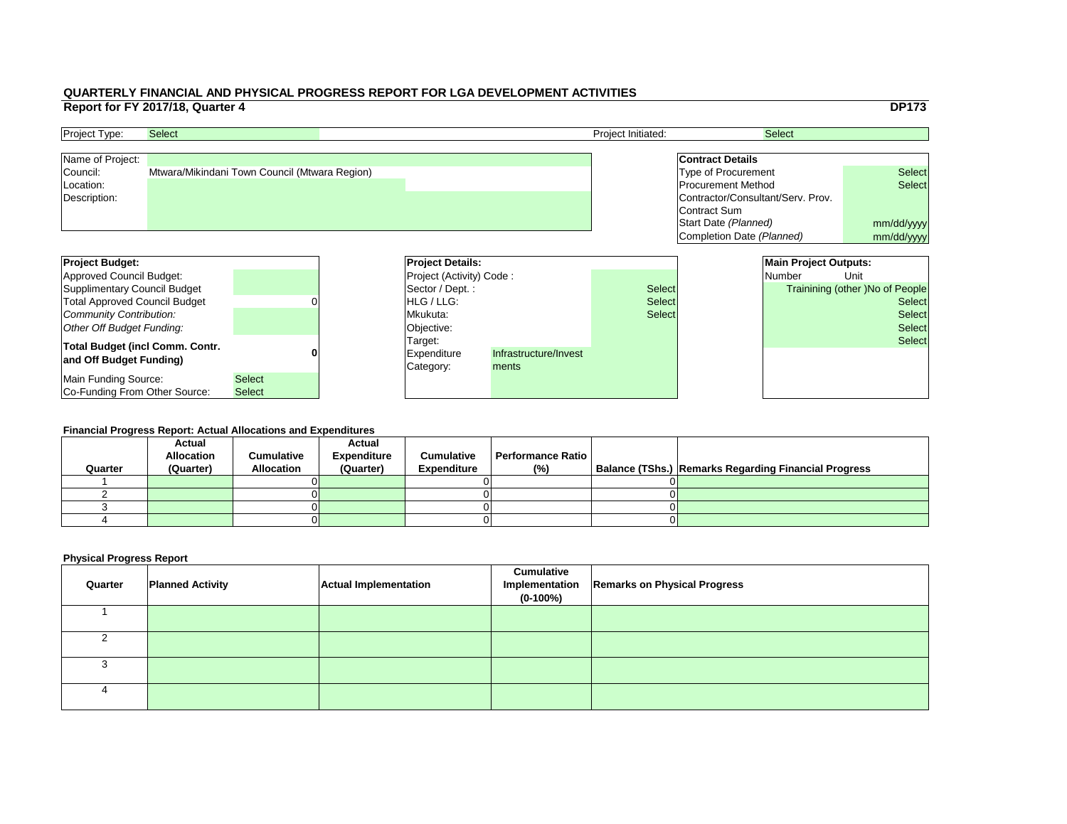# QUARTERLY FINANCIAL AND PHYSICAL PROGRESS REPORT FOR LGA DEVELOPMENT ACTIVITIES

## Report for FY 2017/18, Quarter 4

**DP173**

| Project Type: | Select | Project Initiated: | Select |
|---|---|---|---|

| Name of Project: | |
|---|---|
| Council: | Mtwara/Mikindani Town Council (Mtwara Region) |
| Location: | |
| Description: | |

| **Contract Details** | |
|---|---|
| Type of Procurement | Select |
| Procurement Method | Select |
| Contractor/Consultant/Serv. Prov. | |
| Contract Sum | |
| Start Date *(Planned)* | mm/dd/yyyy |
| Completion Date *(Planned)* | mm/dd/yyyy |

| **Project Budget:** | |
|---|---|
| Approved Council Budget: | |
| Supplimentary Council Budget | |
| Total Approved Council Budget | 0 |
| *Community Contribution:* | |
| *Other Off Budget Funding:* | |
| **Total Budget (incl Comm. Contr. and Off Budget Funding)** | **0** |
| Main Funding Source: | Select |
| Co-Funding From Other Source: | Select |

| **Project Details:** | | |
|---|---|---|
| Project (Activity) Code : | | |
| Sector / Dept. : | | Select |
| HLG / LLG: | | Select |
| Mkukuta: | | Select |
| Objective: | | |
| Target: | | |
| Expenditure Category: | Infrastructure/Investments | |

| **Main Project Outputs:** | |
|---|---|
| Number | Unit |
| | Trainining (other )No of People |
| | Select |
| | Select |
| | Select |
| | Select |

### Financial Progress Report: Actual Allocations and Expenditures

| Quarter | Actual Allocation (Quarter) | Cumulative Allocation | Actual Expenditure (Quarter) | Cumulative Expenditure | Performance Ratio (%) | Balance (TShs.) | Remarks Regarding Financial Progress |
|---|---|---|---|---|---|---|---|
| 1 | | 0 | | 0 | | 0 | |
| 2 | | 0 | | 0 | | 0 | |
| 3 | | 0 | | 0 | | 0 | |
| 4 | | 0 | | 0 | | 0 | |

### Physical Progress Report

| Quarter | Planned Activity | Actual Implementation | Cumulative Implementation (0-100%) | Remarks on Physical Progress |
|---|---|---|---|---|
| 1 | | | | |
| 2 | | | | |
| 3 | | | | |
| 4 | | | | |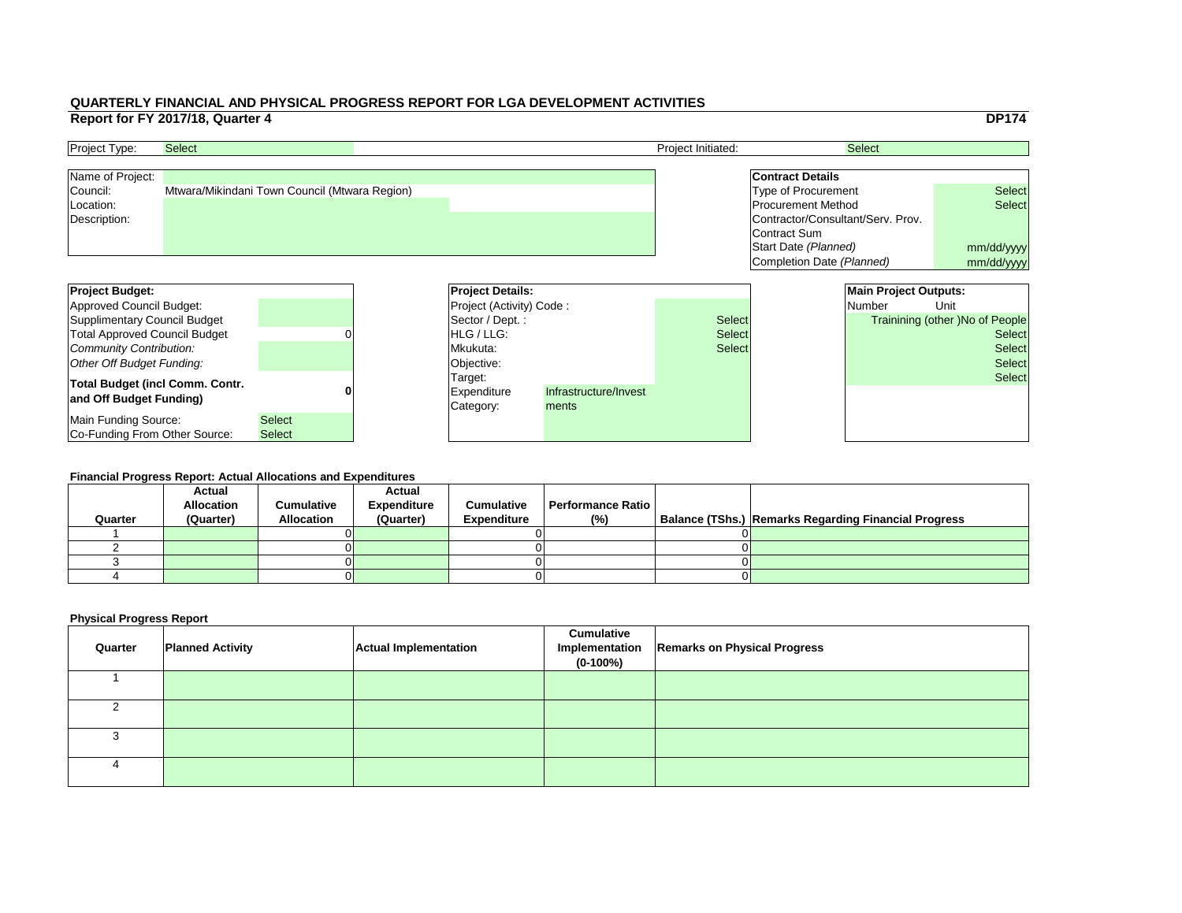# QUARTERLY FINANCIAL AND PHYSICAL PROGRESS REPORT FOR LGA DEVELOPMENT ACTIVITIES

## Report for FY 2017/18, Quarter 4

**DP174**

| | | | |
|---|---|---|---|
| Project Type: | Select | Project Initiated: | Select |

| | |
|---|---|
| Name of Project: | |
| Council: | Mtwara/Mikindani Town Council (Mtwara Region) |
| Location: | |
| Description: | |

| **Contract Details** | |
|---|---|
| Type of Procurement | Select |
| Procurement Method | Select |
| Contractor/Consultant/Serv. Prov. | |
| Contract Sum | |
| Start Date *(Planned)* | mm/dd/yyyy |
| Completion Date *(Planned)* | mm/dd/yyyy |

| **Project Budget:** | |
|---|---|
| Approved Council Budget: | |
| Supplimentary Council Budget | |
| Total Approved Council Budget | 0 |
| *Community Contribution:* | |
| *Other Off Budget Funding:* | |
| **Total Budget (incl Comm. Contr. and Off Budget Funding)** | **0** |
| Main Funding Source: | Select |
| Co-Funding From Other Source: | Select |

| **Project Details:** | | |
|---|---|---|
| Project (Activity) Code : | | |
| Sector / Dept. : | | Select |
| HLG / LLG: | | Select |
| Mkukuta: | | Select |
| Objective: | | |
| Target: | | |
| Expenditure Category: | Infrastructure/Investments | |

| **Main Project Outputs:** | |
|---|---|
| Number | Unit |
| | Trainining (other )No of People |
| | Select |
| | Select |
| | Select |
| | Select |

**Financial Progress Report: Actual Allocations and Expenditures**

| Quarter | Actual Allocation (Quarter) | Cumulative Allocation | Actual Expenditure (Quarter) | Cumulative Expenditure | Performance Ratio (%) | Balance (TShs.) | Remarks Regarding Financial Progress |
|---|---|---|---|---|---|---|---|
| 1 | | 0 | | 0 | | 0 | |
| 2 | | 0 | | 0 | | 0 | |
| 3 | | 0 | | 0 | | 0 | |
| 4 | | 0 | | 0 | | 0 | |

**Physical Progress Report**

| Quarter | Planned Activity | Actual Implementation | Cumulative Implementation (0-100%) | Remarks on Physical Progress |
|---|---|---|---|---|
| 1 | | | | |
| 2 | | | | |
| 3 | | | | |
| 4 | | | | |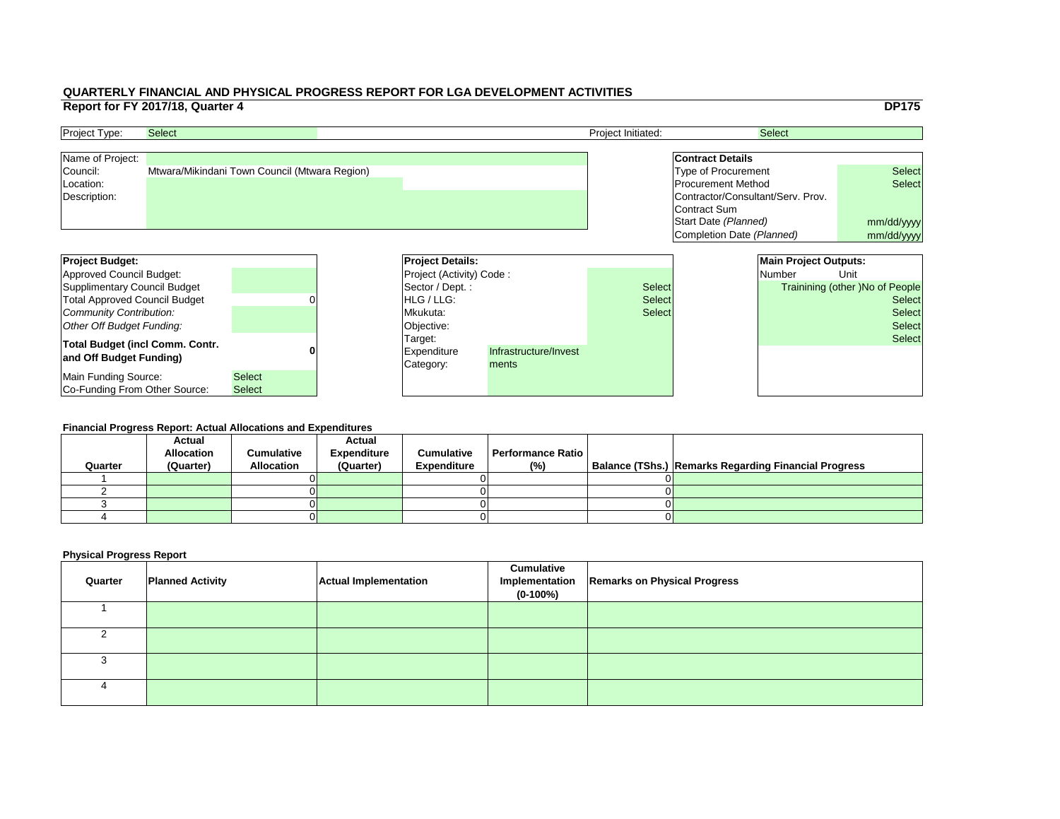# QUARTERLY FINANCIAL AND PHYSICAL PROGRESS REPORT FOR LGA DEVELOPMENT ACTIVITIES

## Report for FY 2017/18, Quarter 4

**DP175**

| Project Type: | Select | Project Initiated: | Select |
|---|---|---|---|

| | |
|---|---|
| Name of Project: | |
| Council: | Mtwara/Mikindani Town Council (Mtwara Region) |
| Location: | |
| Description: | |

| **Contract Details** | |
|---|---|
| Type of Procurement | Select |
| Procurement Method | Select |
| Contractor/Consultant/Serv. Prov. | |
| Contract Sum | |
| Start Date *(Planned)* | mm/dd/yyyy |
| Completion Date *(Planned)* | mm/dd/yyyy |

| **Project Budget:** | |
|---|---|
| Approved Council Budget: | |
| Supplimentary Council Budget | |
| Total Approved Council Budget | 0 |
| *Community Contribution:* | |
| *Other Off Budget Funding:* | |
| **Total Budget (incl Comm. Contr. and Off Budget Funding)** | **0** |
| Main Funding Source: | Select |
| Co-Funding From Other Source: | Select |

| **Project Details:** | | |
|---|---|---|
| Project (Activity) Code : | | |
| Sector / Dept. : | | Select |
| HLG / LLG: | | Select |
| Mkukuta: | | Select |
| Objective: | | |
| Target: | | |
| Expenditure Category: | Infrastructure/Investments | |

| **Main Project Outputs:** | |
|---|---|
| Number | Unit |
| | Trainining (other )No of People |
| | Select |
| | Select |
| | Select |
| | Select |

### Financial Progress Report: Actual Allocations and Expenditures

| Quarter | Actual Allocation (Quarter) | Cumulative Allocation | Actual Expenditure (Quarter) | Cumulative Expenditure | Performance Ratio (%) | Balance (TShs.) | Remarks Regarding Financial Progress |
|---|---|---|---|---|---|---|---|
| 1 | | 0 | | 0 | | 0 | |
| 2 | | 0 | | 0 | | 0 | |
| 3 | | 0 | | 0 | | 0 | |
| 4 | | 0 | | 0 | | 0 | |

### Physical Progress Report

| Quarter | Planned Activity | Actual Implementation | Cumulative Implementation (0-100%) | Remarks on Physical Progress |
|---|---|---|---|---|
| 1 | | | | |
| 2 | | | | |
| 3 | | | | |
| 4 | | | | |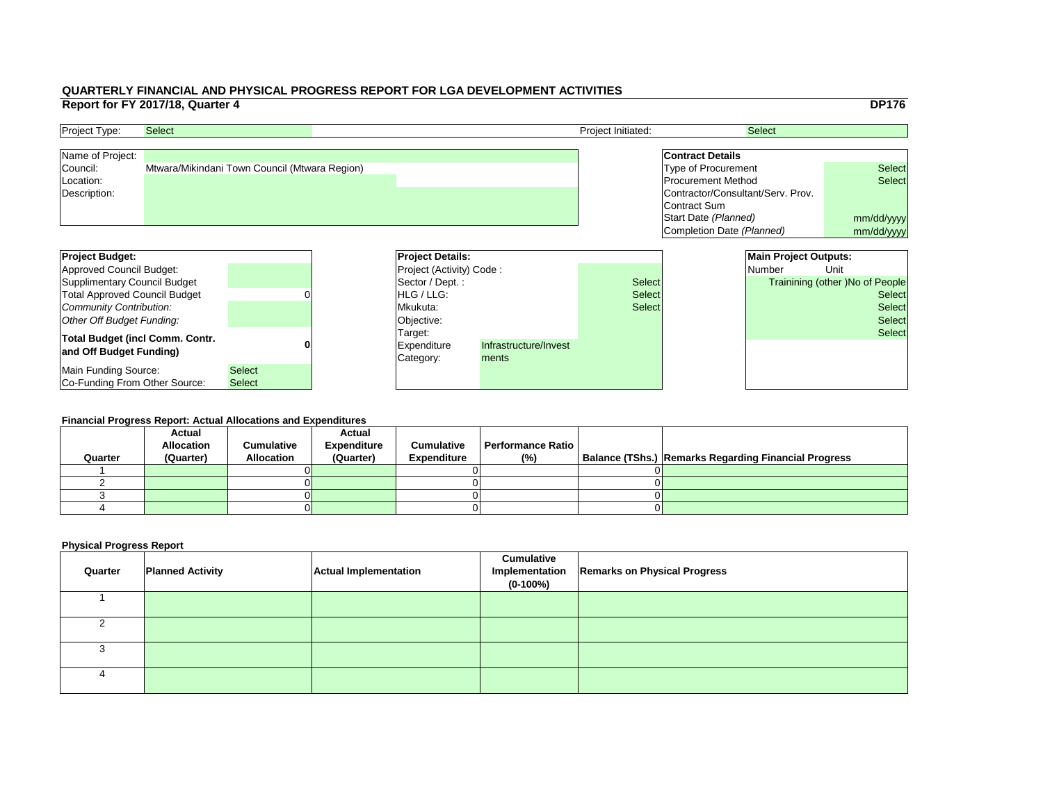# QUARTERLY FINANCIAL AND PHYSICAL PROGRESS REPORT FOR LGA DEVELOPMENT ACTIVITIES

## Report for FY 2017/18, Quarter 4

**DP176**

| Project Type: | Select | Project Initiated: | Select |
|---|---|---|---|

| Name of Project: | |
|---|---|
| Council: | Mtwara/Mikindani Town Council (Mtwara Region) |
| Location: | |
| Description: | |

| **Contract Details** | |
|---|---|
| Type of Procurement | Select |
| Procurement Method | Select |
| Contractor/Consultant/Serv. Prov. | |
| Contract Sum | |
| Start Date *(Planned)* | mm/dd/yyyy |
| Completion Date *(Planned)* | mm/dd/yyyy |

| **Project Budget:** | |
|---|---|
| Approved Council Budget: | |
| Supplimentary Council Budget | |
| Total Approved Council Budget | 0 |
| *Community Contribution:* | |
| *Other Off Budget Funding:* | |
| **Total Budget (incl Comm. Contr. and Off Budget Funding)** | **0** |
| Main Funding Source: | Select |
| Co-Funding From Other Source: | Select |

| **Project Details:** | | |
|---|---|---|
| Project (Activity) Code : | | |
| Sector / Dept. : | | Select |
| HLG / LLG: | | Select |
| Mkukuta: | | Select |
| Objective: | | |
| Target: | | |
| Expenditure Category: | Infrastructure/Investments | |

| **Main Project Outputs:** | |
|---|---|
| Number | Unit |
| | Trainining (other )No of People |
| | Select |
| | Select |
| | Select |
| | Select |

**Financial Progress Report: Actual Allocations and Expenditures**

| Quarter | Actual Allocation (Quarter) | Cumulative Allocation | Actual Expenditure (Quarter) | Cumulative Expenditure | Performance Ratio (%) | Balance (TShs.) | Remarks Regarding Financial Progress |
|---|---|---|---|---|---|---|---|
| 1 | | 0 | | 0 | | 0 | |
| 2 | | 0 | | 0 | | 0 | |
| 3 | | 0 | | 0 | | 0 | |
| 4 | | 0 | | 0 | | 0 | |

**Physical Progress Report**

| Quarter | Planned Activity | Actual Implementation | Cumulative Implementation (0-100%) | Remarks on Physical Progress |
|---|---|---|---|---|
| 1 | | | | |
| 2 | | | | |
| 3 | | | | |
| 4 | | | | |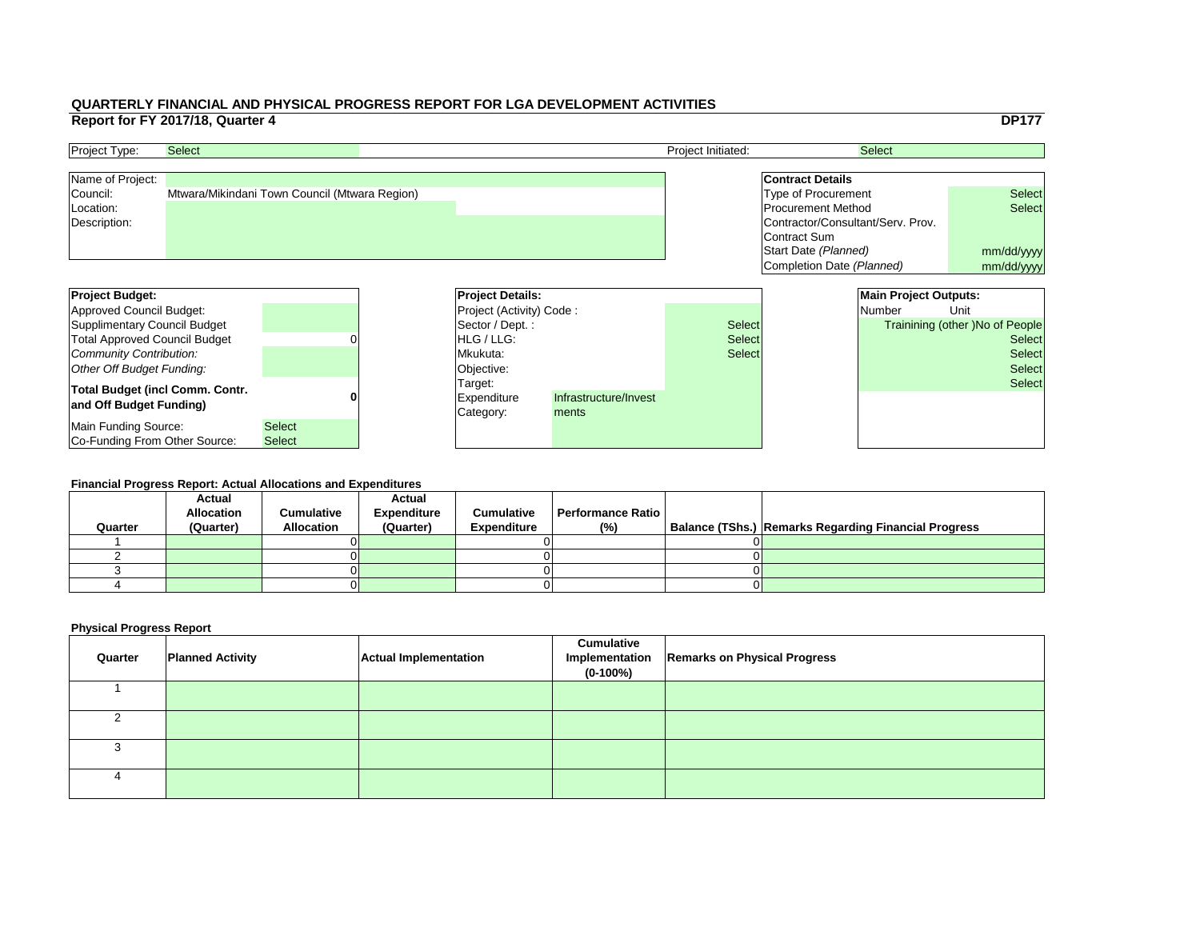# QUARTERLY FINANCIAL AND PHYSICAL PROGRESS REPORT FOR LGA DEVELOPMENT ACTIVITIES

**Report for FY 2017/18, Quarter 4** **DP177**

| Project Type: | Select | Project Initiated: | Select |
|---|---|---|---|

| Name of Project: | |
|---|---|
| Council: | Mtwara/Mikindani Town Council (Mtwara Region) |
| Location: | |
| Description: | |

| **Contract Details** | |
|---|---|
| Type of Procurement | Select |
| Procurement Method | Select |
| Contractor/Consultant/Serv. Prov. | |
| Contract Sum | |
| Start Date *(Planned)* | mm/dd/yyyy |
| Completion Date *(Planned)* | mm/dd/yyyy |

| **Project Budget:** | |
|---|---|
| Approved Council Budget: | |
| Supplimentary Council Budget | |
| Total Approved Council Budget | 0 |
| *Community Contribution:* | |
| *Other Off Budget Funding:* | |
| **Total Budget (incl Comm. Contr. and Off Budget Funding)** | **0** |
| Main Funding Source: | Select |
| Co-Funding From Other Source: | Select |

| **Project Details:** | |
|---|---|
| Project (Activity) Code : | |
| Sector / Dept. : | Select |
| HLG / LLG: | Select |
| Mkukuta: | Select |
| Objective: | |
| Target: | |
| Expenditure Category: | Infrastructure/Investments |

| **Main Project Outputs:** | |
|---|---|
| Number | Unit |
| | Trainining (other )No of People |
| | Select |
| | Select |
| | Select |
| | Select |

**Financial Progress Report: Actual Allocations and Expenditures**

| Quarter | Actual Allocation (Quarter) | Cumulative Allocation | Actual Expenditure (Quarter) | Cumulative Expenditure | Performance Ratio (%) | Balance (TShs.) | Remarks Regarding Financial Progress |
|---|---|---|---|---|---|---|---|
| 1 | | 0 | | 0 | | 0 | |
| 2 | | 0 | | 0 | | 0 | |
| 3 | | 0 | | 0 | | 0 | |
| 4 | | 0 | | 0 | | 0 | |

**Physical Progress Report**

| Quarter | Planned Activity | Actual Implementation | Cumulative Implementation (0-100%) | Remarks on Physical Progress |
|---|---|---|---|---|
| 1 | | | | |
| 2 | | | | |
| 3 | | | | |
| 4 | | | | |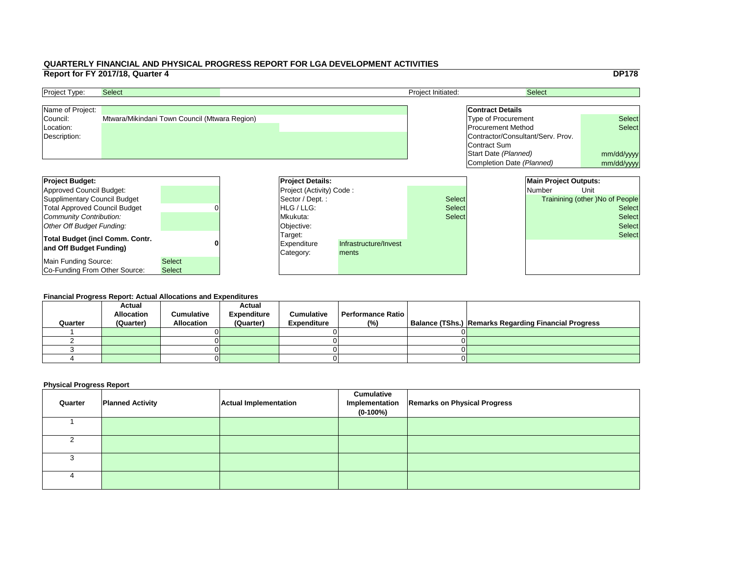## QUARTERLY FINANCIAL AND PHYSICAL PROGRESS REPORT FOR LGA DEVELOPMENT ACTIVITIES

### Report for FY 2017/18, Quarter 4

**DP178**

| Project Type: | Select | Project Initiated: | Select |
|---|---|---|---|

| Name of Project: | |
|---|---|
| Council: | Mtwara/Mikindani Town Council (Mtwara Region) |
| Location: | |
| Description: | |

| **Contract Details** | |
|---|---|
| Type of Procurement | Select |
| Procurement Method | Select |
| Contractor/Consultant/Serv. Prov. | |
| Contract Sum | |
| Start Date *(Planned)* | mm/dd/yyyy |
| Completion Date *(Planned)* | mm/dd/yyyy |

| **Project Budget:** | |
|---|---|
| Approved Council Budget: | |
| Supplimentary Council Budget | |
| Total Approved Council Budget | 0 |
| *Community Contribution:* | |
| *Other Off Budget Funding:* | |
| **Total Budget (incl Comm. Contr. and Off Budget Funding)** | **0** |
| Main Funding Source: | Select |
| Co-Funding From Other Source: | Select |

| **Project Details:** | |
|---|---|
| Project (Activity) Code : | |
| Sector / Dept. : | Select |
| HLG / LLG: | Select |
| Mkukuta: | Select |
| Objective: | |
| Target: | |
| Expenditure Category: | Infrastructure/Investments |

| **Main Project Outputs:** | |
|---|---|
| Number | Unit |
| | Trainining (other )No of People |
| | Select |
| | Select |
| | Select |
| | Select |

**Financial Progress Report: Actual Allocations and Expenditures**

| Quarter | Actual Allocation (Quarter) | Cumulative Allocation | Actual Expenditure (Quarter) | Cumulative Expenditure | Performance Ratio (%) | Balance (TShs.) | Remarks Regarding Financial Progress |
|---|---|---|---|---|---|---|---|
| 1 | | 0 | | 0 | | 0 | |
| 2 | | 0 | | 0 | | 0 | |
| 3 | | 0 | | 0 | | 0 | |
| 4 | | 0 | | 0 | | 0 | |

**Physical Progress Report**

| Quarter | Planned Activity | Actual Implementation | Cumulative Implementation (0-100%) | Remarks on Physical Progress |
|---|---|---|---|---|
| 1 | | | | |
| 2 | | | | |
| 3 | | | | |
| 4 | | | | |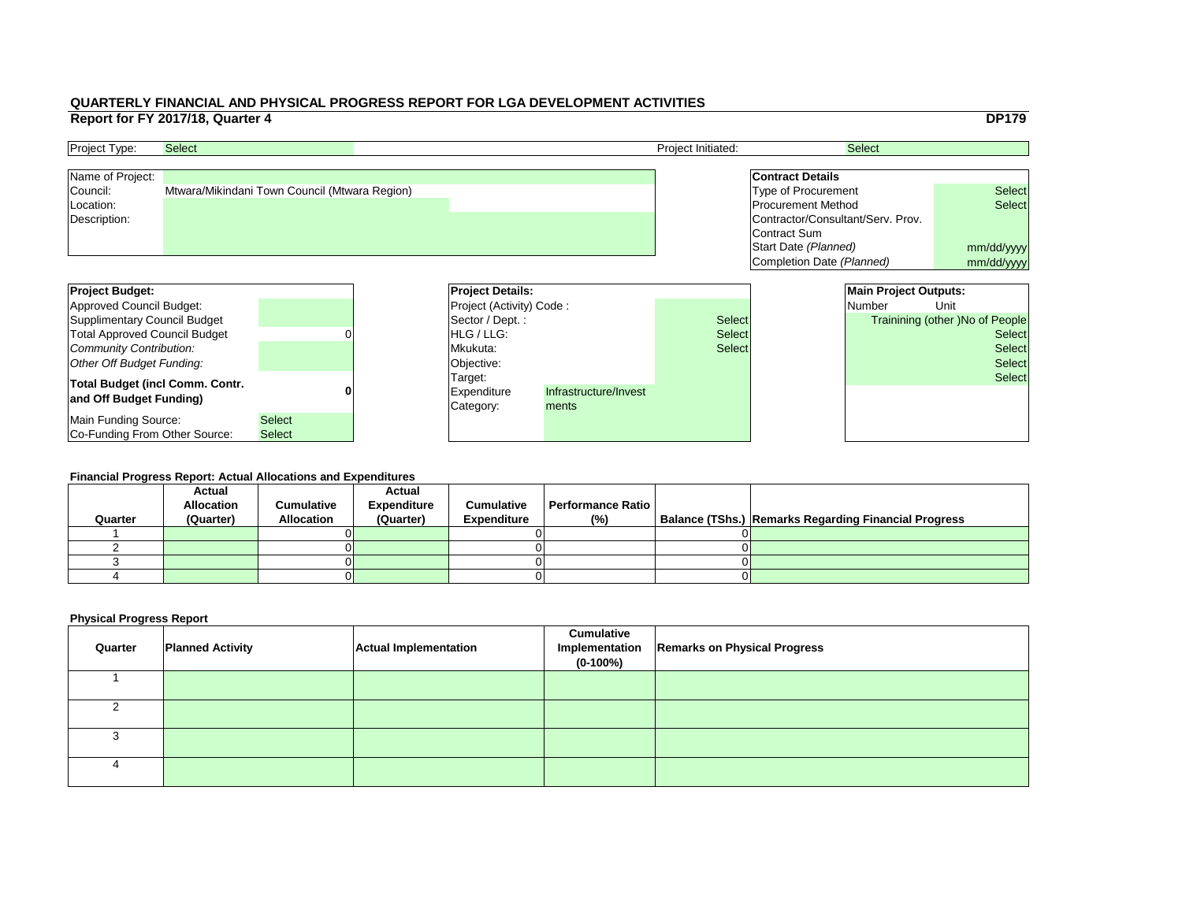# QUARTERLY FINANCIAL AND PHYSICAL PROGRESS REPORT FOR LGA DEVELOPMENT ACTIVITIES

## Report for FY 2017/18, Quarter 4

**DP179**

| Project Type: | Select | Project Initiated: | Select |
|---|---|---|---|

| Name of Project: | |
|---|---|
| Council: | Mtwara/Mikindani Town Council (Mtwara Region) |
| Location: | |
| Description: | |

| **Contract Details** | |
|---|---|
| Type of Procurement | Select |
| Procurement Method | Select |
| Contractor/Consultant/Serv. Prov. | |
| Contract Sum | |
| Start Date *(Planned)* | mm/dd/yyyy |
| Completion Date *(Planned)* | mm/dd/yyyy |

| **Project Budget:** | |
|---|---|
| Approved Council Budget: | |
| Supplimentary Council Budget | |
| Total Approved Council Budget | 0 |
| *Community Contribution:* | |
| *Other Off Budget Funding:* | |
| **Total Budget (incl Comm. Contr. and Off Budget Funding)** | **0** |
| Main Funding Source: | Select |
| Co-Funding From Other Source: | Select |

| **Project Details:** | | |
|---|---|---|
| Project (Activity) Code : | | |
| Sector / Dept. : | | Select |
| HLG / LLG: | | Select |
| Mkukuta: | | Select |
| Objective: | | |
| Target: | | |
| Expenditure Category: | Infrastructure/Investments | |

| **Main Project Outputs:** | |
|---|---|
| Number | Unit |
| | Trainining (other )No of People |
| | Select |
| | Select |
| | Select |
| | Select |

**Financial Progress Report: Actual Allocations and Expenditures**

| Quarter | Actual Allocation (Quarter) | Cumulative Allocation | Actual Expenditure (Quarter) | Cumulative Expenditure | Performance Ratio (%) | Balance (TShs.) | Remarks Regarding Financial Progress |
|---|---|---|---|---|---|---|---|
| 1 | | 0 | | 0 | | 0 | |
| 2 | | 0 | | 0 | | 0 | |
| 3 | | 0 | | 0 | | 0 | |
| 4 | | 0 | | 0 | | 0 | |

**Physical Progress Report**

| Quarter | Planned Activity | Actual Implementation | Cumulative Implementation (0-100%) | Remarks on Physical Progress |
|---|---|---|---|---|
| 1 | | | | |
| 2 | | | | |
| 3 | | | | |
| 4 | | | | |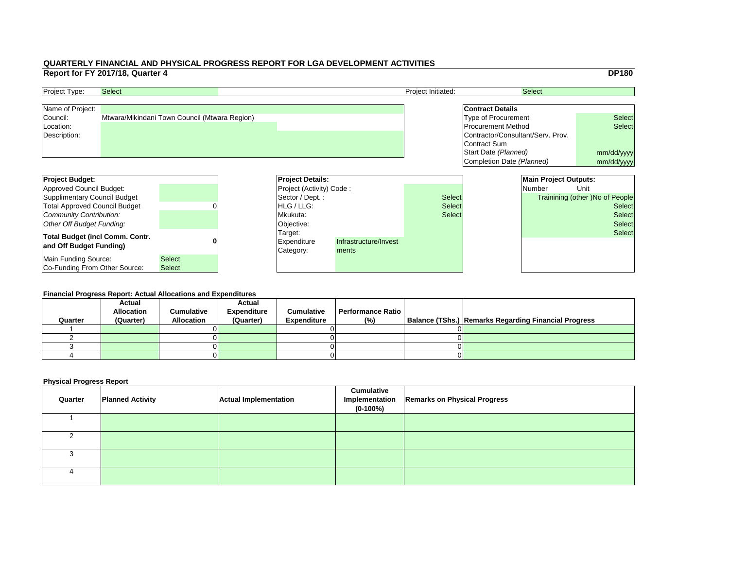# QUARTERLY FINANCIAL AND PHYSICAL PROGRESS REPORT FOR LGA DEVELOPMENT ACTIVITIES

## Report for FY 2017/18, Quarter 4

**DP180**

| Project Type: | Select | Project Initiated: | Select |
|---|---|---|---|

| Name of Project: | |
|---|---|
| Council: | Mtwara/Mikindani Town Council (Mtwara Region) |
| Location: | |
| Description: | |

| **Contract Details** | |
|---|---|
| Type of Procurement | Select |
| Procurement Method | Select |
| Contractor/Consultant/Serv. Prov. | |
| Contract Sum | |
| Start Date *(Planned)* | mm/dd/yyyy |
| Completion Date *(Planned)* | mm/dd/yyyy |

| **Project Budget:** | |
|---|---|
| Approved Council Budget: | |
| Supplimentary Council Budget | |
| Total Approved Council Budget | 0 |
| *Community Contribution:* | |
| *Other Off Budget Funding:* | |
| **Total Budget (incl Comm. Contr. and Off Budget Funding)** | **0** |
| Main Funding Source: | Select |
| Co-Funding From Other Source: | Select |

| **Project Details:** | |
|---|---|
| Project (Activity) Code : | |
| Sector / Dept. : | Select |
| HLG / LLG: | Select |
| Mkukuta: | Select |
| Objective: | |
| Target: | |
| Expenditure Category: | Infrastructure/Investments |

| **Main Project Outputs:** | |
|---|---|
| Number | Unit |
| | Trainining (other )No of People |
| | Select |
| | Select |
| | Select |
| | Select |

**Financial Progress Report: Actual Allocations and Expenditures**

| Quarter | Actual Allocation (Quarter) | Cumulative Allocation | Actual Expenditure (Quarter) | Cumulative Expenditure | Performance Ratio (%) | Balance (TShs.) | Remarks Regarding Financial Progress |
|---|---|---|---|---|---|---|---|
| 1 | | 0 | | 0 | | 0 | |
| 2 | | 0 | | 0 | | 0 | |
| 3 | | 0 | | 0 | | 0 | |
| 4 | | 0 | | 0 | | 0 | |

**Physical Progress Report**

| Quarter | Planned Activity | Actual Implementation | Cumulative Implementation (0-100%) | Remarks on Physical Progress |
|---|---|---|---|---|
| 1 | | | | |
| 2 | | | | |
| 3 | | | | |
| 4 | | | | |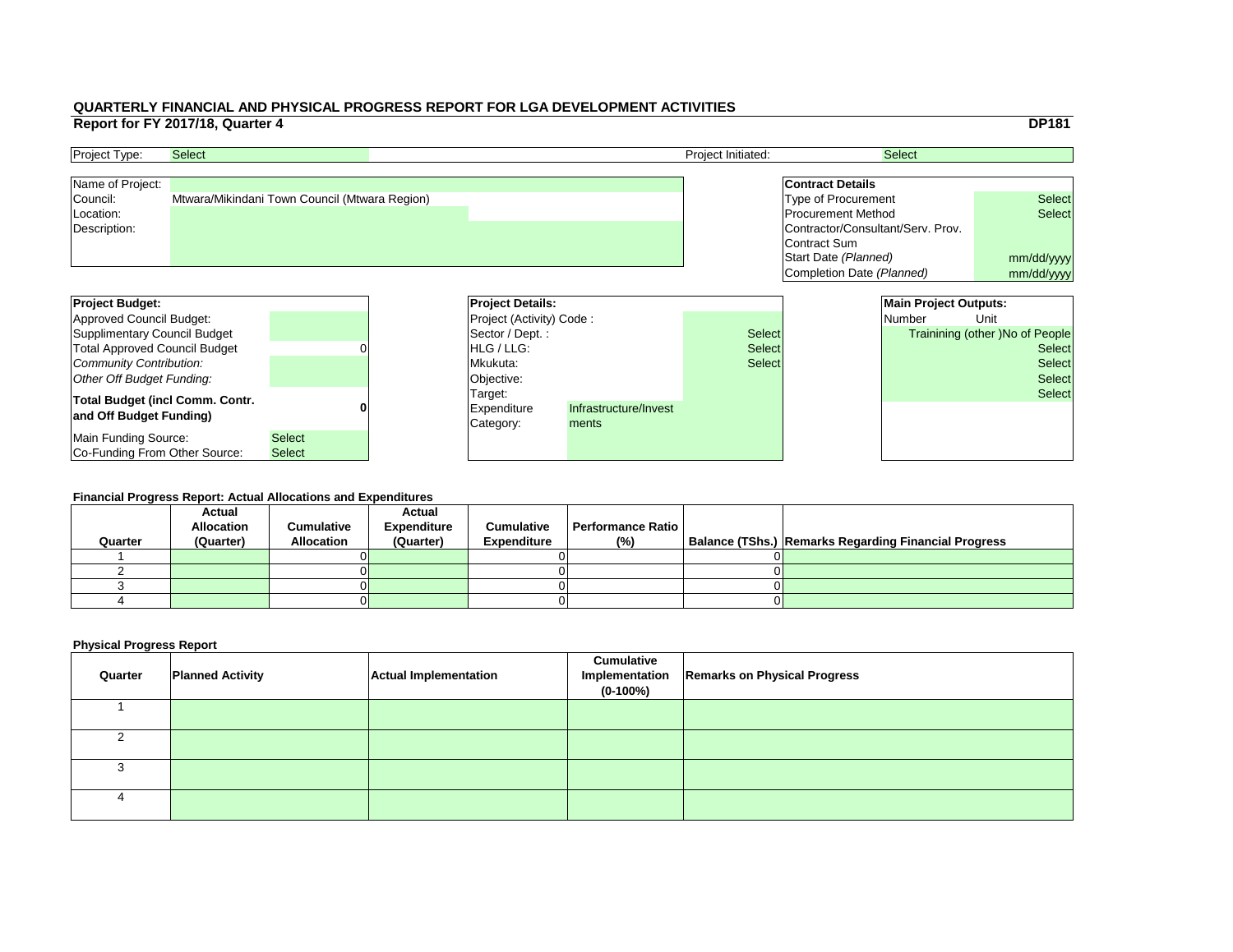# QUARTERLY FINANCIAL AND PHYSICAL PROGRESS REPORT FOR LGA DEVELOPMENT ACTIVITIES

**Report for FY 2017/18, Quarter 4** **DP181**

| Project Type: | Select | Project Initiated: | Select |
|---|---|---|---|

| | |
|---|---|
| Name of Project: | |
| Council: | Mtwara/Mikindani Town Council (Mtwara Region) |
| Location: | |
| Description: | |

| **Contract Details** | |
|---|---|
| Type of Procurement | Select |
| Procurement Method | Select |
| Contractor/Consultant/Serv. Prov. | |
| Contract Sum | |
| Start Date *(Planned)* | mm/dd/yyyy |
| Completion Date *(Planned)* | mm/dd/yyyy |

| **Project Budget:** | |
|---|---|
| Approved Council Budget: | |
| Supplimentary Council Budget | |
| Total Approved Council Budget | 0 |
| *Community Contribution:* | |
| *Other Off Budget Funding:* | |
| **Total Budget (incl Comm. Contr. and Off Budget Funding)** | **0** |
| Main Funding Source: | Select |
| Co-Funding From Other Source: | Select |

| **Project Details:** | |
|---|---|
| Project (Activity) Code : | |
| Sector / Dept. : | Select |
| HLG / LLG: | Select |
| Mkukuta: | Select |
| Objective: | |
| Target: | |
| Expenditure Category: | Infrastructure/Investments |

| **Main Project Outputs:** | |
|---|---|
| Number | Unit |
| | Trainining (other )No of People |
| | Select |
| | Select |
| | Select |
| | Select |

**Financial Progress Report: Actual Allocations and Expenditures**

| Quarter | Actual Allocation (Quarter) | Cumulative Allocation | Actual Expenditure (Quarter) | Cumulative Expenditure | Performance Ratio (%) | Balance (TShs.) | Remarks Regarding Financial Progress |
|---|---|---|---|---|---|---|---|
| 1 | | 0 | | 0 | | 0 | |
| 2 | | 0 | | 0 | | 0 | |
| 3 | | 0 | | 0 | | 0 | |
| 4 | | 0 | | 0 | | 0 | |

**Physical Progress Report**

| Quarter | Planned Activity | Actual Implementation | Cumulative Implementation (0-100%) | Remarks on Physical Progress |
|---|---|---|---|---|
| 1 | | | | |
| 2 | | | | |
| 3 | | | | |
| 4 | | | | |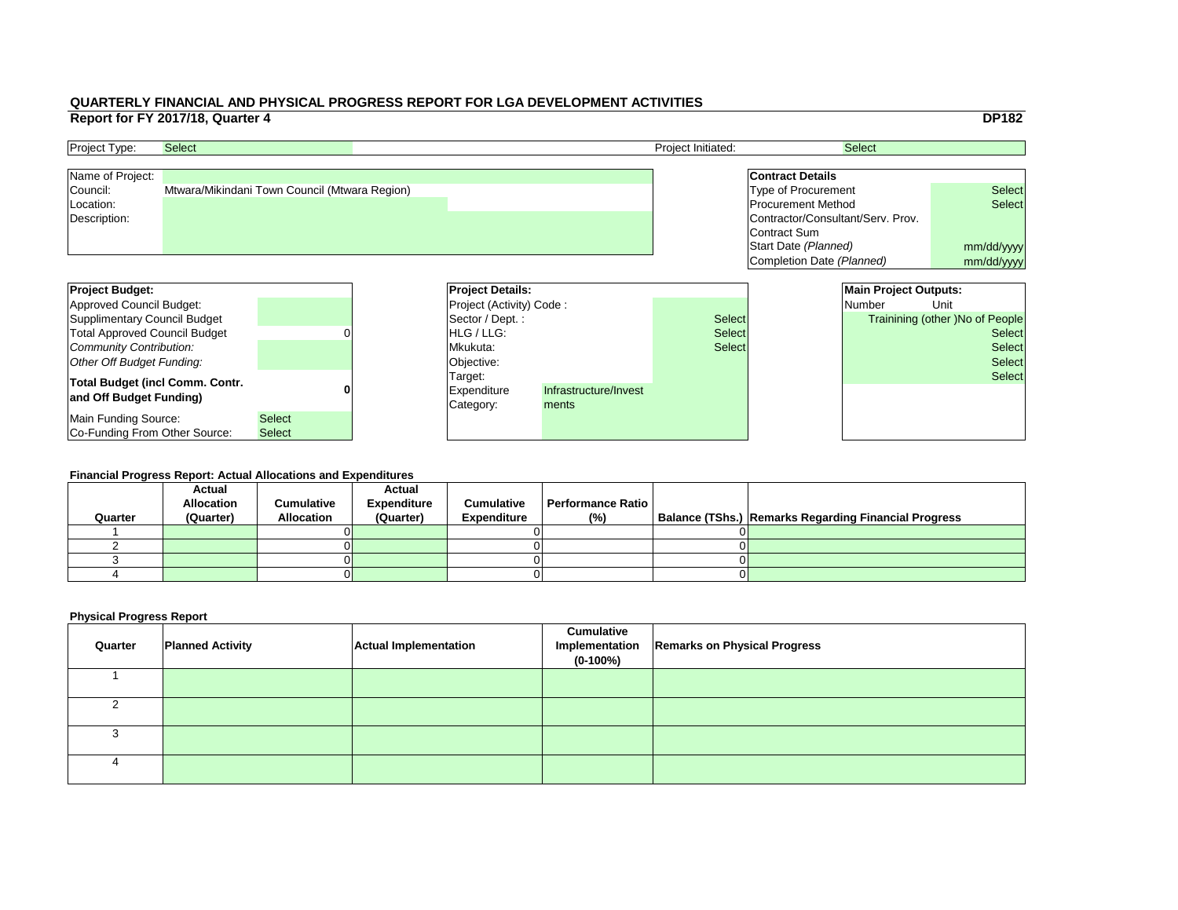# QUARTERLY FINANCIAL AND PHYSICAL PROGRESS REPORT FOR LGA DEVELOPMENT ACTIVITIES

## Report for FY 2017/18, Quarter 4

**DP182**

| Project Type: | Select | Project Initiated: | Select |
|---|---|---|---|

| | |
|---|---|
| Name of Project: | |
| Council: | Mtwara/Mikindani Town Council (Mtwara Region) |
| Location: | |
| Description: | |

| **Contract Details** | |
|---|---|
| Type of Procurement | Select |
| Procurement Method | Select |
| Contractor/Consultant/Serv. Prov. | |
| Contract Sum | |
| Start Date *(Planned)* | mm/dd/yyyy |
| Completion Date *(Planned)* | mm/dd/yyyy |

| **Project Budget:** | |
|---|---|
| Approved Council Budget: | |
| Supplimentary Council Budget | |
| Total Approved Council Budget | 0 |
| *Community Contribution:* | |
| *Other Off Budget Funding:* | |
| **Total Budget (incl Comm. Contr. and Off Budget Funding)** | **0** |
| Main Funding Source: | Select |
| Co-Funding From Other Source: | Select |

| **Project Details:** | |
|---|---|
| Project (Activity) Code : | |
| Sector / Dept. : | Select |
| HLG / LLG: | Select |
| Mkukuta: | Select |
| Objective: | |
| Target: | |
| Expenditure Category: | Infrastructure/Investments |

| **Main Project Outputs:** | |
|---|---|
| Number | Unit |
| | Trainining (other )No of People |
| | Select |
| | Select |
| | Select |
| | Select |

### Financial Progress Report: Actual Allocations and Expenditures

| Quarter | Actual Allocation (Quarter) | Cumulative Allocation | Actual Expenditure (Quarter) | Cumulative Expenditure | Performance Ratio (%) | Balance (TShs.) | Remarks Regarding Financial Progress |
|---|---|---|---|---|---|---|---|
| 1 | | 0 | | 0 | | 0 | |
| 2 | | 0 | | 0 | | 0 | |
| 3 | | 0 | | 0 | | 0 | |
| 4 | | 0 | | 0 | | 0 | |

### Physical Progress Report

| Quarter | Planned Activity | Actual Implementation | Cumulative Implementation (0-100%) | Remarks on Physical Progress |
|---|---|---|---|---|
| 1 | | | | |
| 2 | | | | |
| 3 | | | | |
| 4 | | | | |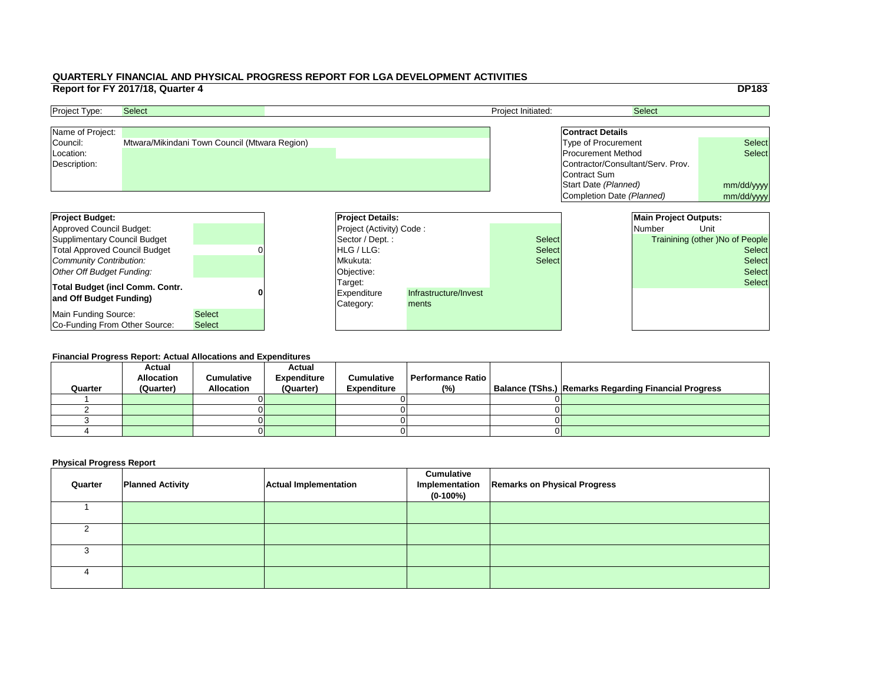# QUARTERLY FINANCIAL AND PHYSICAL PROGRESS REPORT FOR LGA DEVELOPMENT ACTIVITIES

## Report for FY 2017/18, Quarter 4

**DP183**

| | | | |
|---|---|---|---|
| Project Type: | Select | Project Initiated: | Select |

| | |
|---|---|
| Name of Project: | |
| Council: | Mtwara/Mikindani Town Council (Mtwara Region) |
| Location: | |
| Description: | |

| **Contract Details** | |
|---|---|
| Type of Procurement | Select |
| Procurement Method | Select |
| Contractor/Consultant/Serv. Prov. | |
| Contract Sum | |
| Start Date *(Planned)* | mm/dd/yyyy |
| Completion Date *(Planned)* | mm/dd/yyyy |

| **Project Budget:** | |
|---|---|
| Approved Council Budget: | |
| Supplimentary Council Budget | |
| Total Approved Council Budget | 0 |
| *Community Contribution:* | |
| *Other Off Budget Funding:* | |
| **Total Budget (incl Comm. Contr. and Off Budget Funding)** | **0** |
| Main Funding Source: | Select |
| Co-Funding From Other Source: | Select |

| **Project Details:** | | |
|---|---|---|
| Project (Activity) Code : | | |
| Sector / Dept. : | | Select |
| HLG / LLG: | | Select |
| Mkukuta: | | Select |
| Objective: | | |
| Target: | | |
| Expenditure Category: | Infrastructure/Investments | |

| **Main Project Outputs:** | |
|---|---|
| Number | Unit |
| | Trainining (other )No of People |
| | Select |
| | Select |
| | Select |
| | Select |

**Financial Progress Report: Actual Allocations and Expenditures**

| Quarter | Actual Allocation (Quarter) | Cumulative Allocation | Actual Expenditure (Quarter) | Cumulative Expenditure | Performance Ratio (%) | Balance (TShs.) | Remarks Regarding Financial Progress |
|---|---|---|---|---|---|---|---|
| 1 | | 0 | | 0 | | 0 | |
| 2 | | 0 | | 0 | | 0 | |
| 3 | | 0 | | 0 | | 0 | |
| 4 | | 0 | | 0 | | 0 | |

**Physical Progress Report**

| Quarter | Planned Activity | Actual Implementation | Cumulative Implementation (0-100%) | Remarks on Physical Progress |
|---|---|---|---|---|
| 1 | | | | |
| 2 | | | | |
| 3 | | | | |
| 4 | | | | |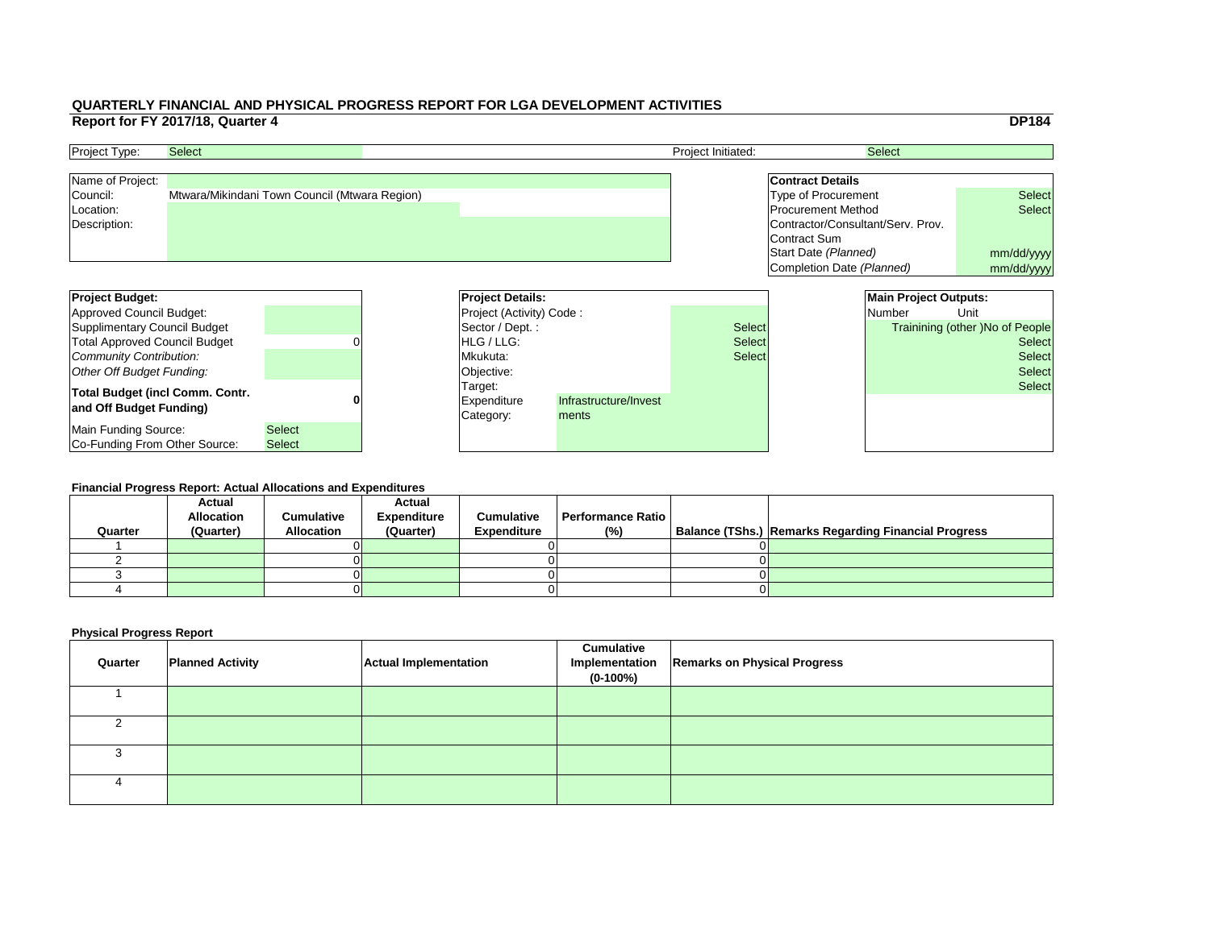# QUARTERLY FINANCIAL AND PHYSICAL PROGRESS REPORT FOR LGA DEVELOPMENT ACTIVITIES

## Report for FY 2017/18, Quarter 4

**DP184**

| Project Type: | Select | Project Initiated: | Select |
|---|---|---|---|

| Name of Project: | |
|---|---|
| Council: | Mtwara/Mikindani Town Council (Mtwara Region) |
| Location: | |
| Description: | |

| **Contract Details** | |
|---|---|
| Type of Procurement | Select |
| Procurement Method | Select |
| Contractor/Consultant/Serv. Prov. | |
| Contract Sum | |
| Start Date *(Planned)* | mm/dd/yyyy |
| Completion Date *(Planned)* | mm/dd/yyyy |

| **Project Budget:** | |
|---|---|
| Approved Council Budget: | |
| Supplimentary Council Budget | |
| Total Approved Council Budget | 0 |
| *Community Contribution:* | |
| *Other Off Budget Funding:* | |
| **Total Budget (incl Comm. Contr. and Off Budget Funding)** | **0** |
| Main Funding Source: | Select |
| Co-Funding From Other Source: | Select |

| **Project Details:** | | |
|---|---|---|
| Project (Activity) Code : | | |
| Sector / Dept. : | | Select |
| HLG / LLG: | | Select |
| Mkukuta: | | Select |
| Objective: | | |
| Target: | | |
| Expenditure Category: | Infrastructure/Investments | |

| **Main Project Outputs:** | |
|---|---|
| Number | Unit |
| | Trainining (other )No of People |
| | Select |
| | Select |
| | Select |
| | Select |

### Financial Progress Report: Actual Allocations and Expenditures

| Quarter | Actual Allocation (Quarter) | Cumulative Allocation | Actual Expenditure (Quarter) | Cumulative Expenditure | Performance Ratio (%) | Balance (TShs.) | Remarks Regarding Financial Progress |
|---|---|---|---|---|---|---|---|
| 1 | | 0 | | 0 | | 0 | |
| 2 | | 0 | | 0 | | 0 | |
| 3 | | 0 | | 0 | | 0 | |
| 4 | | 0 | | 0 | | 0 | |

### Physical Progress Report

| Quarter | Planned Activity | Actual Implementation | Cumulative Implementation (0-100%) | Remarks on Physical Progress |
|---|---|---|---|---|
| 1 | | | | |
| 2 | | | | |
| 3 | | | | |
| 4 | | | | |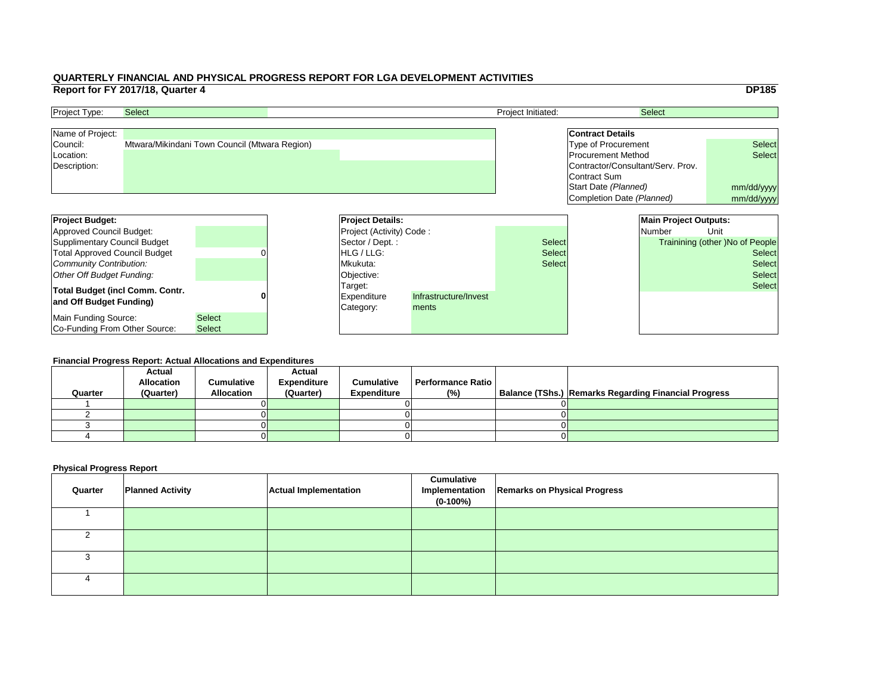**QUARTERLY FINANCIAL AND PHYSICAL PROGRESS REPORT FOR LGA DEVELOPMENT ACTIVITIES**

**Report for FY 2017/18, Quarter 4** **DP185**

| Project Type: | Select | Project Initiated: | Select |
|---|---|---|---|

| Name of Project: | |
|---|---|
| Council: | Mtwara/Mikindani Town Council (Mtwara Region) |
| Location: | |
| Description: | |

| **Contract Details** | |
|---|---|
| Type of Procurement | Select |
| Procurement Method | Select |
| Contractor/Consultant/Serv. Prov. | |
| Contract Sum | |
| Start Date *(Planned)* | mm/dd/yyyy |
| Completion Date *(Planned)* | mm/dd/yyyy |

| **Project Budget:** | |
|---|---|
| Approved Council Budget: | |
| Supplimentary Council Budget | |
| Total Approved Council Budget | 0 |
| *Community Contribution:* | |
| *Other Off Budget Funding:* | |
| **Total Budget (incl Comm. Contr. and Off Budget Funding)** | **0** |
| Main Funding Source: | Select |
| Co-Funding From Other Source: | Select |

| **Project Details:** | | |
|---|---|---|
| Project (Activity) Code : | | |
| Sector / Dept. : | | Select |
| HLG / LLG: | | Select |
| Mkukuta: | | Select |
| Objective: | | |
| Target: | | |
| Expenditure Category: | Infrastructure/Investments | |

| **Main Project Outputs:** | |
|---|---|
| Number | Unit |
| | Trainining (other )No of People |
| | Select |
| | Select |
| | Select |
| | Select |

**Financial Progress Report: Actual Allocations and Expenditures**

| Quarter | Actual Allocation (Quarter) | Cumulative Allocation | Actual Expenditure (Quarter) | Cumulative Expenditure | Performance Ratio (%) | Balance (TShs.) | Remarks Regarding Financial Progress |
|---|---|---|---|---|---|---|---|
| 1 | | 0 | | 0 | | 0 | |
| 2 | | 0 | | 0 | | 0 | |
| 3 | | 0 | | 0 | | 0 | |
| 4 | | 0 | | 0 | | 0 | |

**Physical Progress Report**

| Quarter | Planned Activity | Actual Implementation | Cumulative Implementation (0-100%) | Remarks on Physical Progress |
|---|---|---|---|---|
| 1 | | | | |
| 2 | | | | |
| 3 | | | | |
| 4 | | | | |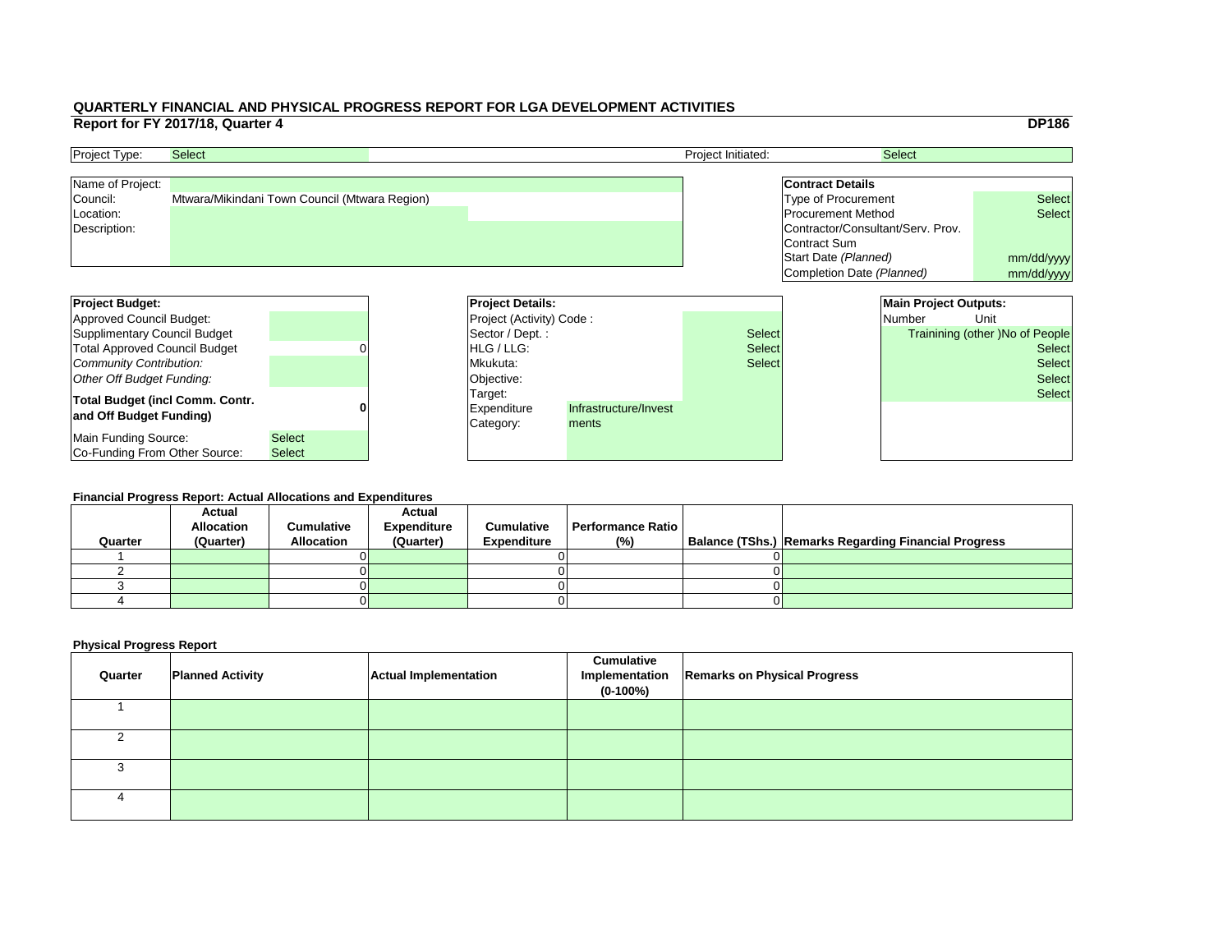# QUARTERLY FINANCIAL AND PHYSICAL PROGRESS REPORT FOR LGA DEVELOPMENT ACTIVITIES

## Report for FY 2017/18, Quarter 4

**DP186**

| Project Type: | Select | Project Initiated: | Select |
|---|---|---|---|

| Name of Project: | |
|---|---|
| Council: | Mtwara/Mikindani Town Council (Mtwara Region) |
| Location: | |
| Description: | |

| **Contract Details** | |
|---|---|
| Type of Procurement | Select |
| Procurement Method | Select |
| Contractor/Consultant/Serv. Prov. | |
| Contract Sum | |
| Start Date *(Planned)* | mm/dd/yyyy |
| Completion Date *(Planned)* | mm/dd/yyyy |

| **Project Budget:** | |
|---|---|
| Approved Council Budget: | |
| Supplimentary Council Budget | |
| Total Approved Council Budget | 0 |
| *Community Contribution:* | |
| *Other Off Budget Funding:* | |
| **Total Budget (incl Comm. Contr. and Off Budget Funding)** | **0** |
| Main Funding Source: | Select |
| Co-Funding From Other Source: | Select |

| **Project Details:** | | |
|---|---|---|
| Project (Activity) Code : | | |
| Sector / Dept. : | | Select |
| HLG / LLG: | | Select |
| Mkukuta: | | Select |
| Objective: | | |
| Target: | | |
| Expenditure Category: | Infrastructure/Investments | |

| **Main Project Outputs:** | |
|---|---|
| Number | Unit |
| | Trainining (other )No of People |
| | Select |
| | Select |
| | Select |
| | Select |

### Financial Progress Report: Actual Allocations and Expenditures

| Quarter | Actual Allocation (Quarter) | Cumulative Allocation | Actual Expenditure (Quarter) | Cumulative Expenditure | Performance Ratio (%) | Balance (TShs.) | Remarks Regarding Financial Progress |
|---|---|---|---|---|---|---|---|
| 1 | | 0 | | 0 | | 0 | |
| 2 | | 0 | | 0 | | 0 | |
| 3 | | 0 | | 0 | | 0 | |
| 4 | | 0 | | 0 | | 0 | |

### Physical Progress Report

| Quarter | Planned Activity | Actual Implementation | Cumulative Implementation (0-100%) | Remarks on Physical Progress |
|---|---|---|---|---|
| 1 | | | | |
| 2 | | | | |
| 3 | | | | |
| 4 | | | | |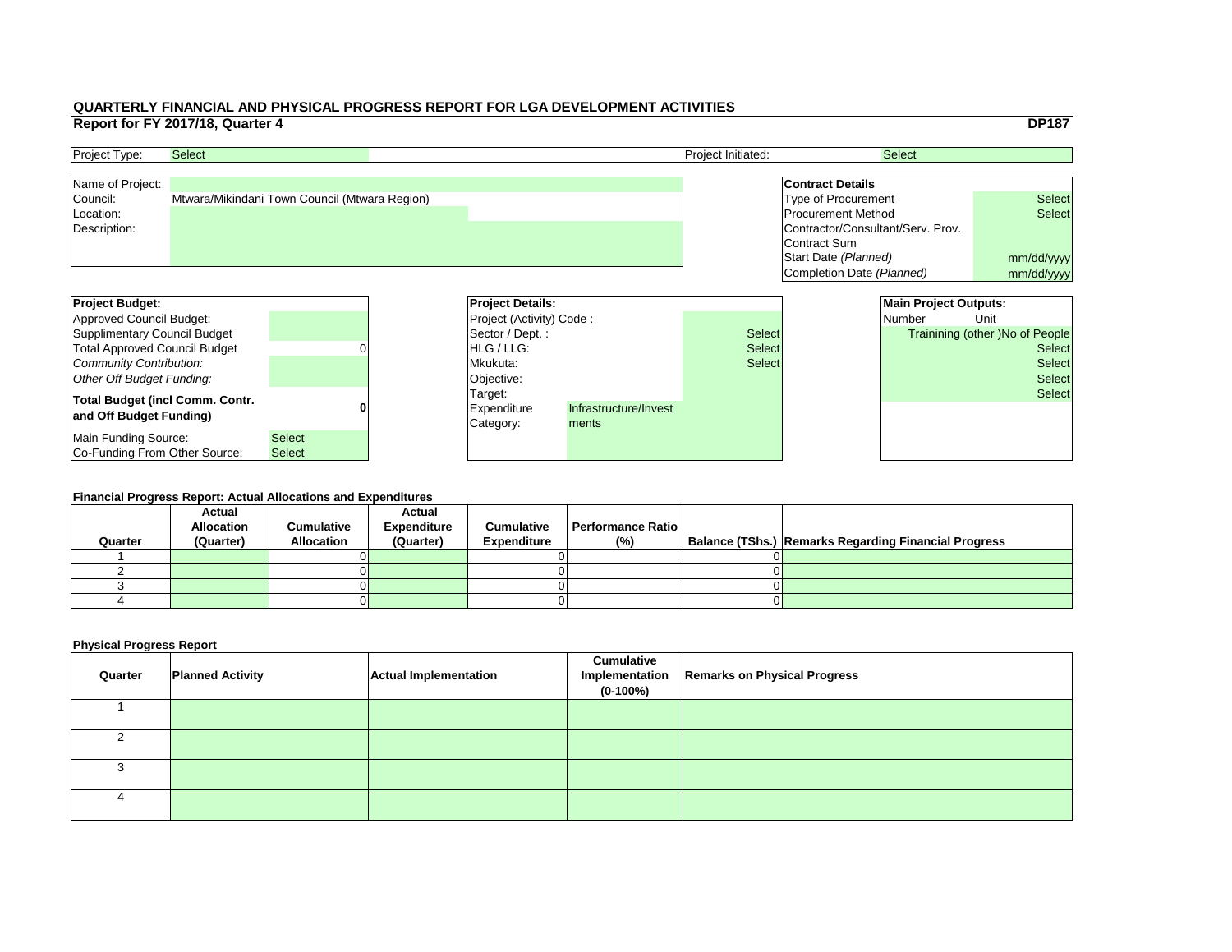# QUARTERLY FINANCIAL AND PHYSICAL PROGRESS REPORT FOR LGA DEVELOPMENT ACTIVITIES

**Report for FY 2017/18, Quarter 4** **DP187**

| Project Type: | Select | Project Initiated: | Select |
|---|---|---|---|

| | |
|---|---|
| Name of Project: | |
| Council: | Mtwara/Mikindani Town Council (Mtwara Region) |
| Location: | |
| Description: | |

| **Contract Details** | |
|---|---|
| Type of Procurement | Select |
| Procurement Method | Select |
| Contractor/Consultant/Serv. Prov. | |
| Contract Sum | |
| Start Date *(Planned)* | mm/dd/yyyy |
| Completion Date *(Planned)* | mm/dd/yyyy |

| **Project Budget:** | |
|---|---|
| Approved Council Budget: | |
| Supplimentary Council Budget | |
| Total Approved Council Budget | 0 |
| *Community Contribution:* | |
| *Other Off Budget Funding:* | |
| **Total Budget (incl Comm. Contr. and Off Budget Funding)** | **0** |
| Main Funding Source: | Select |
| Co-Funding From Other Source: | Select |

| **Project Details:** | | |
|---|---|---|
| Project (Activity) Code : | | |
| Sector / Dept. : | | Select |
| HLG / LLG: | | Select |
| Mkukuta: | | Select |
| Objective: | | |
| Target: | | |
| Expenditure Category: | Infrastructure/Investments | |

| **Main Project Outputs:** | |
|---|---|
| Number | Unit |
| | Trainining (other )No of People |
| | Select |
| | Select |
| | Select |
| | Select |

**Financial Progress Report: Actual Allocations and Expenditures**

| Quarter | Actual Allocation (Quarter) | Cumulative Allocation | Actual Expenditure (Quarter) | Cumulative Expenditure | Performance Ratio (%) | Balance (TShs.) | Remarks Regarding Financial Progress |
|---|---|---|---|---|---|---|---|
| 1 | | 0 | | 0 | | 0 | |
| 2 | | 0 | | 0 | | 0 | |
| 3 | | 0 | | 0 | | 0 | |
| 4 | | 0 | | 0 | | 0 | |

**Physical Progress Report**

| Quarter | Planned Activity | Actual Implementation | Cumulative Implementation (0-100%) | Remarks on Physical Progress |
|---|---|---|---|---|
| 1 | | | | |
| 2 | | | | |
| 3 | | | | |
| 4 | | | | |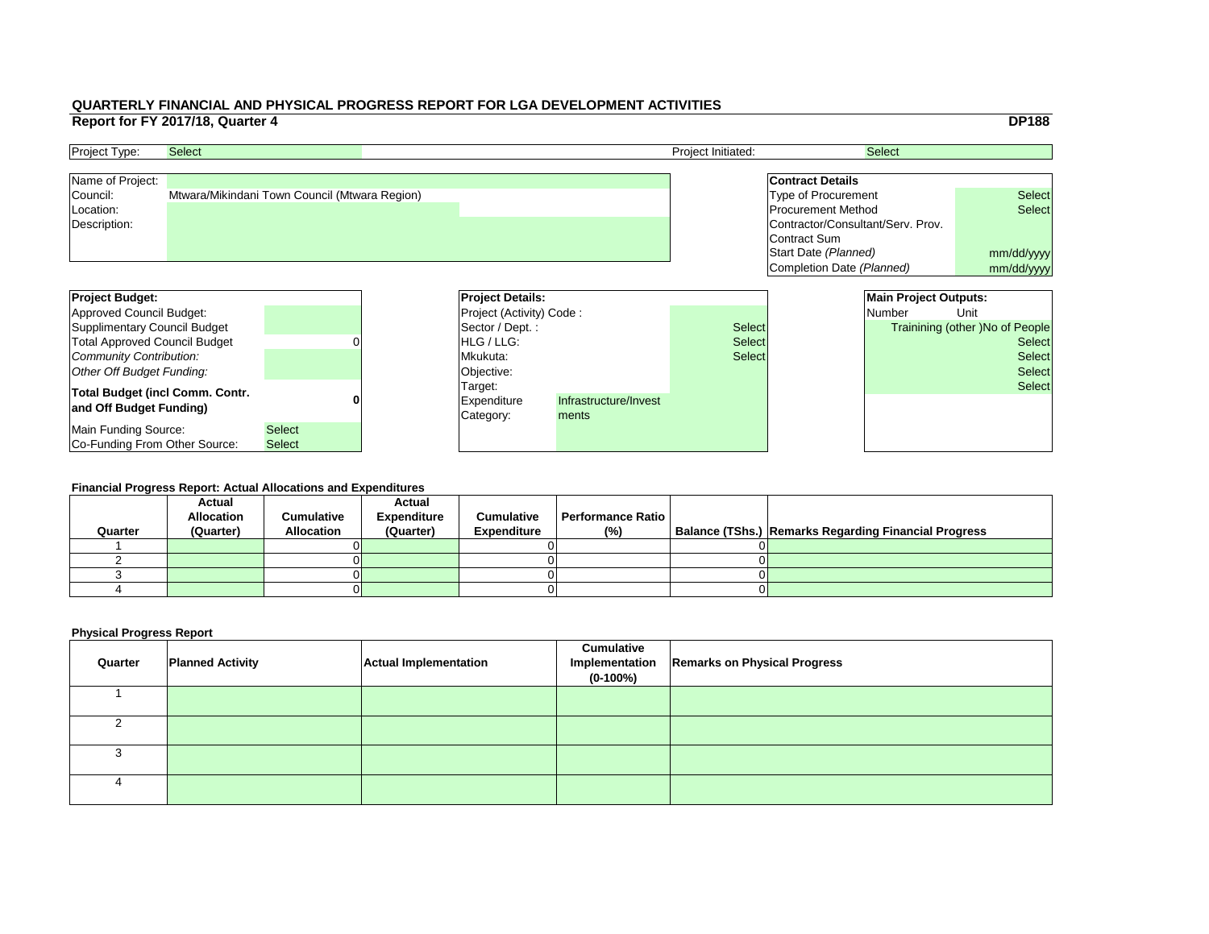# QUARTERLY FINANCIAL AND PHYSICAL PROGRESS REPORT FOR LGA DEVELOPMENT ACTIVITIES

## Report for FY 2017/18, Quarter 4

**DP188**

| Project Type: | Select | Project Initiated: | Select |
|---|---|---|---|

| | |
|---|---|
| Name of Project: | |
| Council: | Mtwara/Mikindani Town Council (Mtwara Region) |
| Location: | |
| Description: | |

| **Contract Details** | |
|---|---|
| Type of Procurement | Select |
| Procurement Method | Select |
| Contractor/Consultant/Serv. Prov. | |
| Contract Sum | |
| Start Date *(Planned)* | mm/dd/yyyy |
| Completion Date *(Planned)* | mm/dd/yyyy |

| **Project Budget:** | |
|---|---|
| Approved Council Budget: | |
| Supplimentary Council Budget | |
| Total Approved Council Budget | 0 |
| *Community Contribution:* | |
| *Other Off Budget Funding:* | |
| **Total Budget (incl Comm. Contr. and Off Budget Funding)** | **0** |
| Main Funding Source: | Select |
| Co-Funding From Other Source: | Select |

| **Project Details:** | | |
|---|---|---|
| Project (Activity) Code : | | |
| Sector / Dept. : | | Select |
| HLG / LLG: | | Select |
| Mkukuta: | | Select |
| Objective: | | |
| Target: | | |
| Expenditure Category: | Infrastructure/Investments | |

| **Main Project Outputs:** | |
|---|---|
| Number | Unit |
| | Trainining (other )No of People |
| | Select |
| | Select |
| | Select |
| | Select |

### Financial Progress Report: Actual Allocations and Expenditures

| Quarter | Actual Allocation (Quarter) | Cumulative Allocation | Actual Expenditure (Quarter) | Cumulative Expenditure | Performance Ratio (%) | Balance (TShs.) | Remarks Regarding Financial Progress |
|---|---|---|---|---|---|---|---|
| 1 | | 0 | | 0 | | 0 | |
| 2 | | 0 | | 0 | | 0 | |
| 3 | | 0 | | 0 | | 0 | |
| 4 | | 0 | | 0 | | 0 | |

### Physical Progress Report

| Quarter | Planned Activity | Actual Implementation | Cumulative Implementation (0-100%) | Remarks on Physical Progress |
|---|---|---|---|---|
| 1 | | | | |
| 2 | | | | |
| 3 | | | | |
| 4 | | | | |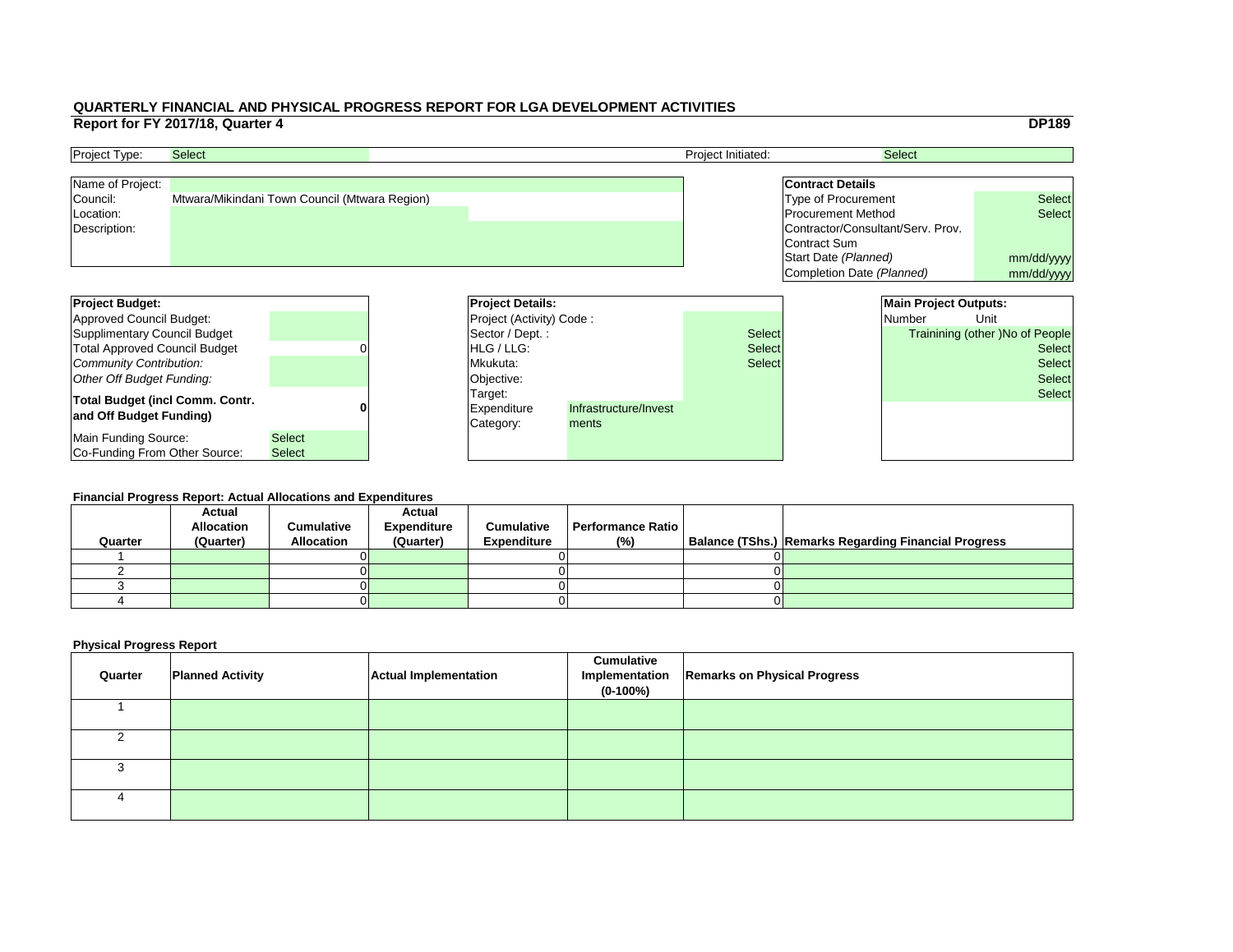## QUARTERLY FINANCIAL AND PHYSICAL PROGRESS REPORT FOR LGA DEVELOPMENT ACTIVITIES

**Report for FY 2017/18, Quarter 4** **DP189**

| Project Type: | Select | Project Initiated: | Select |
|---|---|---|---|

| Name of Project: | |
|---|---|
| Council: | Mtwara/Mikindani Town Council (Mtwara Region) |
| Location: | |
| Description: | |

| **Contract Details** | |
|---|---|
| Type of Procurement | Select |
| Procurement Method | Select |
| Contractor/Consultant/Serv. Prov. | |
| Contract Sum | |
| Start Date *(Planned)* | mm/dd/yyyy |
| Completion Date *(Planned)* | mm/dd/yyyy |

| **Project Budget:** | |
|---|---|
| Approved Council Budget: | |
| Supplimentary Council Budget | |
| Total Approved Council Budget | 0 |
| *Community Contribution:* | |
| *Other Off Budget Funding:* | |
| **Total Budget (incl Comm. Contr. and Off Budget Funding)** | **0** |
| Main Funding Source: | Select |
| Co-Funding From Other Source: | Select |

| **Project Details:** | |
|---|---|
| Project (Activity) Code : | |
| Sector / Dept. : | Select |
| HLG / LLG: | Select |
| Mkukuta: | Select |
| Objective: | |
| Target: | |
| Expenditure Category: | Infrastructure/Investments |

| **Main Project Outputs:** | |
|---|---|
| Number | Unit |
| | Trainining (other )No of People |
| | Select |
| | Select |
| | Select |
| | Select |

**Financial Progress Report: Actual Allocations and Expenditures**

| Quarter | Actual Allocation (Quarter) | Cumulative Allocation | Actual Expenditure (Quarter) | Cumulative Expenditure | Performance Ratio (%) | Balance (TShs.) | Remarks Regarding Financial Progress |
|---|---|---|---|---|---|---|---|
| 1 | | 0 | | 0 | | 0 | |
| 2 | | 0 | | 0 | | 0 | |
| 3 | | 0 | | 0 | | 0 | |
| 4 | | 0 | | 0 | | 0 | |

**Physical Progress Report**

| Quarter | Planned Activity | Actual Implementation | Cumulative Implementation (0-100%) | Remarks on Physical Progress |
|---|---|---|---|---|
| 1 | | | | |
| 2 | | | | |
| 3 | | | | |
| 4 | | | | |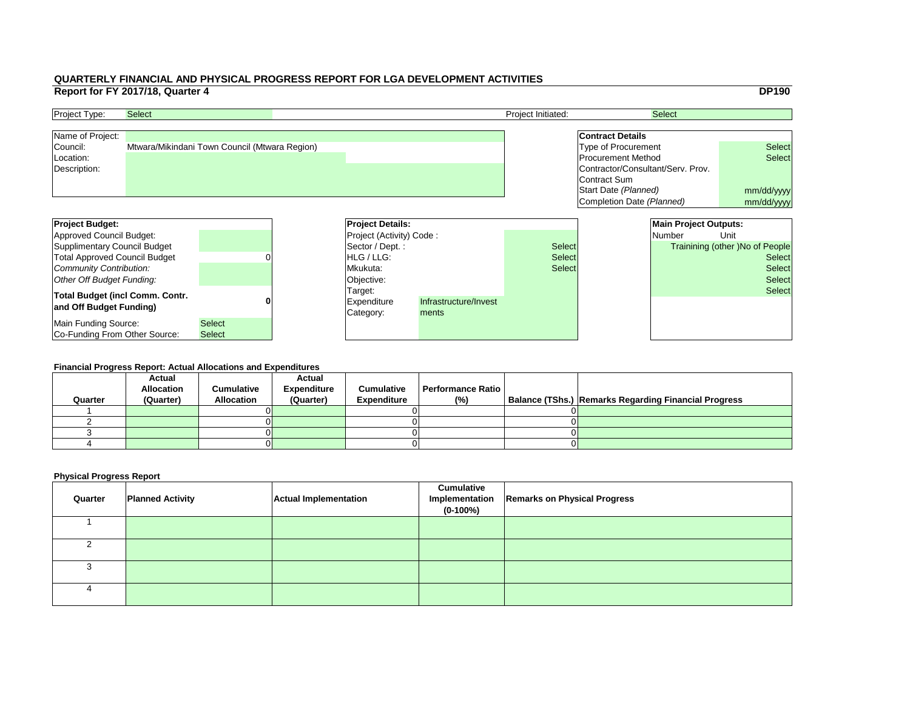## QUARTERLY FINANCIAL AND PHYSICAL PROGRESS REPORT FOR LGA DEVELOPMENT ACTIVITIES

**Report for FY 2017/18, Quarter 4** **DP190**

| Project Type: | Select | Project Initiated: | Select |
|---|---|---|---|

| | |
|---|---|
| Name of Project: | |
| Council: | Mtwara/Mikindani Town Council (Mtwara Region) |
| Location: | |
| Description: | |

| Contract Details | |
|---|---|
| Type of Procurement | Select |
| Procurement Method | Select |
| Contractor/Consultant/Serv. Prov. | |
| Contract Sum | |
| Start Date *(Planned)* | mm/dd/yyyy |
| Completion Date *(Planned)* | mm/dd/yyyy |

| Project Budget: | |
|---|---|
| Approved Council Budget: | |
| Supplimentary Council Budget | |
| Total Approved Council Budget | 0 |
| *Community Contribution:* | |
| *Other Off Budget Funding:* | |
| **Total Budget (incl Comm. Contr. and Off Budget Funding)** | **0** |
| Main Funding Source: | Select |
| Co-Funding From Other Source: | Select |

| Project Details: | | |
|---|---|---|
| Project (Activity) Code : | | |
| Sector / Dept. : | | Select |
| HLG / LLG: | | Select |
| Mkukuta: | | Select |
| Objective: | | |
| Target: | | |
| Expenditure Category: | Infrastructure/Investments | |

| Main Project Outputs: | |
|---|---|
| Number | Unit |
| | Trainining (other )No of People |
| | Select |
| | Select |
| | Select |
| | Select |

### Financial Progress Report: Actual Allocations and Expenditures

| Quarter | Actual Allocation (Quarter) | Cumulative Allocation | Actual Expenditure (Quarter) | Cumulative Expenditure | Performance Ratio (%) | Balance (TShs.) | Remarks Regarding Financial Progress |
|---|---|---|---|---|---|---|---|
| 1 | | 0 | | 0 | | 0 | |
| 2 | | 0 | | 0 | | 0 | |
| 3 | | 0 | | 0 | | 0 | |
| 4 | | 0 | | 0 | | 0 | |

### Physical Progress Report

| Quarter | Planned Activity | Actual Implementation | Cumulative Implementation (0-100%) | Remarks on Physical Progress |
|---|---|---|---|---|
| 1 | | | | |
| 2 | | | | |
| 3 | | | | |
| 4 | | | | |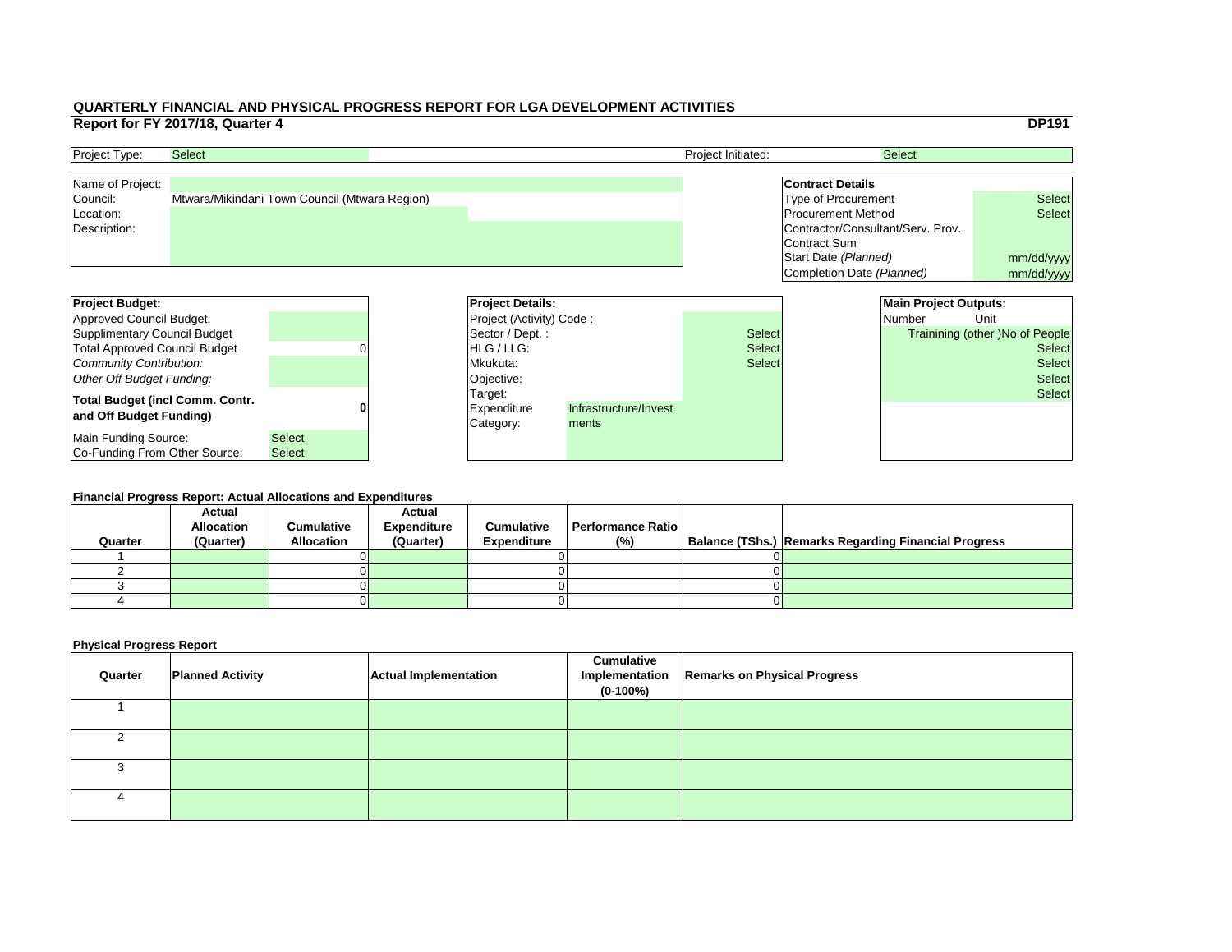# QUARTERLY FINANCIAL AND PHYSICAL PROGRESS REPORT FOR LGA DEVELOPMENT ACTIVITIES

## Report for FY 2017/18, Quarter 4

**DP191**

| Project Type: | Select | Project Initiated: | Select |
|---|---|---|---|

| Name of Project: | |
|---|---|
| Council: | Mtwara/Mikindani Town Council (Mtwara Region) |
| Location: | |
| Description: | |

| **Contract Details** | |
|---|---|
| Type of Procurement | Select |
| Procurement Method | Select |
| Contractor/Consultant/Serv. Prov. | |
| Contract Sum | |
| Start Date *(Planned)* | mm/dd/yyyy |
| Completion Date *(Planned)* | mm/dd/yyyy |

| **Project Budget:** | |
|---|---|
| Approved Council Budget: | |
| Supplimentary Council Budget | |
| Total Approved Council Budget | 0 |
| *Community Contribution:* | |
| *Other Off Budget Funding:* | |
| **Total Budget (incl Comm. Contr. and Off Budget Funding)** | **0** |
| Main Funding Source: | Select |
| Co-Funding From Other Source: | Select |

| **Project Details:** | |
|---|---|
| Project (Activity) Code : | |
| Sector / Dept. : | Select |
| HLG / LLG: | Select |
| Mkukuta: | Select |
| Objective: | |
| Target: | |
| Expenditure Category: | Infrastructure/Investments |

| **Main Project Outputs:** | |
|---|---|
| Number | Unit |
| | Trainining (other )No of People |
| | Select |
| | Select |
| | Select |
| | Select |

### Financial Progress Report: Actual Allocations and Expenditures

| Quarter | Actual Allocation (Quarter) | Cumulative Allocation | Actual Expenditure (Quarter) | Cumulative Expenditure | Performance Ratio (%) | Balance (TShs.) | Remarks Regarding Financial Progress |
|---|---|---|---|---|---|---|---|
| 1 | | 0 | | 0 | | 0 | |
| 2 | | 0 | | 0 | | 0 | |
| 3 | | 0 | | 0 | | 0 | |
| 4 | | 0 | | 0 | | 0 | |

### Physical Progress Report

| Quarter | Planned Activity | Actual Implementation | Cumulative Implementation (0-100%) | Remarks on Physical Progress |
|---|---|---|---|---|
| 1 | | | | |
| 2 | | | | |
| 3 | | | | |
| 4 | | | | |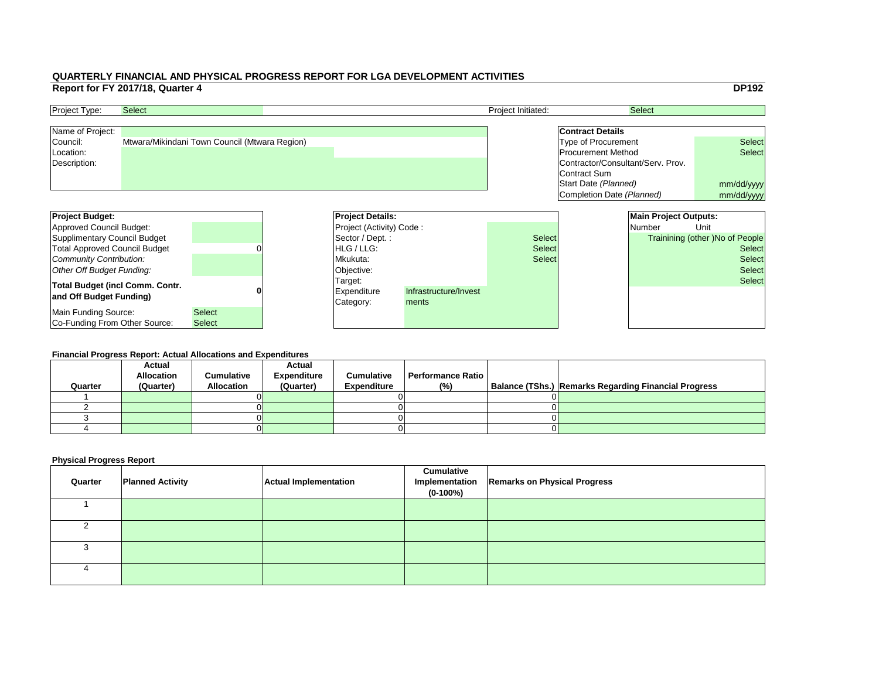## QUARTERLY FINANCIAL AND PHYSICAL PROGRESS REPORT FOR LGA DEVELOPMENT ACTIVITIES

**Report for FY 2017/18, Quarter 4** **DP192**

| Project Type: | Select | Project Initiated: | Select |
|---|---|---|---|

| Name of Project: | |
|---|---|
| Council: | Mtwara/Mikindani Town Council (Mtwara Region) |
| Location: | |
| Description: | |

| **Contract Details** | |
|---|---|
| Type of Procurement | Select |
| Procurement Method | Select |
| Contractor/Consultant/Serv. Prov. | |
| Contract Sum | |
| Start Date *(Planned)* | mm/dd/yyyy |
| Completion Date *(Planned)* | mm/dd/yyyy |

| **Project Budget:** | |
|---|---|
| Approved Council Budget: | |
| Supplimentary Council Budget | |
| Total Approved Council Budget | 0 |
| *Community Contribution:* | |
| *Other Off Budget Funding:* | |
| **Total Budget (incl Comm. Contr. and Off Budget Funding)** | **0** |
| Main Funding Source: | Select |
| Co-Funding From Other Source: | Select |

| **Project Details:** | |
|---|---|
| Project (Activity) Code : | |
| Sector / Dept. : | Select |
| HLG / LLG: | Select |
| Mkukuta: | Select |
| Objective: | |
| Target: | |
| Expenditure Category: | Infrastructure/Investments |

| **Main Project Outputs:** | |
|---|---|
| Number | Unit |
| | Trainining (other )No of People |
| | Select |
| | Select |
| | Select |
| | Select |

**Financial Progress Report: Actual Allocations and Expenditures**

| Quarter | Actual Allocation (Quarter) | Cumulative Allocation | Actual Expenditure (Quarter) | Cumulative Expenditure | Performance Ratio (%) | Balance (TShs.) | Remarks Regarding Financial Progress |
|---|---|---|---|---|---|---|---|
| 1 | | 0 | | 0 | | 0 | |
| 2 | | 0 | | 0 | | 0 | |
| 3 | | 0 | | 0 | | 0 | |
| 4 | | 0 | | 0 | | 0 | |

**Physical Progress Report**

| Quarter | Planned Activity | Actual Implementation | Cumulative Implementation (0-100%) | Remarks on Physical Progress |
|---|---|---|---|---|
| 1 | | | | |
| 2 | | | | |
| 3 | | | | |
| 4 | | | | |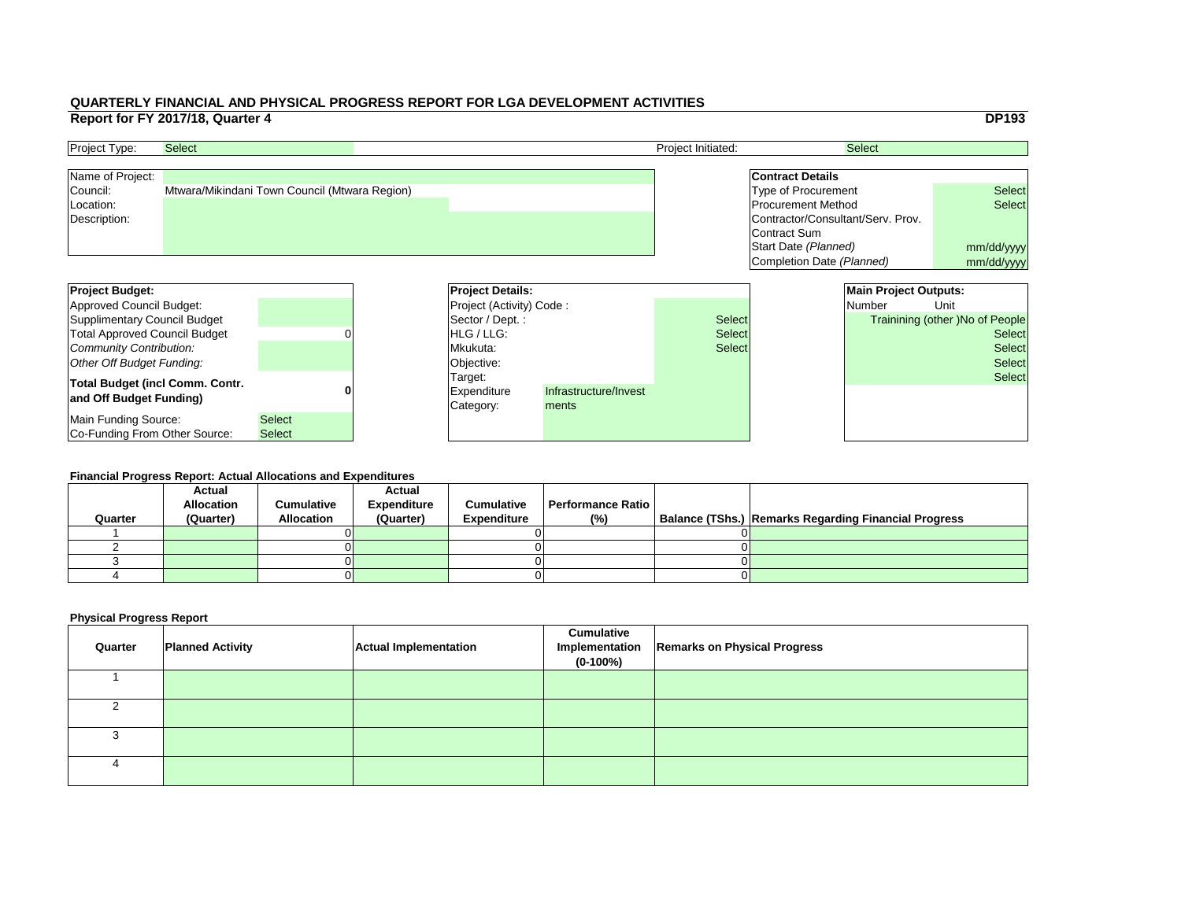# QUARTERLY FINANCIAL AND PHYSICAL PROGRESS REPORT FOR LGA DEVELOPMENT ACTIVITIES

## Report for FY 2017/18, Quarter 4

**DP193**

| Project Type: | Select | Project Initiated: | Select |
|---|---|---|---|

| | |
|---|---|
| Name of Project: | |
| Council: | Mtwara/Mikindani Town Council (Mtwara Region) |
| Location: | |
| Description: | |

| **Contract Details** | |
|---|---|
| Type of Procurement | Select |
| Procurement Method | Select |
| Contractor/Consultant/Serv. Prov. | |
| Contract Sum | |
| Start Date *(Planned)* | mm/dd/yyyy |
| Completion Date *(Planned)* | mm/dd/yyyy |

| **Project Budget:** | |
|---|---|
| Approved Council Budget: | |
| Supplimentary Council Budget | |
| Total Approved Council Budget | 0 |
| *Community Contribution:* | |
| *Other Off Budget Funding:* | |
| **Total Budget (incl Comm. Contr. and Off Budget Funding)** | **0** |
| Main Funding Source: | Select |
| Co-Funding From Other Source: | Select |

| **Project Details:** | |
|---|---|
| Project (Activity) Code : | |
| Sector / Dept. : | Select |
| HLG / LLG: | Select |
| Mkukuta: | Select |
| Objective: | |
| Target: | |
| Expenditure Category: | Infrastructure/Investments |

| **Main Project Outputs:** | |
|---|---|
| Number | Unit |
| | Trainining (other )No of People |
| | Select |
| | Select |
| | Select |
| | Select |

### Financial Progress Report: Actual Allocations and Expenditures

| Quarter | Actual Allocation (Quarter) | Cumulative Allocation | Actual Expenditure (Quarter) | Cumulative Expenditure | Performance Ratio (%) | Balance (TShs.) | Remarks Regarding Financial Progress |
|---|---|---|---|---|---|---|---|
| 1 | | 0 | | 0 | | 0 | |
| 2 | | 0 | | 0 | | 0 | |
| 3 | | 0 | | 0 | | 0 | |
| 4 | | 0 | | 0 | | 0 | |

### Physical Progress Report

| Quarter | Planned Activity | Actual Implementation | Cumulative Implementation (0-100%) | Remarks on Physical Progress |
|---|---|---|---|---|
| 1 | | | | |
| 2 | | | | |
| 3 | | | | |
| 4 | | | | |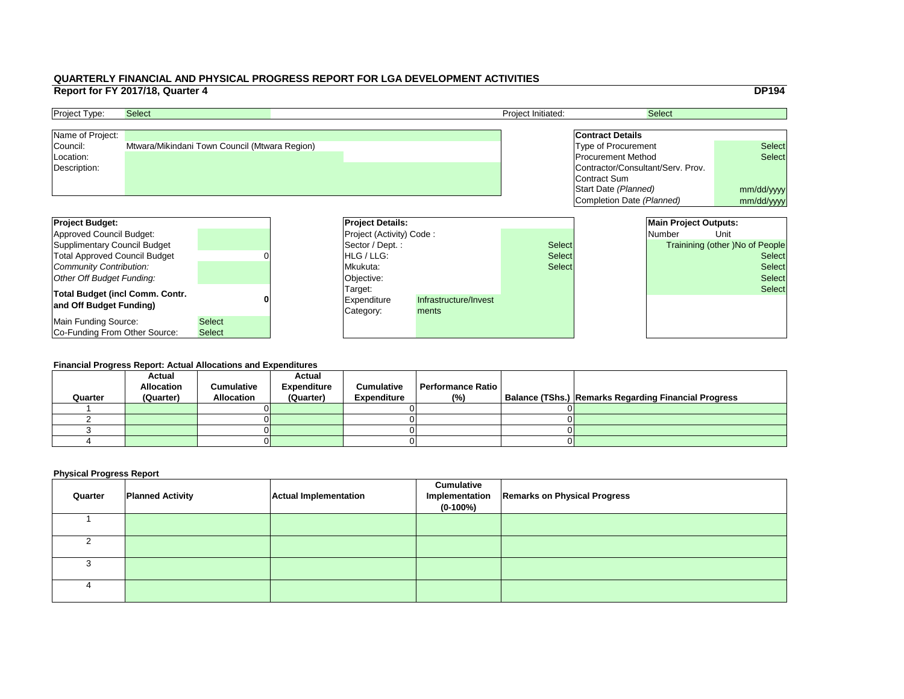# QUARTERLY FINANCIAL AND PHYSICAL PROGRESS REPORT FOR LGA DEVELOPMENT ACTIVITIES

## Report for FY 2017/18, Quarter 4

**DP194**

| Project Type: | Select | Project Initiated: | Select |
|---|---|---|---|

| Name of Project: | |
|---|---|
| Council: | Mtwara/Mikindani Town Council (Mtwara Region) |
| Location: | |
| Description: | |

| **Contract Details** | |
|---|---|
| Type of Procurement | Select |
| Procurement Method | Select |
| Contractor/Consultant/Serv. Prov. | |
| Contract Sum | |
| Start Date *(Planned)* | mm/dd/yyyy |
| Completion Date *(Planned)* | mm/dd/yyyy |

| **Project Budget:** | |
|---|---|
| Approved Council Budget: | |
| Supplimentary Council Budget | |
| Total Approved Council Budget | 0 |
| *Community Contribution:* | |
| *Other Off Budget Funding:* | |
| **Total Budget (incl Comm. Contr. and Off Budget Funding)** | **0** |
| Main Funding Source: | Select |
| Co-Funding From Other Source: | Select |

| **Project Details:** | | |
|---|---|---|
| Project (Activity) Code : | | |
| Sector / Dept. : | | Select |
| HLG / LLG: | | Select |
| Mkukuta: | | Select |
| Objective: | | |
| Target: | | |
| Expenditure Category: | Infrastructure/Investments | |

| **Main Project Outputs:** | |
|---|---|
| Number | Unit |
| | Trainining (other )No of People |
| | Select |
| | Select |
| | Select |
| | Select |

**Financial Progress Report: Actual Allocations and Expenditures**

| Quarter | Actual Allocation (Quarter) | Cumulative Allocation | Actual Expenditure (Quarter) | Cumulative Expenditure | Performance Ratio (%) | Balance (TShs.) | Remarks Regarding Financial Progress |
|---|---|---|---|---|---|---|---|
| 1 | | 0 | | 0 | | 0 | |
| 2 | | 0 | | 0 | | 0 | |
| 3 | | 0 | | 0 | | 0 | |
| 4 | | 0 | | 0 | | 0 | |

**Physical Progress Report**

| Quarter | Planned Activity | Actual Implementation | Cumulative Implementation (0-100%) | Remarks on Physical Progress |
|---|---|---|---|---|
| 1 | | | | |
| 2 | | | | |
| 3 | | | | |
| 4 | | | | |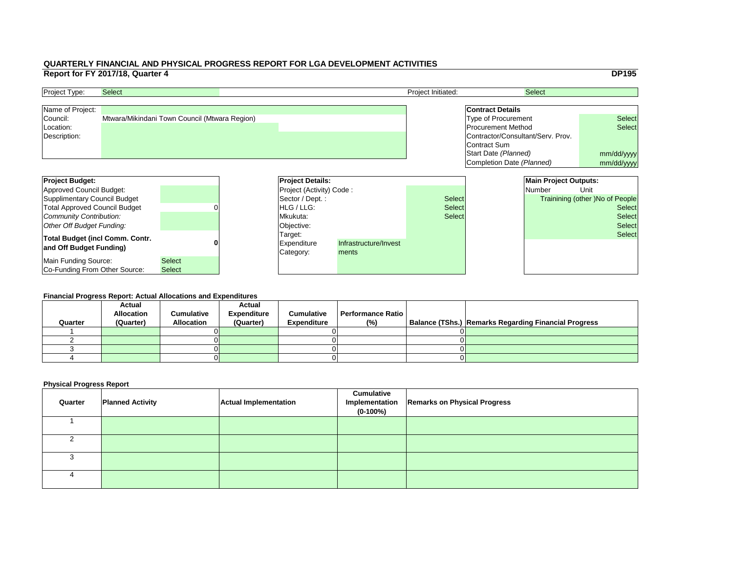# QUARTERLY FINANCIAL AND PHYSICAL PROGRESS REPORT FOR LGA DEVELOPMENT ACTIVITIES

## Report for FY 2017/18, Quarter 4

**DP195**

| Project Type: | Select | Project Initiated: | Select |
|---|---|---|---|

| | |
|---|---|
| Name of Project: | |
| Council: | Mtwara/Mikindani Town Council (Mtwara Region) |
| Location: | |
| Description: | |

| **Contract Details** | |
|---|---|
| Type of Procurement | Select |
| Procurement Method | Select |
| Contractor/Consultant/Serv. Prov. | |
| Contract Sum | |
| Start Date *(Planned)* | mm/dd/yyyy |
| Completion Date *(Planned)* | mm/dd/yyyy |

| **Project Budget:** | |
|---|---|
| Approved Council Budget: | |
| Supplimentary Council Budget | |
| Total Approved Council Budget | 0 |
| *Community Contribution:* | |
| *Other Off Budget Funding:* | |
| **Total Budget (incl Comm. Contr. and Off Budget Funding)** | **0** |
| Main Funding Source: | Select |
| Co-Funding From Other Source: | Select |

| **Project Details:** | |
|---|---|
| Project (Activity) Code : | |
| Sector / Dept. : | Select |
| HLG / LLG: | Select |
| Mkukuta: | Select |
| Objective: | |
| Target: | |
| Expenditure Category: | Infrastructure/Investments |

| **Main Project Outputs:** | |
|---|---|
| Number | Unit |
| | Trainining (other )No of People |
| | Select |
| | Select |
| | Select |
| | Select |

### Financial Progress Report: Actual Allocations and Expenditures

| Quarter | Actual Allocation (Quarter) | Cumulative Allocation | Actual Expenditure (Quarter) | Cumulative Expenditure | Performance Ratio (%) | Balance (TShs.) | Remarks Regarding Financial Progress |
|---|---|---|---|---|---|---|---|
| 1 | | 0 | | 0 | | 0 | |
| 2 | | 0 | | 0 | | 0 | |
| 3 | | 0 | | 0 | | 0 | |
| 4 | | 0 | | 0 | | 0 | |

### Physical Progress Report

| Quarter | Planned Activity | Actual Implementation | Cumulative Implementation (0-100%) | Remarks on Physical Progress |
|---|---|---|---|---|
| 1 | | | | |
| 2 | | | | |
| 3 | | | | |
| 4 | | | | |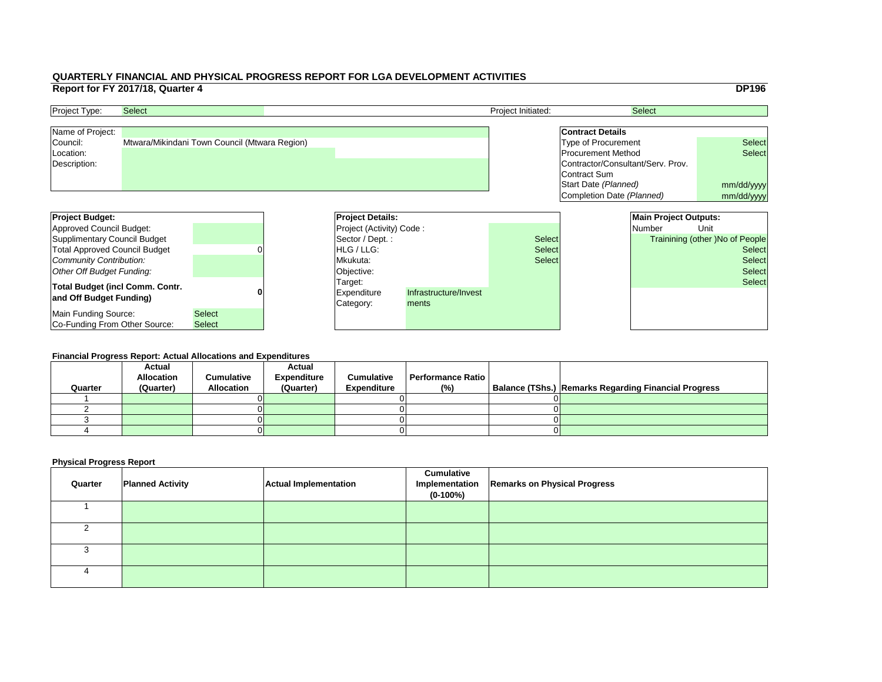## QUARTERLY FINANCIAL AND PHYSICAL PROGRESS REPORT FOR LGA DEVELOPMENT ACTIVITIES

**Report for FY 2017/18, Quarter 4** **DP196**

| Project Type: | Select | Project Initiated: | Select |
|---|---|---|---|

| | |
|---|---|
| Name of Project: | |
| Council: | Mtwara/Mikindani Town Council (Mtwara Region) |
| Location: | |
| Description: | |

| **Contract Details** | |
|---|---|
| Type of Procurement | Select |
| Procurement Method | Select |
| Contractor/Consultant/Serv. Prov. | |
| Contract Sum | |
| Start Date *(Planned)* | mm/dd/yyyy |
| Completion Date *(Planned)* | mm/dd/yyyy |

| **Project Budget:** | |
|---|---|
| Approved Council Budget: | |
| Supplimentary Council Budget | |
| Total Approved Council Budget | 0 |
| *Community Contribution:* | |
| *Other Off Budget Funding:* | |
| **Total Budget (incl Comm. Contr. and Off Budget Funding)** | **0** |
| Main Funding Source: | Select |
| Co-Funding From Other Source: | Select |

| **Project Details:** | |
|---|---|
| Project (Activity) Code : | |
| Sector / Dept. : | Select |
| HLG / LLG: | Select |
| Mkukuta: | Select |
| Objective: | |
| Target: | |
| Expenditure Category: | Infrastructure/Investments |

| **Main Project Outputs:** | |
|---|---|
| Number | Unit |
| | Trainining (other )No of People |
| | Select |
| | Select |
| | Select |
| | Select |

**Financial Progress Report: Actual Allocations and Expenditures**

| Quarter | Actual Allocation (Quarter) | Cumulative Allocation | Actual Expenditure (Quarter) | Cumulative Expenditure | Performance Ratio (%) | Balance (TShs.) | Remarks Regarding Financial Progress |
|---|---|---|---|---|---|---|---|
| 1 | | 0 | | 0 | | 0 | |
| 2 | | 0 | | 0 | | 0 | |
| 3 | | 0 | | 0 | | 0 | |
| 4 | | 0 | | 0 | | 0 | |

**Physical Progress Report**

| Quarter | Planned Activity | Actual Implementation | Cumulative Implementation (0-100%) | Remarks on Physical Progress |
|---|---|---|---|---|
| 1 | | | | |
| 2 | | | | |
| 3 | | | | |
| 4 | | | | |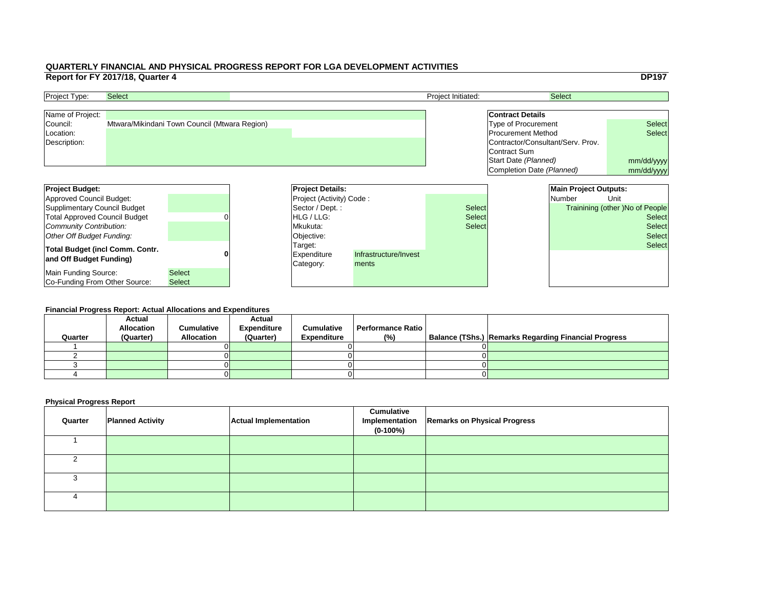**QUARTERLY FINANCIAL AND PHYSICAL PROGRESS REPORT FOR LGA DEVELOPMENT ACTIVITIES**

**Report for FY 2017/18, Quarter 4** **DP197**

| Project Type: | Select | Project Initiated: | Select |
|---|---|---|---|

| | |
|---|---|
| Name of Project: | |
| Council: | Mtwara/Mikindani Town Council (Mtwara Region) |
| Location: | |
| Description: | |

| **Contract Details** | |
|---|---|
| Type of Procurement | Select |
| Procurement Method | Select |
| Contractor/Consultant/Serv. Prov. | |
| Contract Sum | |
| Start Date *(Planned)* | mm/dd/yyyy |
| Completion Date *(Planned)* | mm/dd/yyyy |

| **Project Budget:** | |
|---|---|
| Approved Council Budget: | |
| Supplimentary Council Budget | |
| Total Approved Council Budget | 0 |
| *Community Contribution:* | |
| *Other Off Budget Funding:* | |
| **Total Budget (incl Comm. Contr. and Off Budget Funding)** | **0** |
| Main Funding Source: | Select |
| Co-Funding From Other Source: | Select |

| **Project Details:** | | |
|---|---|---|
| Project (Activity) Code : | | |
| Sector / Dept. : | | Select |
| HLG / LLG: | | Select |
| Mkukuta: | | Select |
| Objective: | | |
| Target: | | |
| Expenditure Category: | Infrastructure/Investments | |

| **Main Project Outputs:** | |
|---|---|
| Number | Unit |
| | Trainining (other )No of People |
| | Select |
| | Select |
| | Select |
| | Select |

**Financial Progress Report: Actual Allocations and Expenditures**

| Quarter | Actual Allocation (Quarter) | Cumulative Allocation | Actual Expenditure (Quarter) | Cumulative Expenditure | Performance Ratio (%) | Balance (TShs.) | Remarks Regarding Financial Progress |
|---|---|---|---|---|---|---|---|
| 1 | | 0 | | 0 | | 0 | |
| 2 | | 0 | | 0 | | 0 | |
| 3 | | 0 | | 0 | | 0 | |
| 4 | | 0 | | 0 | | 0 | |

**Physical Progress Report**

| Quarter | Planned Activity | Actual Implementation | Cumulative Implementation (0-100%) | Remarks on Physical Progress |
|---|---|---|---|---|
| 1 | | | | |
| 2 | | | | |
| 3 | | | | |
| 4 | | | | |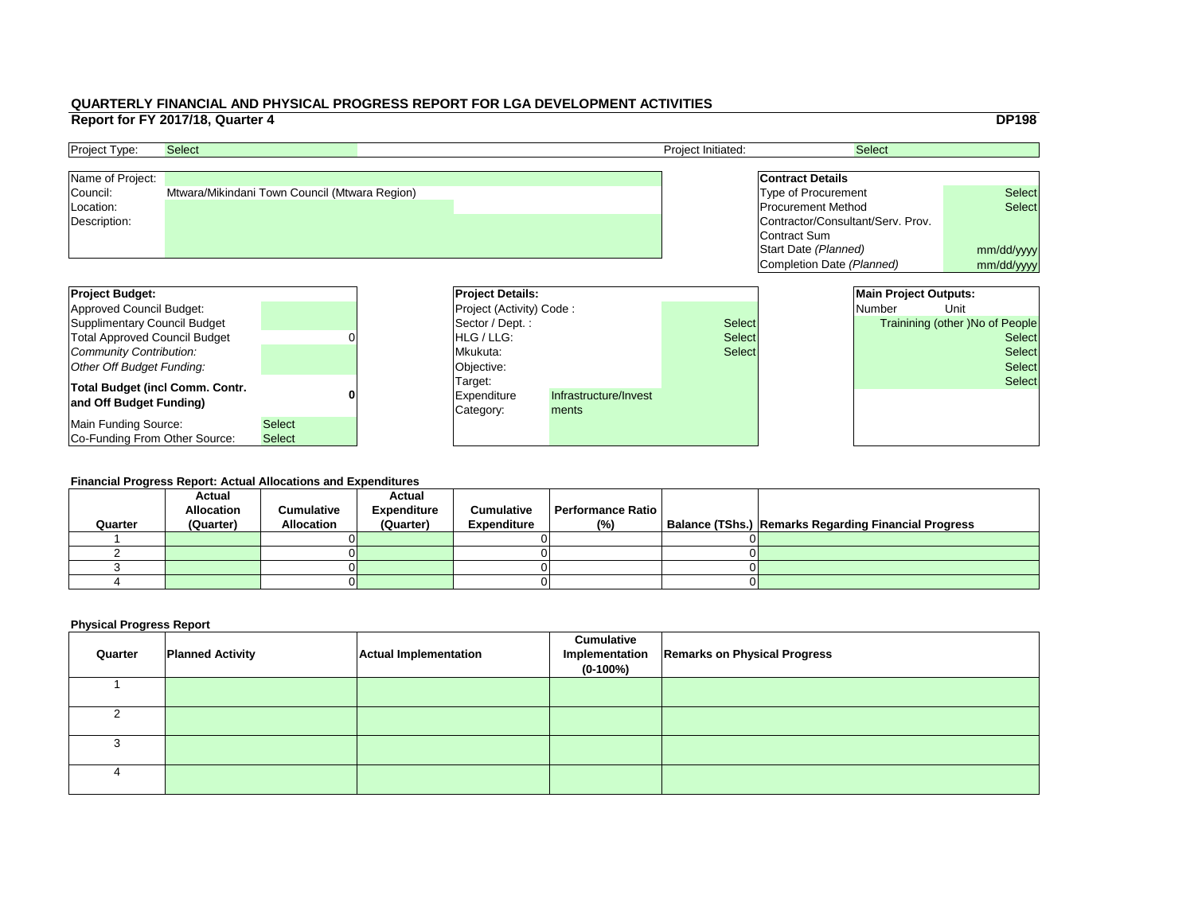# QUARTERLY FINANCIAL AND PHYSICAL PROGRESS REPORT FOR LGA DEVELOPMENT ACTIVITIES

## Report for FY 2017/18, Quarter 4

**DP198**

| Project Type: | Select | Project Initiated: | Select |
|---|---|---|---|

| | |
|---|---|
| Name of Project: | |
| Council: | Mtwara/Mikindani Town Council (Mtwara Region) |
| Location: | |
| Description: | |

| **Contract Details** | |
|---|---|
| Type of Procurement | Select |
| Procurement Method | Select |
| Contractor/Consultant/Serv. Prov. | |
| Contract Sum | |
| Start Date *(Planned)* | mm/dd/yyyy |
| Completion Date *(Planned)* | mm/dd/yyyy |

| **Project Budget:** | |
|---|---|
| Approved Council Budget: | |
| Supplimentary Council Budget | |
| Total Approved Council Budget | 0 |
| *Community Contribution:* | |
| *Other Off Budget Funding:* | |
| **Total Budget (incl Comm. Contr. and Off Budget Funding)** | **0** |
| Main Funding Source: | Select |
| Co-Funding From Other Source: | Select |

| **Project Details:** | | |
|---|---|---|
| Project (Activity) Code : | | |
| Sector / Dept. : | | Select |
| HLG / LLG: | | Select |
| Mkukuta: | | Select |
| Objective: | | |
| Target: | | |
| Expenditure Category: | Infrastructure/Investments | |

| **Main Project Outputs:** | |
|---|---|
| Number | Unit |
| | Trainining (other )No of People |
| | Select |
| | Select |
| | Select |
| | Select |

### Financial Progress Report: Actual Allocations and Expenditures

| Quarter | Actual Allocation (Quarter) | Cumulative Allocation | Actual Expenditure (Quarter) | Cumulative Expenditure | Performance Ratio (%) | Balance (TShs.) | Remarks Regarding Financial Progress |
|---|---|---|---|---|---|---|---|
| 1 | | 0 | | 0 | | 0 | |
| 2 | | 0 | | 0 | | 0 | |
| 3 | | 0 | | 0 | | 0 | |
| 4 | | 0 | | 0 | | 0 | |

### Physical Progress Report

| Quarter | Planned Activity | Actual Implementation | Cumulative Implementation (0-100%) | Remarks on Physical Progress |
|---|---|---|---|---|
| 1 | | | | |
| 2 | | | | |
| 3 | | | | |
| 4 | | | | |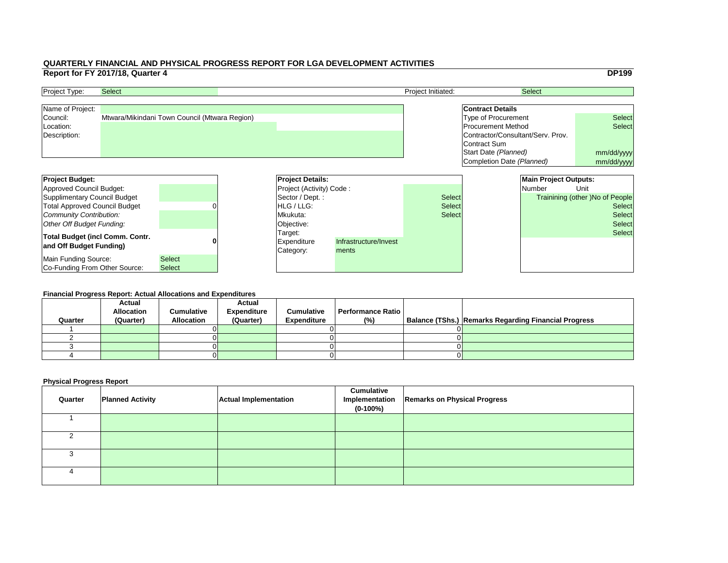# QUARTERLY FINANCIAL AND PHYSICAL PROGRESS REPORT FOR LGA DEVELOPMENT ACTIVITIES

## Report for FY 2017/18, Quarter 4

**DP199**

| Project Type: | Select | Project Initiated: | Select |
|---|---|---|---|

| Name of Project: | |
|---|---|
| Council: | Mtwara/Mikindani Town Council (Mtwara Region) |
| Location: | |
| Description: | |

| **Contract Details** | |
|---|---|
| Type of Procurement | Select |
| Procurement Method | Select |
| Contractor/Consultant/Serv. Prov. | |
| Contract Sum | |
| Start Date *(Planned)* | mm/dd/yyyy |
| Completion Date *(Planned)* | mm/dd/yyyy |

| **Project Budget:** | |
|---|---|
| Approved Council Budget: | |
| Supplimentary Council Budget | |
| Total Approved Council Budget | 0 |
| *Community Contribution:* | |
| *Other Off Budget Funding:* | |
| **Total Budget (incl Comm. Contr. and Off Budget Funding)** | **0** |
| Main Funding Source: | Select |
| Co-Funding From Other Source: | Select |

| **Project Details:** | |
|---|---|
| Project (Activity) Code : | |
| Sector / Dept. : | Select |
| HLG / LLG: | Select |
| Mkukuta: | Select |
| Objective: | |
| Target: | |
| Expenditure Category: | Infrastructure/Investments |

| **Main Project Outputs:** | |
|---|---|
| Number | Unit |
| | Trainining (other )No of People |
| | Select |
| | Select |
| | Select |
| | Select |

### Financial Progress Report: Actual Allocations and Expenditures

| Quarter | Actual Allocation (Quarter) | Cumulative Allocation | Actual Expenditure (Quarter) | Cumulative Expenditure | Performance Ratio (%) | Balance (TShs.) | Remarks Regarding Financial Progress |
|---|---|---|---|---|---|---|---|
| 1 | | 0 | | 0 | | 0 | |
| 2 | | 0 | | 0 | | 0 | |
| 3 | | 0 | | 0 | | 0 | |
| 4 | | 0 | | 0 | | 0 | |

### Physical Progress Report

| Quarter | Planned Activity | Actual Implementation | Cumulative Implementation (0-100%) | Remarks on Physical Progress |
|---|---|---|---|---|
| 1 | | | | |
| 2 | | | | |
| 3 | | | | |
| 4 | | | | |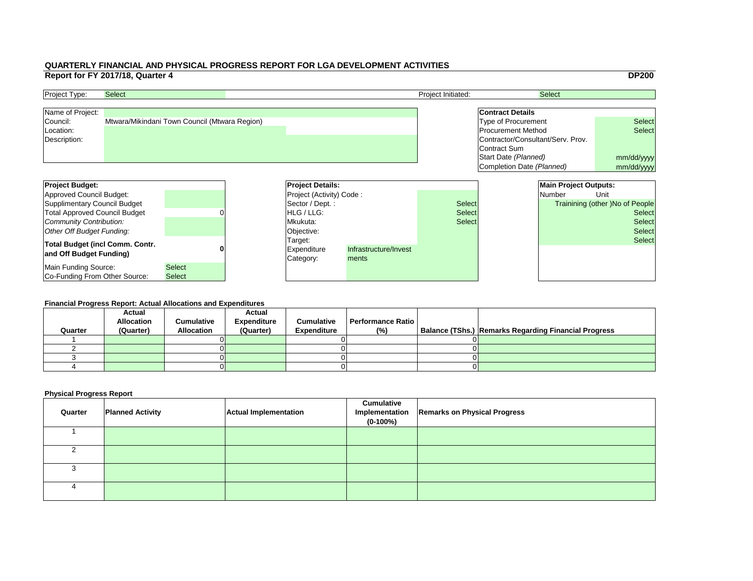## QUARTERLY FINANCIAL AND PHYSICAL PROGRESS REPORT FOR LGA DEVELOPMENT ACTIVITIES

**Report for FY 2017/18, Quarter 4** **DP200**

| | | | |
|---|---|---|---|
| Project Type: | Select | Project Initiated: | Select |

| | |
|---|---|
| Name of Project: | |
| Council: | Mtwara/Mikindani Town Council (Mtwara Region) |
| Location: | |
| Description: | |

| **Contract Details** | |
|---|---|
| Type of Procurement | Select |
| Procurement Method | Select |
| Contractor/Consultant/Serv. Prov. | |
| Contract Sum | |
| Start Date *(Planned)* | mm/dd/yyyy |
| Completion Date *(Planned)* | mm/dd/yyyy |

| **Project Budget:** | |
|---|---|
| Approved Council Budget: | |
| Supplimentary Council Budget | |
| Total Approved Council Budget | 0 |
| *Community Contribution:* | |
| *Other Off Budget Funding:* | |
| **Total Budget (incl Comm. Contr. and Off Budget Funding)** | **0** |
| Main Funding Source: | Select |
| Co-Funding From Other Source: | Select |

| **Project Details:** | |
|---|---|
| Project (Activity) Code : | |
| Sector / Dept. : | Select |
| HLG / LLG: | Select |
| Mkukuta: | Select |
| Objective: | |
| Target: | |
| Expenditure Category: | Infrastructure/Investments |

| **Main Project Outputs:** | |
|---|---|
| Number | Unit |
| | Trainining (other )No of People |
| | Select |
| | Select |
| | Select |
| | Select |

**Financial Progress Report: Actual Allocations and Expenditures**

| Quarter | Actual Allocation (Quarter) | Cumulative Allocation | Actual Expenditure (Quarter) | Cumulative Expenditure | Performance Ratio (%) | Balance (TShs.) | Remarks Regarding Financial Progress |
|---|---|---|---|---|---|---|---|
| 1 | | 0 | | 0 | | 0 | |
| 2 | | 0 | | 0 | | 0 | |
| 3 | | 0 | | 0 | | 0 | |
| 4 | | 0 | | 0 | | 0 | |

**Physical Progress Report**

| Quarter | Planned Activity | Actual Implementation | Cumulative Implementation (0-100%) | Remarks on Physical Progress |
|---|---|---|---|---|
| 1 | | | | |
| 2 | | | | |
| 3 | | | | |
| 4 | | | | |